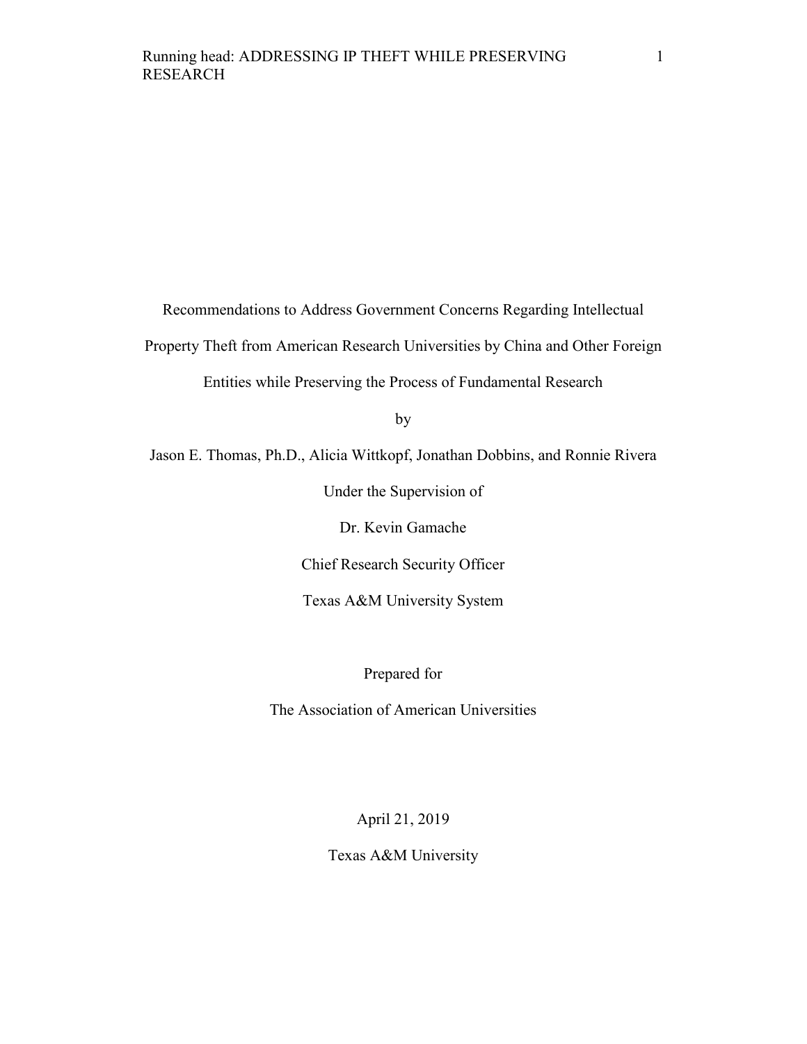# Recommendations to Address Government Concerns Regarding Intellectual Property Theft from American Research Universities by China and Other Foreign Entities while Preserving the Process of Fundamental Research

by

Jason E. Thomas, Ph.D., Alicia Wittkopf, Jonathan Dobbins, and Ronnie Rivera

Under the Supervision of

Dr. Kevin Gamache

Chief Research Security Officer

Texas A&M University System

Prepared for

The Association of American Universities

April 21, 2019

Texas A&M University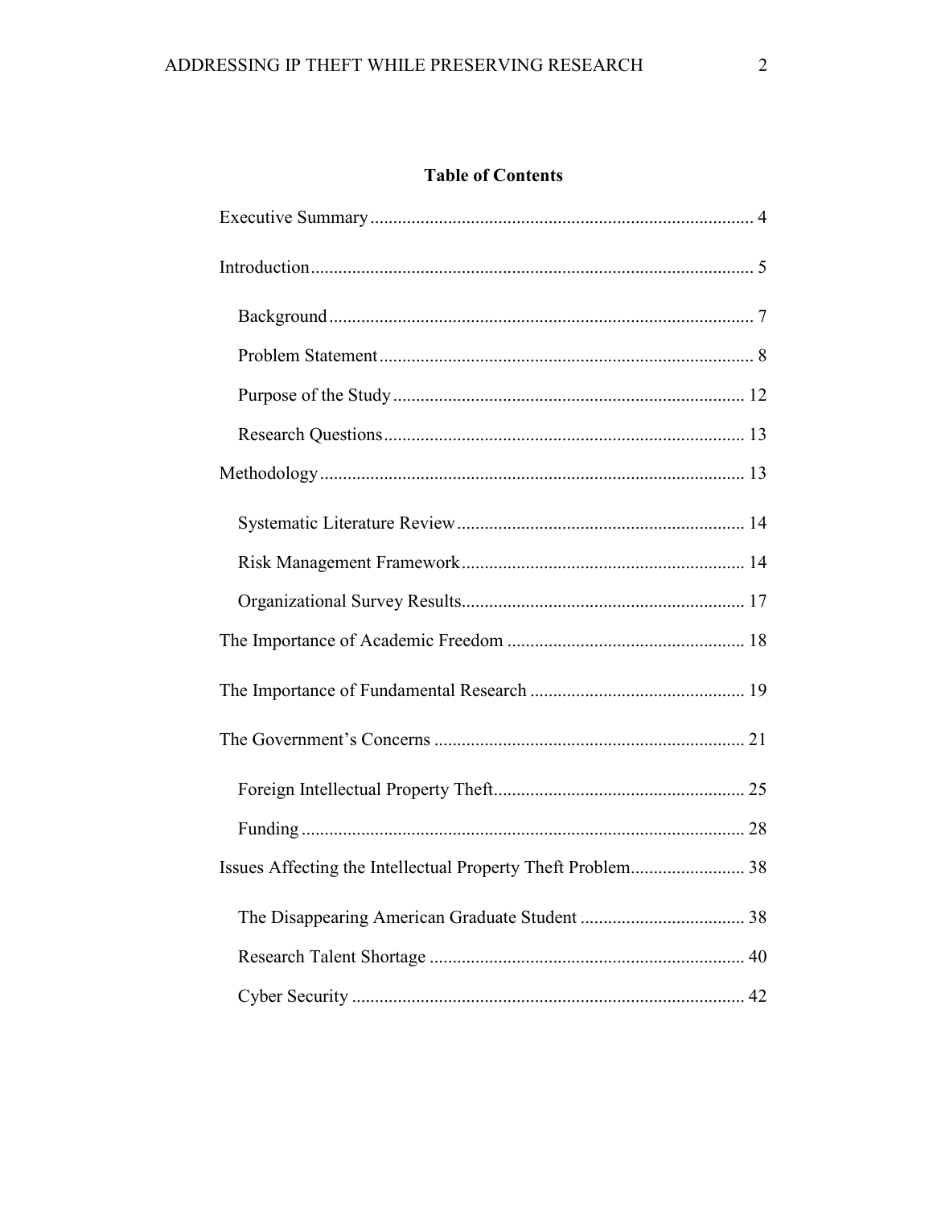## Table of Contents

Executive Summary .................................................................................. 4

Introduction ............................................................................................. 5

- Background ......................................................................................... 7
- Problem Statement .............................................................................. 8
- Purpose of the Study .......................................................................... 12
- Research Questions ............................................................................ 13

Methodology ........................................................................................... 13

- Systematic Literature Review ............................................................ 14
- Risk Management Framework ........................................................... 14
- Organizational Survey Results ........................................................... 17

The Importance of Academic Freedom .................................................. 18

The Importance of Fundamental Research ............................................ 19

The Government's Concerns .................................................................. 21

- Foreign Intellectual Property Theft .................................................... 25
- Funding .............................................................................................. 28

Issues Affecting the Intellectual Property Theft Problem ........................ 38

- The Disappearing American Graduate Student .................................. 38
- Research Talent Shortage ................................................................... 40
- Cyber Security .................................................................................... 42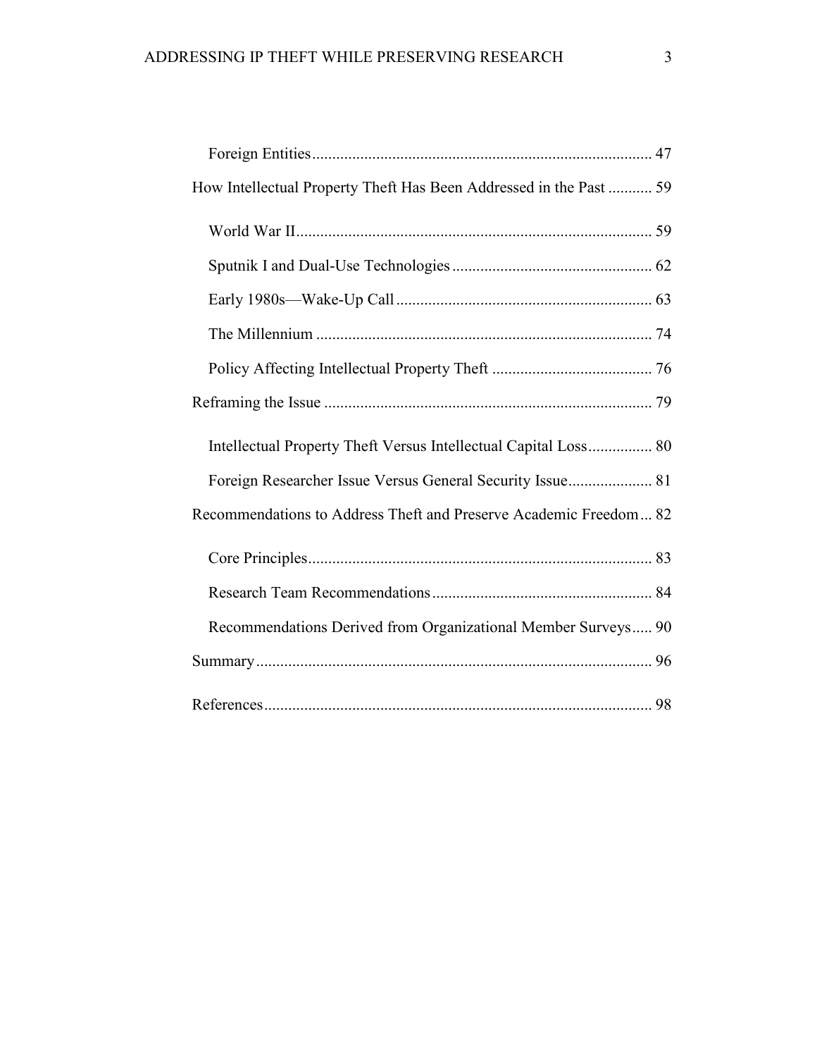- Foreign Entities .................................................................................... 47
- How Intellectual Property Theft Has Been Addressed in the Past ........... 59
  - World War II ........................................................................................ 59
  - Sputnik I and Dual-Use Technologies .................................................. 62
  - Early 1980s—Wake-Up Call ................................................................ 63
  - The Millennium .................................................................................... 74
  - Policy Affecting Intellectual Property Theft ........................................ 76
- Reframing the Issue .................................................................................. 79
  - Intellectual Property Theft Versus Intellectual Capital Loss ................ 80
  - Foreign Researcher Issue Versus General Security Issue ..................... 81
- Recommendations to Address Theft and Preserve Academic Freedom ... 82
  - Core Principles ...................................................................................... 83
  - Research Team Recommendations ....................................................... 84
  - Recommendations Derived from Organizational Member Surveys ..... 90
- Summary ................................................................................................... 96
- References ................................................................................................. 98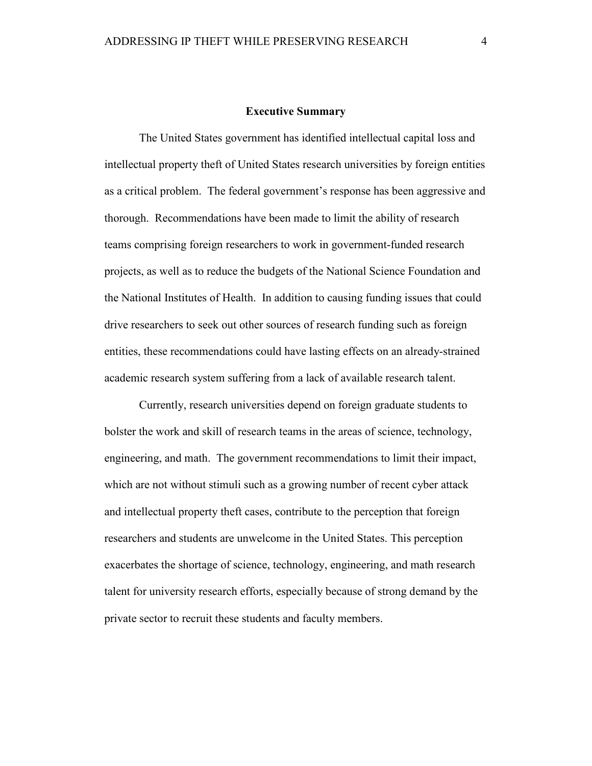## Executive Summary

The United States government has identified intellectual capital loss and intellectual property theft of United States research universities by foreign entities as a critical problem. The federal government's response has been aggressive and thorough. Recommendations have been made to limit the ability of research teams comprising foreign researchers to work in government-funded research projects, as well as to reduce the budgets of the National Science Foundation and the National Institutes of Health. In addition to causing funding issues that could drive researchers to seek out other sources of research funding such as foreign entities, these recommendations could have lasting effects on an already-strained academic research system suffering from a lack of available research talent.

Currently, research universities depend on foreign graduate students to bolster the work and skill of research teams in the areas of science, technology, engineering, and math. The government recommendations to limit their impact, which are not without stimuli such as a growing number of recent cyber attack and intellectual property theft cases, contribute to the perception that foreign researchers and students are unwelcome in the United States. This perception exacerbates the shortage of science, technology, engineering, and math research talent for university research efforts, especially because of strong demand by the private sector to recruit these students and faculty members.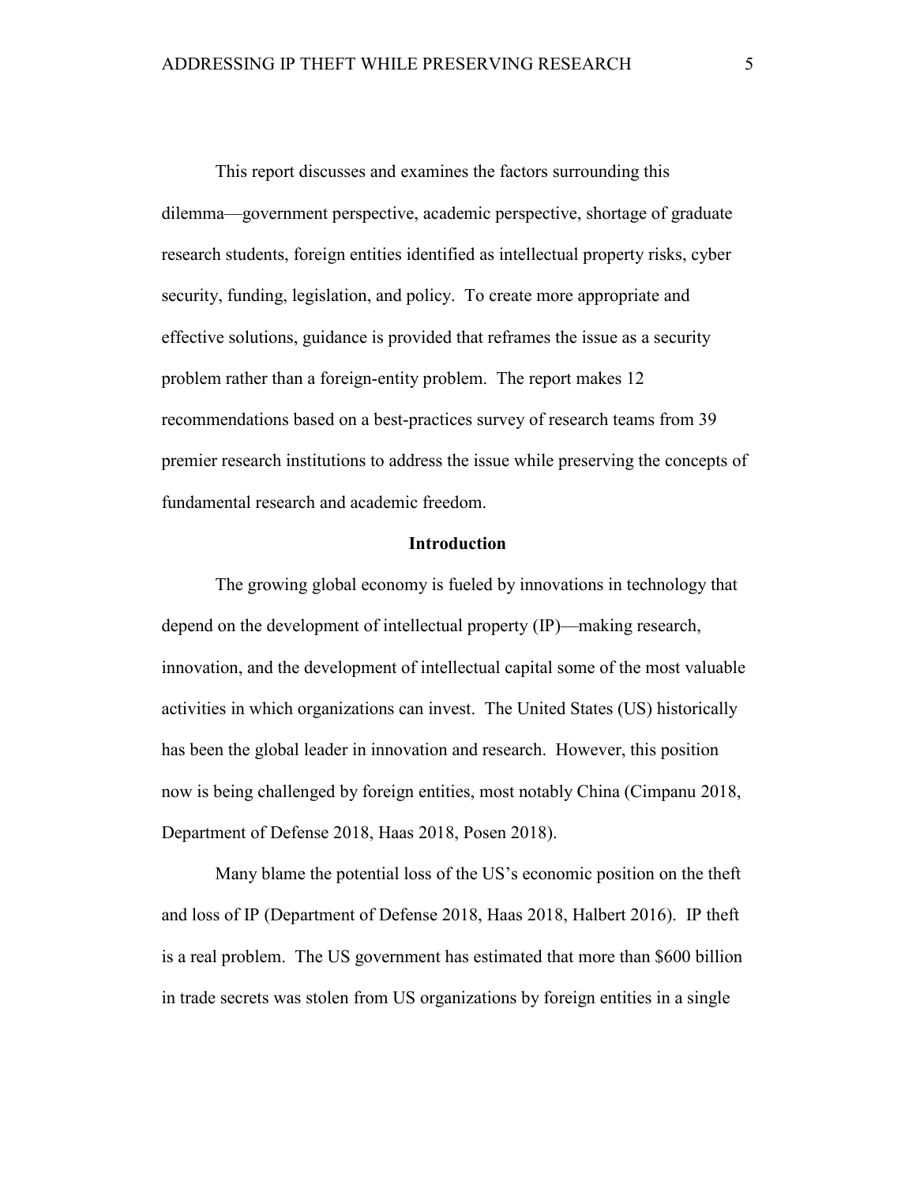This report discusses and examines the factors surrounding this dilemma—government perspective, academic perspective, shortage of graduate research students, foreign entities identified as intellectual property risks, cyber security, funding, legislation, and policy. To create more appropriate and effective solutions, guidance is provided that reframes the issue as a security problem rather than a foreign-entity problem. The report makes 12 recommendations based on a best-practices survey of research teams from 39 premier research institutions to address the issue while preserving the concepts of fundamental research and academic freedom.

## Introduction

The growing global economy is fueled by innovations in technology that depend on the development of intellectual property (IP)—making research, innovation, and the development of intellectual capital some of the most valuable activities in which organizations can invest. The United States (US) historically has been the global leader in innovation and research. However, this position now is being challenged by foreign entities, most notably China (Cimpanu 2018, Department of Defense 2018, Haas 2018, Posen 2018).

Many blame the potential loss of the US's economic position on the theft and loss of IP (Department of Defense 2018, Haas 2018, Halbert 2016). IP theft is a real problem. The US government has estimated that more than $600 billion in trade secrets was stolen from US organizations by foreign entities in a single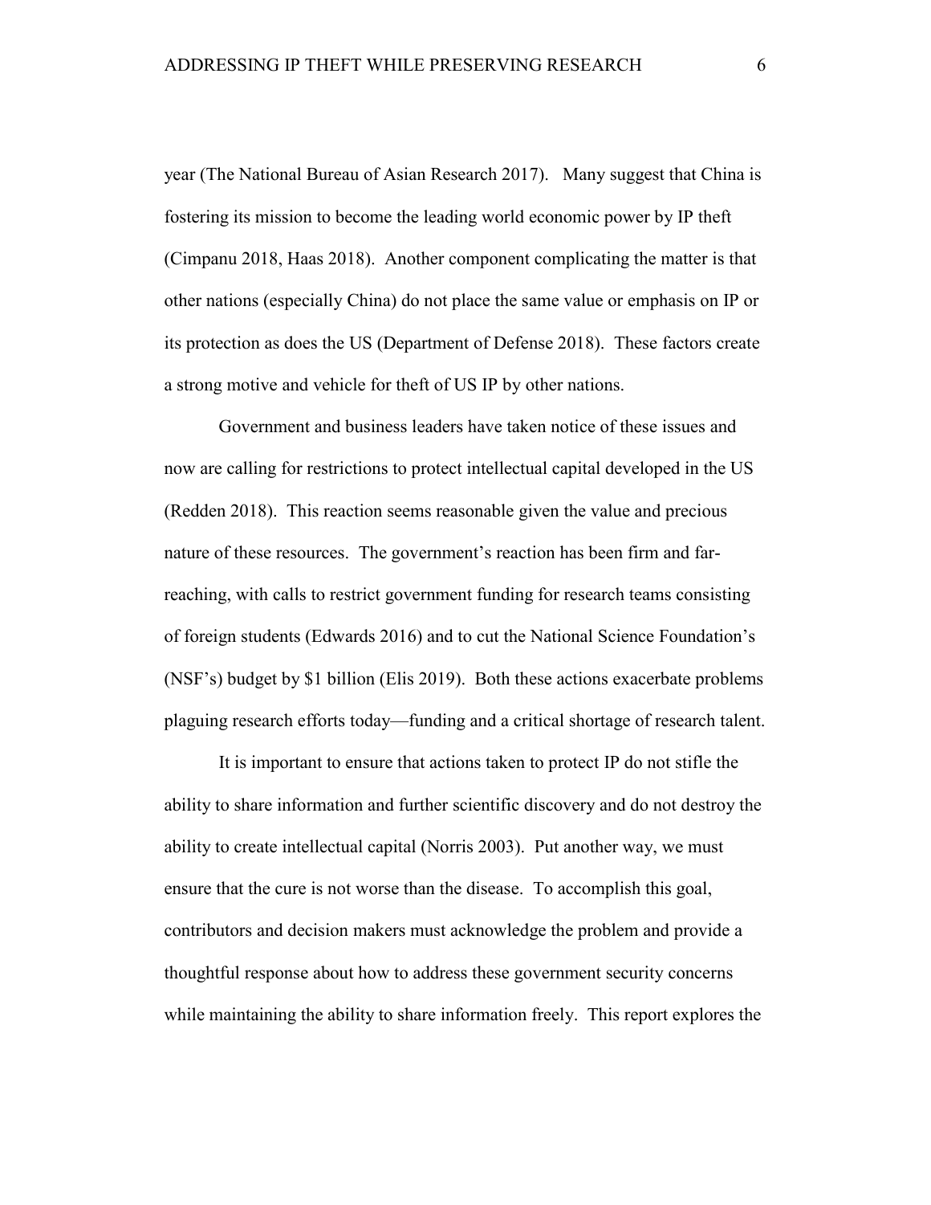year (The National Bureau of Asian Research 2017). Many suggest that China is fostering its mission to become the leading world economic power by IP theft (Cimpanu 2018, Haas 2018). Another component complicating the matter is that other nations (especially China) do not place the same value or emphasis on IP or its protection as does the US (Department of Defense 2018). These factors create a strong motive and vehicle for theft of US IP by other nations.

Government and business leaders have taken notice of these issues and now are calling for restrictions to protect intellectual capital developed in the US (Redden 2018). This reaction seems reasonable given the value and precious nature of these resources. The government's reaction has been firm and far-reaching, with calls to restrict government funding for research teams consisting of foreign students (Edwards 2016) and to cut the National Science Foundation's (NSF's) budget by $1 billion (Elis 2019). Both these actions exacerbate problems plaguing research efforts today—funding and a critical shortage of research talent.

It is important to ensure that actions taken to protect IP do not stifle the ability to share information and further scientific discovery and do not destroy the ability to create intellectual capital (Norris 2003). Put another way, we must ensure that the cure is not worse than the disease. To accomplish this goal, contributors and decision makers must acknowledge the problem and provide a thoughtful response about how to address these government security concerns while maintaining the ability to share information freely. This report explores the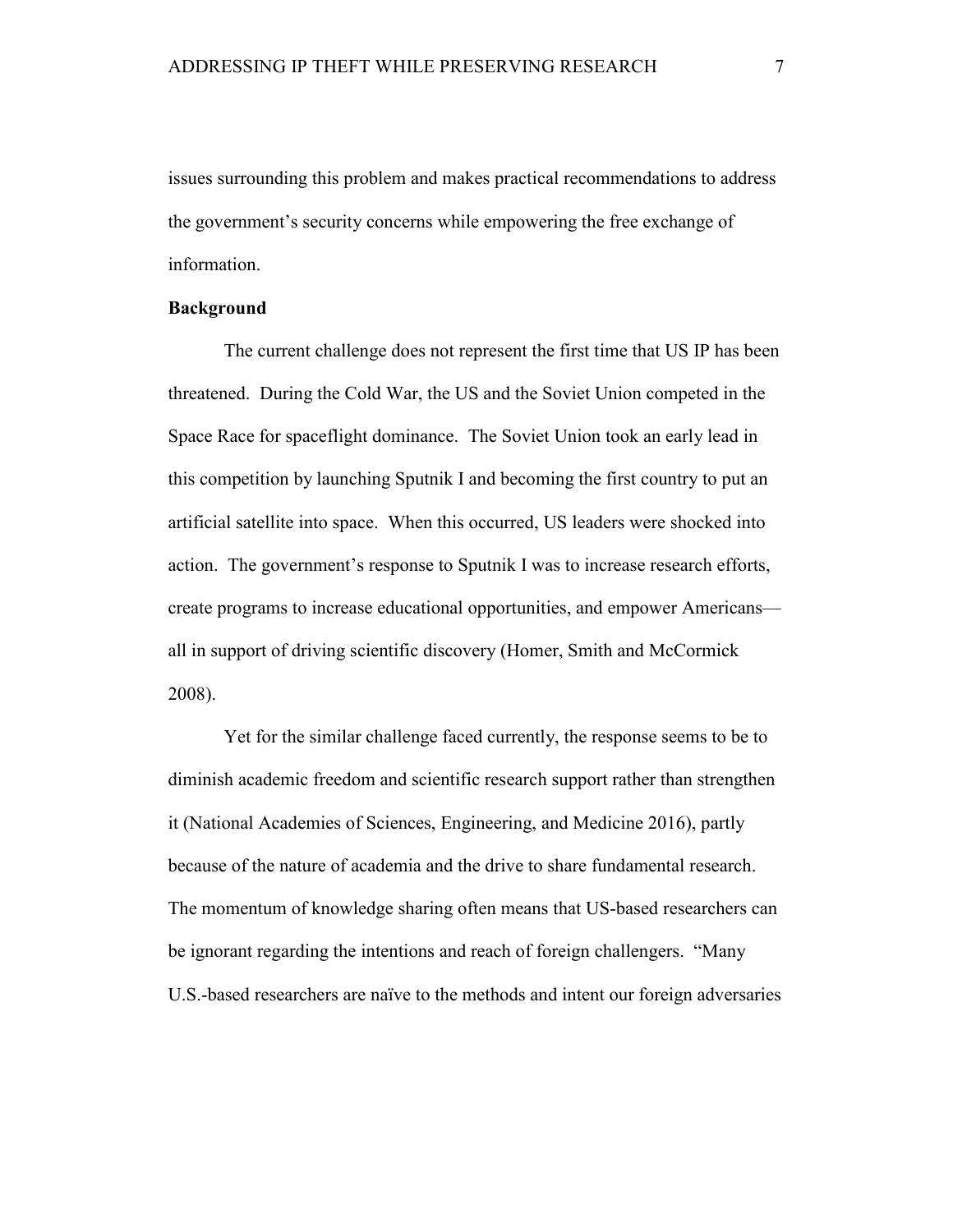issues surrounding this problem and makes practical recommendations to address the government's security concerns while empowering the free exchange of information.

## Background

The current challenge does not represent the first time that US IP has been threatened. During the Cold War, the US and the Soviet Union competed in the Space Race for spaceflight dominance. The Soviet Union took an early lead in this competition by launching Sputnik I and becoming the first country to put an artificial satellite into space. When this occurred, US leaders were shocked into action. The government's response to Sputnik I was to increase research efforts, create programs to increase educational opportunities, and empower Americans—all in support of driving scientific discovery (Homer, Smith and McCormick 2008).

Yet for the similar challenge faced currently, the response seems to be to diminish academic freedom and scientific research support rather than strengthen it (National Academies of Sciences, Engineering, and Medicine 2016), partly because of the nature of academia and the drive to share fundamental research. The momentum of knowledge sharing often means that US-based researchers can be ignorant regarding the intentions and reach of foreign challengers. "Many U.S.-based researchers are naïve to the methods and intent our foreign adversaries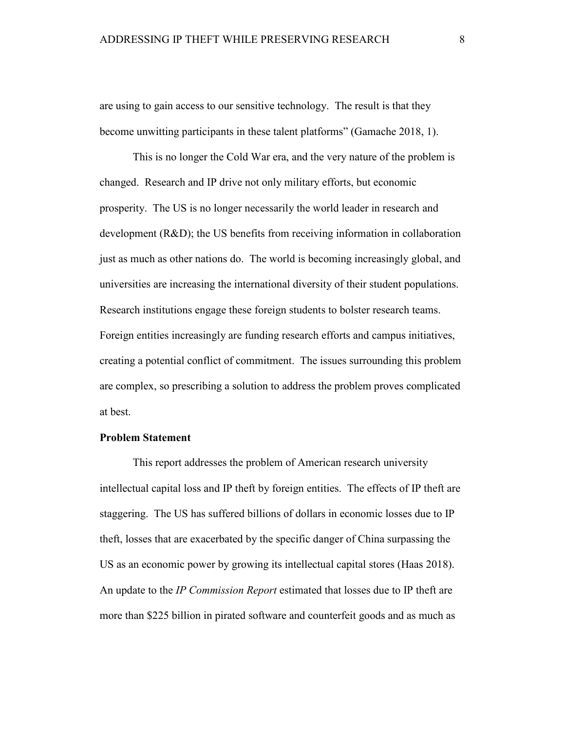are using to gain access to our sensitive technology. The result is that they become unwitting participants in these talent platforms" (Gamache 2018, 1).

This is no longer the Cold War era, and the very nature of the problem is changed. Research and IP drive not only military efforts, but economic prosperity. The US is no longer necessarily the world leader in research and development (R&D); the US benefits from receiving information in collaboration just as much as other nations do. The world is becoming increasingly global, and universities are increasing the international diversity of their student populations. Research institutions engage these foreign students to bolster research teams. Foreign entities increasingly are funding research efforts and campus initiatives, creating a potential conflict of commitment. The issues surrounding this problem are complex, so prescribing a solution to address the problem proves complicated at best.

**Problem Statement**

This report addresses the problem of American research university intellectual capital loss and IP theft by foreign entities. The effects of IP theft are staggering. The US has suffered billions of dollars in economic losses due to IP theft, losses that are exacerbated by the specific danger of China surpassing the US as an economic power by growing its intellectual capital stores (Haas 2018). An update to the *IP Commission Report* estimated that losses due to IP theft are more than $225 billion in pirated software and counterfeit goods and as much as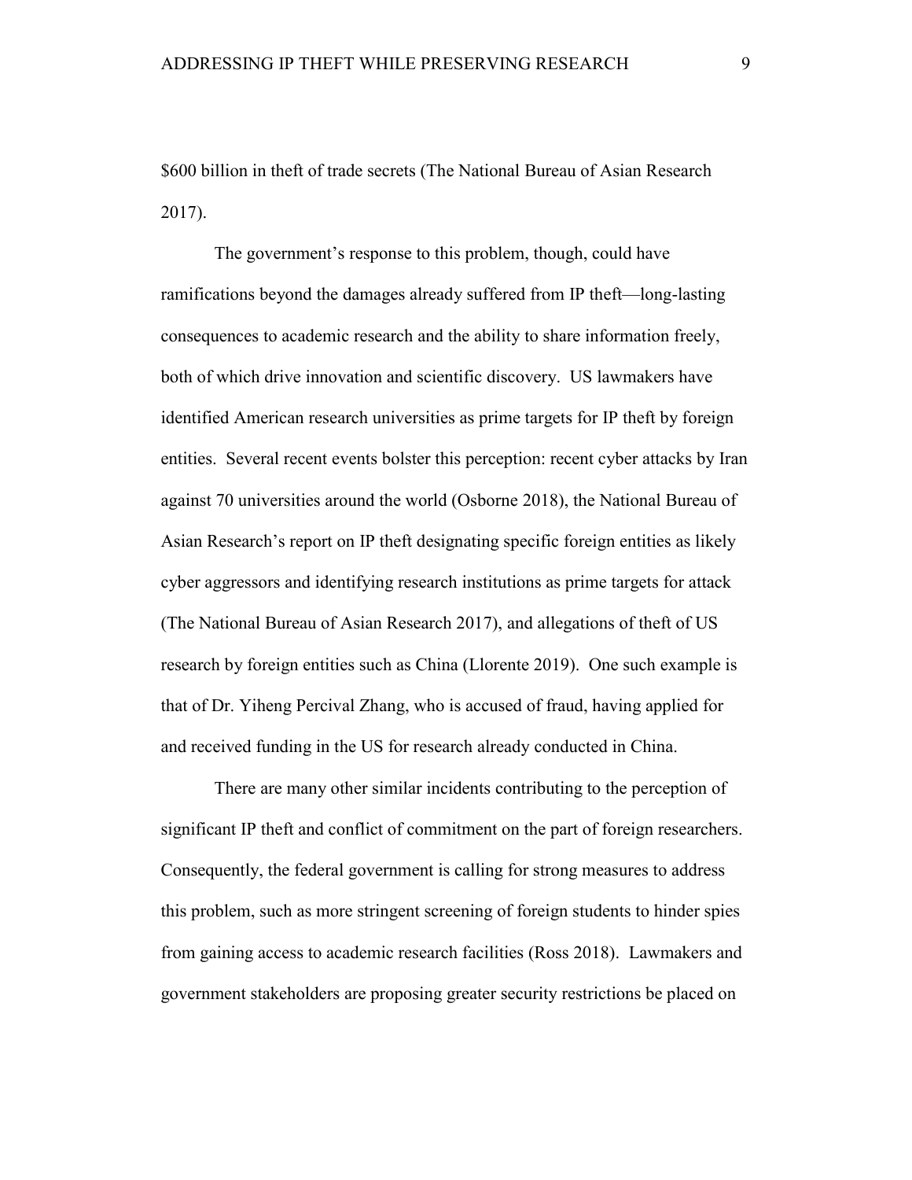$600 billion in theft of trade secrets (The National Bureau of Asian Research 2017).

The government's response to this problem, though, could have ramifications beyond the damages already suffered from IP theft—long-lasting consequences to academic research and the ability to share information freely, both of which drive innovation and scientific discovery. US lawmakers have identified American research universities as prime targets for IP theft by foreign entities. Several recent events bolster this perception: recent cyber attacks by Iran against 70 universities around the world (Osborne 2018), the National Bureau of Asian Research's report on IP theft designating specific foreign entities as likely cyber aggressors and identifying research institutions as prime targets for attack (The National Bureau of Asian Research 2017), and allegations of theft of US research by foreign entities such as China (Llorente 2019). One such example is that of Dr. Yiheng Percival Zhang, who is accused of fraud, having applied for and received funding in the US for research already conducted in China.

There are many other similar incidents contributing to the perception of significant IP theft and conflict of commitment on the part of foreign researchers. Consequently, the federal government is calling for strong measures to address this problem, such as more stringent screening of foreign students to hinder spies from gaining access to academic research facilities (Ross 2018). Lawmakers and government stakeholders are proposing greater security restrictions be placed on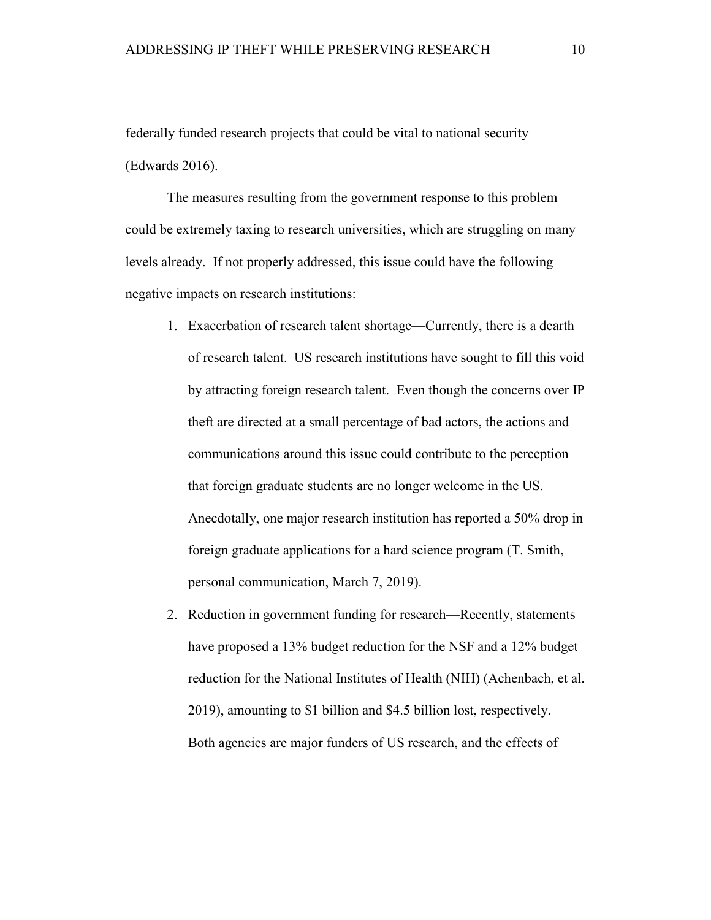federally funded research projects that could be vital to national security (Edwards 2016).

The measures resulting from the government response to this problem could be extremely taxing to research universities, which are struggling on many levels already. If not properly addressed, this issue could have the following negative impacts on research institutions:

1. Exacerbation of research talent shortage—Currently, there is a dearth of research talent. US research institutions have sought to fill this void by attracting foreign research talent. Even though the concerns over IP theft are directed at a small percentage of bad actors, the actions and communications around this issue could contribute to the perception that foreign graduate students are no longer welcome in the US. Anecdotally, one major research institution has reported a 50% drop in foreign graduate applications for a hard science program (T. Smith, personal communication, March 7, 2019).
2. Reduction in government funding for research—Recently, statements have proposed a 13% budget reduction for the NSF and a 12% budget reduction for the National Institutes of Health (NIH) (Achenbach, et al. 2019), amounting to $1 billion and $4.5 billion lost, respectively. Both agencies are major funders of US research, and the effects of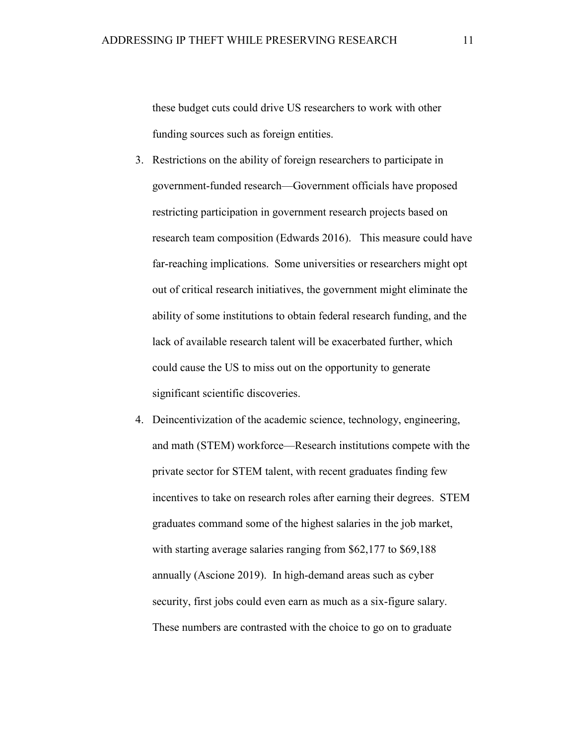these budget cuts could drive US researchers to work with other funding sources such as foreign entities.

3. Restrictions on the ability of foreign researchers to participate in government-funded research—Government officials have proposed restricting participation in government research projects based on research team composition (Edwards 2016). This measure could have far-reaching implications. Some universities or researchers might opt out of critical research initiatives, the government might eliminate the ability of some institutions to obtain federal research funding, and the lack of available research talent will be exacerbated further, which could cause the US to miss out on the opportunity to generate significant scientific discoveries.
4. Deincentivization of the academic science, technology, engineering, and math (STEM) workforce—Research institutions compete with the private sector for STEM talent, with recent graduates finding few incentives to take on research roles after earning their degrees. STEM graduates command some of the highest salaries in the job market, with starting average salaries ranging from $62,177 to $69,188 annually (Ascione 2019). In high-demand areas such as cyber security, first jobs could even earn as much as a six-figure salary. These numbers are contrasted with the choice to go on to graduate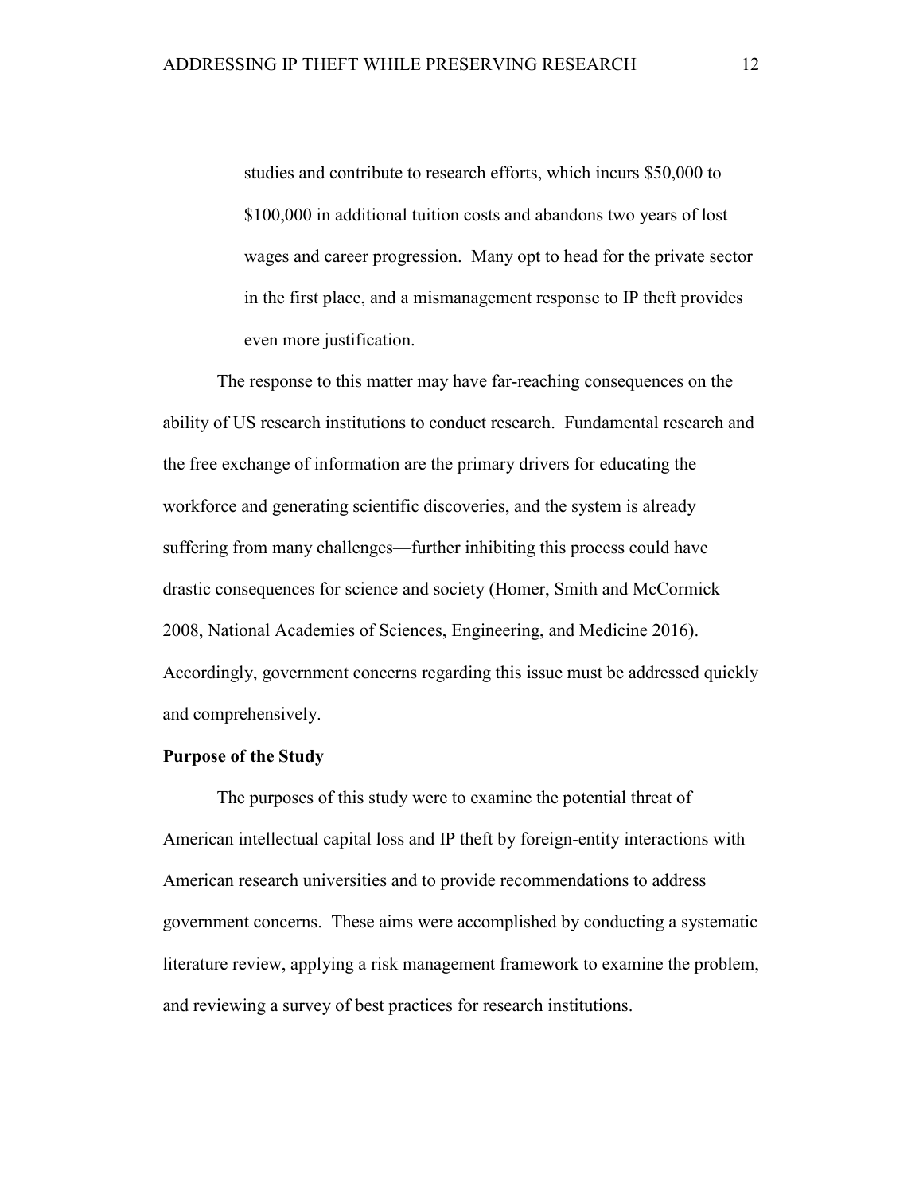> studies and contribute to research efforts, which incurs $50,000 to $100,000 in additional tuition costs and abandons two years of lost wages and career progression. Many opt to head for the private sector in the first place, and a mismanagement response to IP theft provides even more justification.

The response to this matter may have far-reaching consequences on the ability of US research institutions to conduct research. Fundamental research and the free exchange of information are the primary drivers for educating the workforce and generating scientific discoveries, and the system is already suffering from many challenges—further inhibiting this process could have drastic consequences for science and society (Homer, Smith and McCormick 2008, National Academies of Sciences, Engineering, and Medicine 2016). Accordingly, government concerns regarding this issue must be addressed quickly and comprehensively.

**Purpose of the Study**

The purposes of this study were to examine the potential threat of American intellectual capital loss and IP theft by foreign-entity interactions with American research universities and to provide recommendations to address government concerns. These aims were accomplished by conducting a systematic literature review, applying a risk management framework to examine the problem, and reviewing a survey of best practices for research institutions.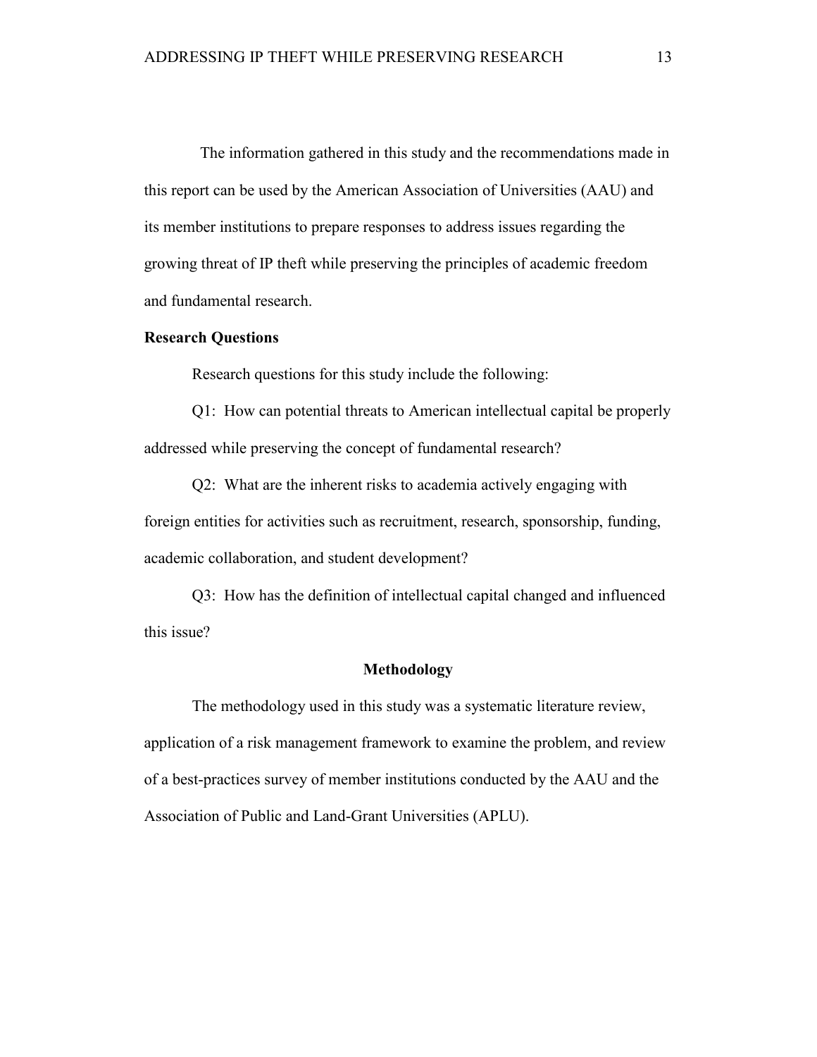The information gathered in this study and the recommendations made in this report can be used by the American Association of Universities (AAU) and its member institutions to prepare responses to address issues regarding the growing threat of IP theft while preserving the principles of academic freedom and fundamental research.

**Research Questions**

Research questions for this study include the following:

Q1: How can potential threats to American intellectual capital be properly addressed while preserving the concept of fundamental research?

Q2: What are the inherent risks to academia actively engaging with foreign entities for activities such as recruitment, research, sponsorship, funding, academic collaboration, and student development?

Q3: How has the definition of intellectual capital changed and influenced this issue?

## Methodology

The methodology used in this study was a systematic literature review, application of a risk management framework to examine the problem, and review of a best-practices survey of member institutions conducted by the AAU and the Association of Public and Land-Grant Universities (APLU).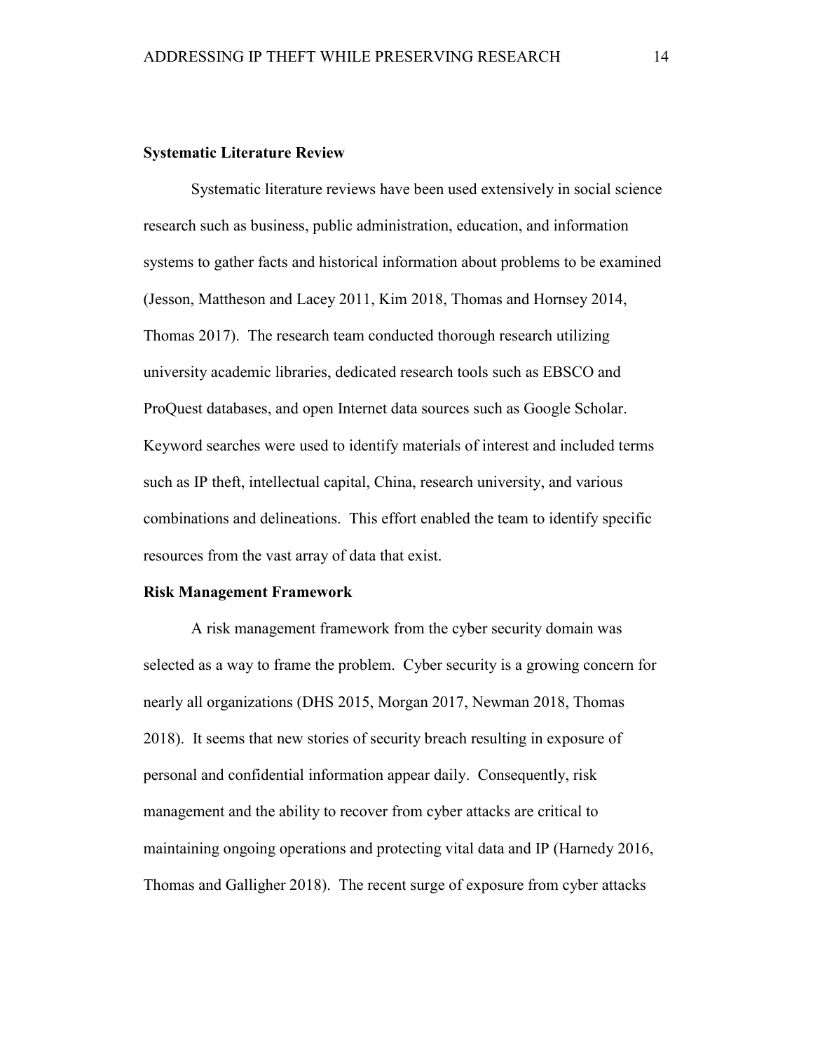**Systematic Literature Review**

Systematic literature reviews have been used extensively in social science research such as business, public administration, education, and information systems to gather facts and historical information about problems to be examined (Jesson, Mattheson and Lacey 2011, Kim 2018, Thomas and Hornsey 2014, Thomas 2017). The research team conducted thorough research utilizing university academic libraries, dedicated research tools such as EBSCO and ProQuest databases, and open Internet data sources such as Google Scholar. Keyword searches were used to identify materials of interest and included terms such as IP theft, intellectual capital, China, research university, and various combinations and delineations. This effort enabled the team to identify specific resources from the vast array of data that exist.

**Risk Management Framework**

A risk management framework from the cyber security domain was selected as a way to frame the problem. Cyber security is a growing concern for nearly all organizations (DHS 2015, Morgan 2017, Newman 2018, Thomas 2018). It seems that new stories of security breach resulting in exposure of personal and confidential information appear daily. Consequently, risk management and the ability to recover from cyber attacks are critical to maintaining ongoing operations and protecting vital data and IP (Harnedy 2016, Thomas and Galligher 2018). The recent surge of exposure from cyber attacks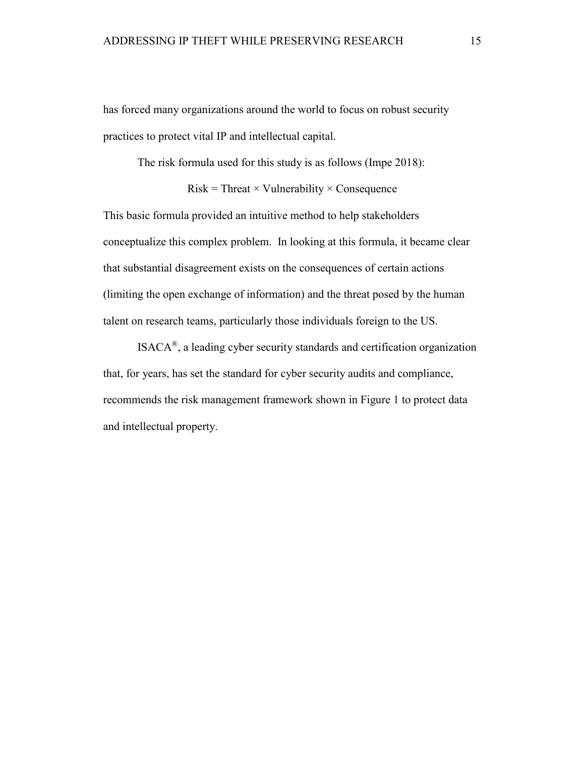has forced many organizations around the world to focus on robust security practices to protect vital IP and intellectual capital.

The risk formula used for this study is as follows (Impe 2018):

$$\text{Risk} = \text{Threat} \times \text{Vulnerability} \times \text{Consequence}$$

This basic formula provided an intuitive method to help stakeholders conceptualize this complex problem. In looking at this formula, it became clear that substantial disagreement exists on the consequences of certain actions (limiting the open exchange of information) and the threat posed by the human talent on research teams, particularly those individuals foreign to the US.

ISACA®, a leading cyber security standards and certification organization that, for years, has set the standard for cyber security audits and compliance, recommends the risk management framework shown in Figure 1 to protect data and intellectual property.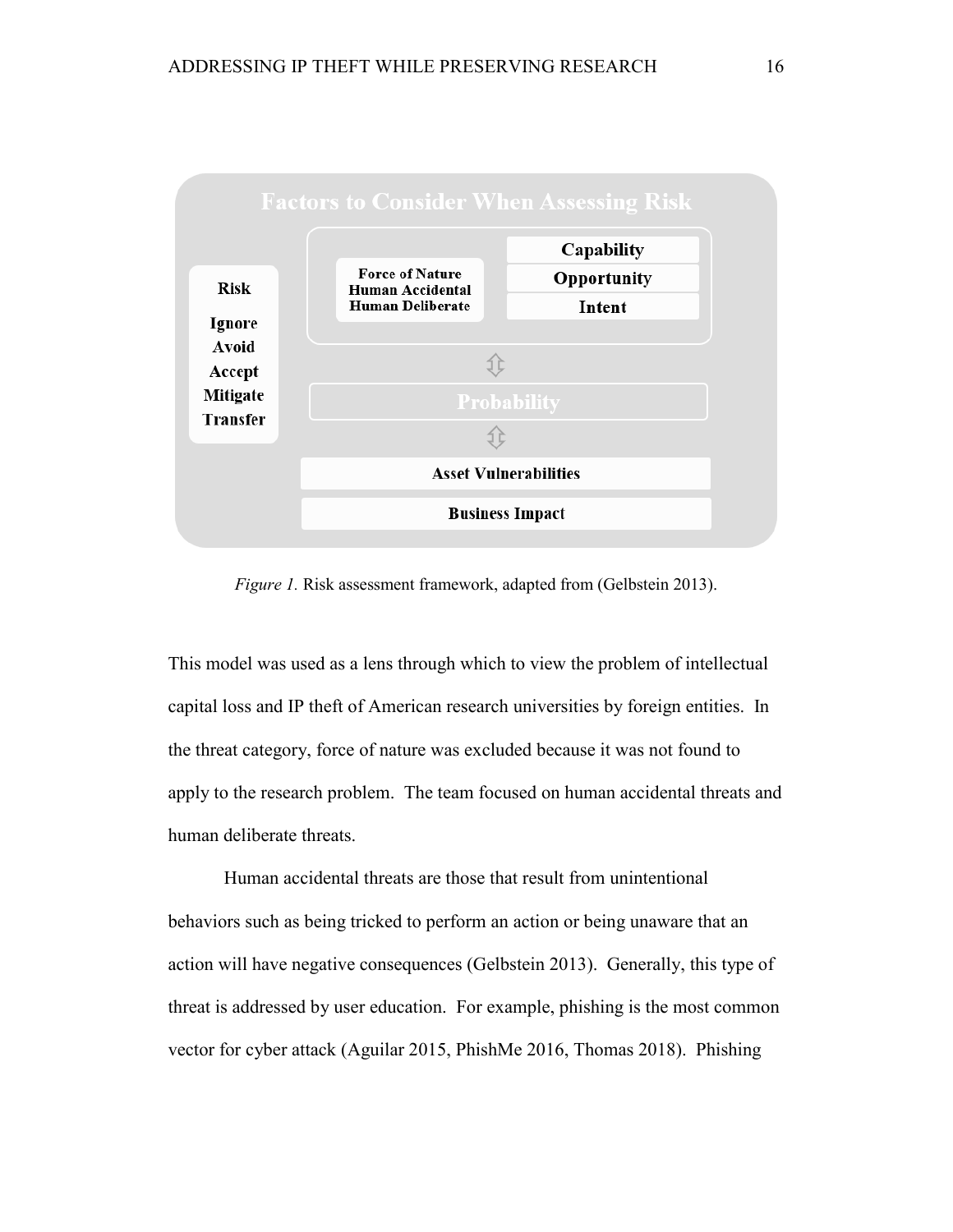**Factors to Consider When Assessing Risk**

| Risk | Threat | Factors |
| --- | --- | --- |
| Ignore<br>Avoid<br>Accept<br>Mitigate<br>Transfer | Force of Nature<br>Human Accidental<br>Human Deliberate | Capability<br>Opportunity<br>Intent |

Probability

Asset Vulnerabilities

Business Impact

*Figure 1.* Risk assessment framework, adapted from (Gelbstein 2013).

This model was used as a lens through which to view the problem of intellectual capital loss and IP theft of American research universities by foreign entities. In the threat category, force of nature was excluded because it was not found to apply to the research problem. The team focused on human accidental threats and human deliberate threats.

Human accidental threats are those that result from unintentional behaviors such as being tricked to perform an action or being unaware that an action will have negative consequences (Gelbstein 2013). Generally, this type of threat is addressed by user education. For example, phishing is the most common vector for cyber attack (Aguilar 2015, PhishMe 2016, Thomas 2018). Phishing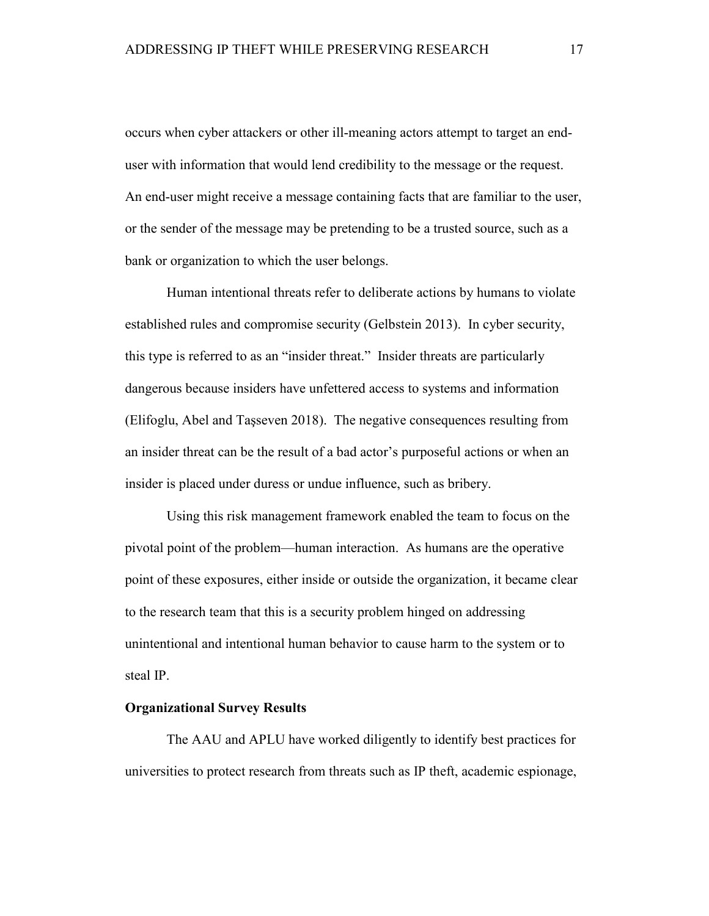occurs when cyber attackers or other ill-meaning actors attempt to target an end-user with information that would lend credibility to the message or the request. An end-user might receive a message containing facts that are familiar to the user, or the sender of the message may be pretending to be a trusted source, such as a bank or organization to which the user belongs.

Human intentional threats refer to deliberate actions by humans to violate established rules and compromise security (Gelbstein 2013). In cyber security, this type is referred to as an "insider threat." Insider threats are particularly dangerous because insiders have unfettered access to systems and information (Elifoglu, Abel and Taşseven 2018). The negative consequences resulting from an insider threat can be the result of a bad actor's purposeful actions or when an insider is placed under duress or undue influence, such as bribery.

Using this risk management framework enabled the team to focus on the pivotal point of the problem—human interaction. As humans are the operative point of these exposures, either inside or outside the organization, it became clear to the research team that this is a security problem hinged on addressing unintentional and intentional human behavior to cause harm to the system or to steal IP.

**Organizational Survey Results**

The AAU and APLU have worked diligently to identify best practices for universities to protect research from threats such as IP theft, academic espionage,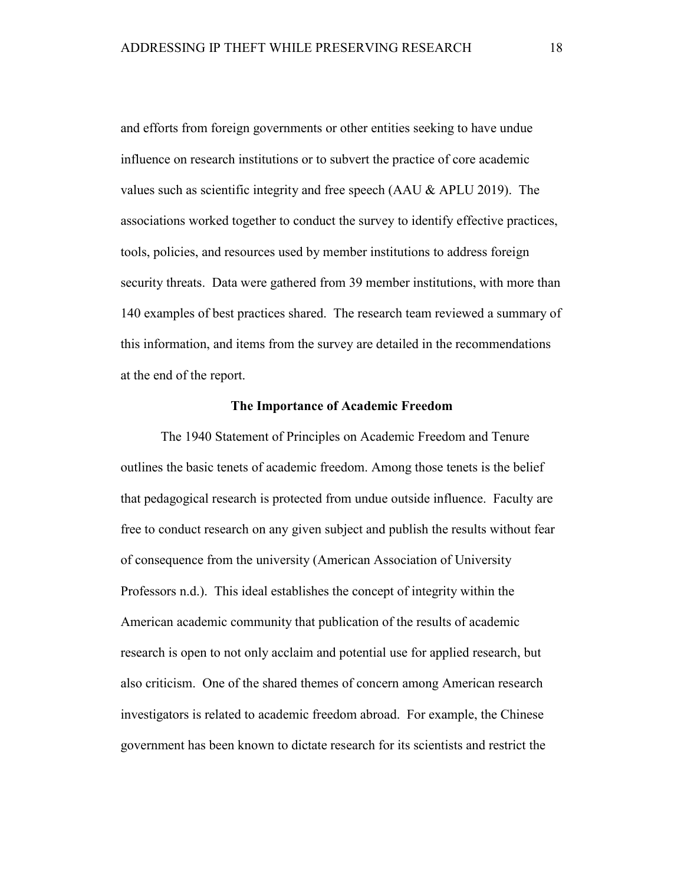and efforts from foreign governments or other entities seeking to have undue influence on research institutions or to subvert the practice of core academic values such as scientific integrity and free speech (AAU & APLU 2019). The associations worked together to conduct the survey to identify effective practices, tools, policies, and resources used by member institutions to address foreign security threats. Data were gathered from 39 member institutions, with more than 140 examples of best practices shared. The research team reviewed a summary of this information, and items from the survey are detailed in the recommendations at the end of the report.

## The Importance of Academic Freedom

The 1940 Statement of Principles on Academic Freedom and Tenure outlines the basic tenets of academic freedom. Among those tenets is the belief that pedagogical research is protected from undue outside influence. Faculty are free to conduct research on any given subject and publish the results without fear of consequence from the university (American Association of University Professors n.d.). This ideal establishes the concept of integrity within the American academic community that publication of the results of academic research is open to not only acclaim and potential use for applied research, but also criticism. One of the shared themes of concern among American research investigators is related to academic freedom abroad. For example, the Chinese government has been known to dictate research for its scientists and restrict the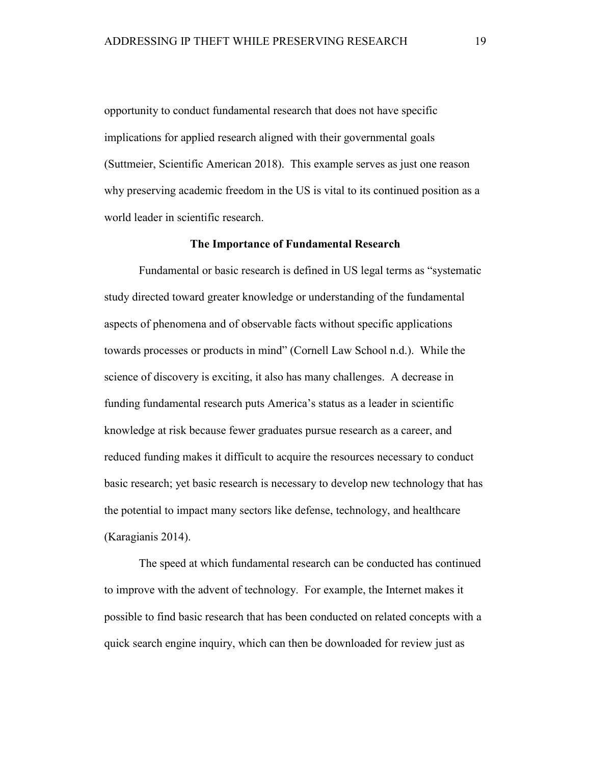opportunity to conduct fundamental research that does not have specific implications for applied research aligned with their governmental goals (Suttmeier, Scientific American 2018). This example serves as just one reason why preserving academic freedom in the US is vital to its continued position as a world leader in scientific research.

## The Importance of Fundamental Research

Fundamental or basic research is defined in US legal terms as "systematic study directed toward greater knowledge or understanding of the fundamental aspects of phenomena and of observable facts without specific applications towards processes or products in mind" (Cornell Law School n.d.). While the science of discovery is exciting, it also has many challenges. A decrease in funding fundamental research puts America's status as a leader in scientific knowledge at risk because fewer graduates pursue research as a career, and reduced funding makes it difficult to acquire the resources necessary to conduct basic research; yet basic research is necessary to develop new technology that has the potential to impact many sectors like defense, technology, and healthcare (Karagianis 2014).

The speed at which fundamental research can be conducted has continued to improve with the advent of technology. For example, the Internet makes it possible to find basic research that has been conducted on related concepts with a quick search engine inquiry, which can then be downloaded for review just as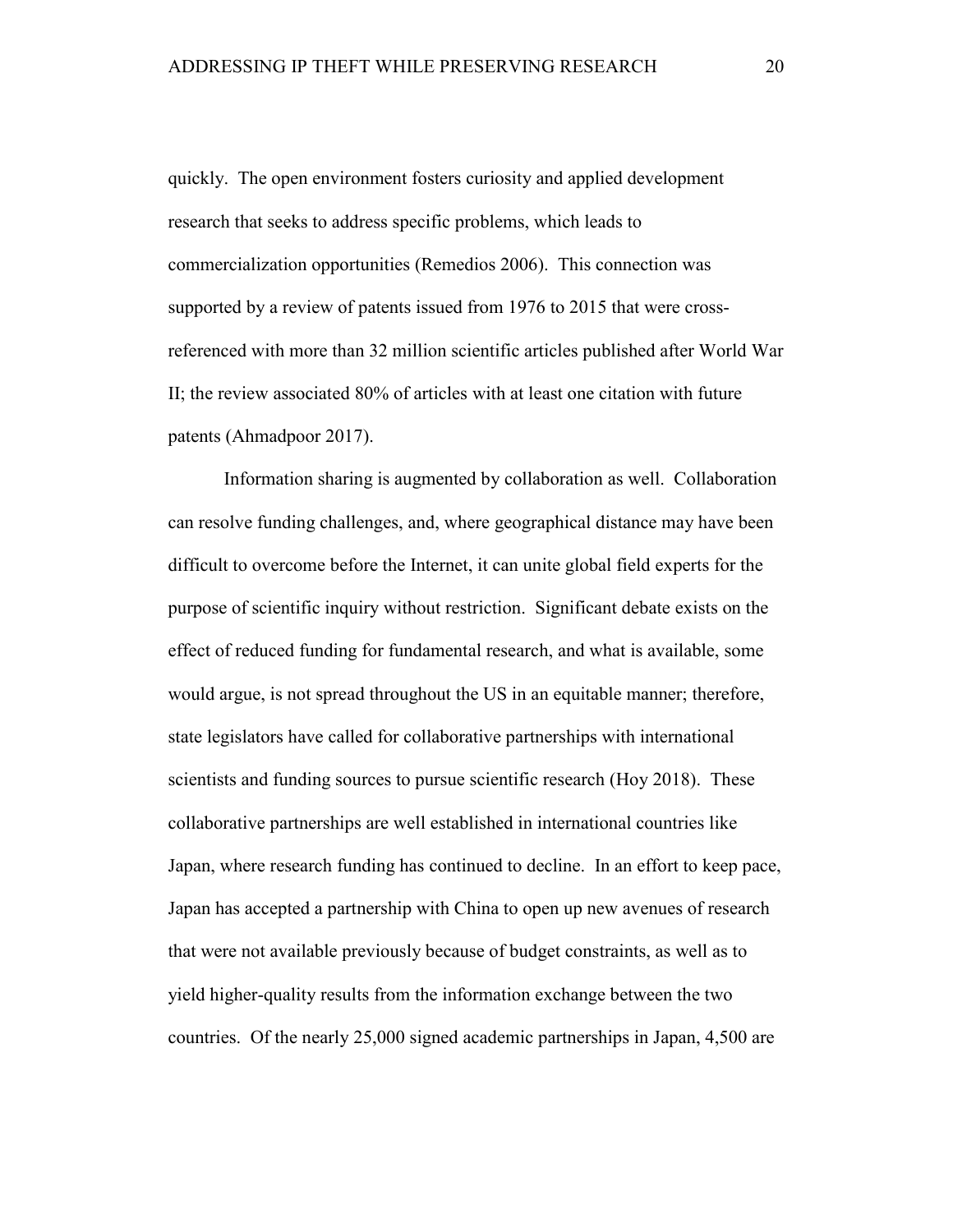quickly. The open environment fosters curiosity and applied development research that seeks to address specific problems, which leads to commercialization opportunities (Remedios 2006). This connection was supported by a review of patents issued from 1976 to 2015 that were cross-referenced with more than 32 million scientific articles published after World War II; the review associated 80% of articles with at least one citation with future patents (Ahmadpoor 2017).

Information sharing is augmented by collaboration as well. Collaboration can resolve funding challenges, and, where geographical distance may have been difficult to overcome before the Internet, it can unite global field experts for the purpose of scientific inquiry without restriction. Significant debate exists on the effect of reduced funding for fundamental research, and what is available, some would argue, is not spread throughout the US in an equitable manner; therefore, state legislators have called for collaborative partnerships with international scientists and funding sources to pursue scientific research (Hoy 2018). These collaborative partnerships are well established in international countries like Japan, where research funding has continued to decline. In an effort to keep pace, Japan has accepted a partnership with China to open up new avenues of research that were not available previously because of budget constraints, as well as to yield higher-quality results from the information exchange between the two countries. Of the nearly 25,000 signed academic partnerships in Japan, 4,500 are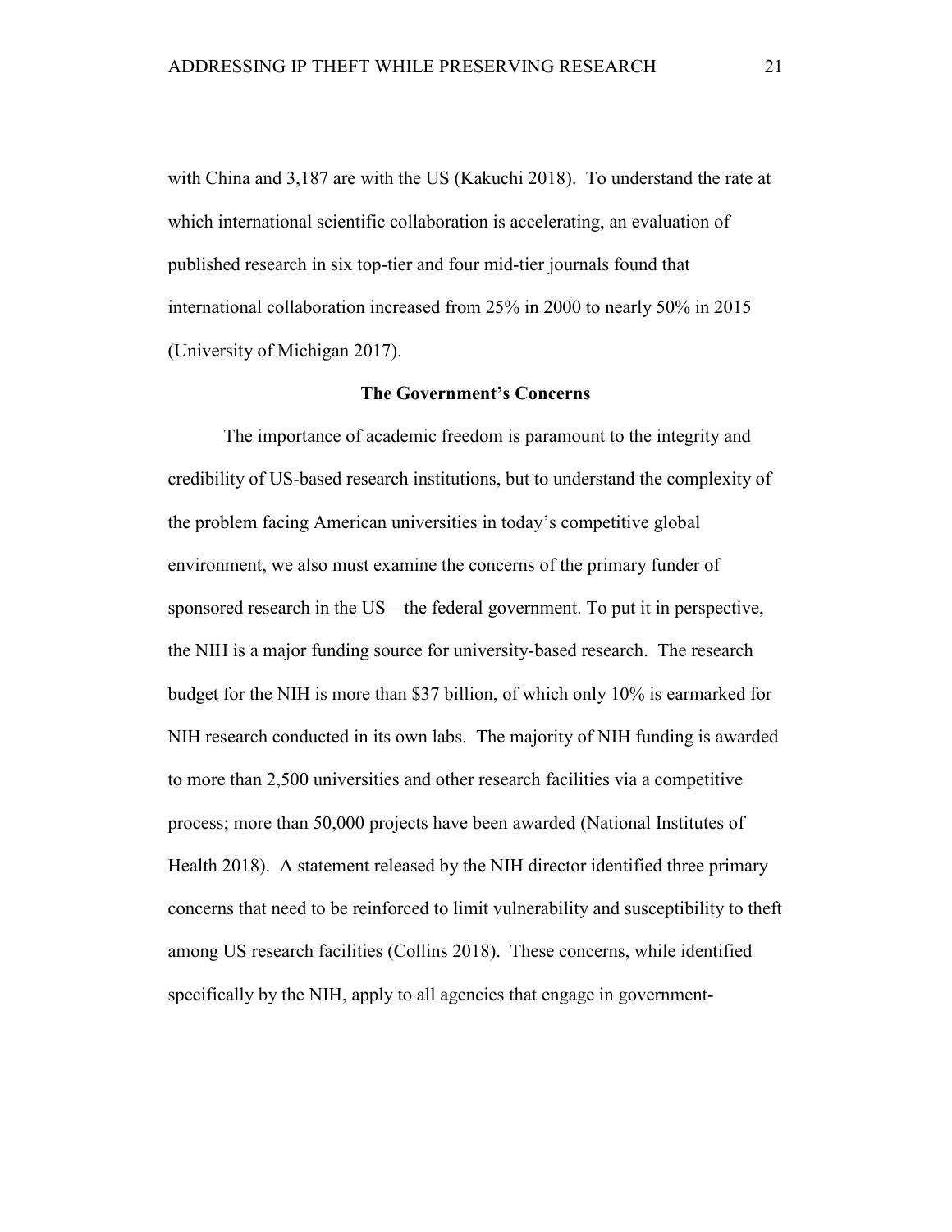with China and 3,187 are with the US (Kakuchi 2018). To understand the rate at which international scientific collaboration is accelerating, an evaluation of published research in six top-tier and four mid-tier journals found that international collaboration increased from 25% in 2000 to nearly 50% in 2015 (University of Michigan 2017).

## The Government's Concerns

The importance of academic freedom is paramount to the integrity and credibility of US-based research institutions, but to understand the complexity of the problem facing American universities in today's competitive global environment, we also must examine the concerns of the primary funder of sponsored research in the US—the federal government. To put it in perspective, the NIH is a major funding source for university-based research. The research budget for the NIH is more than $37 billion, of which only 10% is earmarked for NIH research conducted in its own labs. The majority of NIH funding is awarded to more than 2,500 universities and other research facilities via a competitive process; more than 50,000 projects have been awarded (National Institutes of Health 2018). A statement released by the NIH director identified three primary concerns that need to be reinforced to limit vulnerability and susceptibility to theft among US research facilities (Collins 2018). These concerns, while identified specifically by the NIH, apply to all agencies that engage in government-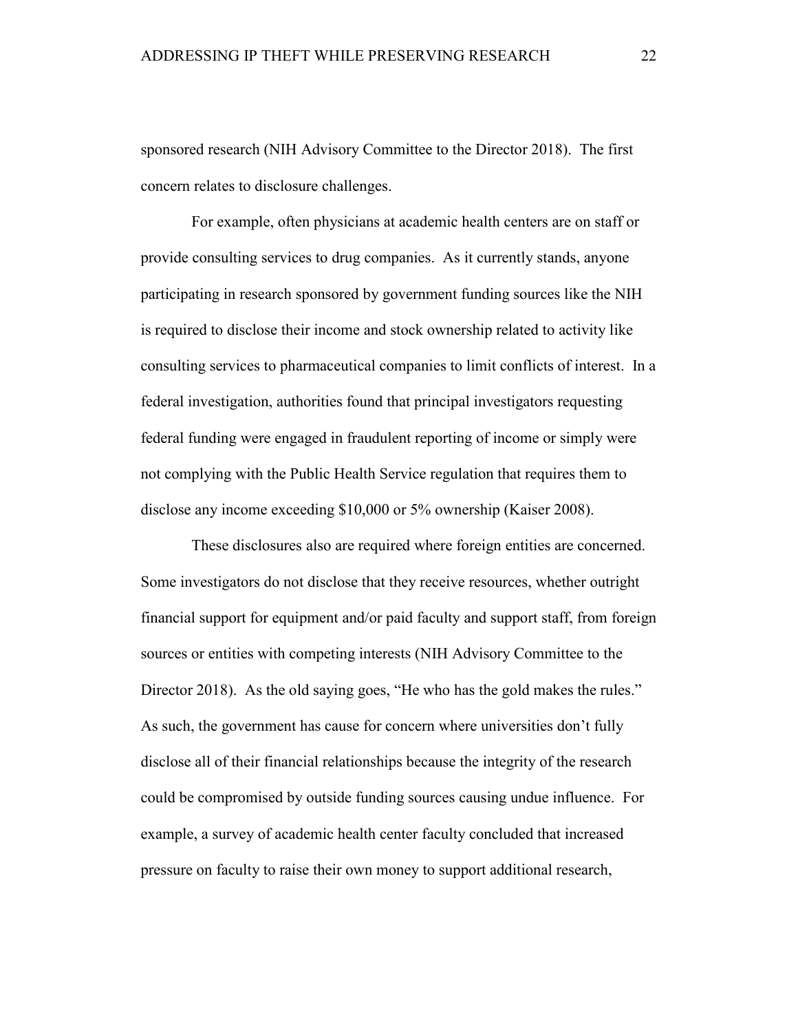sponsored research (NIH Advisory Committee to the Director 2018). The first concern relates to disclosure challenges.

For example, often physicians at academic health centers are on staff or provide consulting services to drug companies. As it currently stands, anyone participating in research sponsored by government funding sources like the NIH is required to disclose their income and stock ownership related to activity like consulting services to pharmaceutical companies to limit conflicts of interest. In a federal investigation, authorities found that principal investigators requesting federal funding were engaged in fraudulent reporting of income or simply were not complying with the Public Health Service regulation that requires them to disclose any income exceeding $10,000 or 5% ownership (Kaiser 2008).

These disclosures also are required where foreign entities are concerned. Some investigators do not disclose that they receive resources, whether outright financial support for equipment and/or paid faculty and support staff, from foreign sources or entities with competing interests (NIH Advisory Committee to the Director 2018). As the old saying goes, "He who has the gold makes the rules." As such, the government has cause for concern where universities don't fully disclose all of their financial relationships because the integrity of the research could be compromised by outside funding sources causing undue influence. For example, a survey of academic health center faculty concluded that increased pressure on faculty to raise their own money to support additional research,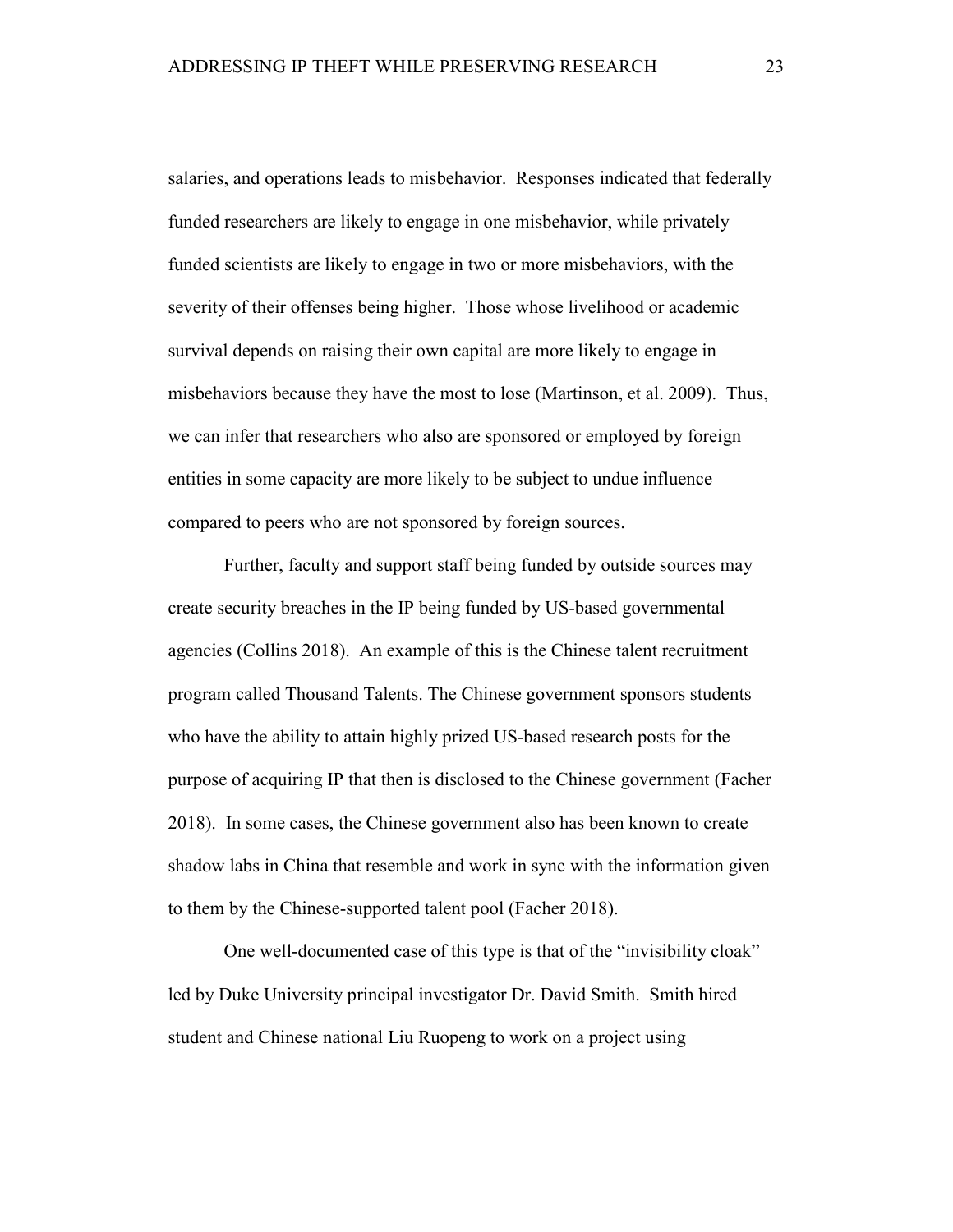salaries, and operations leads to misbehavior. Responses indicated that federally funded researchers are likely to engage in one misbehavior, while privately funded scientists are likely to engage in two or more misbehaviors, with the severity of their offenses being higher. Those whose livelihood or academic survival depends on raising their own capital are more likely to engage in misbehaviors because they have the most to lose (Martinson, et al. 2009). Thus, we can infer that researchers who also are sponsored or employed by foreign entities in some capacity are more likely to be subject to undue influence compared to peers who are not sponsored by foreign sources.

Further, faculty and support staff being funded by outside sources may create security breaches in the IP being funded by US-based governmental agencies (Collins 2018). An example of this is the Chinese talent recruitment program called Thousand Talents. The Chinese government sponsors students who have the ability to attain highly prized US-based research posts for the purpose of acquiring IP that then is disclosed to the Chinese government (Facher 2018). In some cases, the Chinese government also has been known to create shadow labs in China that resemble and work in sync with the information given to them by the Chinese-supported talent pool (Facher 2018).

One well-documented case of this type is that of the "invisibility cloak" led by Duke University principal investigator Dr. David Smith. Smith hired student and Chinese national Liu Ruopeng to work on a project using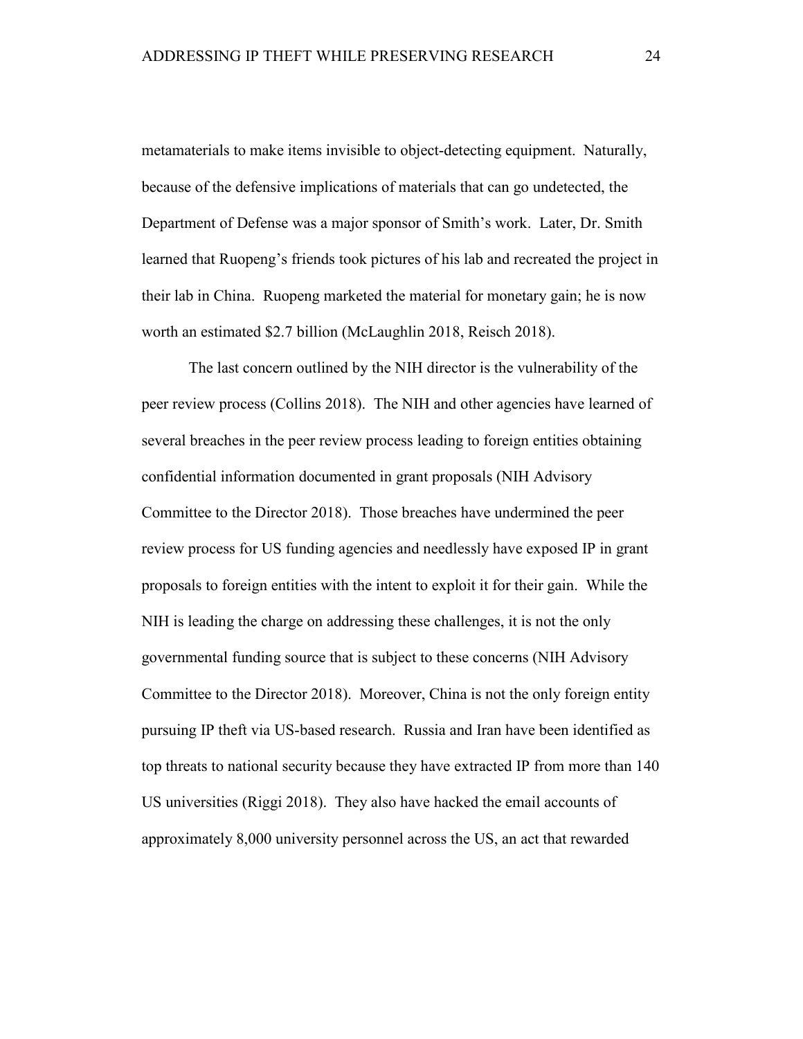metamaterials to make items invisible to object-detecting equipment. Naturally, because of the defensive implications of materials that can go undetected, the Department of Defense was a major sponsor of Smith's work. Later, Dr. Smith learned that Ruopeng's friends took pictures of his lab and recreated the project in their lab in China. Ruopeng marketed the material for monetary gain; he is now worth an estimated $2.7 billion (McLaughlin 2018, Reisch 2018).

The last concern outlined by the NIH director is the vulnerability of the peer review process (Collins 2018). The NIH and other agencies have learned of several breaches in the peer review process leading to foreign entities obtaining confidential information documented in grant proposals (NIH Advisory Committee to the Director 2018). Those breaches have undermined the peer review process for US funding agencies and needlessly have exposed IP in grant proposals to foreign entities with the intent to exploit it for their gain. While the NIH is leading the charge on addressing these challenges, it is not the only governmental funding source that is subject to these concerns (NIH Advisory Committee to the Director 2018). Moreover, China is not the only foreign entity pursuing IP theft via US-based research. Russia and Iran have been identified as top threats to national security because they have extracted IP from more than 140 US universities (Riggi 2018). They also have hacked the email accounts of approximately 8,000 university personnel across the US, an act that rewarded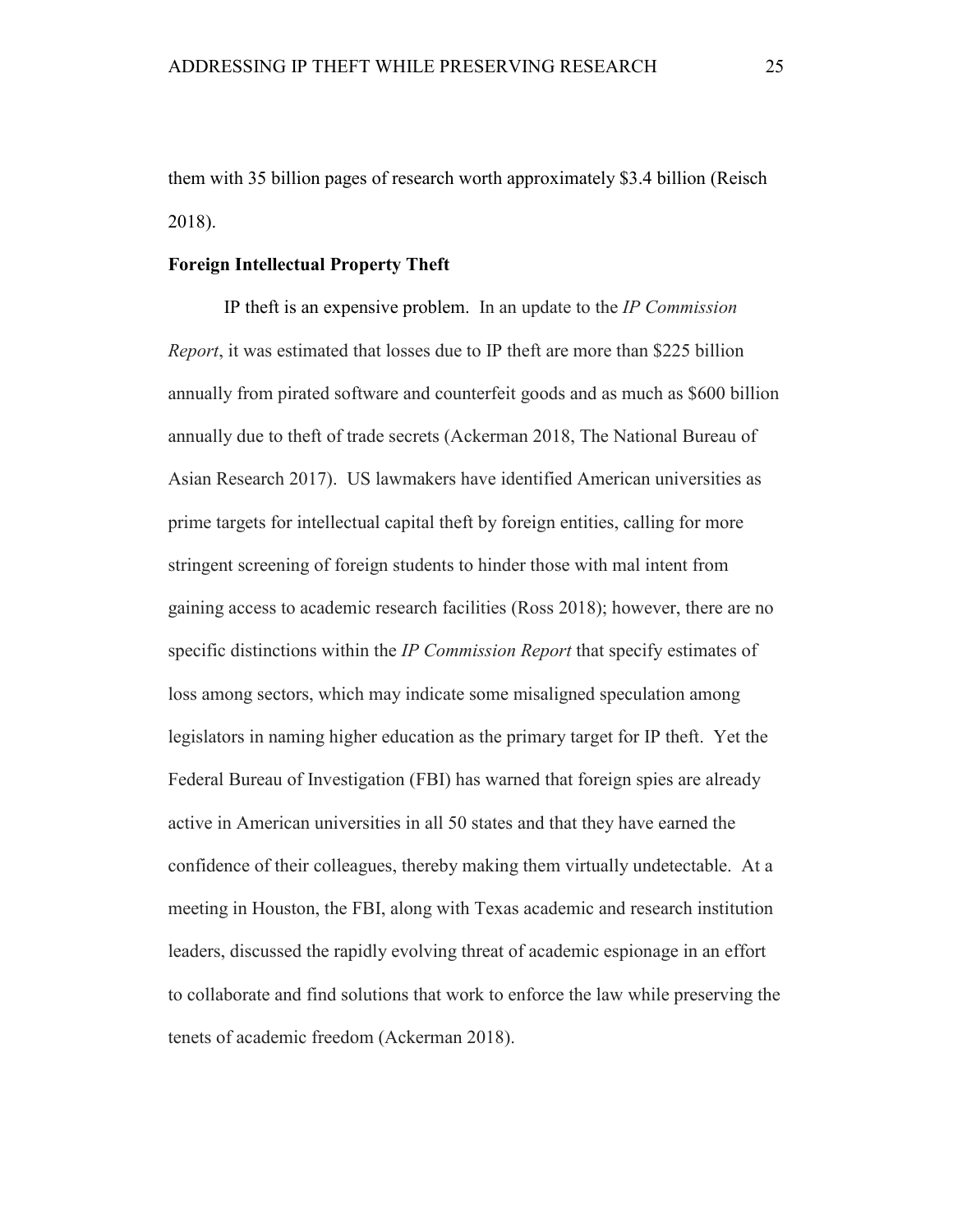them with 35 billion pages of research worth approximately $3.4 billion (Reisch 2018).

### Foreign Intellectual Property Theft

IP theft is an expensive problem. In an update to the *IP Commission Report*, it was estimated that losses due to IP theft are more than $225 billion annually from pirated software and counterfeit goods and as much as $600 billion annually due to theft of trade secrets (Ackerman 2018, The National Bureau of Asian Research 2017). US lawmakers have identified American universities as prime targets for intellectual capital theft by foreign entities, calling for more stringent screening of foreign students to hinder those with mal intent from gaining access to academic research facilities (Ross 2018); however, there are no specific distinctions within the *IP Commission Report* that specify estimates of loss among sectors, which may indicate some misaligned speculation among legislators in naming higher education as the primary target for IP theft. Yet the Federal Bureau of Investigation (FBI) has warned that foreign spies are already active in American universities in all 50 states and that they have earned the confidence of their colleagues, thereby making them virtually undetectable. At a meeting in Houston, the FBI, along with Texas academic and research institution leaders, discussed the rapidly evolving threat of academic espionage in an effort to collaborate and find solutions that work to enforce the law while preserving the tenets of academic freedom (Ackerman 2018).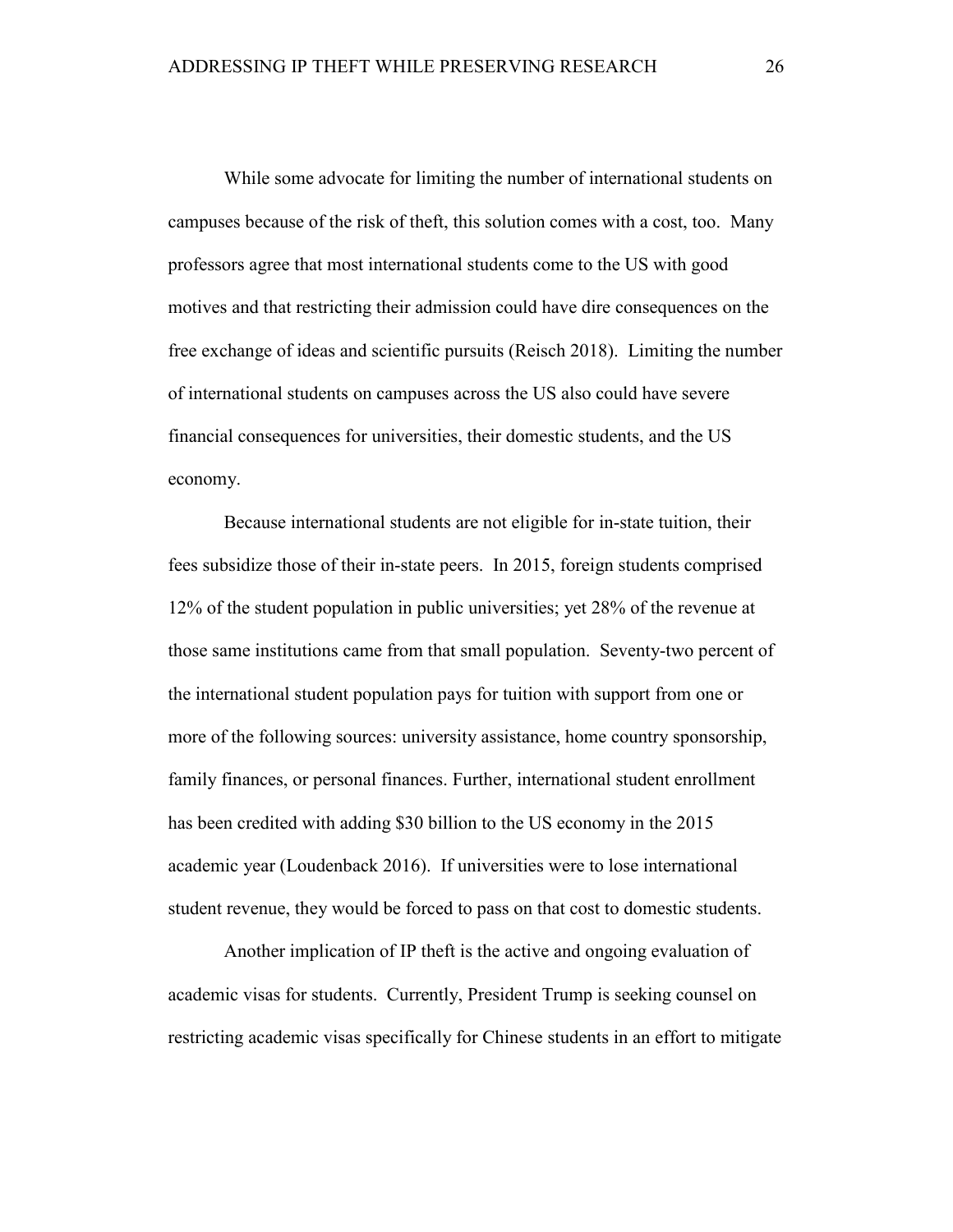While some advocate for limiting the number of international students on campuses because of the risk of theft, this solution comes with a cost, too. Many professors agree that most international students come to the US with good motives and that restricting their admission could have dire consequences on the free exchange of ideas and scientific pursuits (Reisch 2018). Limiting the number of international students on campuses across the US also could have severe financial consequences for universities, their domestic students, and the US economy.

Because international students are not eligible for in-state tuition, their fees subsidize those of their in-state peers. In 2015, foreign students comprised 12% of the student population in public universities; yet 28% of the revenue at those same institutions came from that small population. Seventy-two percent of the international student population pays for tuition with support from one or more of the following sources: university assistance, home country sponsorship, family finances, or personal finances. Further, international student enrollment has been credited with adding $30 billion to the US economy in the 2015 academic year (Loudenback 2016). If universities were to lose international student revenue, they would be forced to pass on that cost to domestic students.

Another implication of IP theft is the active and ongoing evaluation of academic visas for students. Currently, President Trump is seeking counsel on restricting academic visas specifically for Chinese students in an effort to mitigate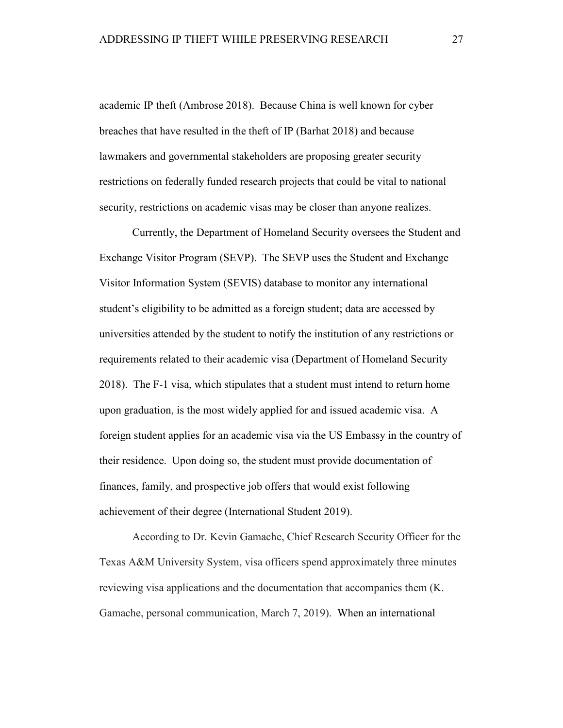academic IP theft (Ambrose 2018). Because China is well known for cyber breaches that have resulted in the theft of IP (Barhat 2018) and because lawmakers and governmental stakeholders are proposing greater security restrictions on federally funded research projects that could be vital to national security, restrictions on academic visas may be closer than anyone realizes.

Currently, the Department of Homeland Security oversees the Student and Exchange Visitor Program (SEVP). The SEVP uses the Student and Exchange Visitor Information System (SEVIS) database to monitor any international student's eligibility to be admitted as a foreign student; data are accessed by universities attended by the student to notify the institution of any restrictions or requirements related to their academic visa (Department of Homeland Security 2018). The F-1 visa, which stipulates that a student must intend to return home upon graduation, is the most widely applied for and issued academic visa. A foreign student applies for an academic visa via the US Embassy in the country of their residence. Upon doing so, the student must provide documentation of finances, family, and prospective job offers that would exist following achievement of their degree (International Student 2019).

According to Dr. Kevin Gamache, Chief Research Security Officer for the Texas A&M University System, visa officers spend approximately three minutes reviewing visa applications and the documentation that accompanies them (K. Gamache, personal communication, March 7, 2019). When an international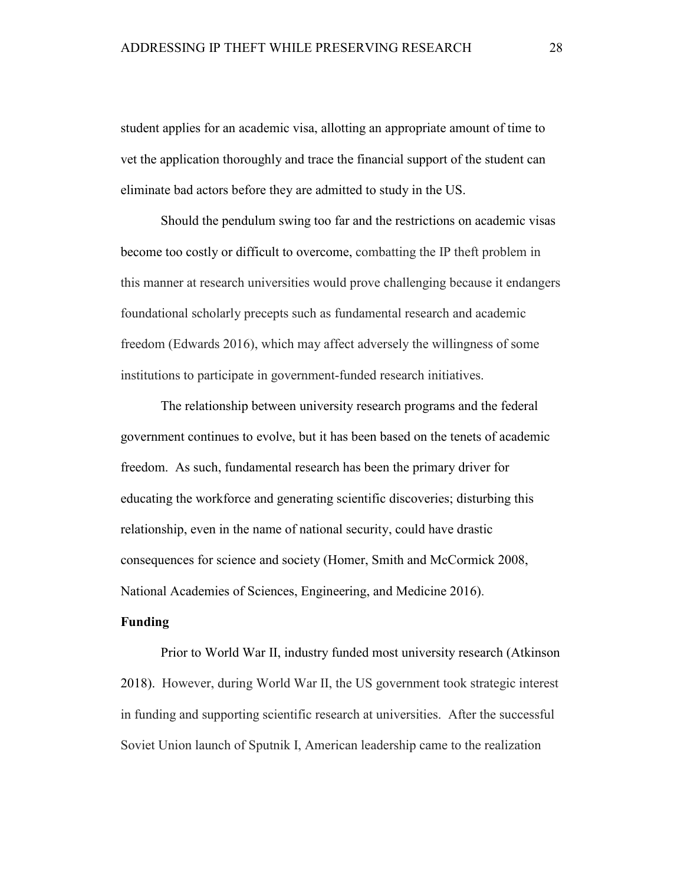student applies for an academic visa, allotting an appropriate amount of time to vet the application thoroughly and trace the financial support of the student can eliminate bad actors before they are admitted to study in the US.

Should the pendulum swing too far and the restrictions on academic visas become too costly or difficult to overcome, combatting the IP theft problem in this manner at research universities would prove challenging because it endangers foundational scholarly precepts such as fundamental research and academic freedom (Edwards 2016), which may affect adversely the willingness of some institutions to participate in government-funded research initiatives.

The relationship between university research programs and the federal government continues to evolve, but it has been based on the tenets of academic freedom. As such, fundamental research has been the primary driver for educating the workforce and generating scientific discoveries; disturbing this relationship, even in the name of national security, could have drastic consequences for science and society (Homer, Smith and McCormick 2008, National Academies of Sciences, Engineering, and Medicine 2016).

**Funding**

Prior to World War II, industry funded most university research (Atkinson 2018). However, during World War II, the US government took strategic interest in funding and supporting scientific research at universities. After the successful Soviet Union launch of Sputnik I, American leadership came to the realization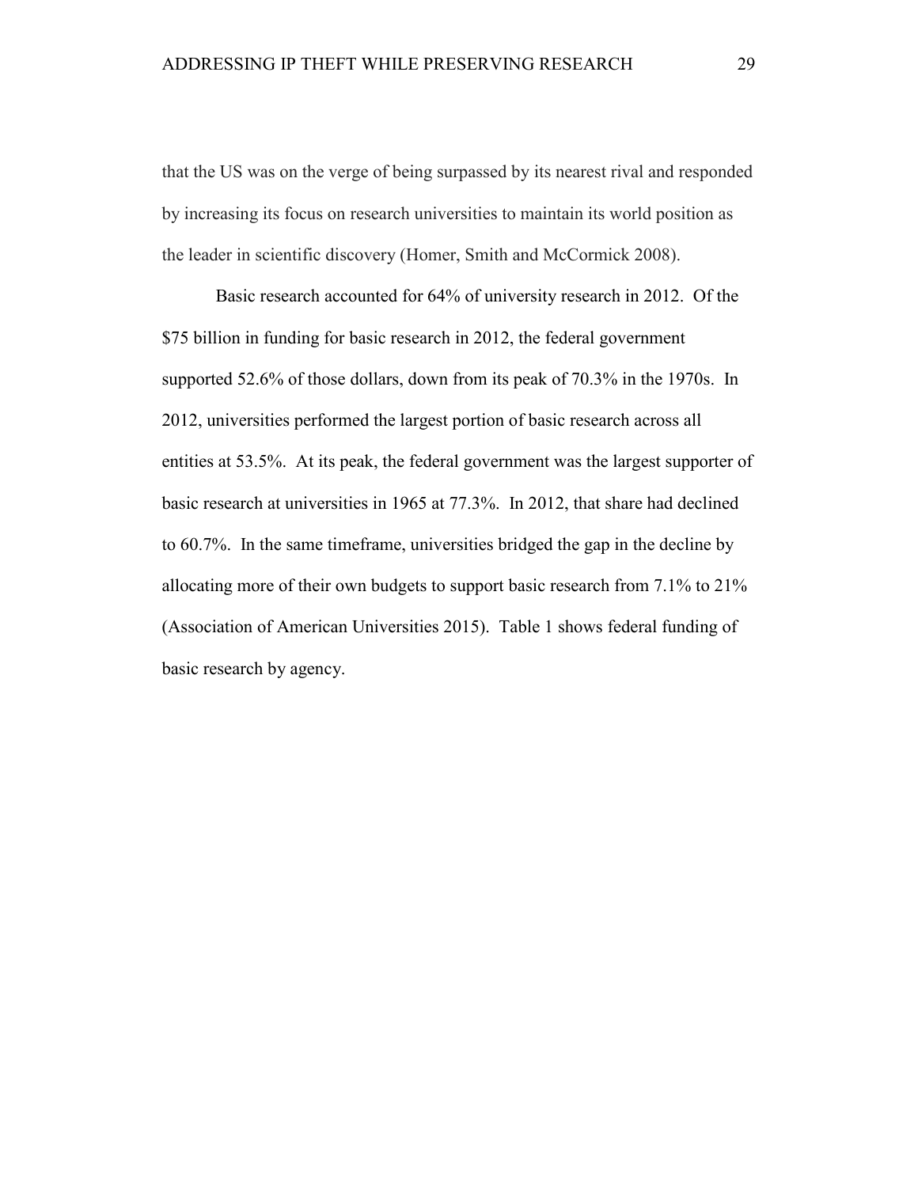that the US was on the verge of being surpassed by its nearest rival and responded by increasing its focus on research universities to maintain its world position as the leader in scientific discovery (Homer, Smith and McCormick 2008).

Basic research accounted for 64% of university research in 2012. Of the $75 billion in funding for basic research in 2012, the federal government supported 52.6% of those dollars, down from its peak of 70.3% in the 1970s. In 2012, universities performed the largest portion of basic research across all entities at 53.5%. At its peak, the federal government was the largest supporter of basic research at universities in 1965 at 77.3%. In 2012, that share had declined to 60.7%. In the same timeframe, universities bridged the gap in the decline by allocating more of their own budgets to support basic research from 7.1% to 21% (Association of American Universities 2015). Table 1 shows federal funding of basic research by agency.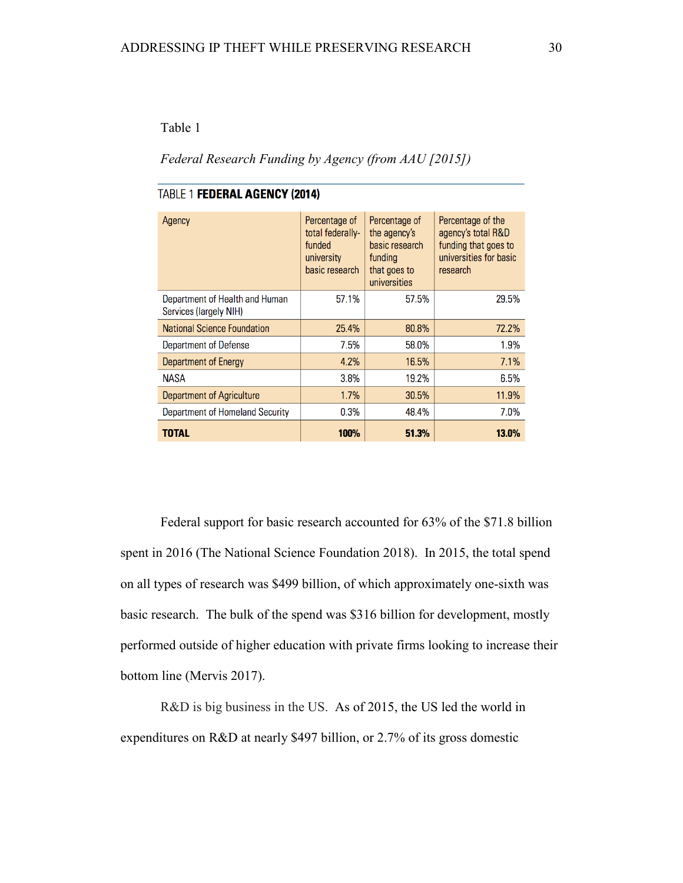Table 1

*Federal Research Funding by Agency (from AAU [2015])*

TABLE 1 **FEDERAL AGENCY (2014)**

| Agency | Percentage of total federally-funded university basic research | Percentage of the agency's basic research funding that goes to universities | Percentage of the agency's total R&D funding that goes to universities for basic research |
|---|---|---|---|
| Department of Health and Human Services (largely NIH) | 57.1% | 57.5% | 29.5% |
| National Science Foundation | 25.4% | 80.8% | 72.2% |
| Department of Defense | 7.5% | 58.0% | 1.9% |
| Department of Energy | 4.2% | 16.5% | 7.1% |
| NASA | 3.8% | 19.2% | 6.5% |
| Department of Agriculture | 1.7% | 30.5% | 11.9% |
| Department of Homeland Security | 0.3% | 48.4% | 7.0% |
| **TOTAL** | **100%** | **51.3%** | **13.0%** |

Federal support for basic research accounted for 63% of the $71.8 billion spent in 2016 (The National Science Foundation 2018). In 2015, the total spend on all types of research was $499 billion, of which approximately one-sixth was basic research. The bulk of the spend was $316 billion for development, mostly performed outside of higher education with private firms looking to increase their bottom line (Mervis 2017).

R&D is big business in the US. As of 2015, the US led the world in expenditures on R&D at nearly $497 billion, or 2.7% of its gross domestic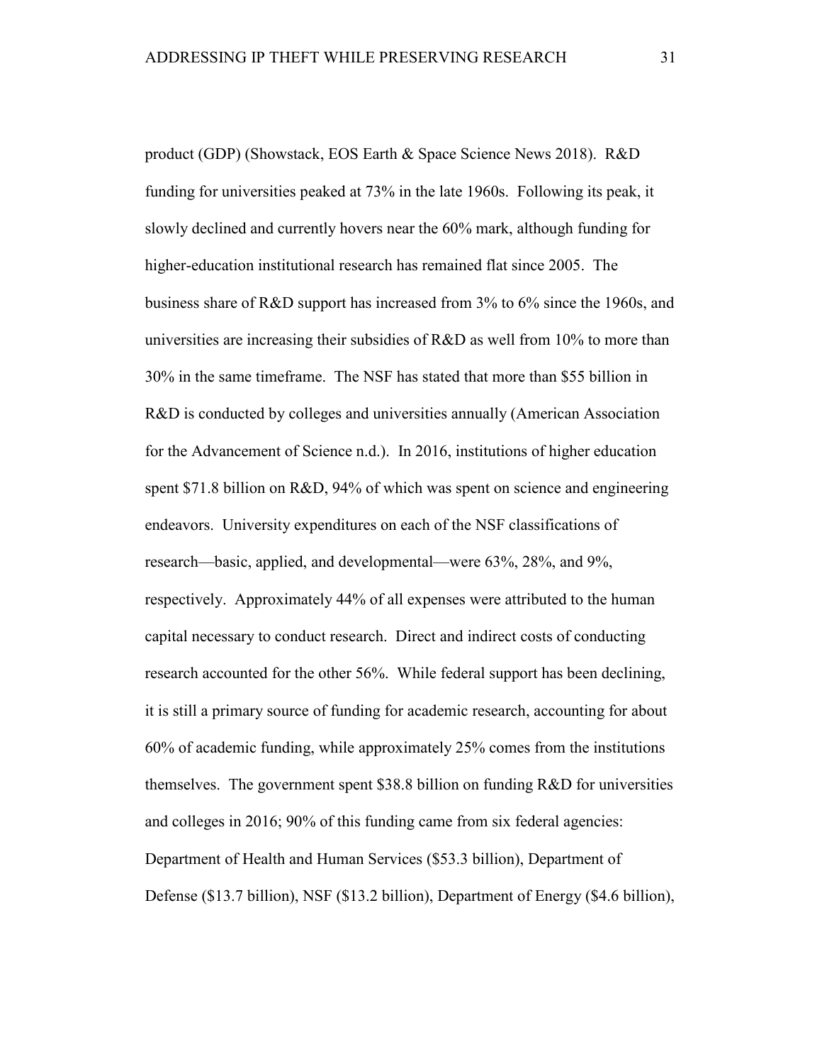product (GDP) (Showstack, EOS Earth & Space Science News 2018). R&D funding for universities peaked at 73% in the late 1960s. Following its peak, it slowly declined and currently hovers near the 60% mark, although funding for higher-education institutional research has remained flat since 2005. The business share of R&D support has increased from 3% to 6% since the 1960s, and universities are increasing their subsidies of R&D as well from 10% to more than 30% in the same timeframe. The NSF has stated that more than $55 billion in R&D is conducted by colleges and universities annually (American Association for the Advancement of Science n.d.). In 2016, institutions of higher education spent $71.8 billion on R&D, 94% of which was spent on science and engineering endeavors. University expenditures on each of the NSF classifications of research—basic, applied, and developmental—were 63%, 28%, and 9%, respectively. Approximately 44% of all expenses were attributed to the human capital necessary to conduct research. Direct and indirect costs of conducting research accounted for the other 56%. While federal support has been declining, it is still a primary source of funding for academic research, accounting for about 60% of academic funding, while approximately 25% comes from the institutions themselves. The government spent $38.8 billion on funding R&D for universities and colleges in 2016; 90% of this funding came from six federal agencies: Department of Health and Human Services ($53.3 billion), Department of Defense ($13.7 billion), NSF ($13.2 billion), Department of Energy ($4.6 billion),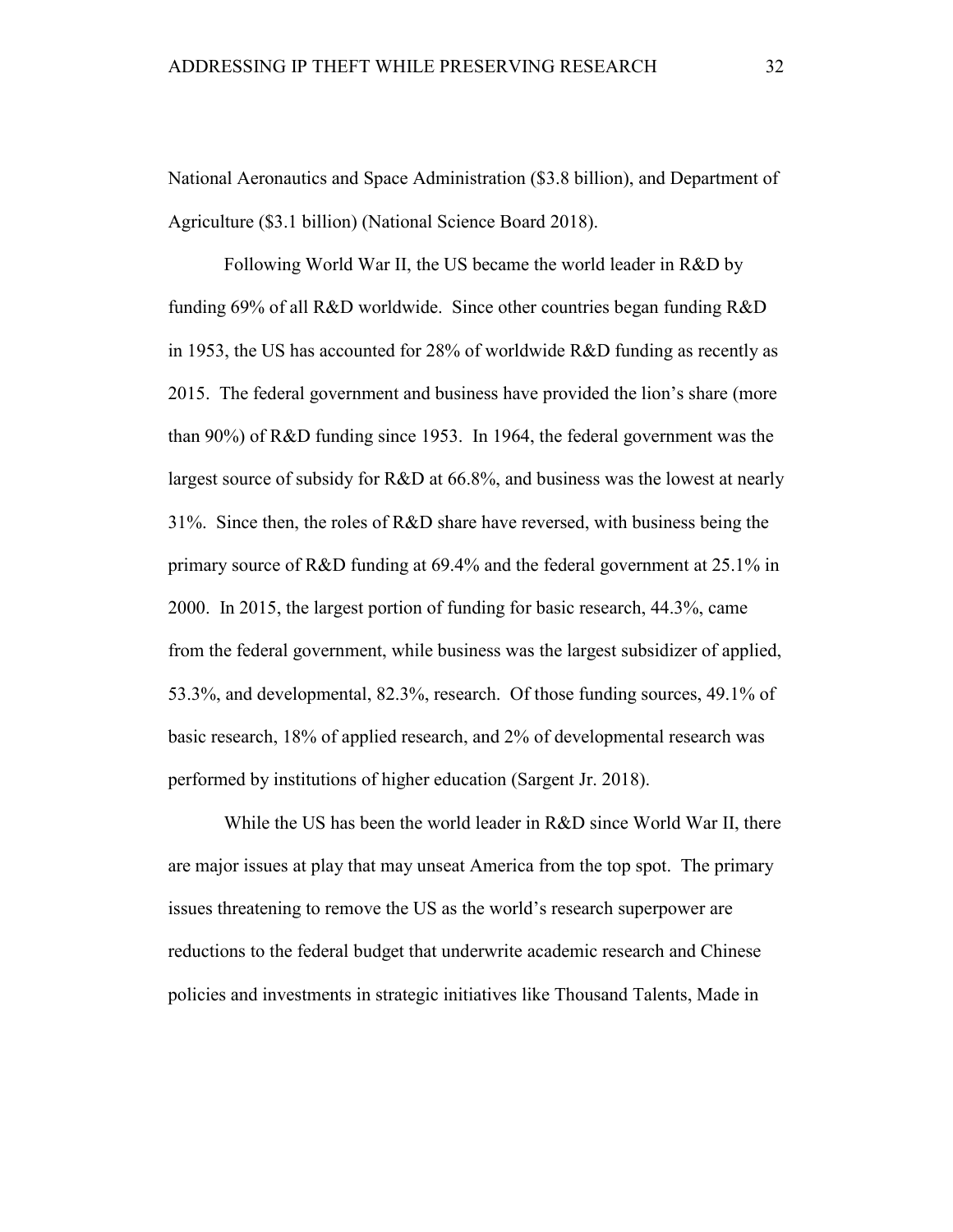National Aeronautics and Space Administration ($3.8 billion), and Department of Agriculture ($3.1 billion) (National Science Board 2018).

Following World War II, the US became the world leader in R&D by funding 69% of all R&D worldwide. Since other countries began funding R&D in 1953, the US has accounted for 28% of worldwide R&D funding as recently as 2015. The federal government and business have provided the lion's share (more than 90%) of R&D funding since 1953. In 1964, the federal government was the largest source of subsidy for R&D at 66.8%, and business was the lowest at nearly 31%. Since then, the roles of R&D share have reversed, with business being the primary source of R&D funding at 69.4% and the federal government at 25.1% in 2000. In 2015, the largest portion of funding for basic research, 44.3%, came from the federal government, while business was the largest subsidizer of applied, 53.3%, and developmental, 82.3%, research. Of those funding sources, 49.1% of basic research, 18% of applied research, and 2% of developmental research was performed by institutions of higher education (Sargent Jr. 2018).

While the US has been the world leader in R&D since World War II, there are major issues at play that may unseat America from the top spot. The primary issues threatening to remove the US as the world's research superpower are reductions to the federal budget that underwrite academic research and Chinese policies and investments in strategic initiatives like Thousand Talents, Made in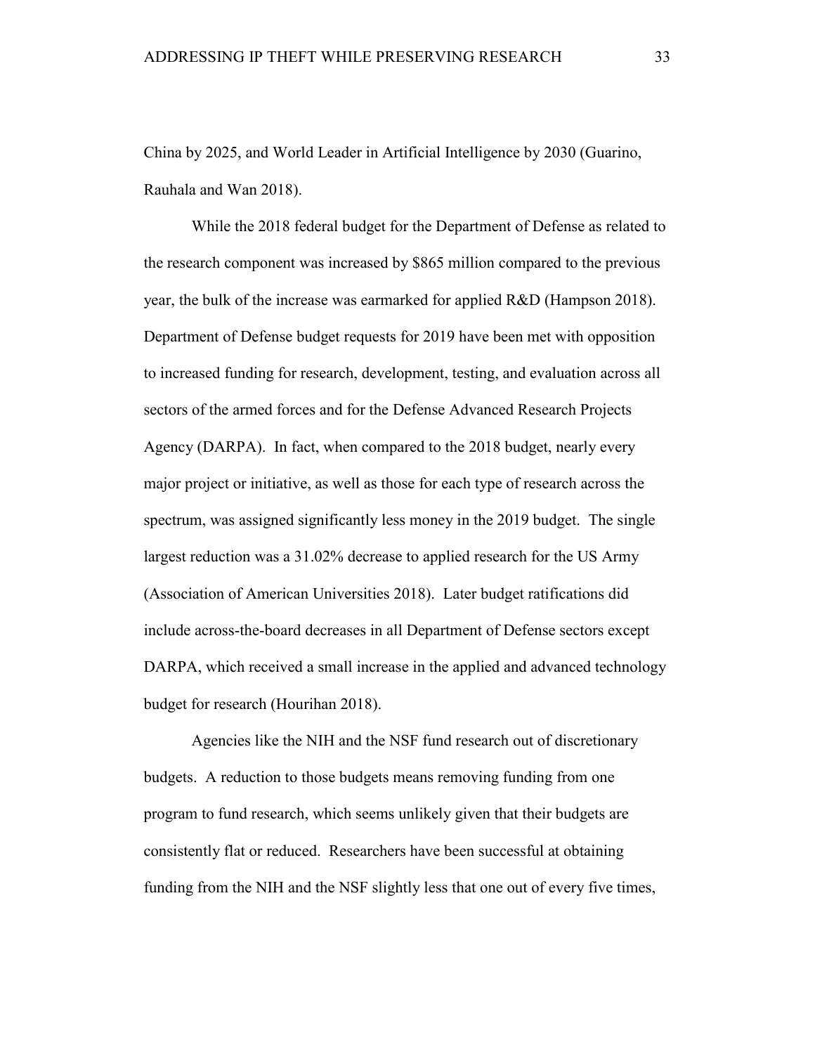China by 2025, and World Leader in Artificial Intelligence by 2030 (Guarino, Rauhala and Wan 2018).

While the 2018 federal budget for the Department of Defense as related to the research component was increased by $865 million compared to the previous year, the bulk of the increase was earmarked for applied R&D (Hampson 2018). Department of Defense budget requests for 2019 have been met with opposition to increased funding for research, development, testing, and evaluation across all sectors of the armed forces and for the Defense Advanced Research Projects Agency (DARPA). In fact, when compared to the 2018 budget, nearly every major project or initiative, as well as those for each type of research across the spectrum, was assigned significantly less money in the 2019 budget. The single largest reduction was a 31.02% decrease to applied research for the US Army (Association of American Universities 2018). Later budget ratifications did include across-the-board decreases in all Department of Defense sectors except DARPA, which received a small increase in the applied and advanced technology budget for research (Hourihan 2018).

Agencies like the NIH and the NSF fund research out of discretionary budgets. A reduction to those budgets means removing funding from one program to fund research, which seems unlikely given that their budgets are consistently flat or reduced. Researchers have been successful at obtaining funding from the NIH and the NSF slightly less that one out of every five times,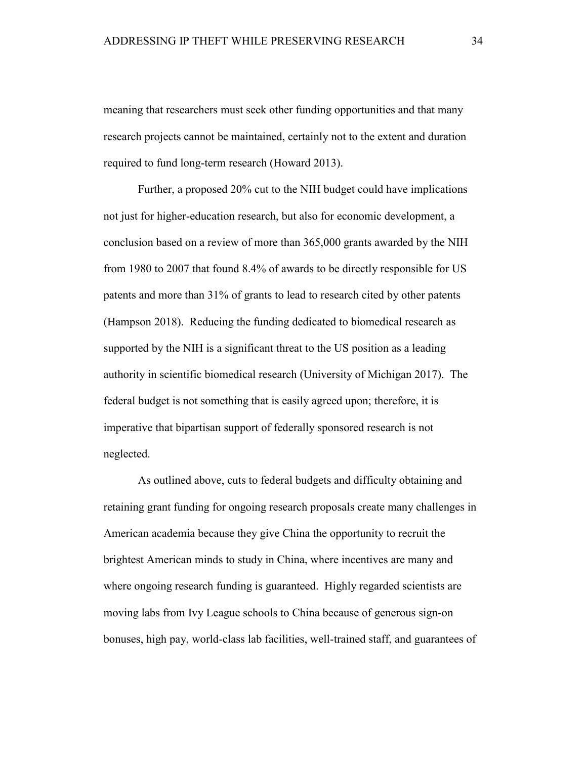meaning that researchers must seek other funding opportunities and that many research projects cannot be maintained, certainly not to the extent and duration required to fund long-term research (Howard 2013).

Further, a proposed 20% cut to the NIH budget could have implications not just for higher-education research, but also for economic development, a conclusion based on a review of more than 365,000 grants awarded by the NIH from 1980 to 2007 that found 8.4% of awards to be directly responsible for US patents and more than 31% of grants to lead to research cited by other patents (Hampson 2018). Reducing the funding dedicated to biomedical research as supported by the NIH is a significant threat to the US position as a leading authority in scientific biomedical research (University of Michigan 2017). The federal budget is not something that is easily agreed upon; therefore, it is imperative that bipartisan support of federally sponsored research is not neglected.

As outlined above, cuts to federal budgets and difficulty obtaining and retaining grant funding for ongoing research proposals create many challenges in American academia because they give China the opportunity to recruit the brightest American minds to study in China, where incentives are many and where ongoing research funding is guaranteed. Highly regarded scientists are moving labs from Ivy League schools to China because of generous sign-on bonuses, high pay, world-class lab facilities, well-trained staff, and guarantees of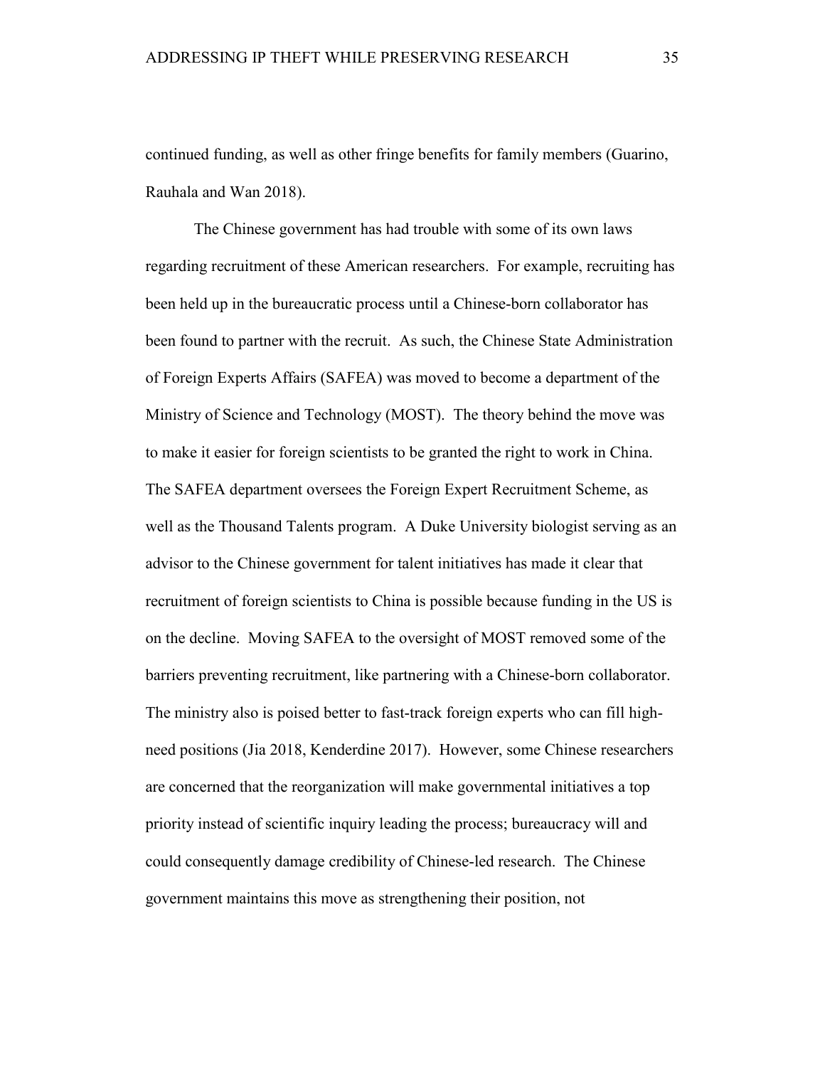continued funding, as well as other fringe benefits for family members (Guarino, Rauhala and Wan 2018).

The Chinese government has had trouble with some of its own laws regarding recruitment of these American researchers. For example, recruiting has been held up in the bureaucratic process until a Chinese-born collaborator has been found to partner with the recruit. As such, the Chinese State Administration of Foreign Experts Affairs (SAFEA) was moved to become a department of the Ministry of Science and Technology (MOST). The theory behind the move was to make it easier for foreign scientists to be granted the right to work in China. The SAFEA department oversees the Foreign Expert Recruitment Scheme, as well as the Thousand Talents program. A Duke University biologist serving as an advisor to the Chinese government for talent initiatives has made it clear that recruitment of foreign scientists to China is possible because funding in the US is on the decline. Moving SAFEA to the oversight of MOST removed some of the barriers preventing recruitment, like partnering with a Chinese-born collaborator. The ministry also is poised better to fast-track foreign experts who can fill high-need positions (Jia 2018, Kenderdine 2017). However, some Chinese researchers are concerned that the reorganization will make governmental initiatives a top priority instead of scientific inquiry leading the process; bureaucracy will and could consequently damage credibility of Chinese-led research. The Chinese government maintains this move as strengthening their position, not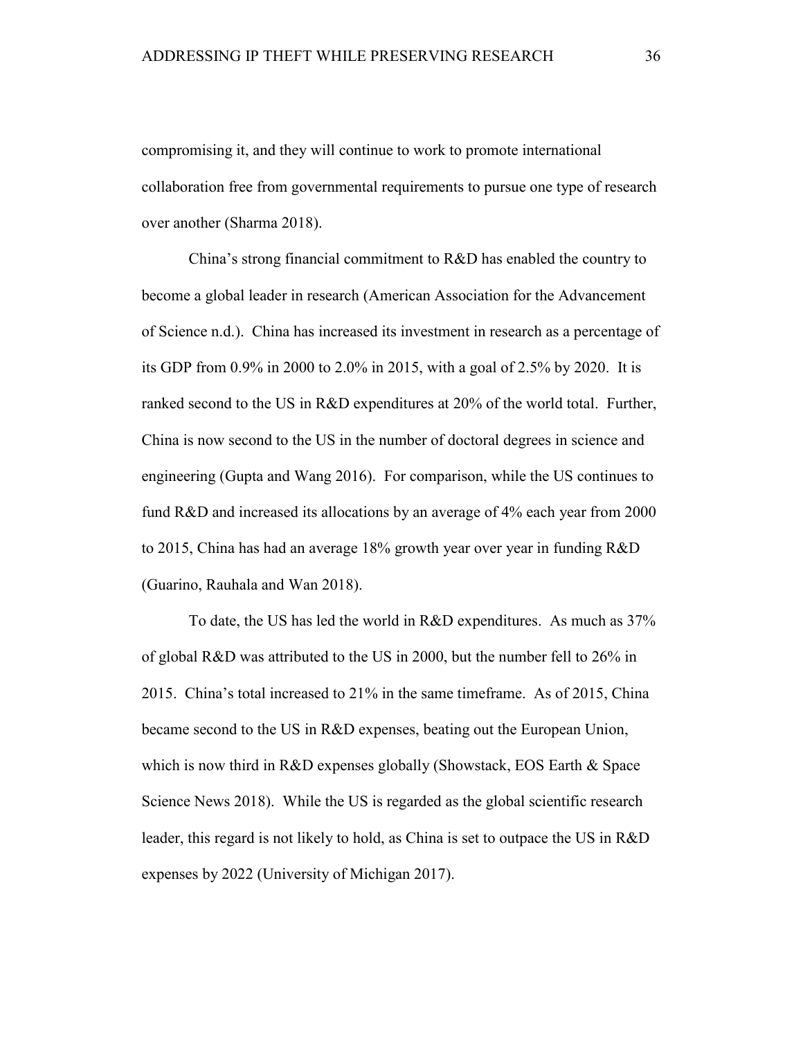compromising it, and they will continue to work to promote international collaboration free from governmental requirements to pursue one type of research over another (Sharma 2018).

China's strong financial commitment to R&D has enabled the country to become a global leader in research (American Association for the Advancement of Science n.d.). China has increased its investment in research as a percentage of its GDP from 0.9% in 2000 to 2.0% in 2015, with a goal of 2.5% by 2020. It is ranked second to the US in R&D expenditures at 20% of the world total. Further, China is now second to the US in the number of doctoral degrees in science and engineering (Gupta and Wang 2016). For comparison, while the US continues to fund R&D and increased its allocations by an average of 4% each year from 2000 to 2015, China has had an average 18% growth year over year in funding R&D (Guarino, Rauhala and Wan 2018).

To date, the US has led the world in R&D expenditures. As much as 37% of global R&D was attributed to the US in 2000, but the number fell to 26% in 2015. China's total increased to 21% in the same timeframe. As of 2015, China became second to the US in R&D expenses, beating out the European Union, which is now third in R&D expenses globally (Showstack, EOS Earth & Space Science News 2018). While the US is regarded as the global scientific research leader, this regard is not likely to hold, as China is set to outpace the US in R&D expenses by 2022 (University of Michigan 2017).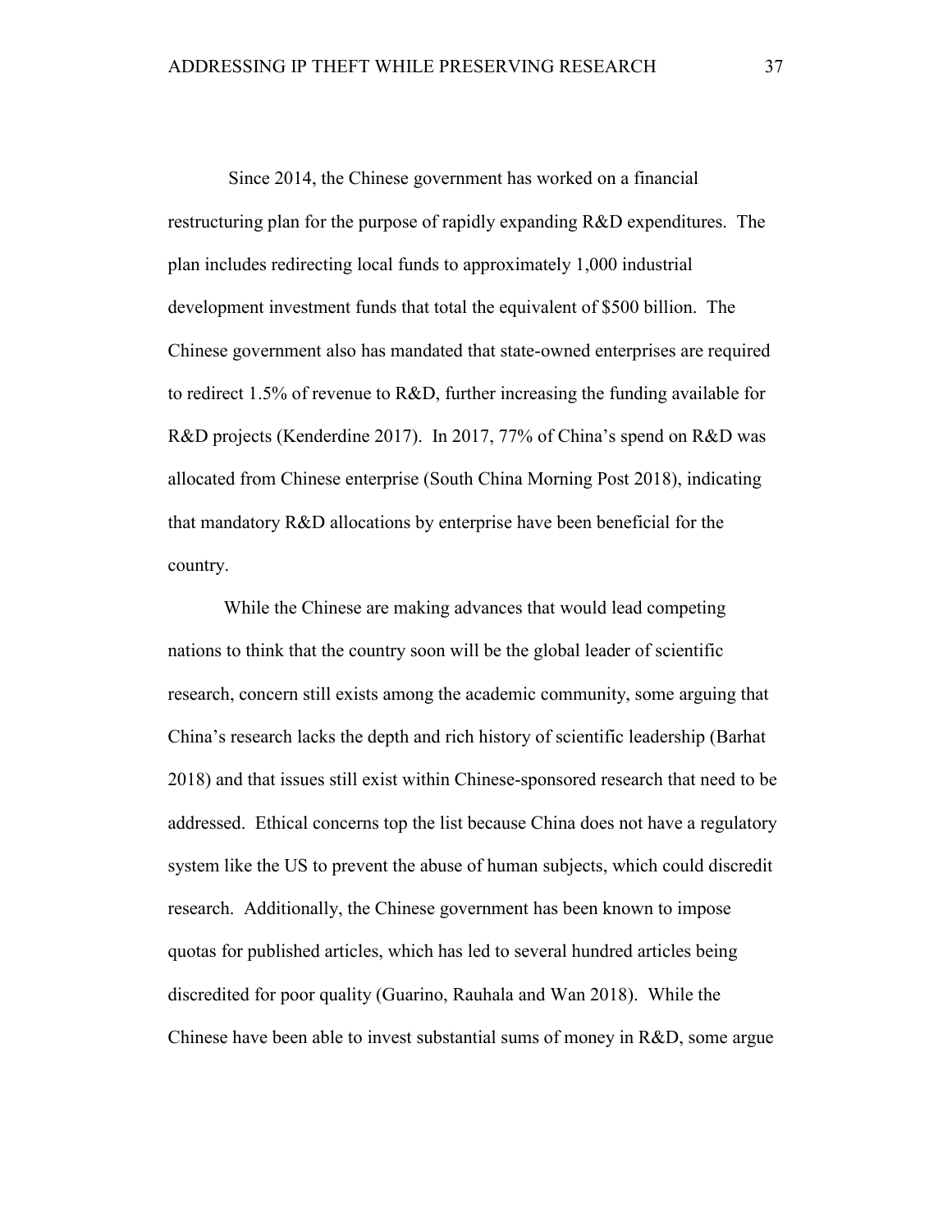Since 2014, the Chinese government has worked on a financial restructuring plan for the purpose of rapidly expanding R&D expenditures. The plan includes redirecting local funds to approximately 1,000 industrial development investment funds that total the equivalent of $500 billion. The Chinese government also has mandated that state-owned enterprises are required to redirect 1.5% of revenue to R&D, further increasing the funding available for R&D projects (Kenderdine 2017). In 2017, 77% of China's spend on R&D was allocated from Chinese enterprise (South China Morning Post 2018), indicating that mandatory R&D allocations by enterprise have been beneficial for the country.

While the Chinese are making advances that would lead competing nations to think that the country soon will be the global leader of scientific research, concern still exists among the academic community, some arguing that China's research lacks the depth and rich history of scientific leadership (Barhat 2018) and that issues still exist within Chinese-sponsored research that need to be addressed. Ethical concerns top the list because China does not have a regulatory system like the US to prevent the abuse of human subjects, which could discredit research. Additionally, the Chinese government has been known to impose quotas for published articles, which has led to several hundred articles being discredited for poor quality (Guarino, Rauhala and Wan 2018). While the Chinese have been able to invest substantial sums of money in R&D, some argue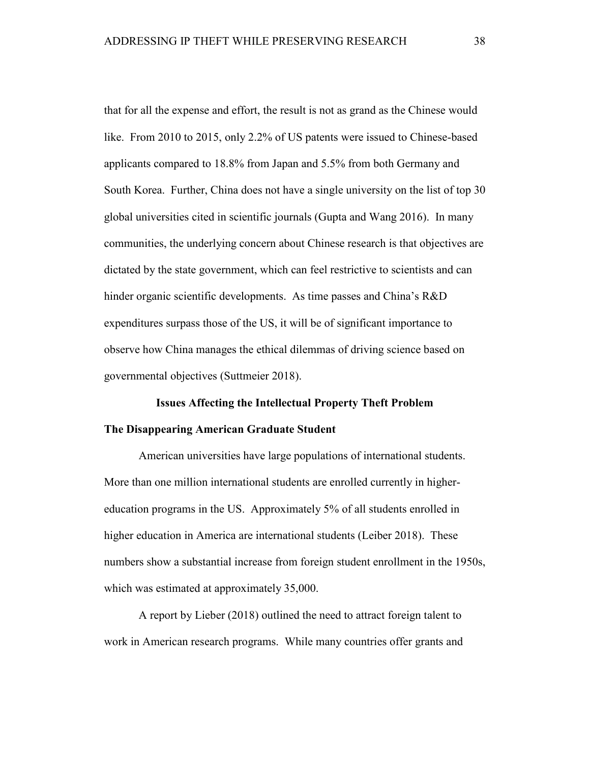that for all the expense and effort, the result is not as grand as the Chinese would like. From 2010 to 2015, only 2.2% of US patents were issued to Chinese-based applicants compared to 18.8% from Japan and 5.5% from both Germany and South Korea. Further, China does not have a single university on the list of top 30 global universities cited in scientific journals (Gupta and Wang 2016). In many communities, the underlying concern about Chinese research is that objectives are dictated by the state government, which can feel restrictive to scientists and can hinder organic scientific developments. As time passes and China's R&D expenditures surpass those of the US, it will be of significant importance to observe how China manages the ethical dilemmas of driving science based on governmental objectives (Suttmeier 2018).

## Issues Affecting the Intellectual Property Theft Problem

### The Disappearing American Graduate Student

American universities have large populations of international students. More than one million international students are enrolled currently in higher-education programs in the US. Approximately 5% of all students enrolled in higher education in America are international students (Leiber 2018). These numbers show a substantial increase from foreign student enrollment in the 1950s, which was estimated at approximately 35,000.

A report by Lieber (2018) outlined the need to attract foreign talent to work in American research programs. While many countries offer grants and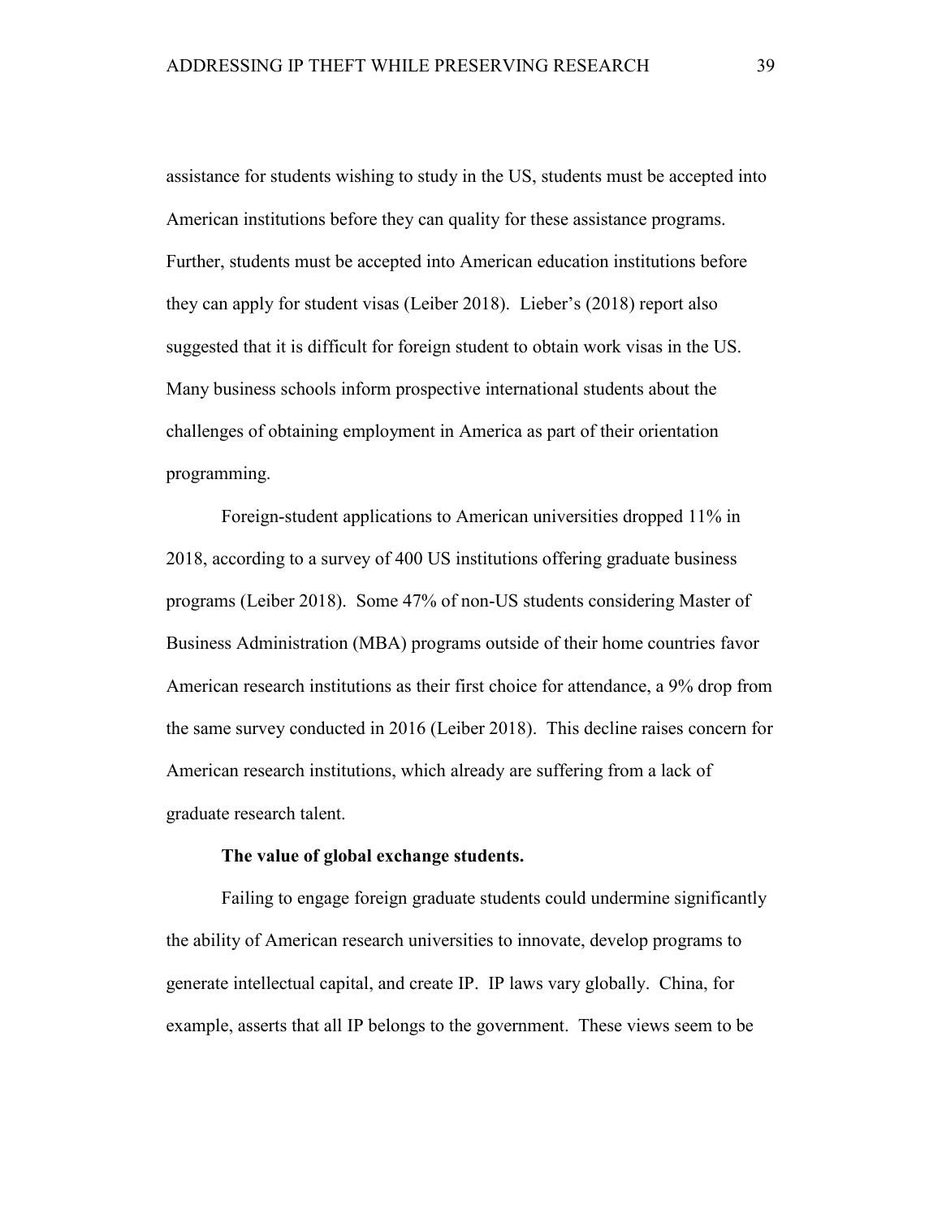assistance for students wishing to study in the US, students must be accepted into American institutions before they can quality for these assistance programs. Further, students must be accepted into American education institutions before they can apply for student visas (Leiber 2018). Lieber's (2018) report also suggested that it is difficult for foreign student to obtain work visas in the US. Many business schools inform prospective international students about the challenges of obtaining employment in America as part of their orientation programming.

Foreign-student applications to American universities dropped 11% in 2018, according to a survey of 400 US institutions offering graduate business programs (Leiber 2018). Some 47% of non-US students considering Master of Business Administration (MBA) programs outside of their home countries favor American research institutions as their first choice for attendance, a 9% drop from the same survey conducted in 2016 (Leiber 2018). This decline raises concern for American research institutions, which already are suffering from a lack of graduate research talent.

**The value of global exchange students.**

Failing to engage foreign graduate students could undermine significantly the ability of American research universities to innovate, develop programs to generate intellectual capital, and create IP. IP laws vary globally. China, for example, asserts that all IP belongs to the government. These views seem to be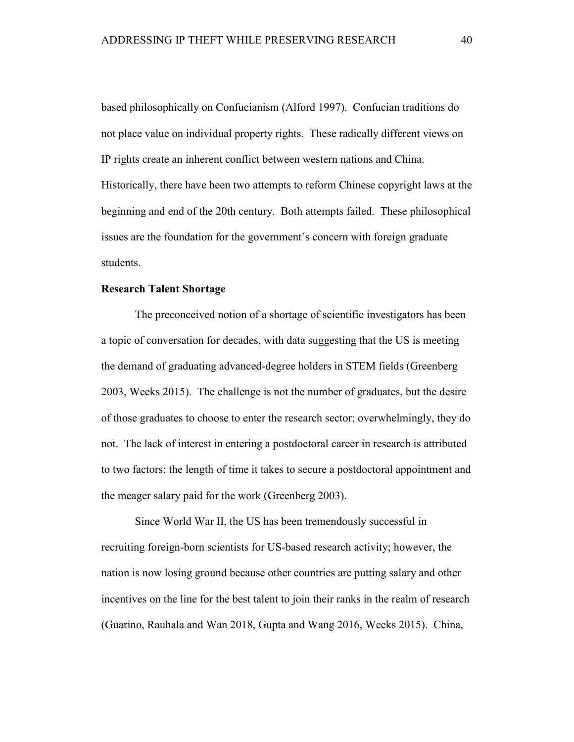based philosophically on Confucianism (Alford 1997). Confucian traditions do not place value on individual property rights. These radically different views on IP rights create an inherent conflict between western nations and China. Historically, there have been two attempts to reform Chinese copyright laws at the beginning and end of the 20th century. Both attempts failed. These philosophical issues are the foundation for the government's concern with foreign graduate students.

**Research Talent Shortage**

The preconceived notion of a shortage of scientific investigators has been a topic of conversation for decades, with data suggesting that the US is meeting the demand of graduating advanced-degree holders in STEM fields (Greenberg 2003, Weeks 2015). The challenge is not the number of graduates, but the desire of those graduates to choose to enter the research sector; overwhelmingly, they do not. The lack of interest in entering a postdoctoral career in research is attributed to two factors: the length of time it takes to secure a postdoctoral appointment and the meager salary paid for the work (Greenberg 2003).

Since World War II, the US has been tremendously successful in recruiting foreign-born scientists for US-based research activity; however, the nation is now losing ground because other countries are putting salary and other incentives on the line for the best talent to join their ranks in the realm of research (Guarino, Rauhala and Wan 2018, Gupta and Wang 2016, Weeks 2015). China,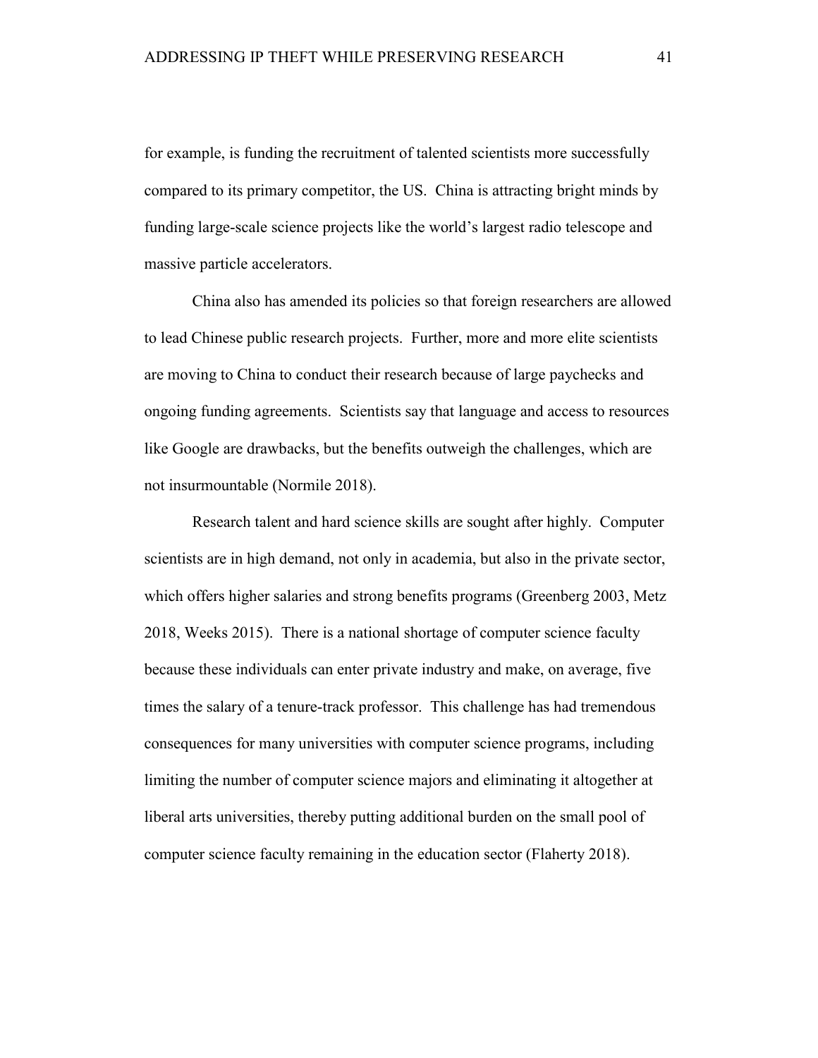for example, is funding the recruitment of talented scientists more successfully compared to its primary competitor, the US. China is attracting bright minds by funding large-scale science projects like the world's largest radio telescope and massive particle accelerators.

China also has amended its policies so that foreign researchers are allowed to lead Chinese public research projects. Further, more and more elite scientists are moving to China to conduct their research because of large paychecks and ongoing funding agreements. Scientists say that language and access to resources like Google are drawbacks, but the benefits outweigh the challenges, which are not insurmountable (Normile 2018).

Research talent and hard science skills are sought after highly. Computer scientists are in high demand, not only in academia, but also in the private sector, which offers higher salaries and strong benefits programs (Greenberg 2003, Metz 2018, Weeks 2015). There is a national shortage of computer science faculty because these individuals can enter private industry and make, on average, five times the salary of a tenure-track professor. This challenge has had tremendous consequences for many universities with computer science programs, including limiting the number of computer science majors and eliminating it altogether at liberal arts universities, thereby putting additional burden on the small pool of computer science faculty remaining in the education sector (Flaherty 2018).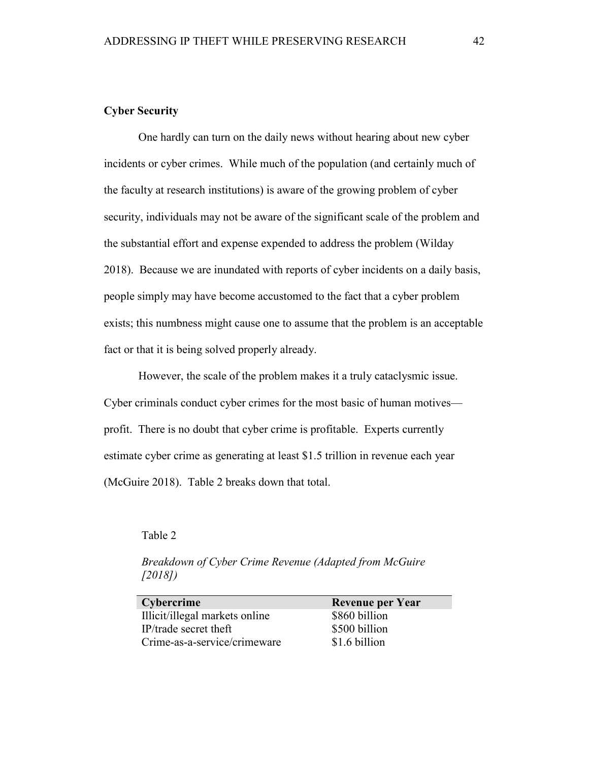**Cyber Security**

One hardly can turn on the daily news without hearing about new cyber incidents or cyber crimes. While much of the population (and certainly much of the faculty at research institutions) is aware of the growing problem of cyber security, individuals may not be aware of the significant scale of the problem and the substantial effort and expense expended to address the problem (Wilday 2018). Because we are inundated with reports of cyber incidents on a daily basis, people simply may have become accustomed to the fact that a cyber problem exists; this numbness might cause one to assume that the problem is an acceptable fact or that it is being solved properly already.

However, the scale of the problem makes it a truly cataclysmic issue. Cyber criminals conduct cyber crimes for the most basic of human motives—profit. There is no doubt that cyber crime is profitable. Experts currently estimate cyber crime as generating at least $1.5 trillion in revenue each year (McGuire 2018). Table 2 breaks down that total.

Table 2

*Breakdown of Cyber Crime Revenue (Adapted from McGuire [2018])*

| Cybercrime | Revenue per Year |
|---|---|
| Illicit/illegal markets online | $860 billion |
| IP/trade secret theft | $500 billion |
| Crime-as-a-service/crimeware | $1.6 billion |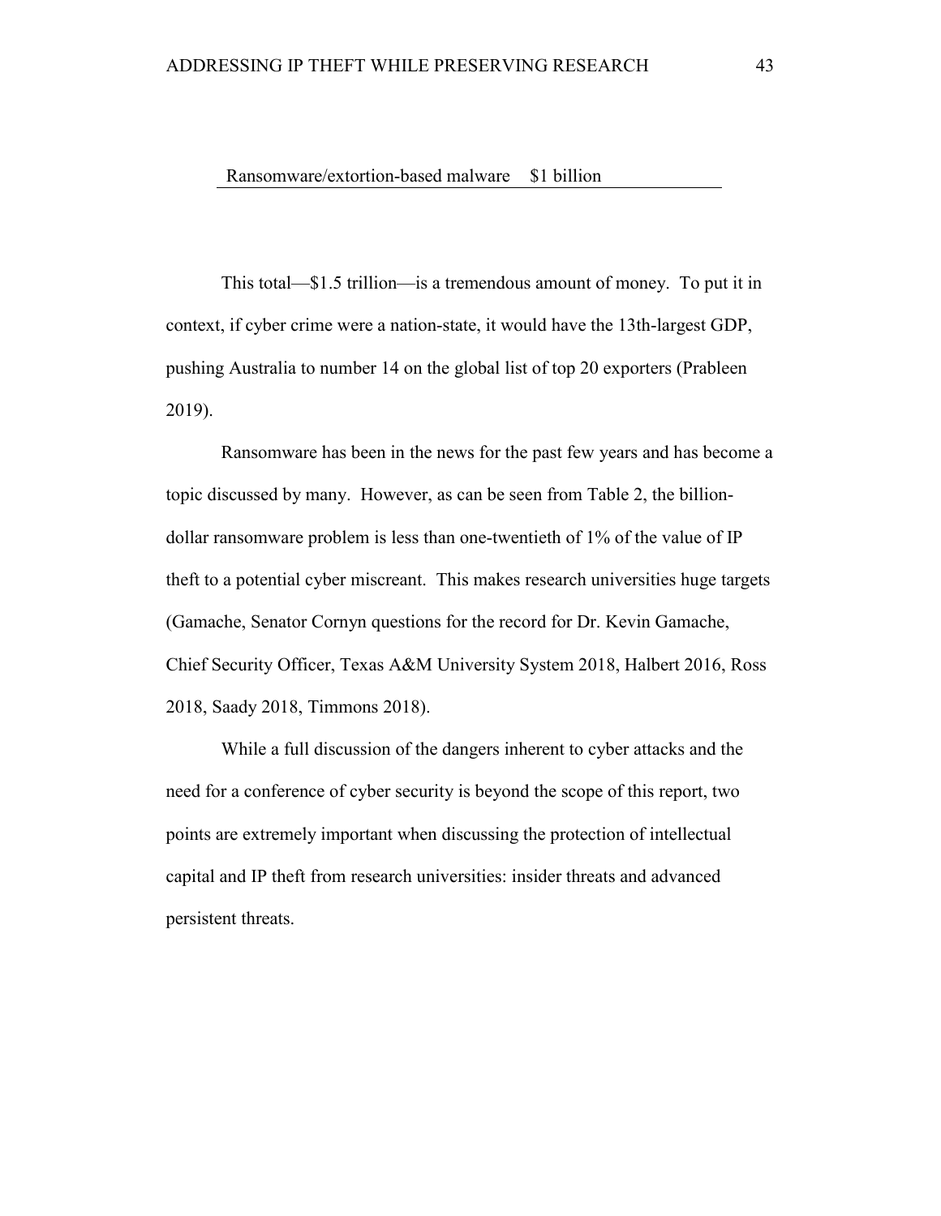| Ransomware/extortion-based malware | $1 billion |
| --- | --- |

This total—$1.5 trillion—is a tremendous amount of money. To put it in context, if cyber crime were a nation-state, it would have the 13th-largest GDP, pushing Australia to number 14 on the global list of top 20 exporters (Prableen 2019).

Ransomware has been in the news for the past few years and has become a topic discussed by many. However, as can be seen from Table 2, the billion-dollar ransomware problem is less than one-twentieth of 1% of the value of IP theft to a potential cyber miscreant. This makes research universities huge targets (Gamache, Senator Cornyn questions for the record for Dr. Kevin Gamache, Chief Security Officer, Texas A&M University System 2018, Halbert 2016, Ross 2018, Saady 2018, Timmons 2018).

While a full discussion of the dangers inherent to cyber attacks and the need for a conference of cyber security is beyond the scope of this report, two points are extremely important when discussing the protection of intellectual capital and IP theft from research universities: insider threats and advanced persistent threats.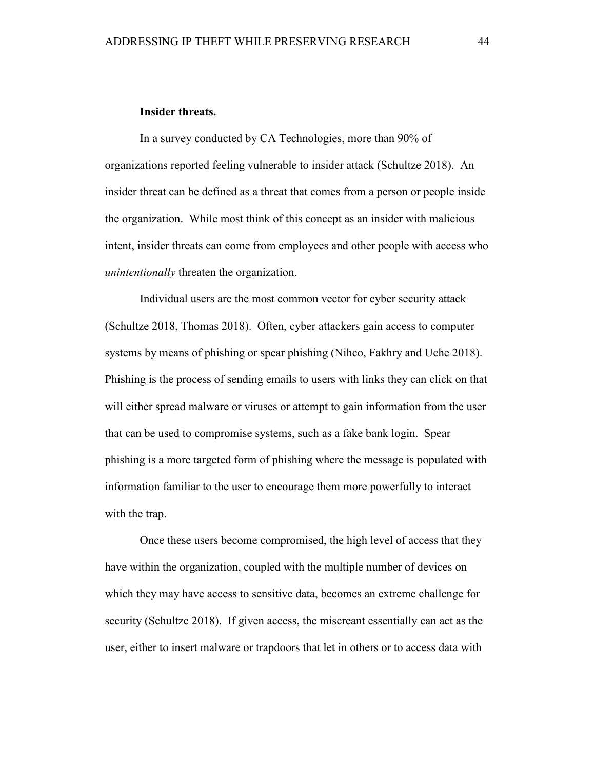**Insider threats.**

In a survey conducted by CA Technologies, more than 90% of organizations reported feeling vulnerable to insider attack (Schultze 2018). An insider threat can be defined as a threat that comes from a person or people inside the organization. While most think of this concept as an insider with malicious intent, insider threats can come from employees and other people with access who *unintentionally* threaten the organization.

Individual users are the most common vector for cyber security attack (Schultze 2018, Thomas 2018). Often, cyber attackers gain access to computer systems by means of phishing or spear phishing (Nihco, Fakhry and Uche 2018). Phishing is the process of sending emails to users with links they can click on that will either spread malware or viruses or attempt to gain information from the user that can be used to compromise systems, such as a fake bank login. Spear phishing is a more targeted form of phishing where the message is populated with information familiar to the user to encourage them more powerfully to interact with the trap.

Once these users become compromised, the high level of access that they have within the organization, coupled with the multiple number of devices on which they may have access to sensitive data, becomes an extreme challenge for security (Schultze 2018). If given access, the miscreant essentially can act as the user, either to insert malware or trapdoors that let in others or to access data with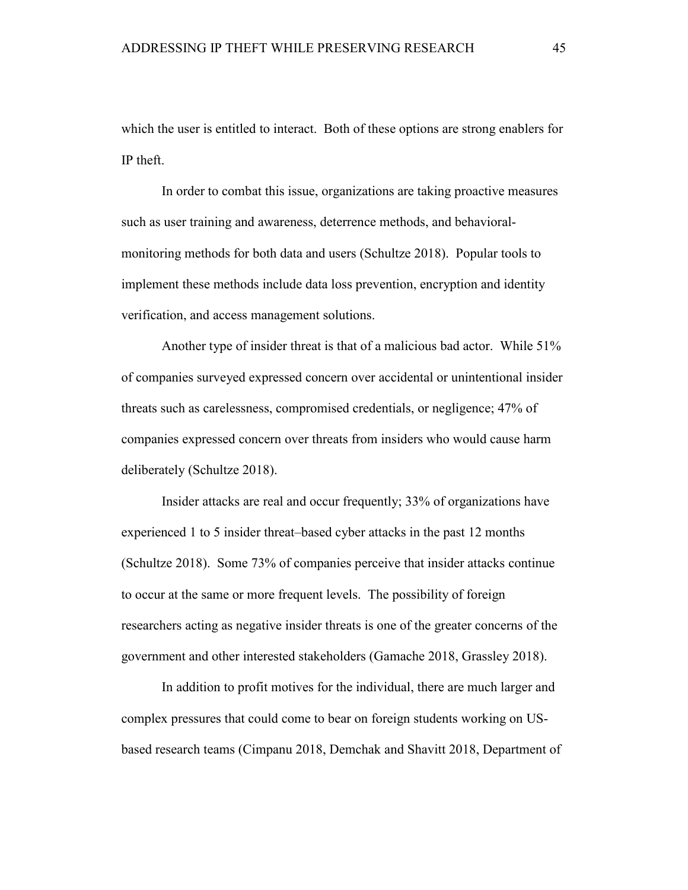which the user is entitled to interact. Both of these options are strong enablers for IP theft.

In order to combat this issue, organizations are taking proactive measures such as user training and awareness, deterrence methods, and behavioral-monitoring methods for both data and users (Schultze 2018). Popular tools to implement these methods include data loss prevention, encryption and identity verification, and access management solutions.

Another type of insider threat is that of a malicious bad actor. While 51% of companies surveyed expressed concern over accidental or unintentional insider threats such as carelessness, compromised credentials, or negligence; 47% of companies expressed concern over threats from insiders who would cause harm deliberately (Schultze 2018).

Insider attacks are real and occur frequently; 33% of organizations have experienced 1 to 5 insider threat–based cyber attacks in the past 12 months (Schultze 2018). Some 73% of companies perceive that insider attacks continue to occur at the same or more frequent levels. The possibility of foreign researchers acting as negative insider threats is one of the greater concerns of the government and other interested stakeholders (Gamache 2018, Grassley 2018).

In addition to profit motives for the individual, there are much larger and complex pressures that could come to bear on foreign students working on US-based research teams (Cimpanu 2018, Demchak and Shavitt 2018, Department of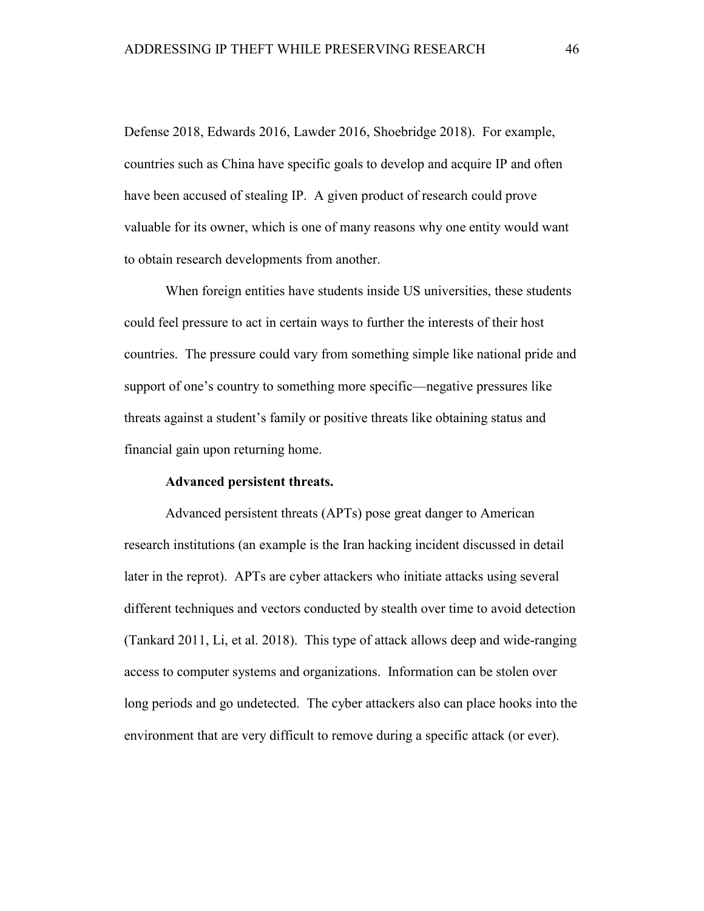Defense 2018, Edwards 2016, Lawder 2016, Shoebridge 2018). For example, countries such as China have specific goals to develop and acquire IP and often have been accused of stealing IP. A given product of research could prove valuable for its owner, which is one of many reasons why one entity would want to obtain research developments from another.

When foreign entities have students inside US universities, these students could feel pressure to act in certain ways to further the interests of their host countries. The pressure could vary from something simple like national pride and support of one's country to something more specific—negative pressures like threats against a student's family or positive threats like obtaining status and financial gain upon returning home.

**Advanced persistent threats.**

Advanced persistent threats (APTs) pose great danger to American research institutions (an example is the Iran hacking incident discussed in detail later in the reprot). APTs are cyber attackers who initiate attacks using several different techniques and vectors conducted by stealth over time to avoid detection (Tankard 2011, Li, et al. 2018). This type of attack allows deep and wide-ranging access to computer systems and organizations. Information can be stolen over long periods and go undetected. The cyber attackers also can place hooks into the environment that are very difficult to remove during a specific attack (or ever).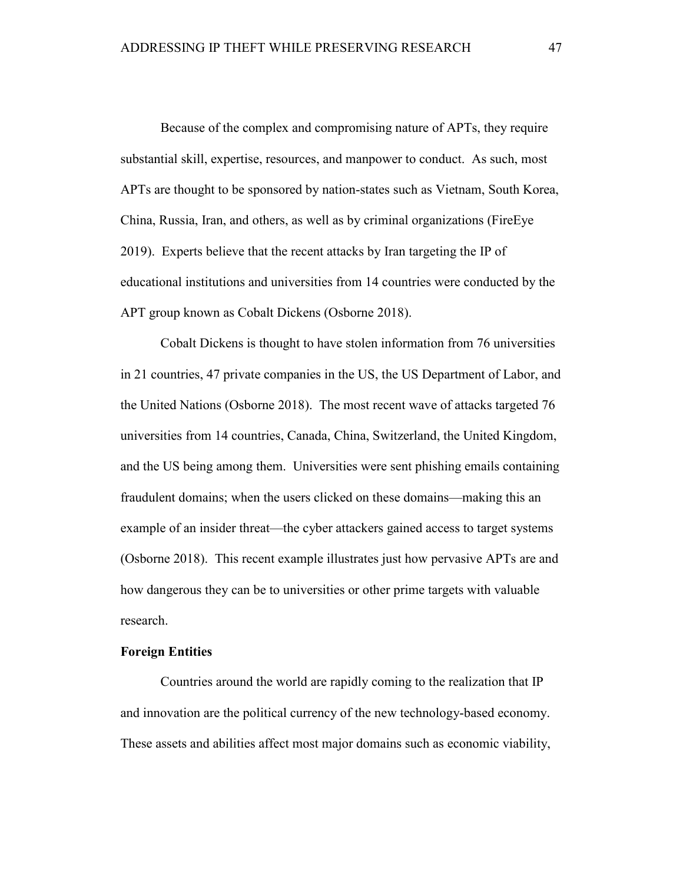Because of the complex and compromising nature of APTs, they require substantial skill, expertise, resources, and manpower to conduct. As such, most APTs are thought to be sponsored by nation-states such as Vietnam, South Korea, China, Russia, Iran, and others, as well as by criminal organizations (FireEye 2019). Experts believe that the recent attacks by Iran targeting the IP of educational institutions and universities from 14 countries were conducted by the APT group known as Cobalt Dickens (Osborne 2018).

Cobalt Dickens is thought to have stolen information from 76 universities in 21 countries, 47 private companies in the US, the US Department of Labor, and the United Nations (Osborne 2018). The most recent wave of attacks targeted 76 universities from 14 countries, Canada, China, Switzerland, the United Kingdom, and the US being among them. Universities were sent phishing emails containing fraudulent domains; when the users clicked on these domains—making this an example of an insider threat—the cyber attackers gained access to target systems (Osborne 2018). This recent example illustrates just how pervasive APTs are and how dangerous they can be to universities or other prime targets with valuable research.

### Foreign Entities

Countries around the world are rapidly coming to the realization that IP and innovation are the political currency of the new technology-based economy. These assets and abilities affect most major domains such as economic viability,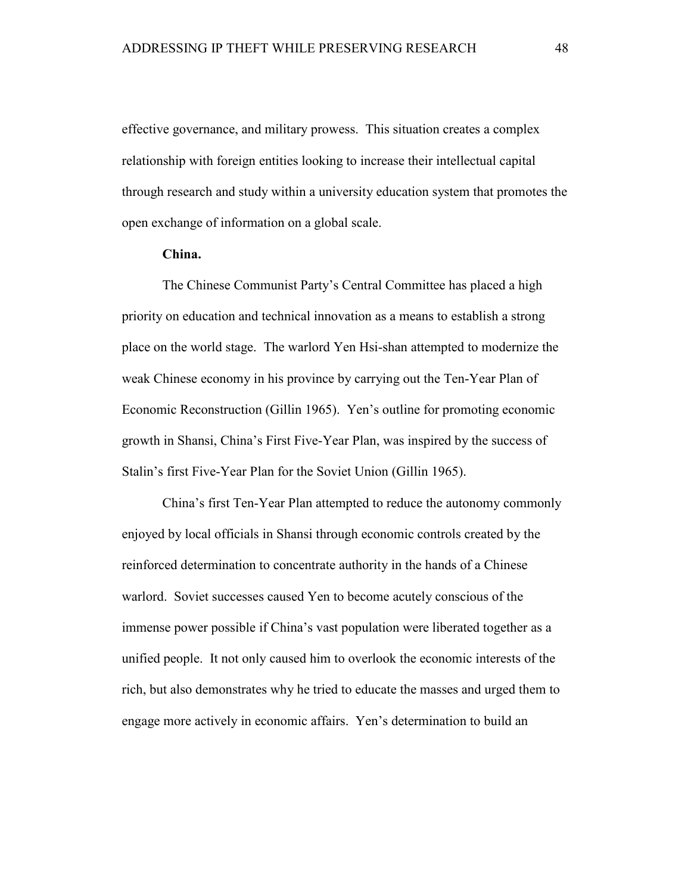effective governance, and military prowess. This situation creates a complex relationship with foreign entities looking to increase their intellectual capital through research and study within a university education system that promotes the open exchange of information on a global scale.

**China.**

The Chinese Communist Party's Central Committee has placed a high priority on education and technical innovation as a means to establish a strong place on the world stage. The warlord Yen Hsi-shan attempted to modernize the weak Chinese economy in his province by carrying out the Ten-Year Plan of Economic Reconstruction (Gillin 1965). Yen's outline for promoting economic growth in Shansi, China's First Five-Year Plan, was inspired by the success of Stalin's first Five-Year Plan for the Soviet Union (Gillin 1965).

China's first Ten-Year Plan attempted to reduce the autonomy commonly enjoyed by local officials in Shansi through economic controls created by the reinforced determination to concentrate authority in the hands of a Chinese warlord. Soviet successes caused Yen to become acutely conscious of the immense power possible if China's vast population were liberated together as a unified people. It not only caused him to overlook the economic interests of the rich, but also demonstrates why he tried to educate the masses and urged them to engage more actively in economic affairs. Yen's determination to build an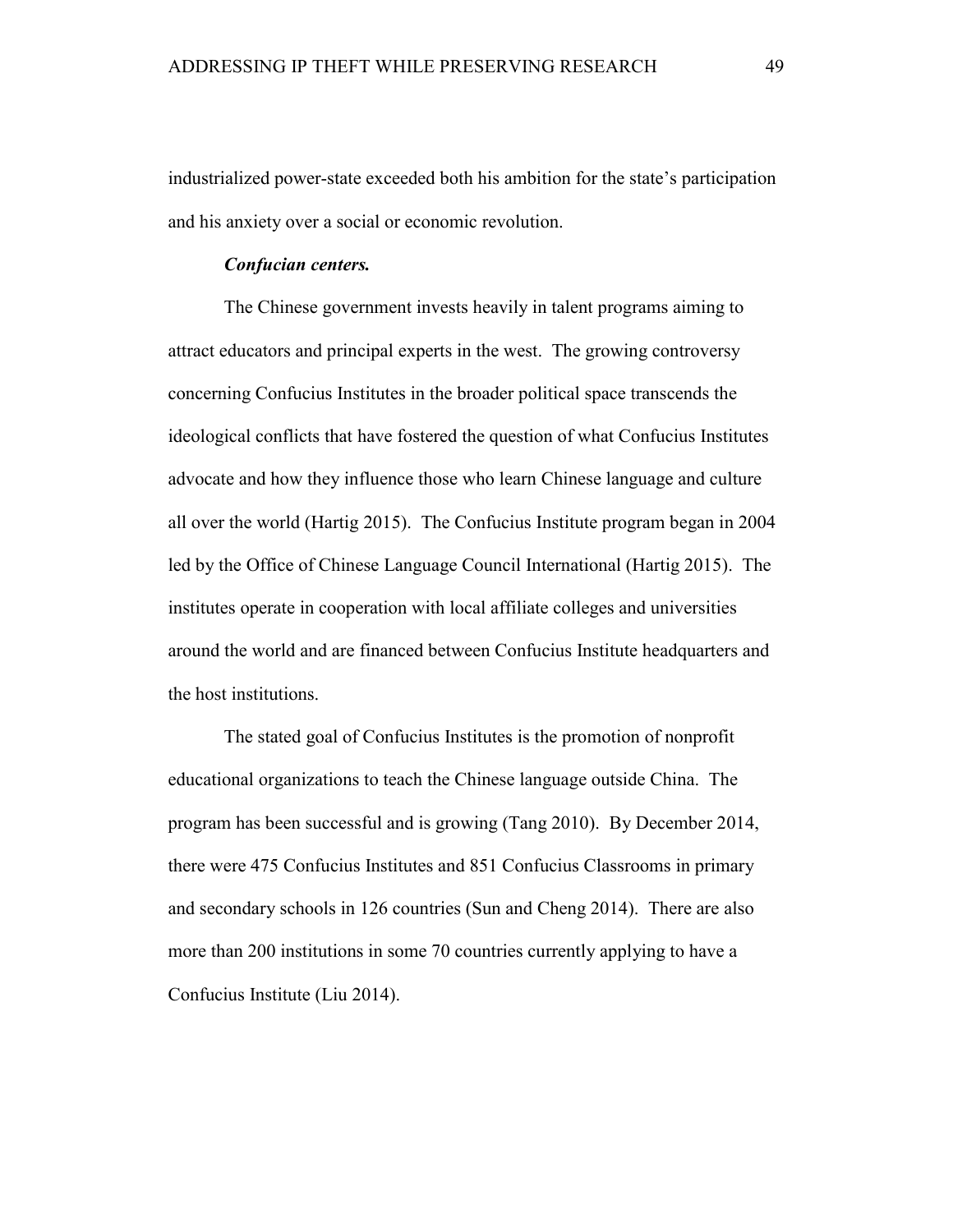industrialized power-state exceeded both his ambition for the state's participation and his anxiety over a social or economic revolution.

***Confucian centers.***

The Chinese government invests heavily in talent programs aiming to attract educators and principal experts in the west. The growing controversy concerning Confucius Institutes in the broader political space transcends the ideological conflicts that have fostered the question of what Confucius Institutes advocate and how they influence those who learn Chinese language and culture all over the world (Hartig 2015). The Confucius Institute program began in 2004 led by the Office of Chinese Language Council International (Hartig 2015). The institutes operate in cooperation with local affiliate colleges and universities around the world and are financed between Confucius Institute headquarters and the host institutions.

The stated goal of Confucius Institutes is the promotion of nonprofit educational organizations to teach the Chinese language outside China. The program has been successful and is growing (Tang 2010). By December 2014, there were 475 Confucius Institutes and 851 Confucius Classrooms in primary and secondary schools in 126 countries (Sun and Cheng 2014). There are also more than 200 institutions in some 70 countries currently applying to have a Confucius Institute (Liu 2014).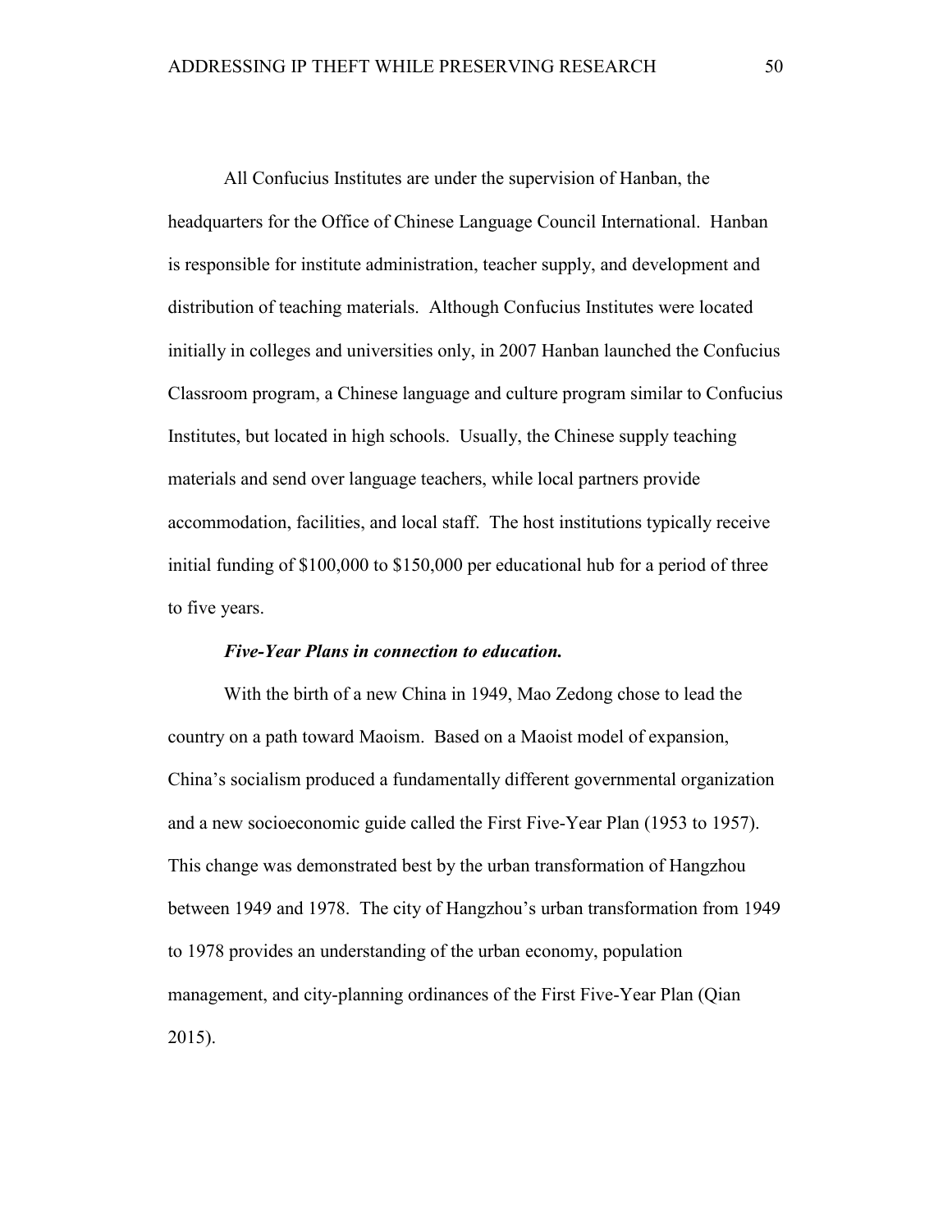All Confucius Institutes are under the supervision of Hanban, the headquarters for the Office of Chinese Language Council International. Hanban is responsible for institute administration, teacher supply, and development and distribution of teaching materials. Although Confucius Institutes were located initially in colleges and universities only, in 2007 Hanban launched the Confucius Classroom program, a Chinese language and culture program similar to Confucius Institutes, but located in high schools. Usually, the Chinese supply teaching materials and send over language teachers, while local partners provide accommodation, facilities, and local staff. The host institutions typically receive initial funding of $100,000 to $150,000 per educational hub for a period of three to five years.

***Five-Year Plans in connection to education.***

With the birth of a new China in 1949, Mao Zedong chose to lead the country on a path toward Maoism. Based on a Maoist model of expansion, China's socialism produced a fundamentally different governmental organization and a new socioeconomic guide called the First Five-Year Plan (1953 to 1957). This change was demonstrated best by the urban transformation of Hangzhou between 1949 and 1978. The city of Hangzhou's urban transformation from 1949 to 1978 provides an understanding of the urban economy, population management, and city-planning ordinances of the First Five-Year Plan (Qian 2015).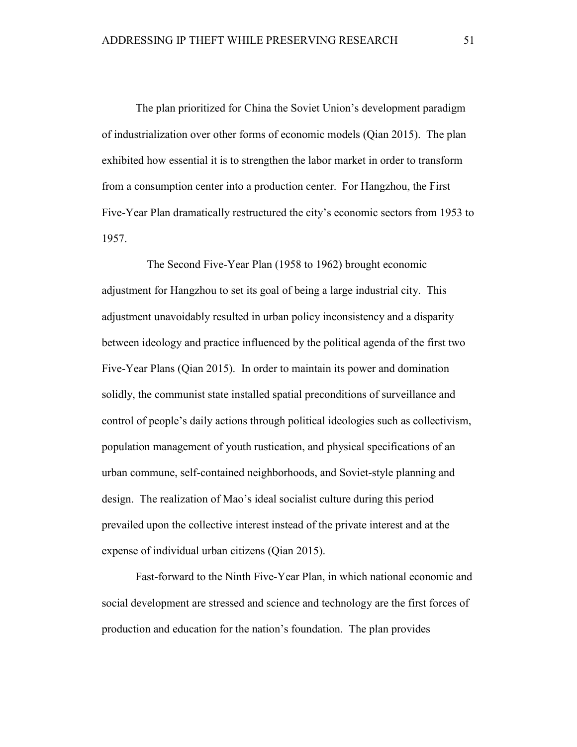The plan prioritized for China the Soviet Union's development paradigm of industrialization over other forms of economic models (Qian 2015). The plan exhibited how essential it is to strengthen the labor market in order to transform from a consumption center into a production center. For Hangzhou, the First Five-Year Plan dramatically restructured the city's economic sectors from 1953 to 1957.

The Second Five-Year Plan (1958 to 1962) brought economic adjustment for Hangzhou to set its goal of being a large industrial city. This adjustment unavoidably resulted in urban policy inconsistency and a disparity between ideology and practice influenced by the political agenda of the first two Five-Year Plans (Qian 2015). In order to maintain its power and domination solidly, the communist state installed spatial preconditions of surveillance and control of people's daily actions through political ideologies such as collectivism, population management of youth rustication, and physical specifications of an urban commune, self-contained neighborhoods, and Soviet-style planning and design. The realization of Mao's ideal socialist culture during this period prevailed upon the collective interest instead of the private interest and at the expense of individual urban citizens (Qian 2015).

Fast-forward to the Ninth Five-Year Plan, in which national economic and social development are stressed and science and technology are the first forces of production and education for the nation's foundation. The plan provides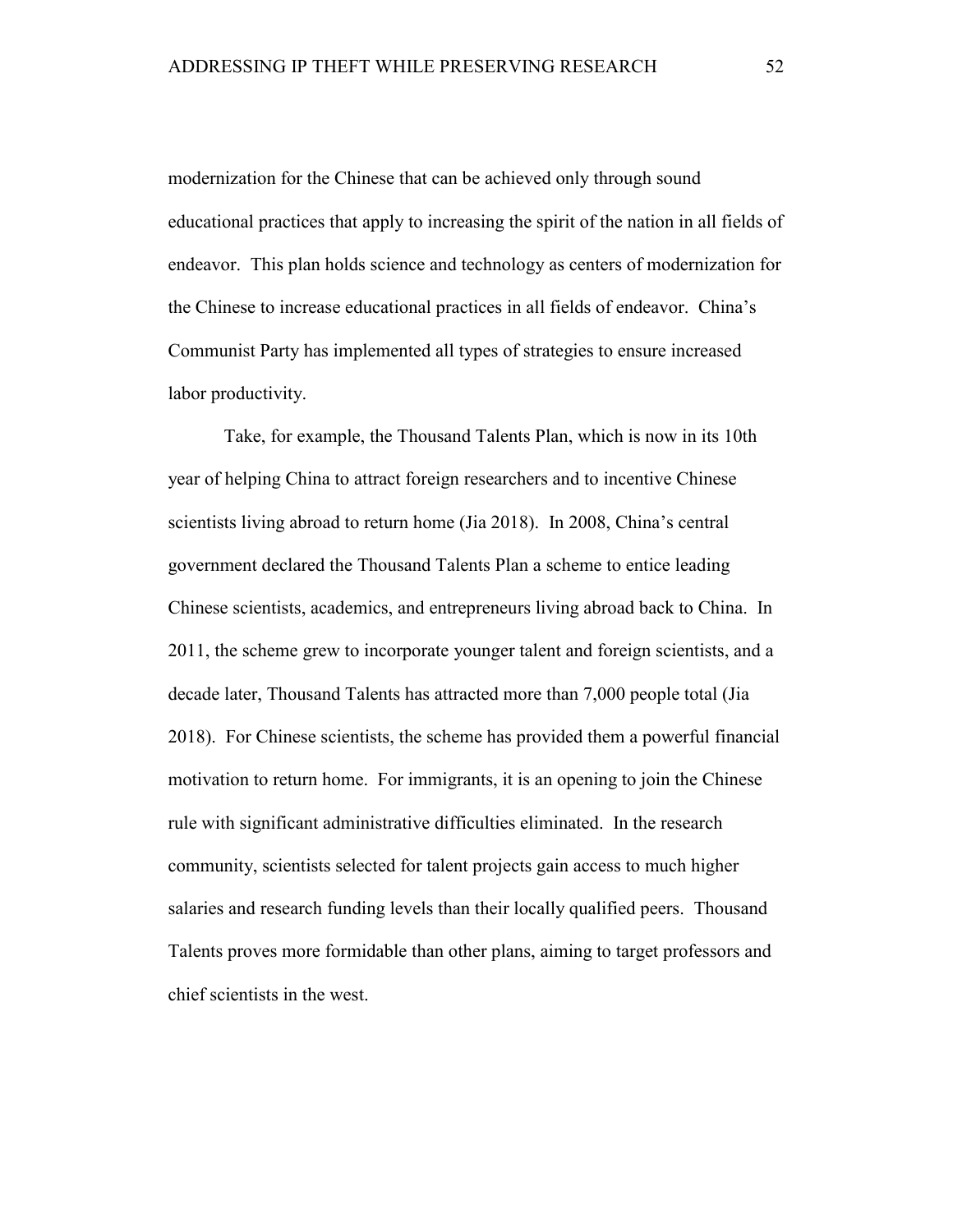modernization for the Chinese that can be achieved only through sound educational practices that apply to increasing the spirit of the nation in all fields of endeavor. This plan holds science and technology as centers of modernization for the Chinese to increase educational practices in all fields of endeavor. China's Communist Party has implemented all types of strategies to ensure increased labor productivity.

Take, for example, the Thousand Talents Plan, which is now in its 10th year of helping China to attract foreign researchers and to incentive Chinese scientists living abroad to return home (Jia 2018). In 2008, China's central government declared the Thousand Talents Plan a scheme to entice leading Chinese scientists, academics, and entrepreneurs living abroad back to China. In 2011, the scheme grew to incorporate younger talent and foreign scientists, and a decade later, Thousand Talents has attracted more than 7,000 people total (Jia 2018). For Chinese scientists, the scheme has provided them a powerful financial motivation to return home. For immigrants, it is an opening to join the Chinese rule with significant administrative difficulties eliminated. In the research community, scientists selected for talent projects gain access to much higher salaries and research funding levels than their locally qualified peers. Thousand Talents proves more formidable than other plans, aiming to target professors and chief scientists in the west.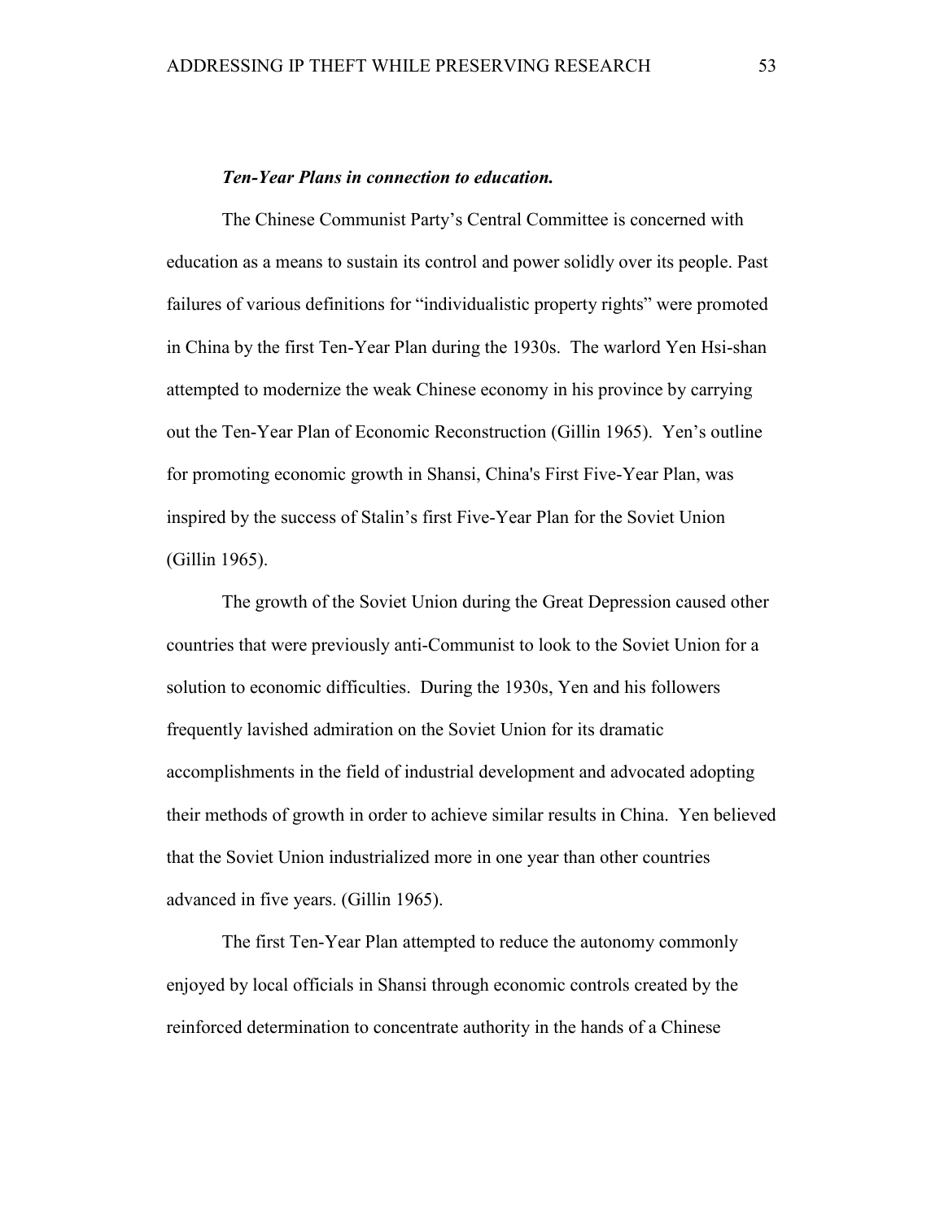#### ***Ten-Year Plans in connection to education.***

The Chinese Communist Party's Central Committee is concerned with education as a means to sustain its control and power solidly over its people. Past failures of various definitions for "individualistic property rights" were promoted in China by the first Ten-Year Plan during the 1930s. The warlord Yen Hsi-shan attempted to modernize the weak Chinese economy in his province by carrying out the Ten-Year Plan of Economic Reconstruction (Gillin 1965). Yen's outline for promoting economic growth in Shansi, China's First Five-Year Plan, was inspired by the success of Stalin's first Five-Year Plan for the Soviet Union (Gillin 1965).

The growth of the Soviet Union during the Great Depression caused other countries that were previously anti-Communist to look to the Soviet Union for a solution to economic difficulties. During the 1930s, Yen and his followers frequently lavished admiration on the Soviet Union for its dramatic accomplishments in the field of industrial development and advocated adopting their methods of growth in order to achieve similar results in China. Yen believed that the Soviet Union industrialized more in one year than other countries advanced in five years. (Gillin 1965).

The first Ten-Year Plan attempted to reduce the autonomy commonly enjoyed by local officials in Shansi through economic controls created by the reinforced determination to concentrate authority in the hands of a Chinese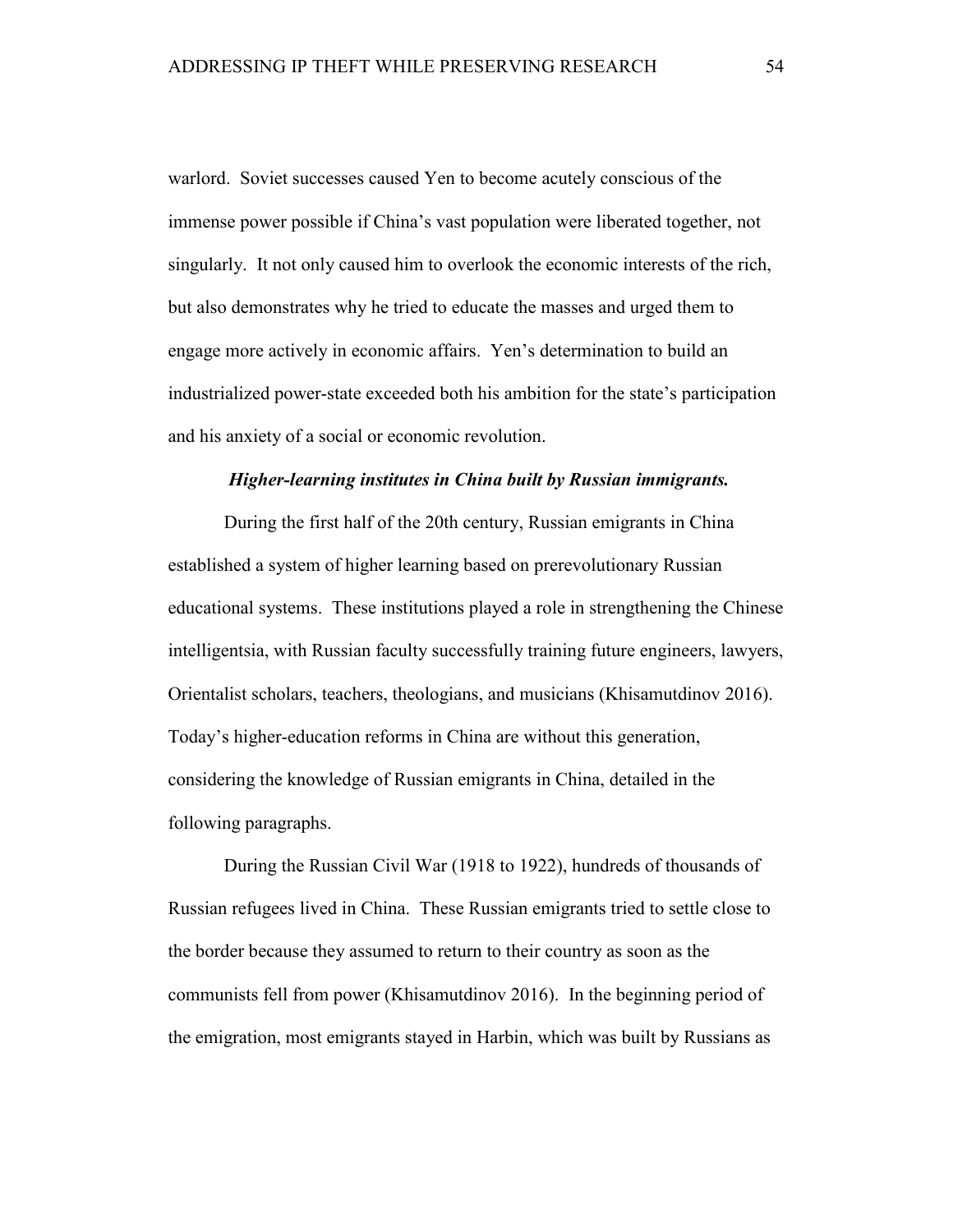warlord. Soviet successes caused Yen to become acutely conscious of the immense power possible if China's vast population were liberated together, not singularly. It not only caused him to overlook the economic interests of the rich, but also demonstrates why he tried to educate the masses and urged them to engage more actively in economic affairs. Yen's determination to build an industrialized power-state exceeded both his ambition for the state's participation and his anxiety of a social or economic revolution.

#### *Higher-learning institutes in China built by Russian immigrants.*

During the first half of the 20th century, Russian emigrants in China established a system of higher learning based on prerevolutionary Russian educational systems. These institutions played a role in strengthening the Chinese intelligentsia, with Russian faculty successfully training future engineers, lawyers, Orientalist scholars, teachers, theologians, and musicians (Khisamutdinov 2016). Today's higher-education reforms in China are without this generation, considering the knowledge of Russian emigrants in China, detailed in the following paragraphs.

During the Russian Civil War (1918 to 1922), hundreds of thousands of Russian refugees lived in China. These Russian emigrants tried to settle close to the border because they assumed to return to their country as soon as the communists fell from power (Khisamutdinov 2016). In the beginning period of the emigration, most emigrants stayed in Harbin, which was built by Russians as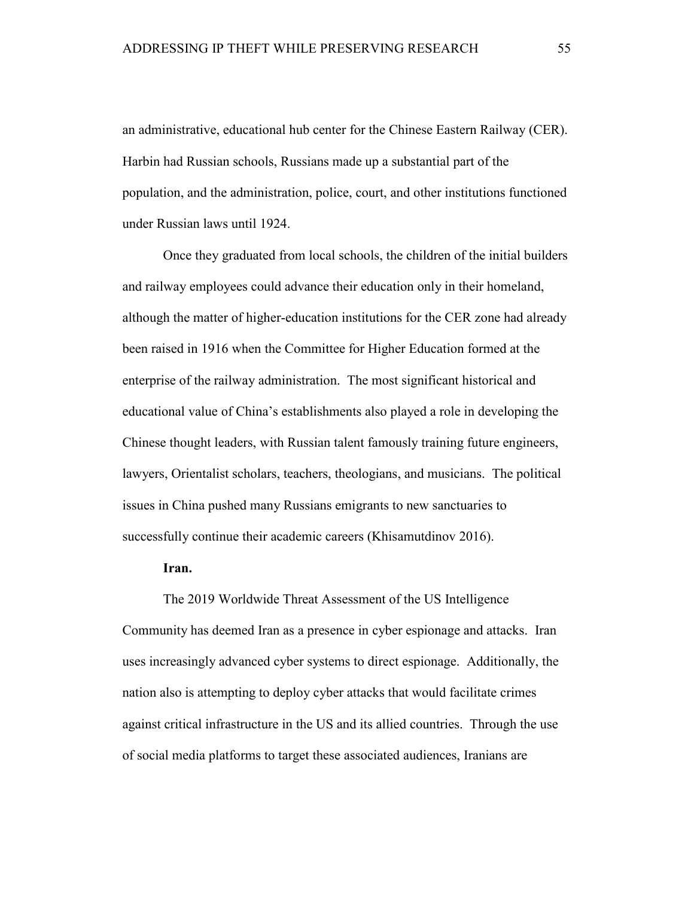an administrative, educational hub center for the Chinese Eastern Railway (CER). Harbin had Russian schools, Russians made up a substantial part of the population, and the administration, police, court, and other institutions functioned under Russian laws until 1924.

Once they graduated from local schools, the children of the initial builders and railway employees could advance their education only in their homeland, although the matter of higher-education institutions for the CER zone had already been raised in 1916 when the Committee for Higher Education formed at the enterprise of the railway administration. The most significant historical and educational value of China's establishments also played a role in developing the Chinese thought leaders, with Russian talent famously training future engineers, lawyers, Orientalist scholars, teachers, theologians, and musicians. The political issues in China pushed many Russians emigrants to new sanctuaries to successfully continue their academic careers (Khisamutdinov 2016).

**Iran.**

The 2019 Worldwide Threat Assessment of the US Intelligence Community has deemed Iran as a presence in cyber espionage and attacks. Iran uses increasingly advanced cyber systems to direct espionage. Additionally, the nation also is attempting to deploy cyber attacks that would facilitate crimes against critical infrastructure in the US and its allied countries. Through the use of social media platforms to target these associated audiences, Iranians are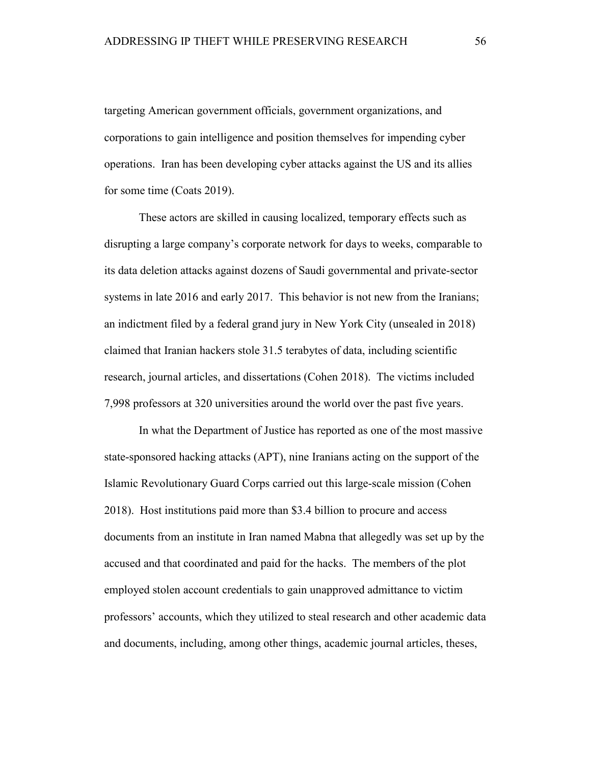targeting American government officials, government organizations, and corporations to gain intelligence and position themselves for impending cyber operations. Iran has been developing cyber attacks against the US and its allies for some time (Coats 2019).

These actors are skilled in causing localized, temporary effects such as disrupting a large company's corporate network for days to weeks, comparable to its data deletion attacks against dozens of Saudi governmental and private-sector systems in late 2016 and early 2017. This behavior is not new from the Iranians; an indictment filed by a federal grand jury in New York City (unsealed in 2018) claimed that Iranian hackers stole 31.5 terabytes of data, including scientific research, journal articles, and dissertations (Cohen 2018). The victims included 7,998 professors at 320 universities around the world over the past five years.

In what the Department of Justice has reported as one of the most massive state-sponsored hacking attacks (APT), nine Iranians acting on the support of the Islamic Revolutionary Guard Corps carried out this large-scale mission (Cohen 2018). Host institutions paid more than $3.4 billion to procure and access documents from an institute in Iran named Mabna that allegedly was set up by the accused and that coordinated and paid for the hacks. The members of the plot employed stolen account credentials to gain unapproved admittance to victim professors' accounts, which they utilized to steal research and other academic data and documents, including, among other things, academic journal articles, theses,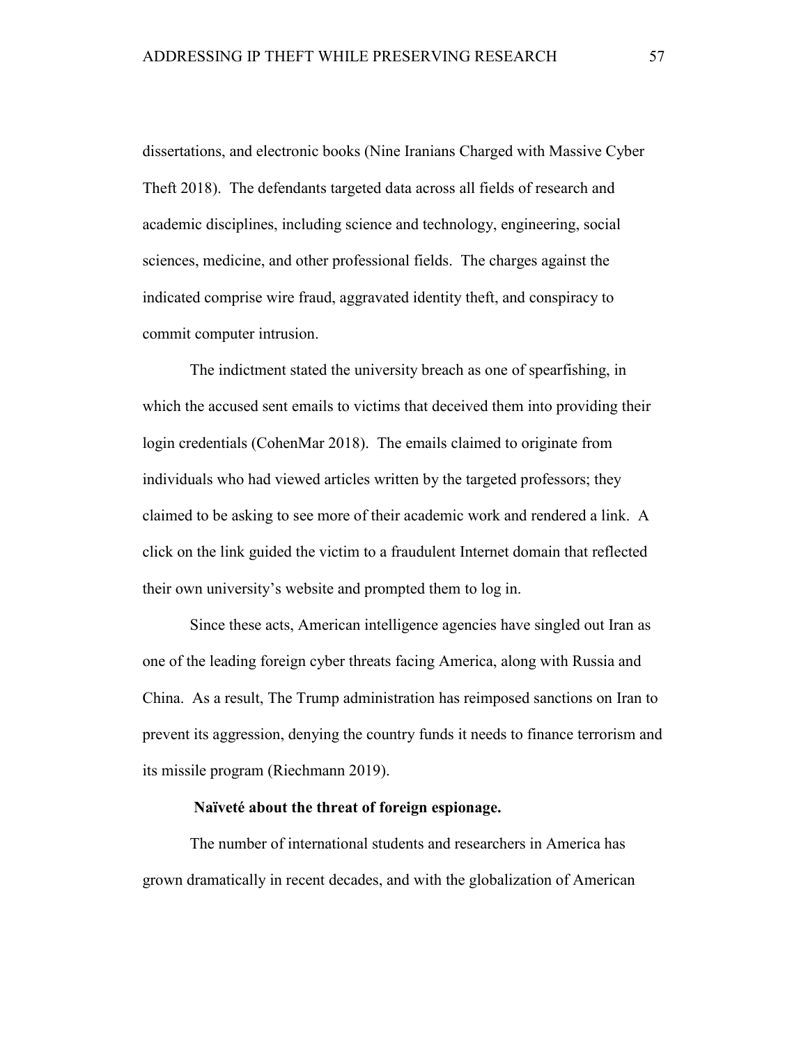dissertations, and electronic books (Nine Iranians Charged with Massive Cyber Theft 2018). The defendants targeted data across all fields of research and academic disciplines, including science and technology, engineering, social sciences, medicine, and other professional fields. The charges against the indicated comprise wire fraud, aggravated identity theft, and conspiracy to commit computer intrusion.

The indictment stated the university breach as one of spearfishing, in which the accused sent emails to victims that deceived them into providing their login credentials (CohenMar 2018). The emails claimed to originate from individuals who had viewed articles written by the targeted professors; they claimed to be asking to see more of their academic work and rendered a link. A click on the link guided the victim to a fraudulent Internet domain that reflected their own university's website and prompted them to log in.

Since these acts, American intelligence agencies have singled out Iran as one of the leading foreign cyber threats facing America, along with Russia and China. As a result, The Trump administration has reimposed sanctions on Iran to prevent its aggression, denying the country funds it needs to finance terrorism and its missile program (Riechmann 2019).

**Naïveté about the threat of foreign espionage.**

The number of international students and researchers in America has grown dramatically in recent decades, and with the globalization of American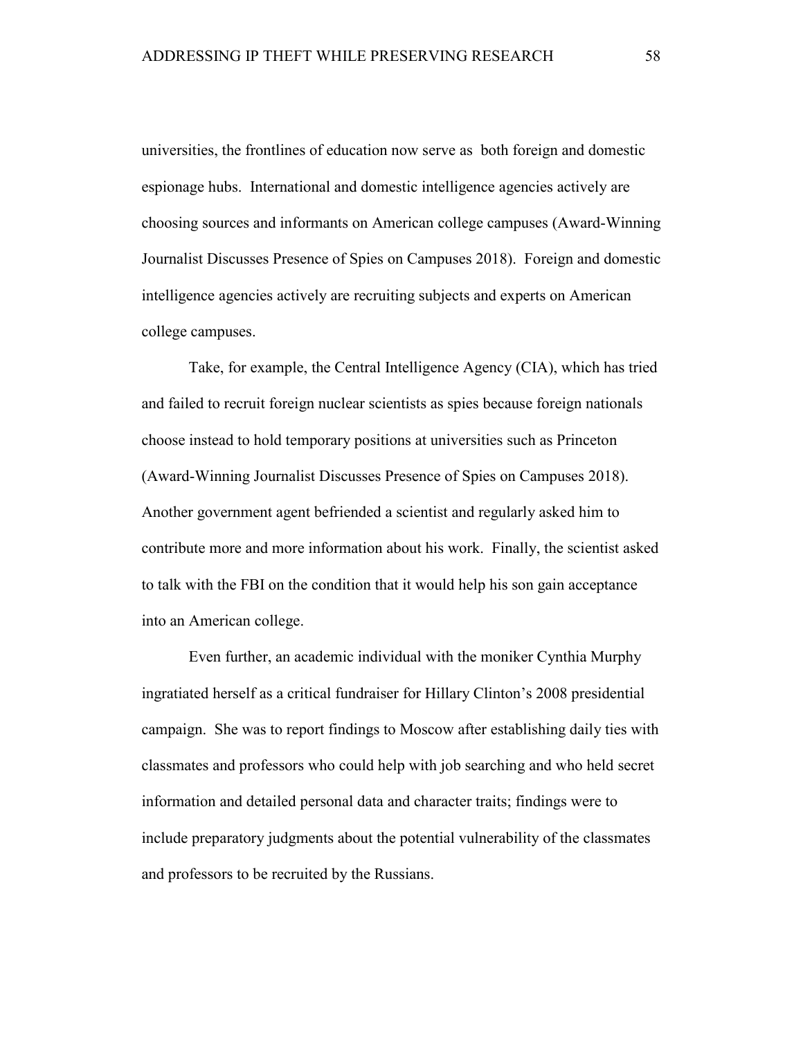universities, the frontlines of education now serve as both foreign and domestic espionage hubs. International and domestic intelligence agencies actively are choosing sources and informants on American college campuses (Award-Winning Journalist Discusses Presence of Spies on Campuses 2018). Foreign and domestic intelligence agencies actively are recruiting subjects and experts on American college campuses.

Take, for example, the Central Intelligence Agency (CIA), which has tried and failed to recruit foreign nuclear scientists as spies because foreign nationals choose instead to hold temporary positions at universities such as Princeton (Award-Winning Journalist Discusses Presence of Spies on Campuses 2018). Another government agent befriended a scientist and regularly asked him to contribute more and more information about his work. Finally, the scientist asked to talk with the FBI on the condition that it would help his son gain acceptance into an American college.

Even further, an academic individual with the moniker Cynthia Murphy ingratiated herself as a critical fundraiser for Hillary Clinton's 2008 presidential campaign. She was to report findings to Moscow after establishing daily ties with classmates and professors who could help with job searching and who held secret information and detailed personal data and character traits; findings were to include preparatory judgments about the potential vulnerability of the classmates and professors to be recruited by the Russians.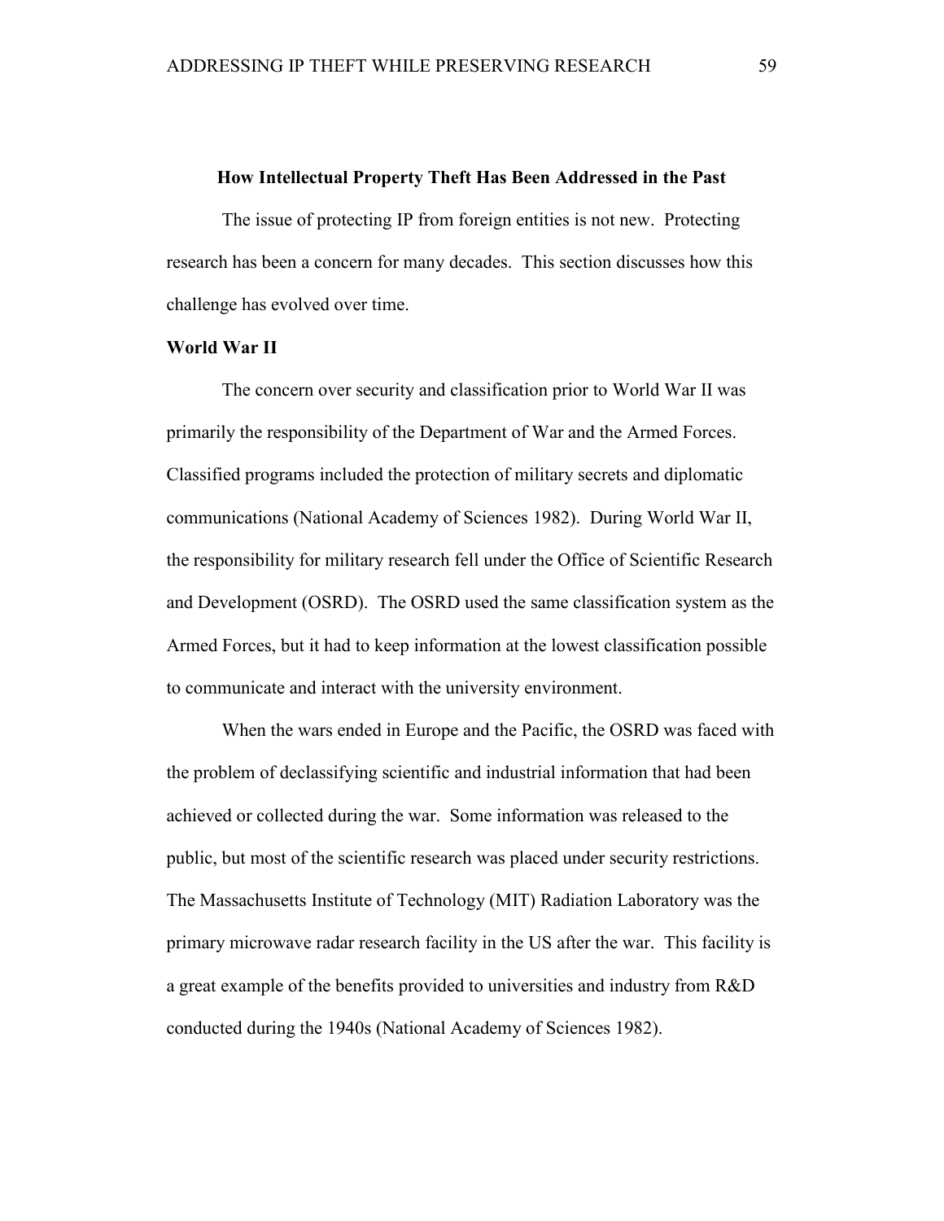## How Intellectual Property Theft Has Been Addressed in the Past

The issue of protecting IP from foreign entities is not new. Protecting research has been a concern for many decades. This section discusses how this challenge has evolved over time.

### World War II

The concern over security and classification prior to World War II was primarily the responsibility of the Department of War and the Armed Forces. Classified programs included the protection of military secrets and diplomatic communications (National Academy of Sciences 1982). During World War II, the responsibility for military research fell under the Office of Scientific Research and Development (OSRD). The OSRD used the same classification system as the Armed Forces, but it had to keep information at the lowest classification possible to communicate and interact with the university environment.

When the wars ended in Europe and the Pacific, the OSRD was faced with the problem of declassifying scientific and industrial information that had been achieved or collected during the war. Some information was released to the public, but most of the scientific research was placed under security restrictions. The Massachusetts Institute of Technology (MIT) Radiation Laboratory was the primary microwave radar research facility in the US after the war. This facility is a great example of the benefits provided to universities and industry from R&D conducted during the 1940s (National Academy of Sciences 1982).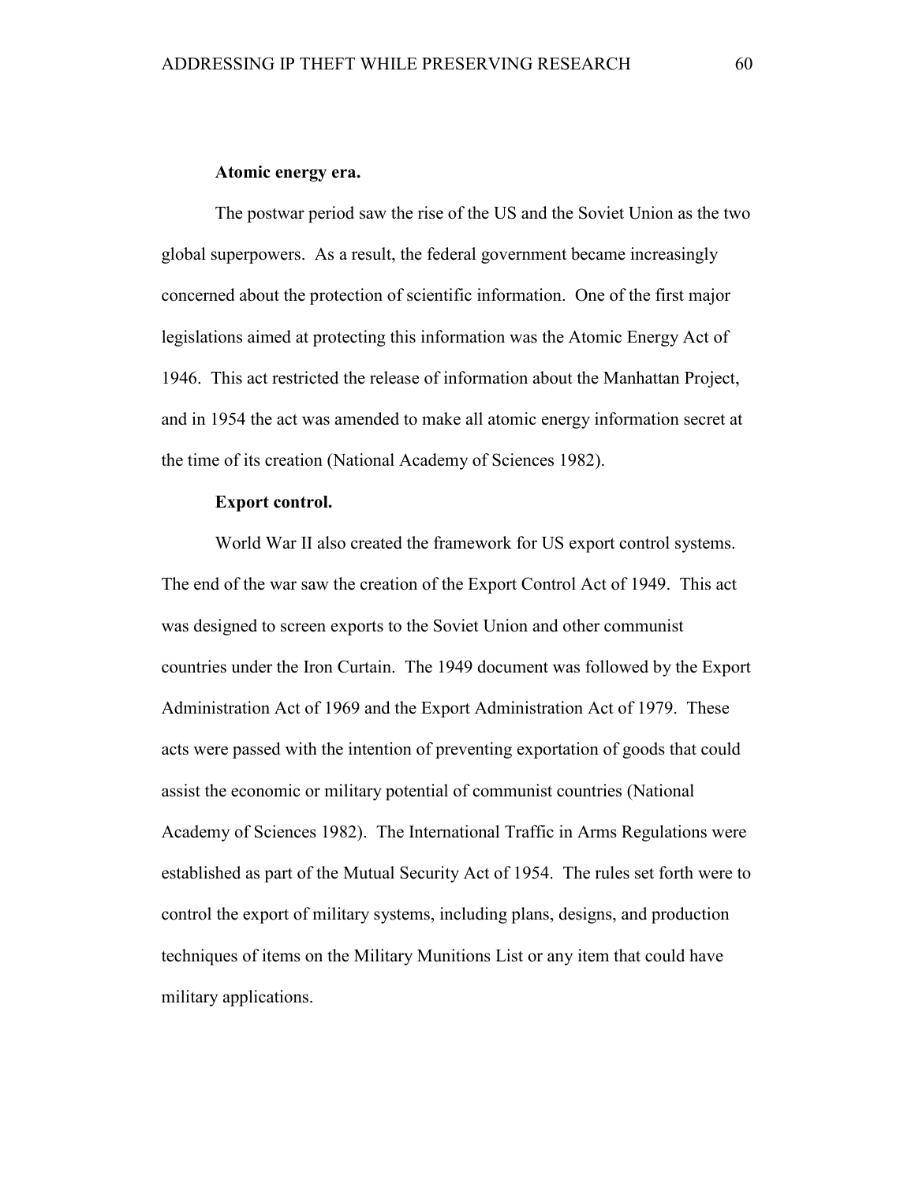**Atomic energy era.**

The postwar period saw the rise of the US and the Soviet Union as the two global superpowers. As a result, the federal government became increasingly concerned about the protection of scientific information. One of the first major legislations aimed at protecting this information was the Atomic Energy Act of 1946. This act restricted the release of information about the Manhattan Project, and in 1954 the act was amended to make all atomic energy information secret at the time of its creation (National Academy of Sciences 1982).

**Export control.**

World War II also created the framework for US export control systems. The end of the war saw the creation of the Export Control Act of 1949. This act was designed to screen exports to the Soviet Union and other communist countries under the Iron Curtain. The 1949 document was followed by the Export Administration Act of 1969 and the Export Administration Act of 1979. These acts were passed with the intention of preventing exportation of goods that could assist the economic or military potential of communist countries (National Academy of Sciences 1982). The International Traffic in Arms Regulations were established as part of the Mutual Security Act of 1954. The rules set forth were to control the export of military systems, including plans, designs, and production techniques of items on the Military Munitions List or any item that could have military applications.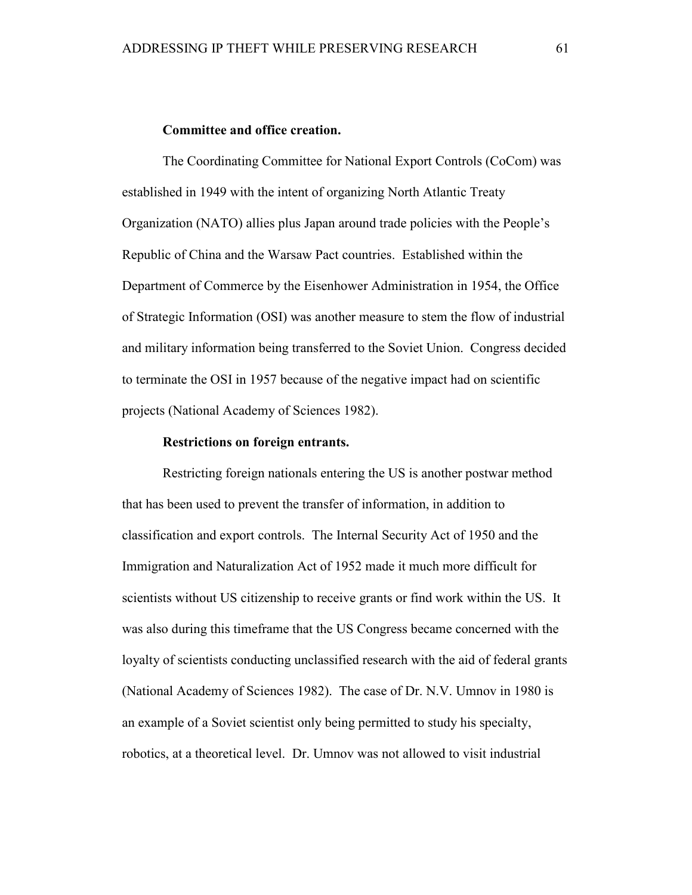### Committee and office creation.

The Coordinating Committee for National Export Controls (CoCom) was established in 1949 with the intent of organizing North Atlantic Treaty Organization (NATO) allies plus Japan around trade policies with the People's Republic of China and the Warsaw Pact countries. Established within the Department of Commerce by the Eisenhower Administration in 1954, the Office of Strategic Information (OSI) was another measure to stem the flow of industrial and military information being transferred to the Soviet Union. Congress decided to terminate the OSI in 1957 because of the negative impact had on scientific projects (National Academy of Sciences 1982).

### Restrictions on foreign entrants.

Restricting foreign nationals entering the US is another postwar method that has been used to prevent the transfer of information, in addition to classification and export controls. The Internal Security Act of 1950 and the Immigration and Naturalization Act of 1952 made it much more difficult for scientists without US citizenship to receive grants or find work within the US. It was also during this timeframe that the US Congress became concerned with the loyalty of scientists conducting unclassified research with the aid of federal grants (National Academy of Sciences 1982). The case of Dr. N.V. Umnov in 1980 is an example of a Soviet scientist only being permitted to study his specialty, robotics, at a theoretical level. Dr. Umnov was not allowed to visit industrial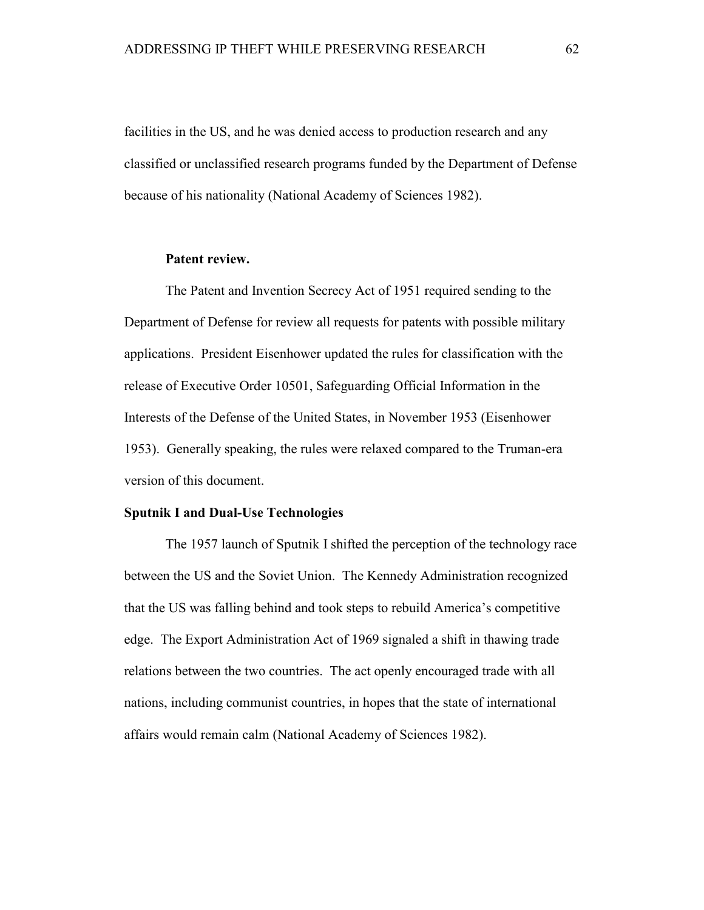facilities in the US, and he was denied access to production research and any classified or unclassified research programs funded by the Department of Defense because of his nationality (National Academy of Sciences 1982).

#### Patent review.

The Patent and Invention Secrecy Act of 1951 required sending to the Department of Defense for review all requests for patents with possible military applications. President Eisenhower updated the rules for classification with the release of Executive Order 10501, Safeguarding Official Information in the Interests of the Defense of the United States, in November 1953 (Eisenhower 1953). Generally speaking, the rules were relaxed compared to the Truman-era version of this document.

### Sputnik I and Dual-Use Technologies

The 1957 launch of Sputnik I shifted the perception of the technology race between the US and the Soviet Union. The Kennedy Administration recognized that the US was falling behind and took steps to rebuild America's competitive edge. The Export Administration Act of 1969 signaled a shift in thawing trade relations between the two countries. The act openly encouraged trade with all nations, including communist countries, in hopes that the state of international affairs would remain calm (National Academy of Sciences 1982).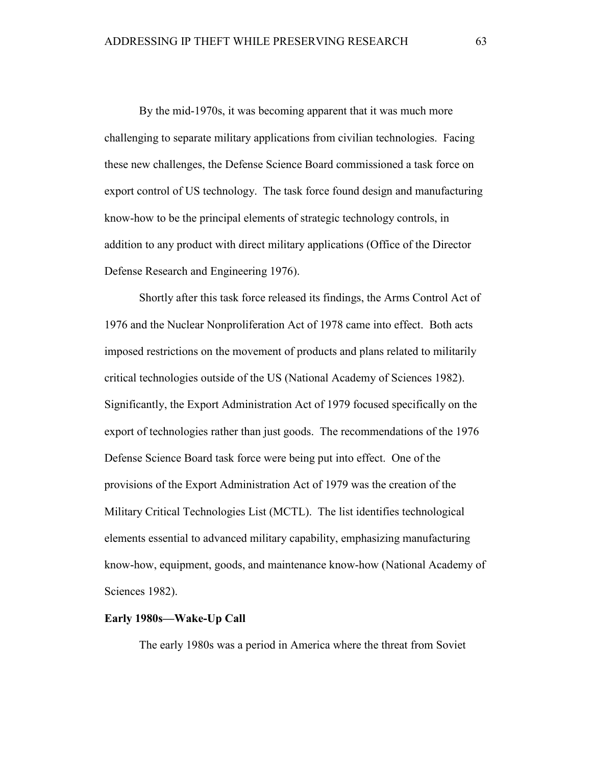By the mid-1970s, it was becoming apparent that it was much more challenging to separate military applications from civilian technologies. Facing these new challenges, the Defense Science Board commissioned a task force on export control of US technology. The task force found design and manufacturing know-how to be the principal elements of strategic technology controls, in addition to any product with direct military applications (Office of the Director Defense Research and Engineering 1976).

Shortly after this task force released its findings, the Arms Control Act of 1976 and the Nuclear Nonproliferation Act of 1978 came into effect. Both acts imposed restrictions on the movement of products and plans related to militarily critical technologies outside of the US (National Academy of Sciences 1982). Significantly, the Export Administration Act of 1979 focused specifically on the export of technologies rather than just goods. The recommendations of the 1976 Defense Science Board task force were being put into effect. One of the provisions of the Export Administration Act of 1979 was the creation of the Military Critical Technologies List (MCTL). The list identifies technological elements essential to advanced military capability, emphasizing manufacturing know-how, equipment, goods, and maintenance know-how (National Academy of Sciences 1982).

**Early 1980s—Wake-Up Call**

The early 1980s was a period in America where the threat from Soviet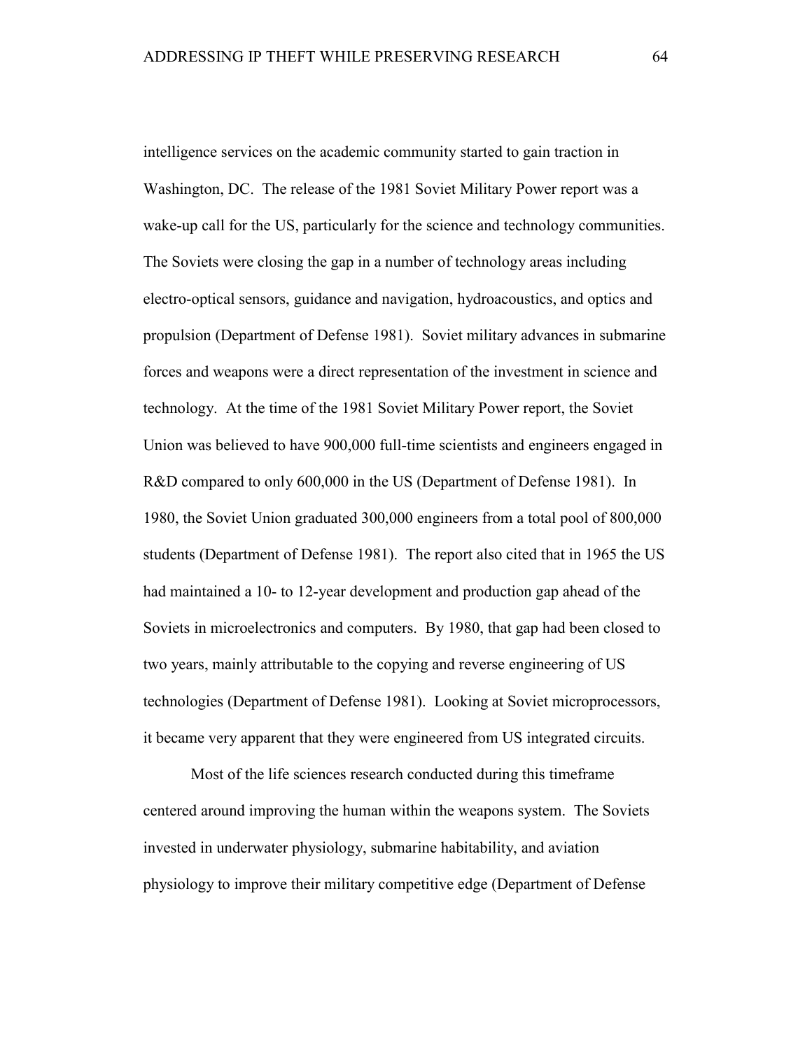intelligence services on the academic community started to gain traction in Washington, DC. The release of the 1981 Soviet Military Power report was a wake-up call for the US, particularly for the science and technology communities. The Soviets were closing the gap in a number of technology areas including electro-optical sensors, guidance and navigation, hydroacoustics, and optics and propulsion (Department of Defense 1981). Soviet military advances in submarine forces and weapons were a direct representation of the investment in science and technology. At the time of the 1981 Soviet Military Power report, the Soviet Union was believed to have 900,000 full-time scientists and engineers engaged in R&D compared to only 600,000 in the US (Department of Defense 1981). In 1980, the Soviet Union graduated 300,000 engineers from a total pool of 800,000 students (Department of Defense 1981). The report also cited that in 1965 the US had maintained a 10- to 12-year development and production gap ahead of the Soviets in microelectronics and computers. By 1980, that gap had been closed to two years, mainly attributable to the copying and reverse engineering of US technologies (Department of Defense 1981). Looking at Soviet microprocessors, it became very apparent that they were engineered from US integrated circuits.

Most of the life sciences research conducted during this timeframe centered around improving the human within the weapons system. The Soviets invested in underwater physiology, submarine habitability, and aviation physiology to improve their military competitive edge (Department of Defense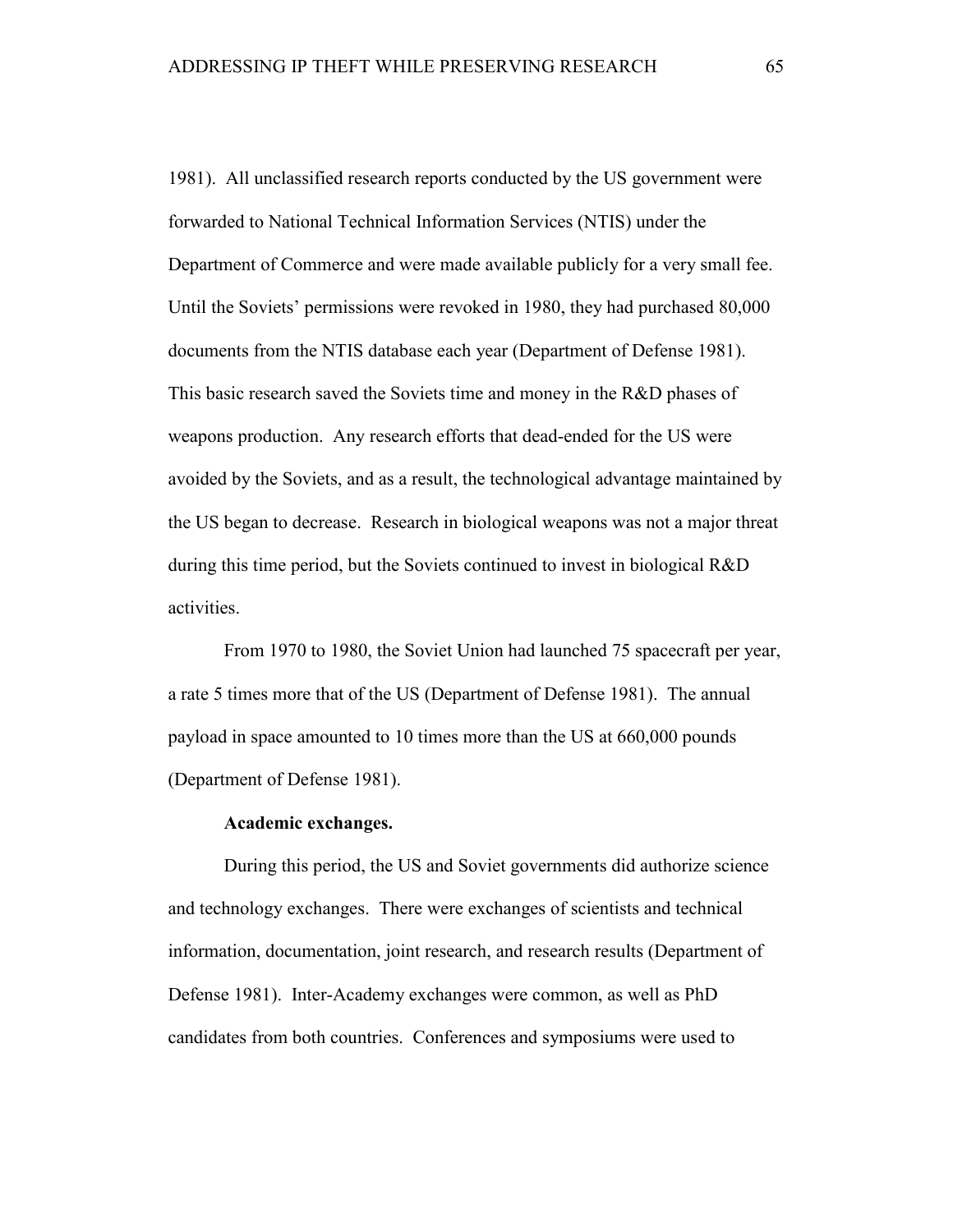1981). All unclassified research reports conducted by the US government were forwarded to National Technical Information Services (NTIS) under the Department of Commerce and were made available publicly for a very small fee. Until the Soviets' permissions were revoked in 1980, they had purchased 80,000 documents from the NTIS database each year (Department of Defense 1981). This basic research saved the Soviets time and money in the R&D phases of weapons production. Any research efforts that dead-ended for the US were avoided by the Soviets, and as a result, the technological advantage maintained by the US began to decrease. Research in biological weapons was not a major threat during this time period, but the Soviets continued to invest in biological R&D activities.

From 1970 to 1980, the Soviet Union had launched 75 spacecraft per year, a rate 5 times more that of the US (Department of Defense 1981). The annual payload in space amounted to 10 times more than the US at 660,000 pounds (Department of Defense 1981).

**Academic exchanges.**

During this period, the US and Soviet governments did authorize science and technology exchanges. There were exchanges of scientists and technical information, documentation, joint research, and research results (Department of Defense 1981). Inter-Academy exchanges were common, as well as PhD candidates from both countries. Conferences and symposiums were used to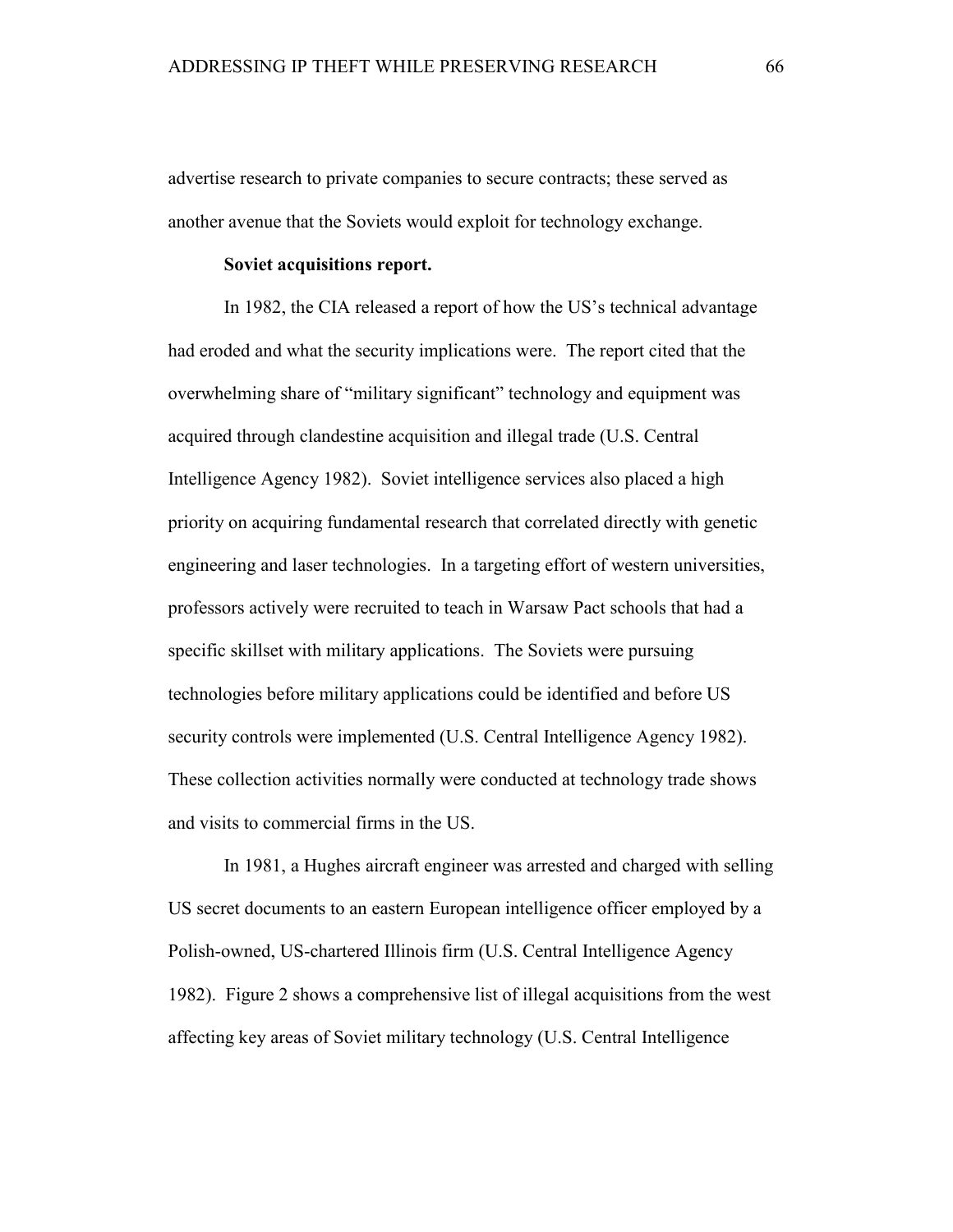advertise research to private companies to secure contracts; these served as another avenue that the Soviets would exploit for technology exchange.

**Soviet acquisitions report.**

In 1982, the CIA released a report of how the US's technical advantage had eroded and what the security implications were. The report cited that the overwhelming share of "military significant" technology and equipment was acquired through clandestine acquisition and illegal trade (U.S. Central Intelligence Agency 1982). Soviet intelligence services also placed a high priority on acquiring fundamental research that correlated directly with genetic engineering and laser technologies. In a targeting effort of western universities, professors actively were recruited to teach in Warsaw Pact schools that had a specific skillset with military applications. The Soviets were pursuing technologies before military applications could be identified and before US security controls were implemented (U.S. Central Intelligence Agency 1982). These collection activities normally were conducted at technology trade shows and visits to commercial firms in the US.

In 1981, a Hughes aircraft engineer was arrested and charged with selling US secret documents to an eastern European intelligence officer employed by a Polish-owned, US-chartered Illinois firm (U.S. Central Intelligence Agency 1982). Figure 2 shows a comprehensive list of illegal acquisitions from the west affecting key areas of Soviet military technology (U.S. Central Intelligence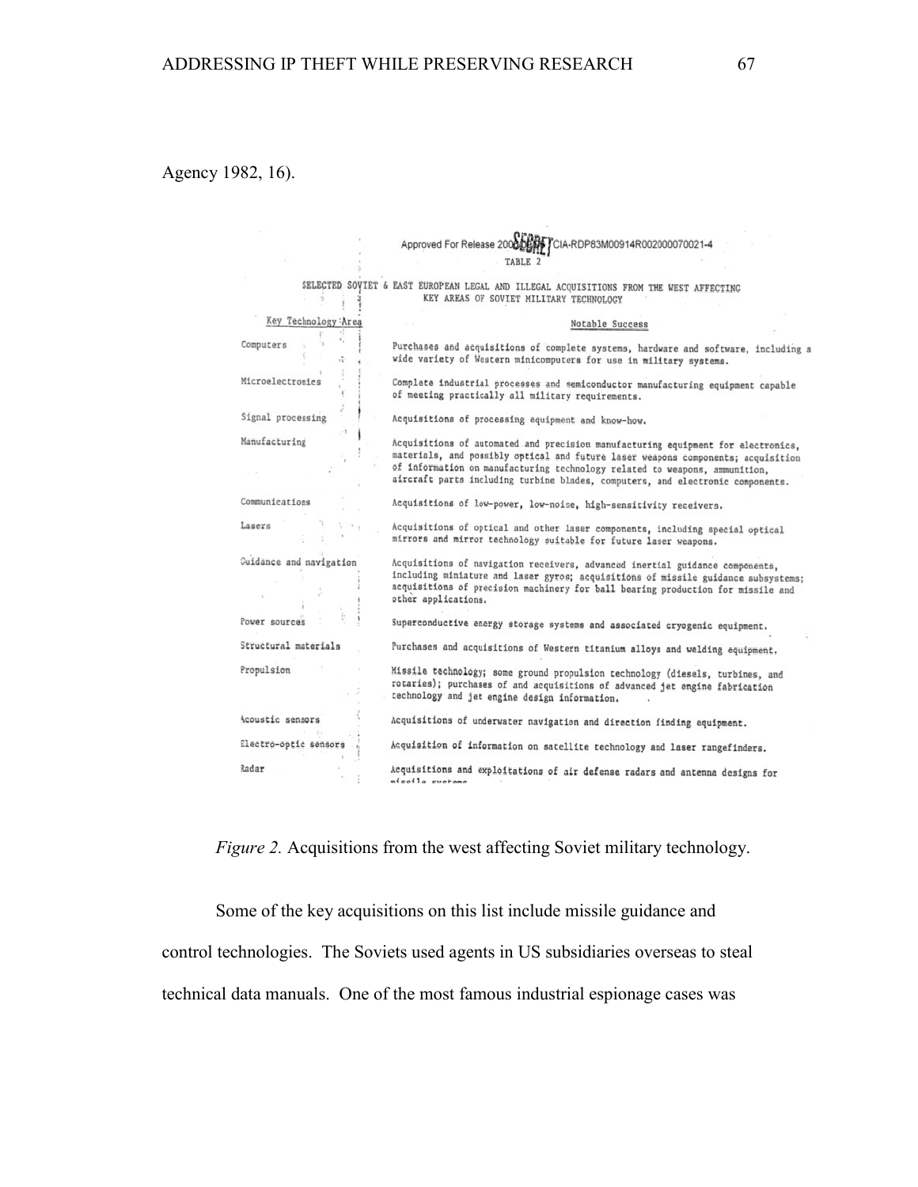Agency 1982, 16).

Approved For Release 2008 SECRET CIA-RDP83M00914R002000070021-4

TABLE 2

SELECTED SOVIET & EAST EUROPEAN LEGAL AND ILLEGAL ACQUISITIONS FROM THE WEST AFFECTING KEY AREAS OF SOVIET MILITARY TECHNOLOGY

| Key Technology Area | Notable Success |
|---|---|
| Computers | Purchases and acquisitions of complete systems, hardware and software, including a wide variety of Western minicomputers for use in military systems. |
| Microelectronics | Complete industrial processes and semiconductor manufacturing equipment capable of meeting practically all military requirements. |
| Signal processing | Acquisitions of processing equipment and know-how. |
| Manufacturing | Acquisitions of automated and precision manufacturing equipment for electronics, materials, and possibly optical and future laser weapons components; acquisition of information on manufacturing technology related to weapons, ammunition, aircraft parts including turbine blades, computers, and electronic components. |
| Communications | Acquisitions of low-power, low-noise, high-sensitivity receivers. |
| Lasers | Acquisitions of optical and other laser components, including special optical mirrors and mirror technology suitable for future laser weapons. |
| Guidance and navigation | Acquisitions of navigation receivers, advanced inertial guidance components, including miniature and laser gyros; acquisitions of missile guidance subsystems; acquisitions of precision machinery for ball bearing production for missile and other applications. |
| Power sources | Superconductive energy storage systems and associated cryogenic equipment. |
| Structural materials | Purchases and acquisitions of Western titanium alloys and welding equipment. |
| Propulsion | Missile technology; some ground propulsion technology (diesels, turbines, and rotaries); purchases of and acquisitions of advanced jet engine fabrication technology and jet engine design information. |
| Acoustic sensors | Acquisitions of underwater navigation and direction finding equipment. |
| Electro-optic sensors | Acquisition of information on satellite technology and laser rangefinders. |
| Radar | Acquisitions and exploitations of air defense radars and antenna designs for missile systems |

*Figure 2.* Acquisitions from the west affecting Soviet military technology.

Some of the key acquisitions on this list include missile guidance and control technologies. The Soviets used agents in US subsidiaries overseas to steal technical data manuals. One of the most famous industrial espionage cases was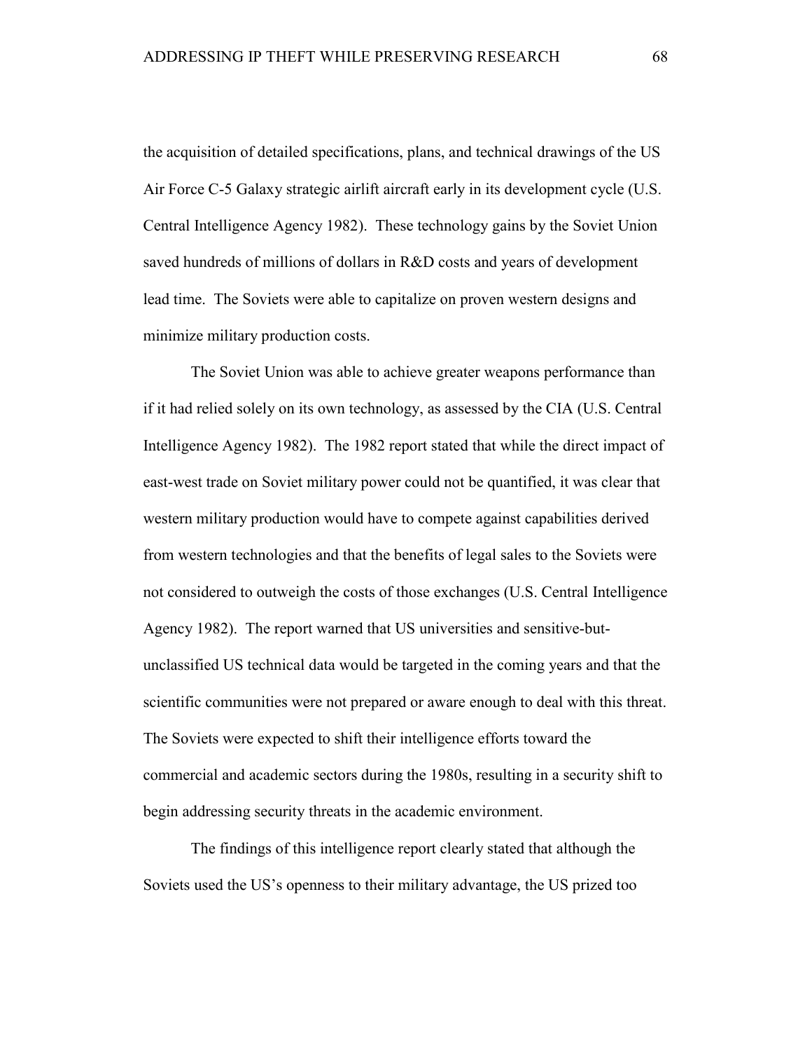the acquisition of detailed specifications, plans, and technical drawings of the US Air Force C-5 Galaxy strategic airlift aircraft early in its development cycle (U.S. Central Intelligence Agency 1982). These technology gains by the Soviet Union saved hundreds of millions of dollars in R&D costs and years of development lead time. The Soviets were able to capitalize on proven western designs and minimize military production costs.

The Soviet Union was able to achieve greater weapons performance than if it had relied solely on its own technology, as assessed by the CIA (U.S. Central Intelligence Agency 1982). The 1982 report stated that while the direct impact of east-west trade on Soviet military power could not be quantified, it was clear that western military production would have to compete against capabilities derived from western technologies and that the benefits of legal sales to the Soviets were not considered to outweigh the costs of those exchanges (U.S. Central Intelligence Agency 1982). The report warned that US universities and sensitive-but-unclassified US technical data would be targeted in the coming years and that the scientific communities were not prepared or aware enough to deal with this threat. The Soviets were expected to shift their intelligence efforts toward the commercial and academic sectors during the 1980s, resulting in a security shift to begin addressing security threats in the academic environment.

The findings of this intelligence report clearly stated that although the Soviets used the US's openness to their military advantage, the US prized too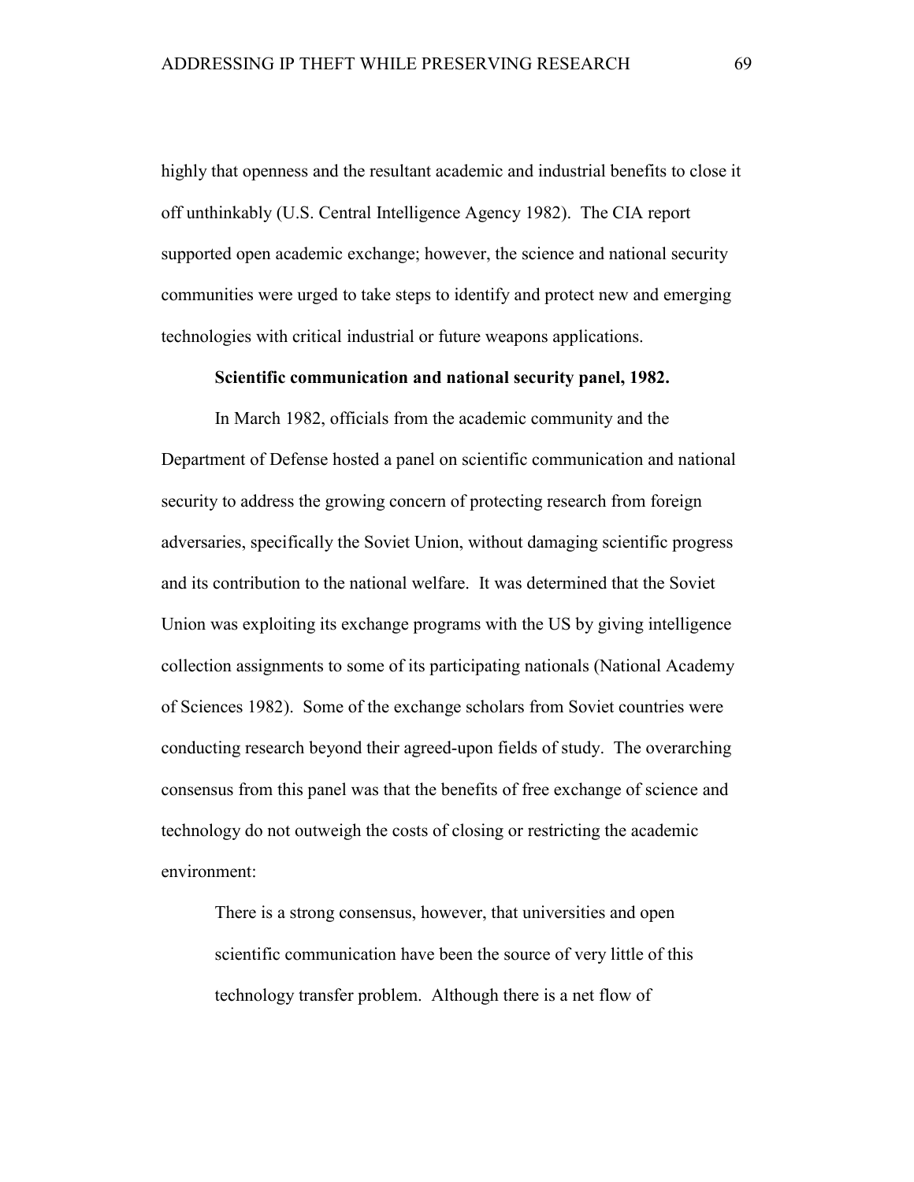highly that openness and the resultant academic and industrial benefits to close it off unthinkably (U.S. Central Intelligence Agency 1982). The CIA report supported open academic exchange; however, the science and national security communities were urged to take steps to identify and protect new and emerging technologies with critical industrial or future weapons applications.

**Scientific communication and national security panel, 1982.**

In March 1982, officials from the academic community and the Department of Defense hosted a panel on scientific communication and national security to address the growing concern of protecting research from foreign adversaries, specifically the Soviet Union, without damaging scientific progress and its contribution to the national welfare. It was determined that the Soviet Union was exploiting its exchange programs with the US by giving intelligence collection assignments to some of its participating nationals (National Academy of Sciences 1982). Some of the exchange scholars from Soviet countries were conducting research beyond their agreed-upon fields of study. The overarching consensus from this panel was that the benefits of free exchange of science and technology do not outweigh the costs of closing or restricting the academic environment:

> There is a strong consensus, however, that universities and open scientific communication have been the source of very little of this technology transfer problem. Although there is a net flow of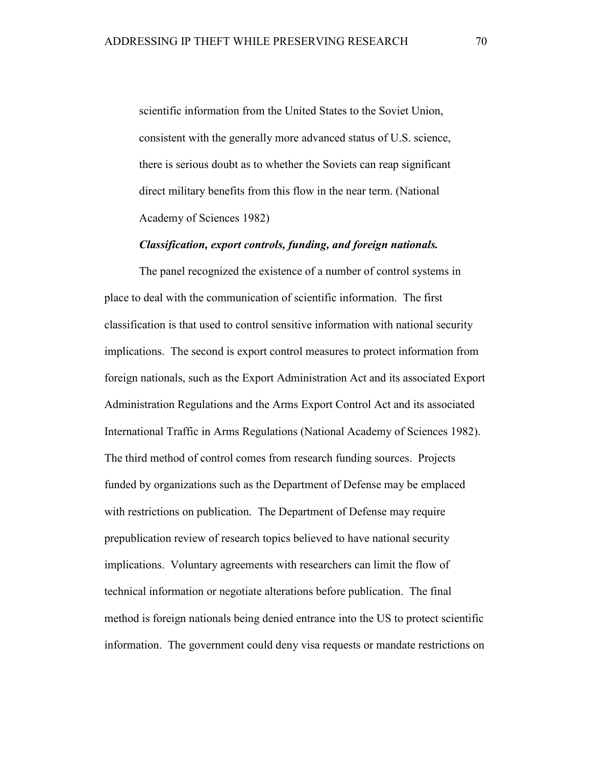> scientific information from the United States to the Soviet Union, consistent with the generally more advanced status of U.S. science, there is serious doubt as to whether the Soviets can reap significant direct military benefits from this flow in the near term. (National Academy of Sciences 1982)

***Classification, export controls, funding, and foreign nationals.***

The panel recognized the existence of a number of control systems in place to deal with the communication of scientific information. The first classification is that used to control sensitive information with national security implications. The second is export control measures to protect information from foreign nationals, such as the Export Administration Act and its associated Export Administration Regulations and the Arms Export Control Act and its associated International Traffic in Arms Regulations (National Academy of Sciences 1982). The third method of control comes from research funding sources. Projects funded by organizations such as the Department of Defense may be emplaced with restrictions on publication. The Department of Defense may require prepublication review of research topics believed to have national security implications. Voluntary agreements with researchers can limit the flow of technical information or negotiate alterations before publication. The final method is foreign nationals being denied entrance into the US to protect scientific information. The government could deny visa requests or mandate restrictions on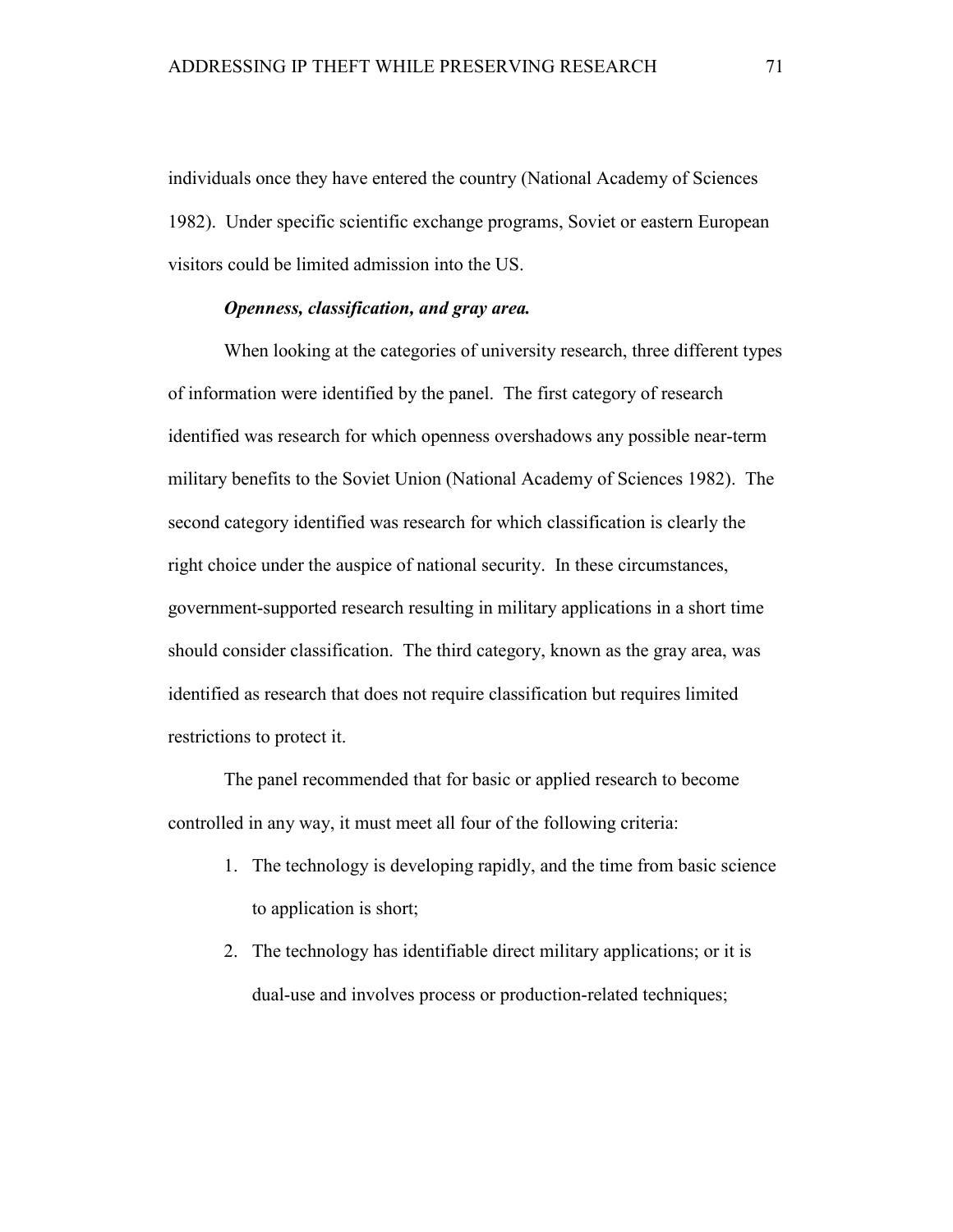individuals once they have entered the country (National Academy of Sciences 1982). Under specific scientific exchange programs, Soviet or eastern European visitors could be limited admission into the US.

***Openness, classification, and gray area.***

When looking at the categories of university research, three different types of information were identified by the panel. The first category of research identified was research for which openness overshadows any possible near-term military benefits to the Soviet Union (National Academy of Sciences 1982). The second category identified was research for which classification is clearly the right choice under the auspice of national security. In these circumstances, government-supported research resulting in military applications in a short time should consider classification. The third category, known as the gray area, was identified as research that does not require classification but requires limited restrictions to protect it.

The panel recommended that for basic or applied research to become controlled in any way, it must meet all four of the following criteria:

1. The technology is developing rapidly, and the time from basic science to application is short;
2. The technology has identifiable direct military applications; or it is dual-use and involves process or production-related techniques;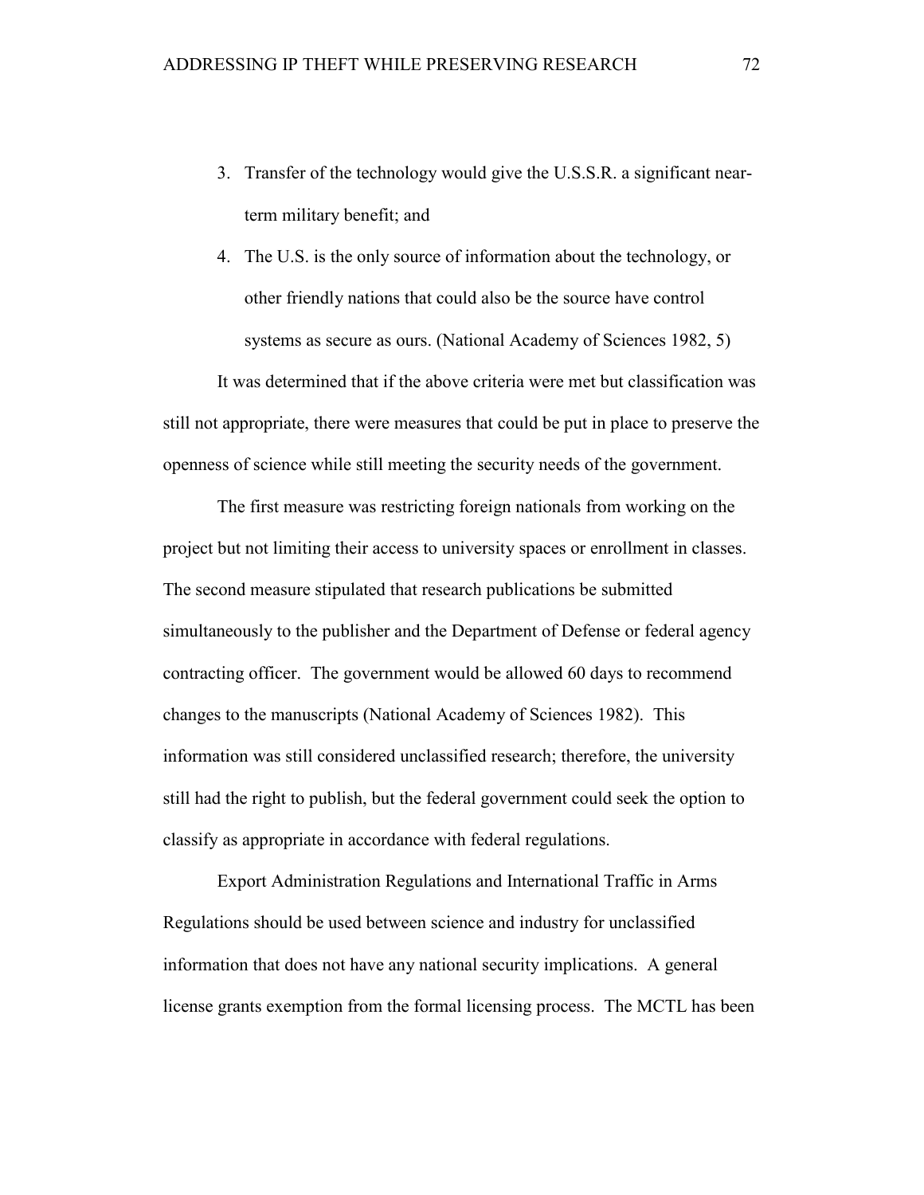3. Transfer of the technology would give the U.S.S.R. a significant near-term military benefit; and
4. The U.S. is the only source of information about the technology, or other friendly nations that could also be the source have control systems as secure as ours. (National Academy of Sciences 1982, 5)

It was determined that if the above criteria were met but classification was still not appropriate, there were measures that could be put in place to preserve the openness of science while still meeting the security needs of the government.

The first measure was restricting foreign nationals from working on the project but not limiting their access to university spaces or enrollment in classes. The second measure stipulated that research publications be submitted simultaneously to the publisher and the Department of Defense or federal agency contracting officer. The government would be allowed 60 days to recommend changes to the manuscripts (National Academy of Sciences 1982). This information was still considered unclassified research; therefore, the university still had the right to publish, but the federal government could seek the option to classify as appropriate in accordance with federal regulations.

Export Administration Regulations and International Traffic in Arms Regulations should be used between science and industry for unclassified information that does not have any national security implications. A general license grants exemption from the formal licensing process. The MCTL has been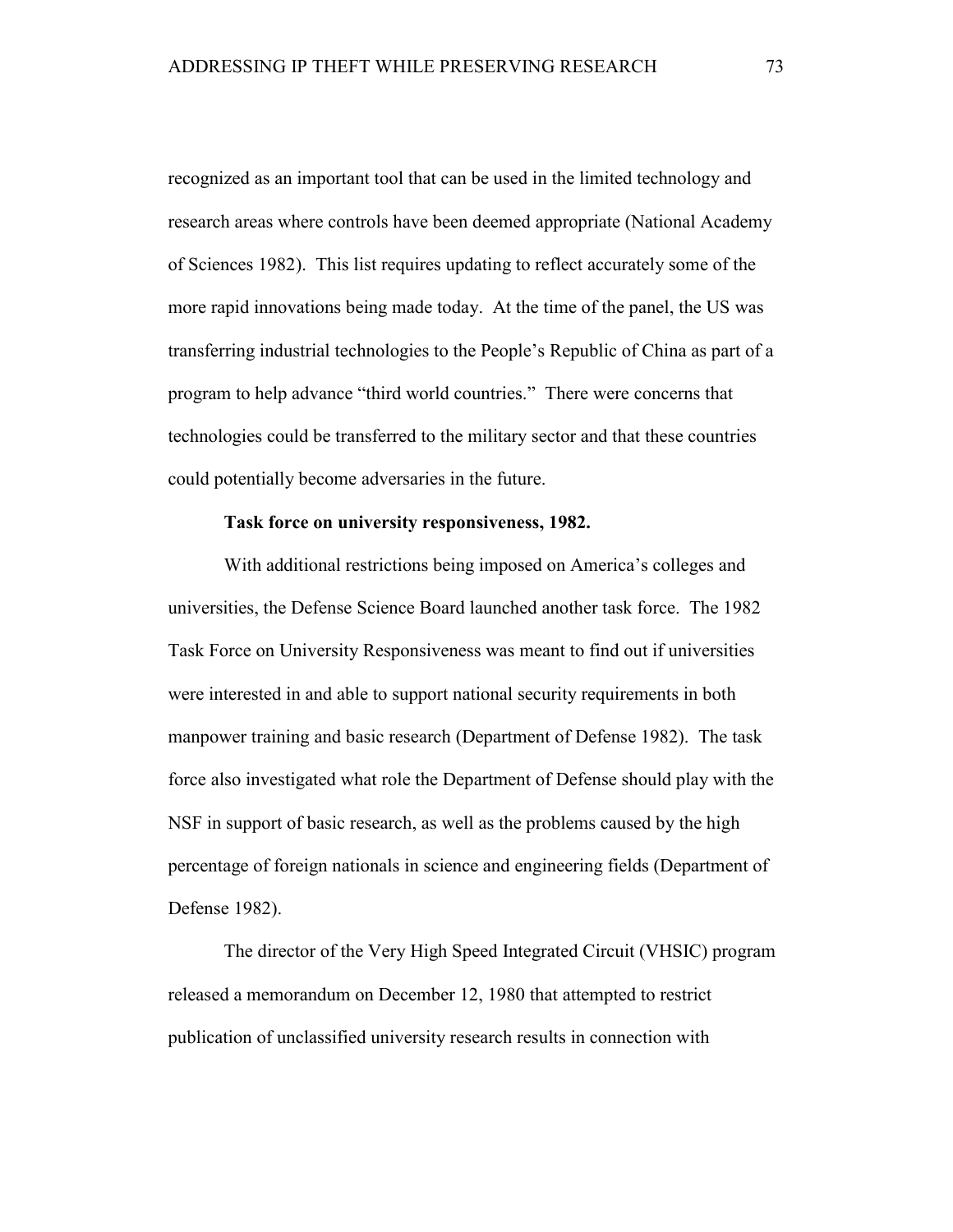recognized as an important tool that can be used in the limited technology and research areas where controls have been deemed appropriate (National Academy of Sciences 1982). This list requires updating to reflect accurately some of the more rapid innovations being made today. At the time of the panel, the US was transferring industrial technologies to the People's Republic of China as part of a program to help advance "third world countries." There were concerns that technologies could be transferred to the military sector and that these countries could potentially become adversaries in the future.

**Task force on university responsiveness, 1982.**

With additional restrictions being imposed on America's colleges and universities, the Defense Science Board launched another task force. The 1982 Task Force on University Responsiveness was meant to find out if universities were interested in and able to support national security requirements in both manpower training and basic research (Department of Defense 1982). The task force also investigated what role the Department of Defense should play with the NSF in support of basic research, as well as the problems caused by the high percentage of foreign nationals in science and engineering fields (Department of Defense 1982).

The director of the Very High Speed Integrated Circuit (VHSIC) program released a memorandum on December 12, 1980 that attempted to restrict publication of unclassified university research results in connection with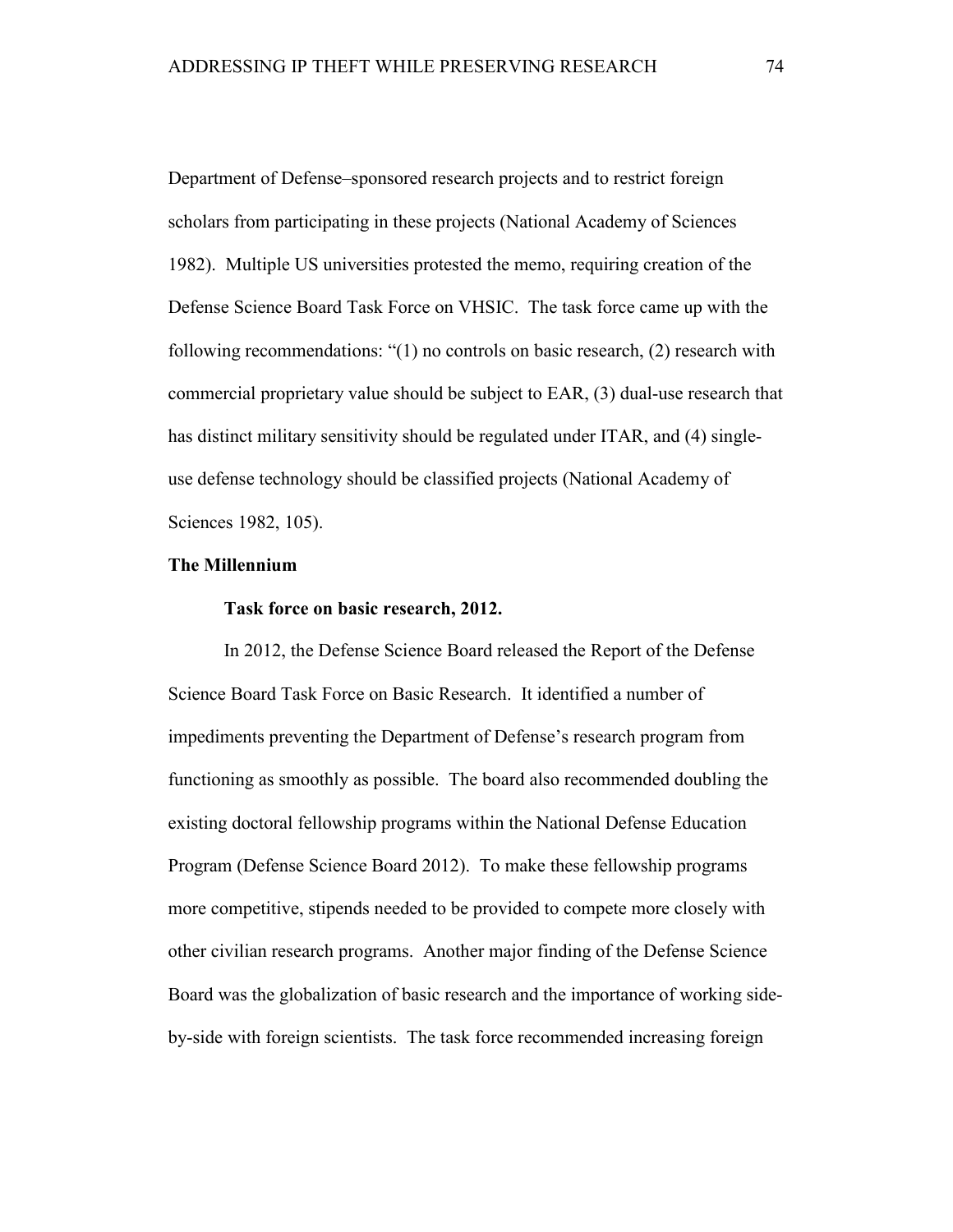Department of Defense–sponsored research projects and to restrict foreign scholars from participating in these projects (National Academy of Sciences 1982). Multiple US universities protested the memo, requiring creation of the Defense Science Board Task Force on VHSIC. The task force came up with the following recommendations: "(1) no controls on basic research, (2) research with commercial proprietary value should be subject to EAR, (3) dual-use research that has distinct military sensitivity should be regulated under ITAR, and (4) single-use defense technology should be classified projects (National Academy of Sciences 1982, 105).

## The Millennium

### Task force on basic research, 2012.

In 2012, the Defense Science Board released the Report of the Defense Science Board Task Force on Basic Research. It identified a number of impediments preventing the Department of Defense's research program from functioning as smoothly as possible. The board also recommended doubling the existing doctoral fellowship programs within the National Defense Education Program (Defense Science Board 2012). To make these fellowship programs more competitive, stipends needed to be provided to compete more closely with other civilian research programs. Another major finding of the Defense Science Board was the globalization of basic research and the importance of working side-by-side with foreign scientists. The task force recommended increasing foreign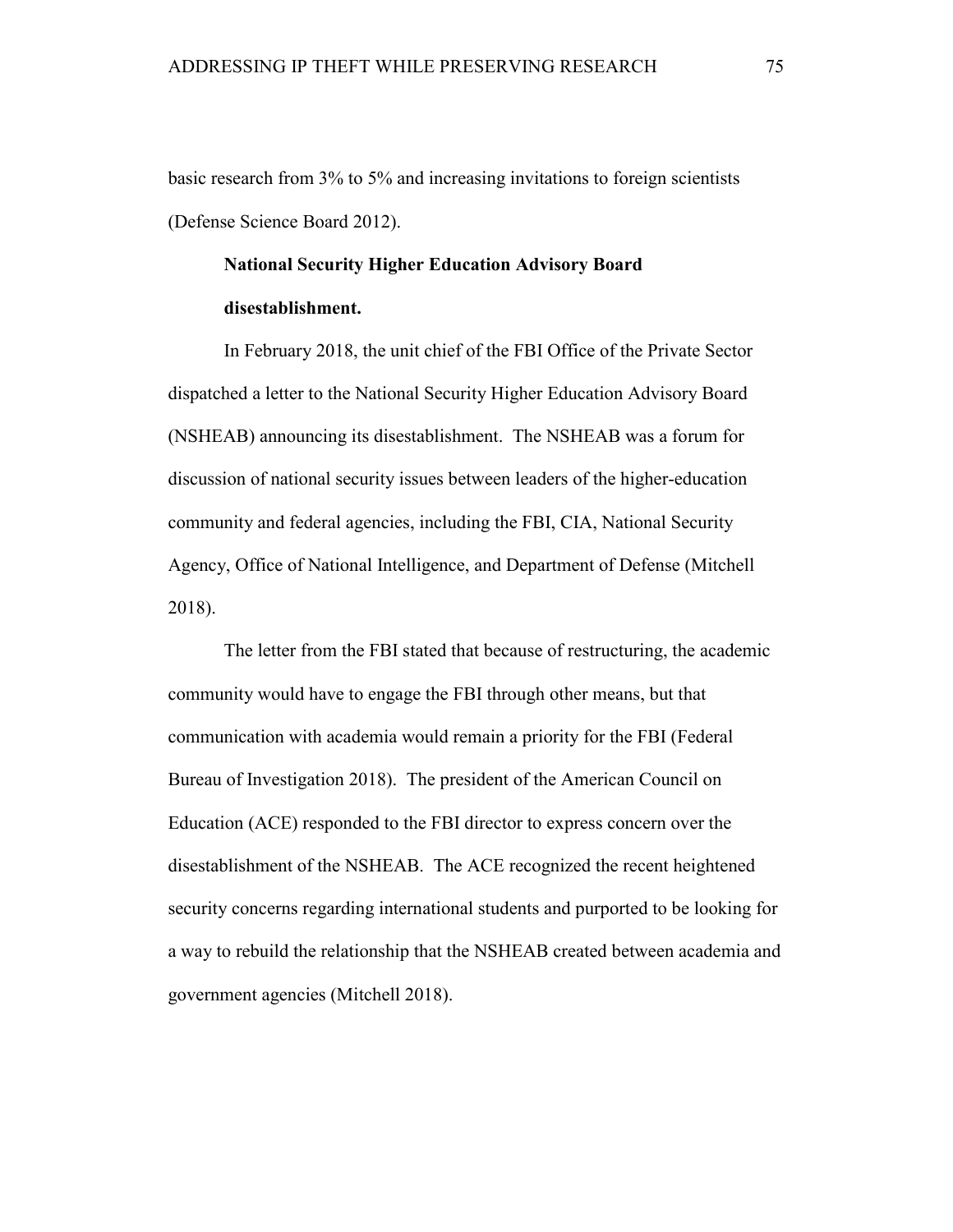basic research from 3% to 5% and increasing invitations to foreign scientists (Defense Science Board 2012).

#### National Security Higher Education Advisory Board disestablishment.

In February 2018, the unit chief of the FBI Office of the Private Sector dispatched a letter to the National Security Higher Education Advisory Board (NSHEAB) announcing its disestablishment. The NSHEAB was a forum for discussion of national security issues between leaders of the higher-education community and federal agencies, including the FBI, CIA, National Security Agency, Office of National Intelligence, and Department of Defense (Mitchell 2018).

The letter from the FBI stated that because of restructuring, the academic community would have to engage the FBI through other means, but that communication with academia would remain a priority for the FBI (Federal Bureau of Investigation 2018). The president of the American Council on Education (ACE) responded to the FBI director to express concern over the disestablishment of the NSHEAB. The ACE recognized the recent heightened security concerns regarding international students and purported to be looking for a way to rebuild the relationship that the NSHEAB created between academia and government agencies (Mitchell 2018).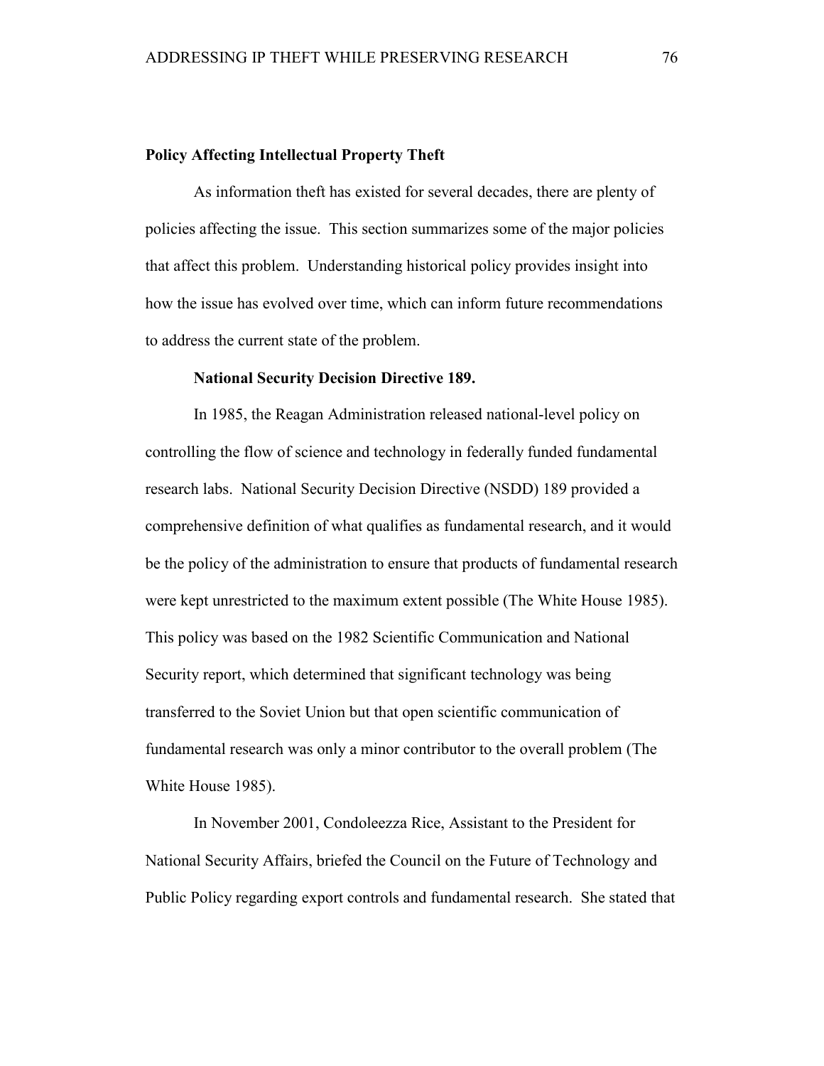## Policy Affecting Intellectual Property Theft

As information theft has existed for several decades, there are plenty of policies affecting the issue. This section summarizes some of the major policies that affect this problem. Understanding historical policy provides insight into how the issue has evolved over time, which can inform future recommendations to address the current state of the problem.

### National Security Decision Directive 189.

In 1985, the Reagan Administration released national-level policy on controlling the flow of science and technology in federally funded fundamental research labs. National Security Decision Directive (NSDD) 189 provided a comprehensive definition of what qualifies as fundamental research, and it would be the policy of the administration to ensure that products of fundamental research were kept unrestricted to the maximum extent possible (The White House 1985). This policy was based on the 1982 Scientific Communication and National Security report, which determined that significant technology was being transferred to the Soviet Union but that open scientific communication of fundamental research was only a minor contributor to the overall problem (The White House 1985).

In November 2001, Condoleezza Rice, Assistant to the President for National Security Affairs, briefed the Council on the Future of Technology and Public Policy regarding export controls and fundamental research. She stated that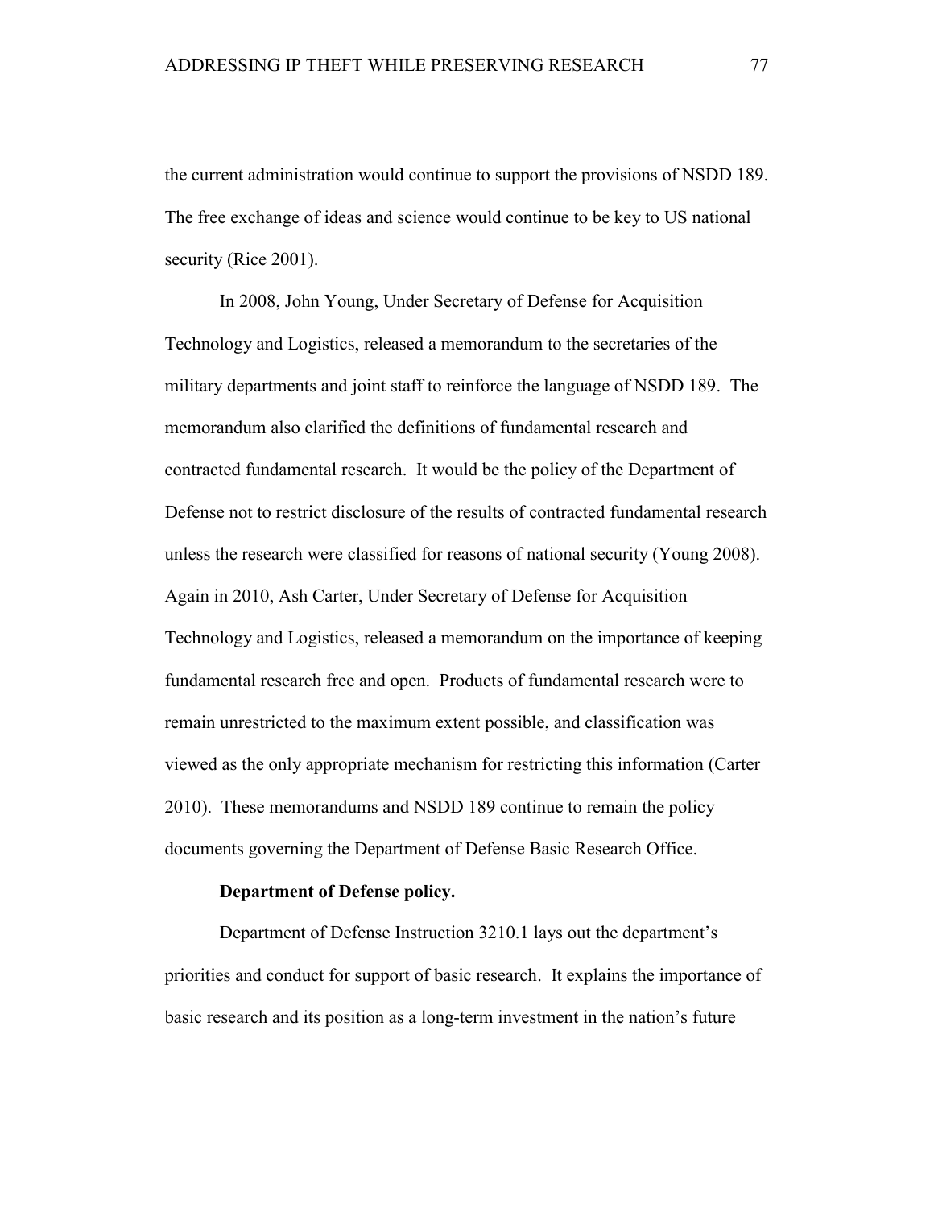the current administration would continue to support the provisions of NSDD 189. The free exchange of ideas and science would continue to be key to US national security (Rice 2001).

In 2008, John Young, Under Secretary of Defense for Acquisition Technology and Logistics, released a memorandum to the secretaries of the military departments and joint staff to reinforce the language of NSDD 189. The memorandum also clarified the definitions of fundamental research and contracted fundamental research. It would be the policy of the Department of Defense not to restrict disclosure of the results of contracted fundamental research unless the research were classified for reasons of national security (Young 2008). Again in 2010, Ash Carter, Under Secretary of Defense for Acquisition Technology and Logistics, released a memorandum on the importance of keeping fundamental research free and open. Products of fundamental research were to remain unrestricted to the maximum extent possible, and classification was viewed as the only appropriate mechanism for restricting this information (Carter 2010). These memorandums and NSDD 189 continue to remain the policy documents governing the Department of Defense Basic Research Office.

**Department of Defense policy.**

Department of Defense Instruction 3210.1 lays out the department's priorities and conduct for support of basic research. It explains the importance of basic research and its position as a long-term investment in the nation's future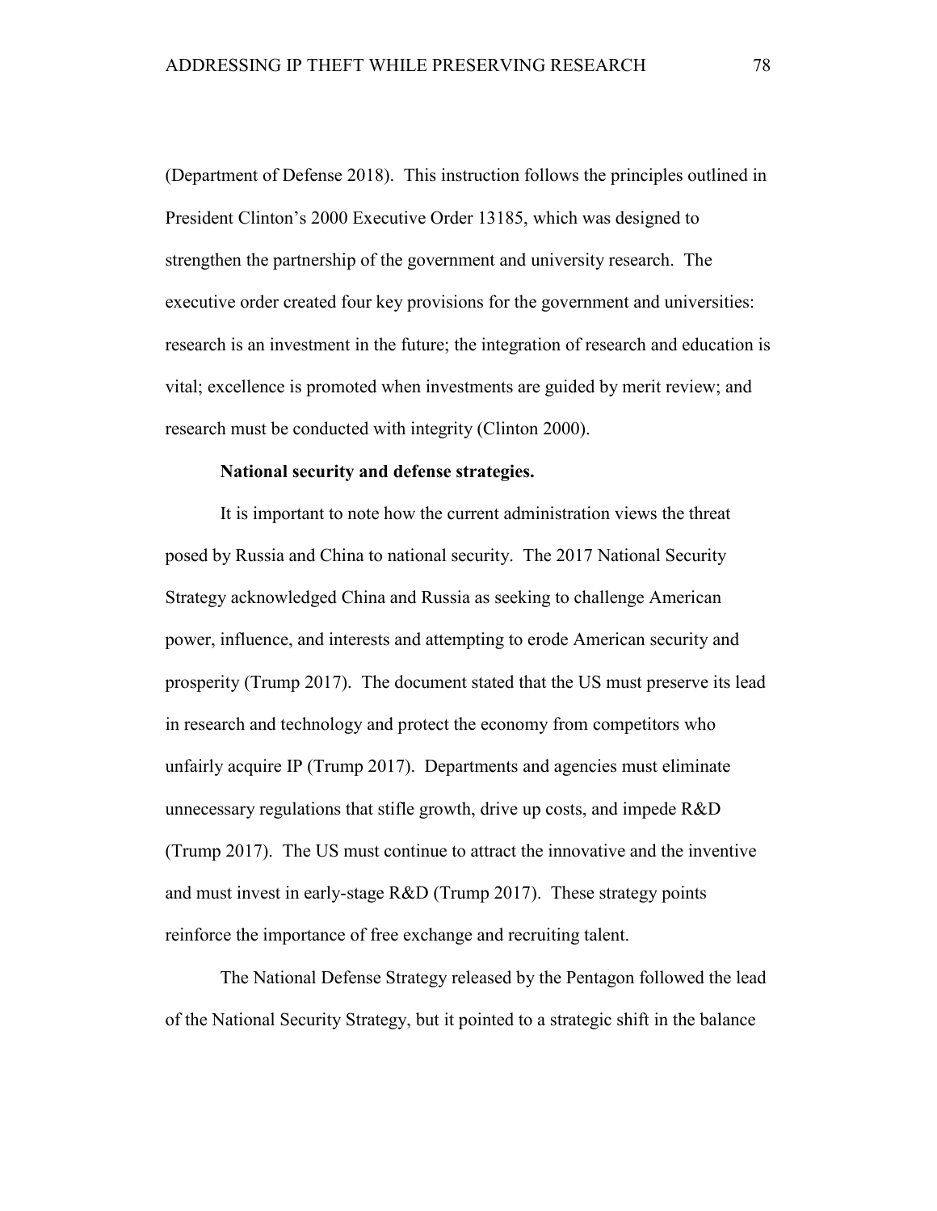(Department of Defense 2018). This instruction follows the principles outlined in President Clinton's 2000 Executive Order 13185, which was designed to strengthen the partnership of the government and university research. The executive order created four key provisions for the government and universities: research is an investment in the future; the integration of research and education is vital; excellence is promoted when investments are guided by merit review; and research must be conducted with integrity (Clinton 2000).

**National security and defense strategies.**

It is important to note how the current administration views the threat posed by Russia and China to national security. The 2017 National Security Strategy acknowledged China and Russia as seeking to challenge American power, influence, and interests and attempting to erode American security and prosperity (Trump 2017). The document stated that the US must preserve its lead in research and technology and protect the economy from competitors who unfairly acquire IP (Trump 2017). Departments and agencies must eliminate unnecessary regulations that stifle growth, drive up costs, and impede R&D (Trump 2017). The US must continue to attract the innovative and the inventive and must invest in early-stage R&D (Trump 2017). These strategy points reinforce the importance of free exchange and recruiting talent.

The National Defense Strategy released by the Pentagon followed the lead of the National Security Strategy, but it pointed to a strategic shift in the balance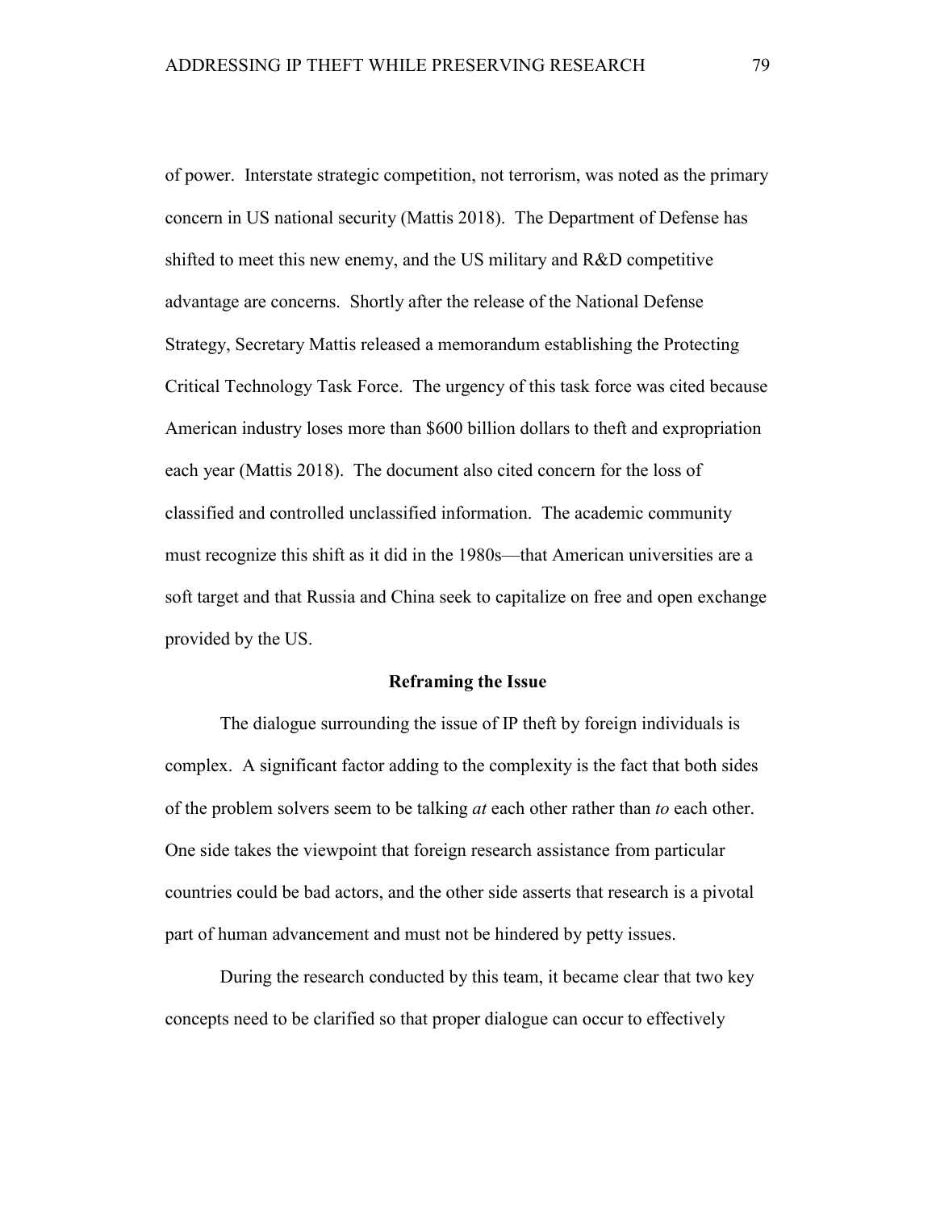of power. Interstate strategic competition, not terrorism, was noted as the primary concern in US national security (Mattis 2018). The Department of Defense has shifted to meet this new enemy, and the US military and R&D competitive advantage are concerns. Shortly after the release of the National Defense Strategy, Secretary Mattis released a memorandum establishing the Protecting Critical Technology Task Force. The urgency of this task force was cited because American industry loses more than $600 billion dollars to theft and expropriation each year (Mattis 2018). The document also cited concern for the loss of classified and controlled unclassified information. The academic community must recognize this shift as it did in the 1980s—that American universities are a soft target and that Russia and China seek to capitalize on free and open exchange provided by the US.

## Reframing the Issue

The dialogue surrounding the issue of IP theft by foreign individuals is complex. A significant factor adding to the complexity is the fact that both sides of the problem solvers seem to be talking *at* each other rather than *to* each other. One side takes the viewpoint that foreign research assistance from particular countries could be bad actors, and the other side asserts that research is a pivotal part of human advancement and must not be hindered by petty issues.

During the research conducted by this team, it became clear that two key concepts need to be clarified so that proper dialogue can occur to effectively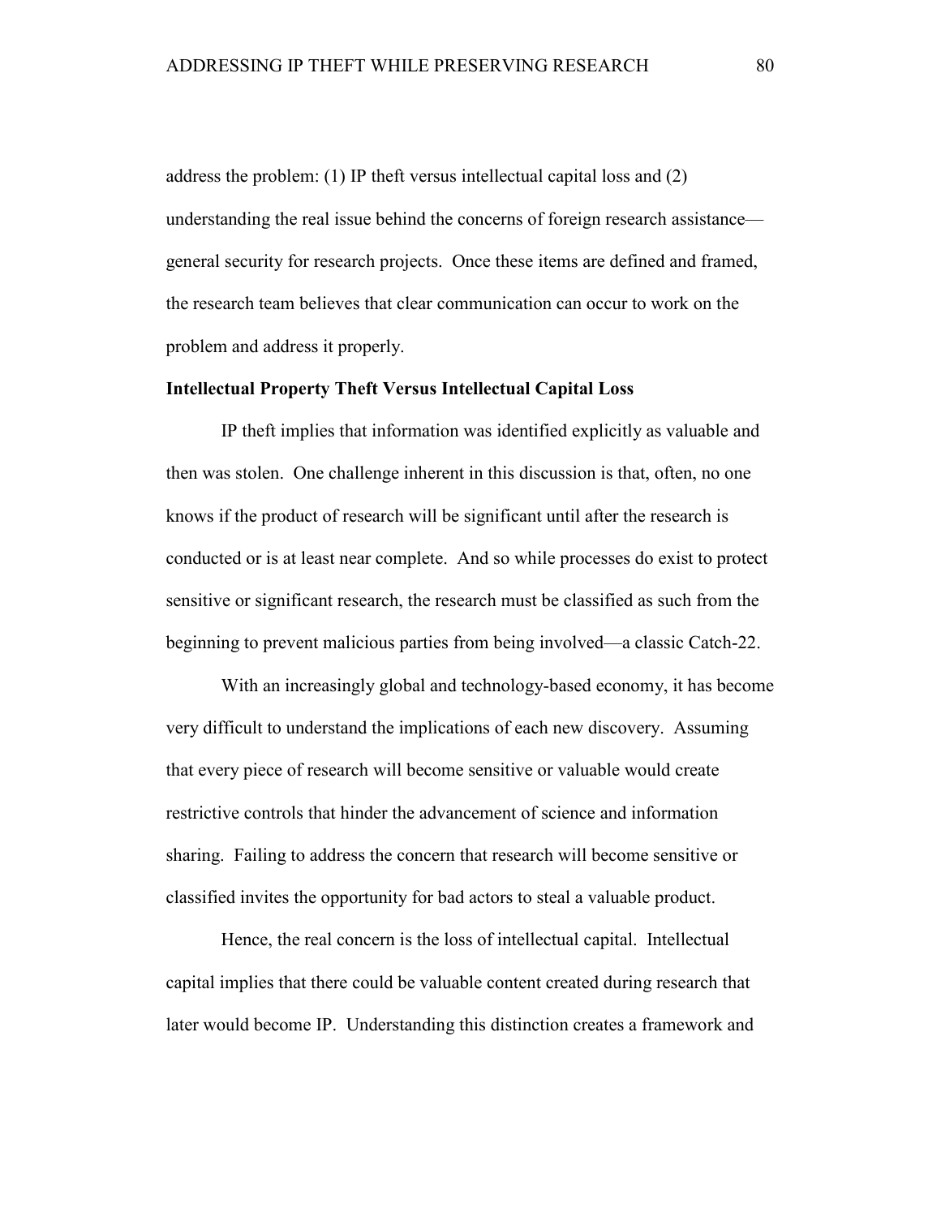address the problem: (1) IP theft versus intellectual capital loss and (2) understanding the real issue behind the concerns of foreign research assistance—general security for research projects. Once these items are defined and framed, the research team believes that clear communication can occur to work on the problem and address it properly.

### Intellectual Property Theft Versus Intellectual Capital Loss

IP theft implies that information was identified explicitly as valuable and then was stolen. One challenge inherent in this discussion is that, often, no one knows if the product of research will be significant until after the research is conducted or is at least near complete. And so while processes do exist to protect sensitive or significant research, the research must be classified as such from the beginning to prevent malicious parties from being involved—a classic Catch-22.

With an increasingly global and technology-based economy, it has become very difficult to understand the implications of each new discovery. Assuming that every piece of research will become sensitive or valuable would create restrictive controls that hinder the advancement of science and information sharing. Failing to address the concern that research will become sensitive or classified invites the opportunity for bad actors to steal a valuable product.

Hence, the real concern is the loss of intellectual capital. Intellectual capital implies that there could be valuable content created during research that later would become IP. Understanding this distinction creates a framework and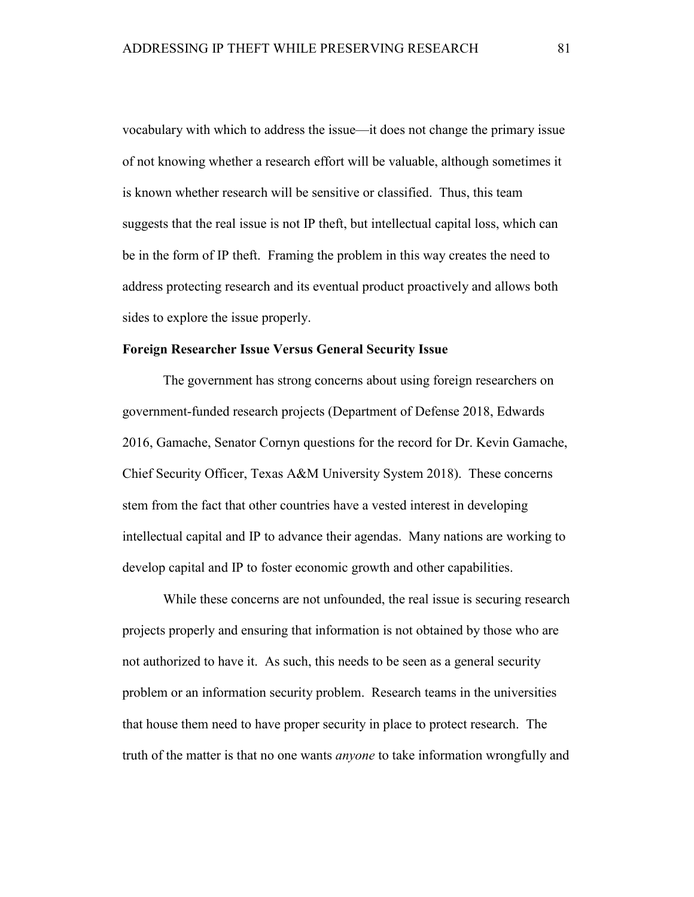vocabulary with which to address the issue—it does not change the primary issue of not knowing whether a research effort will be valuable, although sometimes it is known whether research will be sensitive or classified. Thus, this team suggests that the real issue is not IP theft, but intellectual capital loss, which can be in the form of IP theft. Framing the problem in this way creates the need to address protecting research and its eventual product proactively and allows both sides to explore the issue properly.

**Foreign Researcher Issue Versus General Security Issue**

The government has strong concerns about using foreign researchers on government-funded research projects (Department of Defense 2018, Edwards 2016, Gamache, Senator Cornyn questions for the record for Dr. Kevin Gamache, Chief Security Officer, Texas A&M University System 2018). These concerns stem from the fact that other countries have a vested interest in developing intellectual capital and IP to advance their agendas. Many nations are working to develop capital and IP to foster economic growth and other capabilities.

While these concerns are not unfounded, the real issue is securing research projects properly and ensuring that information is not obtained by those who are not authorized to have it. As such, this needs to be seen as a general security problem or an information security problem. Research teams in the universities that house them need to have proper security in place to protect research. The truth of the matter is that no one wants *anyone* to take information wrongfully and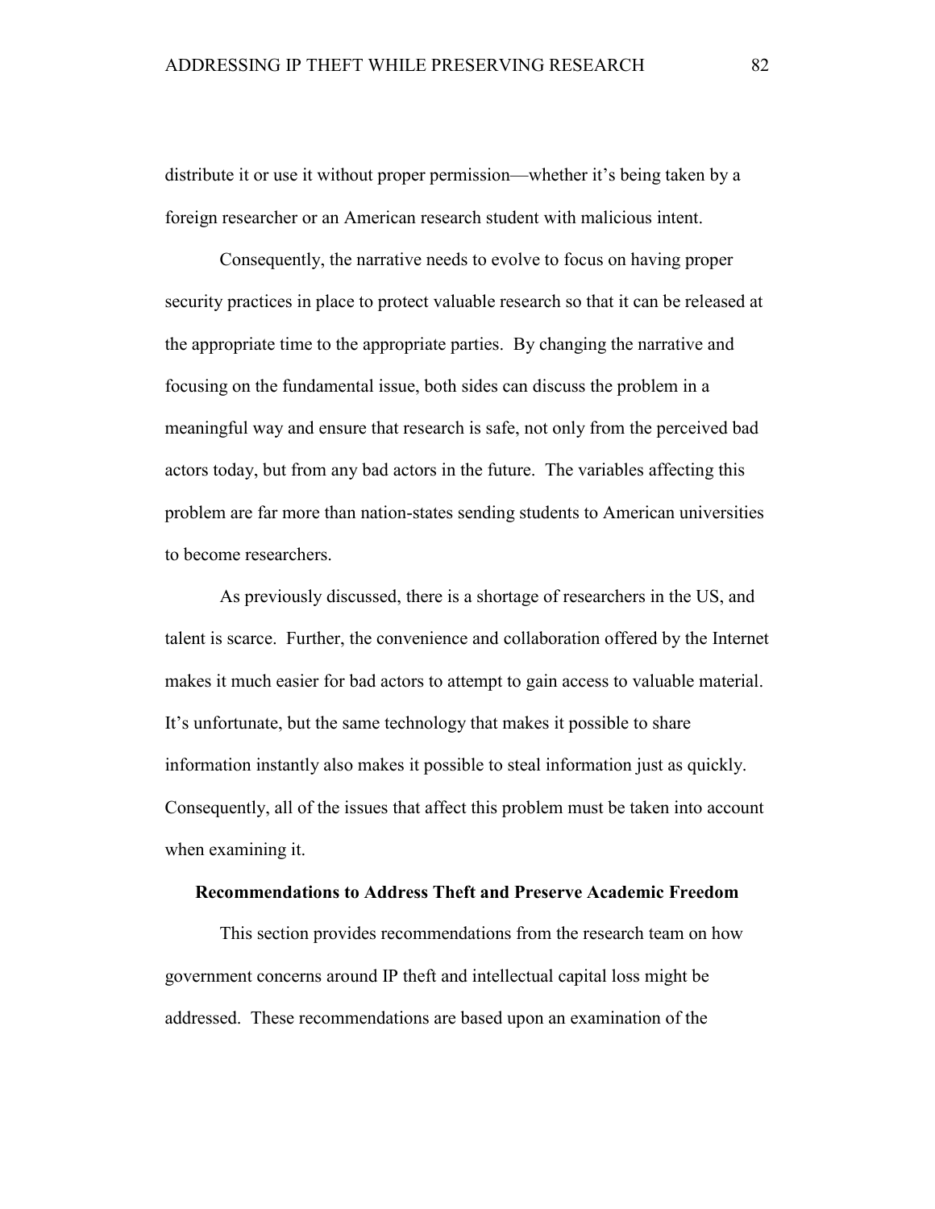distribute it or use it without proper permission—whether it's being taken by a foreign researcher or an American research student with malicious intent.

Consequently, the narrative needs to evolve to focus on having proper security practices in place to protect valuable research so that it can be released at the appropriate time to the appropriate parties. By changing the narrative and focusing on the fundamental issue, both sides can discuss the problem in a meaningful way and ensure that research is safe, not only from the perceived bad actors today, but from any bad actors in the future. The variables affecting this problem are far more than nation-states sending students to American universities to become researchers.

As previously discussed, there is a shortage of researchers in the US, and talent is scarce. Further, the convenience and collaboration offered by the Internet makes it much easier for bad actors to attempt to gain access to valuable material. It's unfortunate, but the same technology that makes it possible to share information instantly also makes it possible to steal information just as quickly. Consequently, all of the issues that affect this problem must be taken into account when examining it.

## Recommendations to Address Theft and Preserve Academic Freedom

This section provides recommendations from the research team on how government concerns around IP theft and intellectual capital loss might be addressed. These recommendations are based upon an examination of the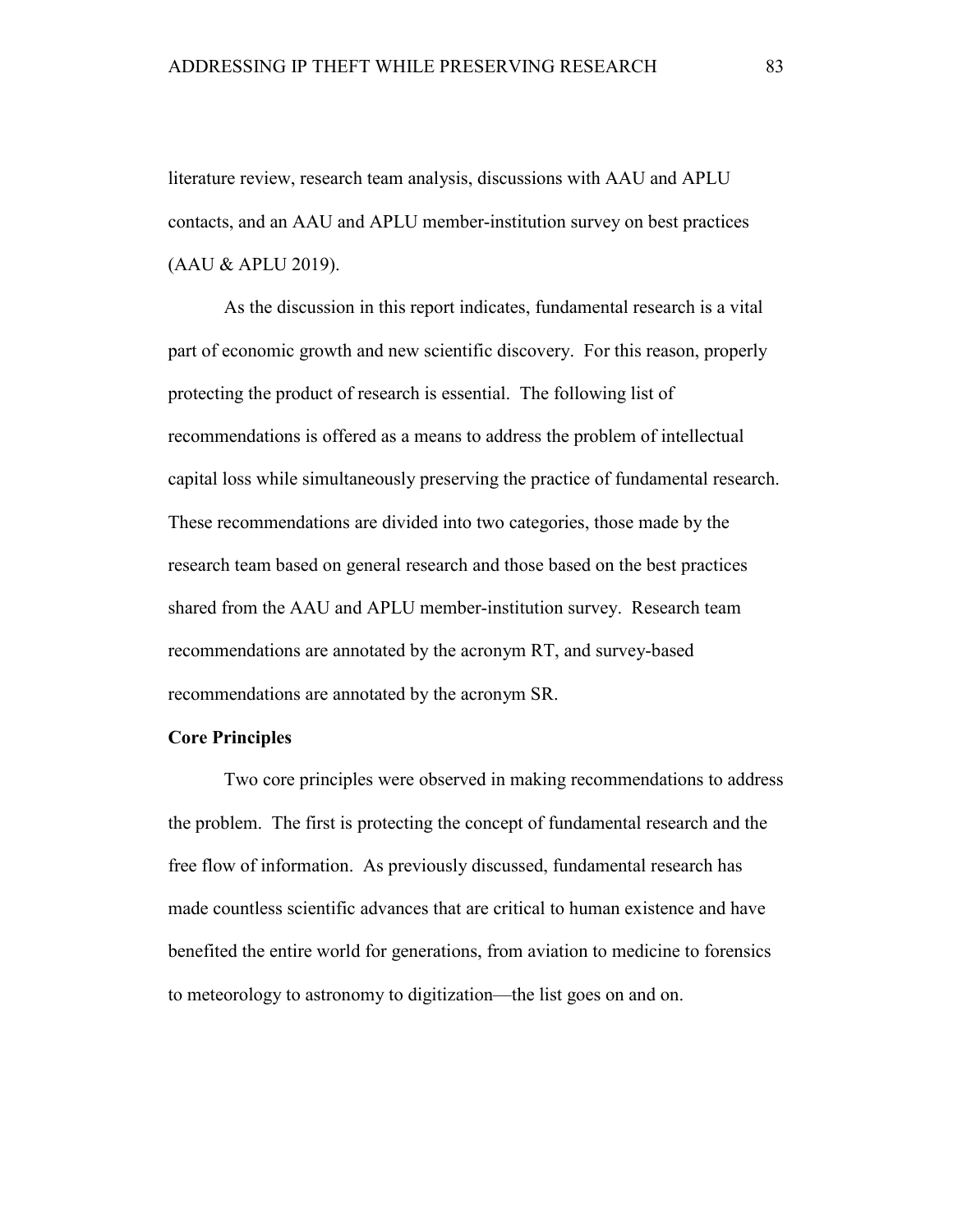literature review, research team analysis, discussions with AAU and APLU contacts, and an AAU and APLU member-institution survey on best practices (AAU & APLU 2019).

As the discussion in this report indicates, fundamental research is a vital part of economic growth and new scientific discovery. For this reason, properly protecting the product of research is essential. The following list of recommendations is offered as a means to address the problem of intellectual capital loss while simultaneously preserving the practice of fundamental research. These recommendations are divided into two categories, those made by the research team based on general research and those based on the best practices shared from the AAU and APLU member-institution survey. Research team recommendations are annotated by the acronym RT, and survey-based recommendations are annotated by the acronym SR.

**Core Principles**

Two core principles were observed in making recommendations to address the problem. The first is protecting the concept of fundamental research and the free flow of information. As previously discussed, fundamental research has made countless scientific advances that are critical to human existence and have benefited the entire world for generations, from aviation to medicine to forensics to meteorology to astronomy to digitization—the list goes on and on.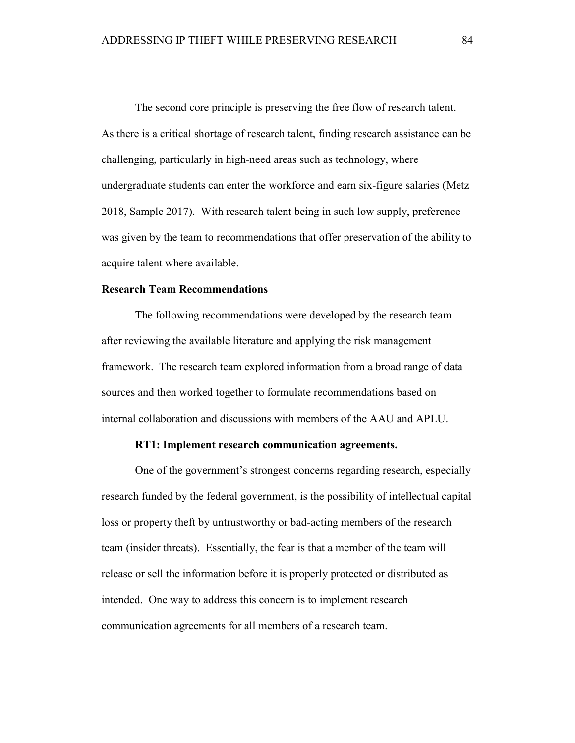The second core principle is preserving the free flow of research talent. As there is a critical shortage of research talent, finding research assistance can be challenging, particularly in high-need areas such as technology, where undergraduate students can enter the workforce and earn six-figure salaries (Metz 2018, Sample 2017). With research talent being in such low supply, preference was given by the team to recommendations that offer preservation of the ability to acquire talent where available.

## Research Team Recommendations

The following recommendations were developed by the research team after reviewing the available literature and applying the risk management framework. The research team explored information from a broad range of data sources and then worked together to formulate recommendations based on internal collaboration and discussions with members of the AAU and APLU.

### RT1: Implement research communication agreements.

One of the government's strongest concerns regarding research, especially research funded by the federal government, is the possibility of intellectual capital loss or property theft by untrustworthy or bad-acting members of the research team (insider threats). Essentially, the fear is that a member of the team will release or sell the information before it is properly protected or distributed as intended. One way to address this concern is to implement research communication agreements for all members of a research team.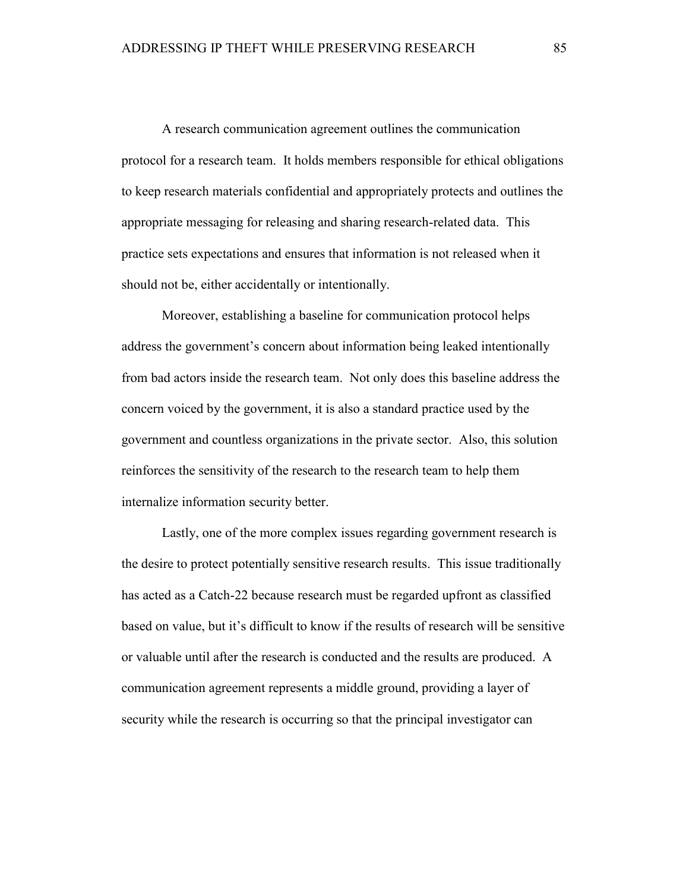A research communication agreement outlines the communication protocol for a research team. It holds members responsible for ethical obligations to keep research materials confidential and appropriately protects and outlines the appropriate messaging for releasing and sharing research-related data. This practice sets expectations and ensures that information is not released when it should not be, either accidentally or intentionally.

Moreover, establishing a baseline for communication protocol helps address the government's concern about information being leaked intentionally from bad actors inside the research team. Not only does this baseline address the concern voiced by the government, it is also a standard practice used by the government and countless organizations in the private sector. Also, this solution reinforces the sensitivity of the research to the research team to help them internalize information security better.

Lastly, one of the more complex issues regarding government research is the desire to protect potentially sensitive research results. This issue traditionally has acted as a Catch-22 because research must be regarded upfront as classified based on value, but it's difficult to know if the results of research will be sensitive or valuable until after the research is conducted and the results are produced. A communication agreement represents a middle ground, providing a layer of security while the research is occurring so that the principal investigator can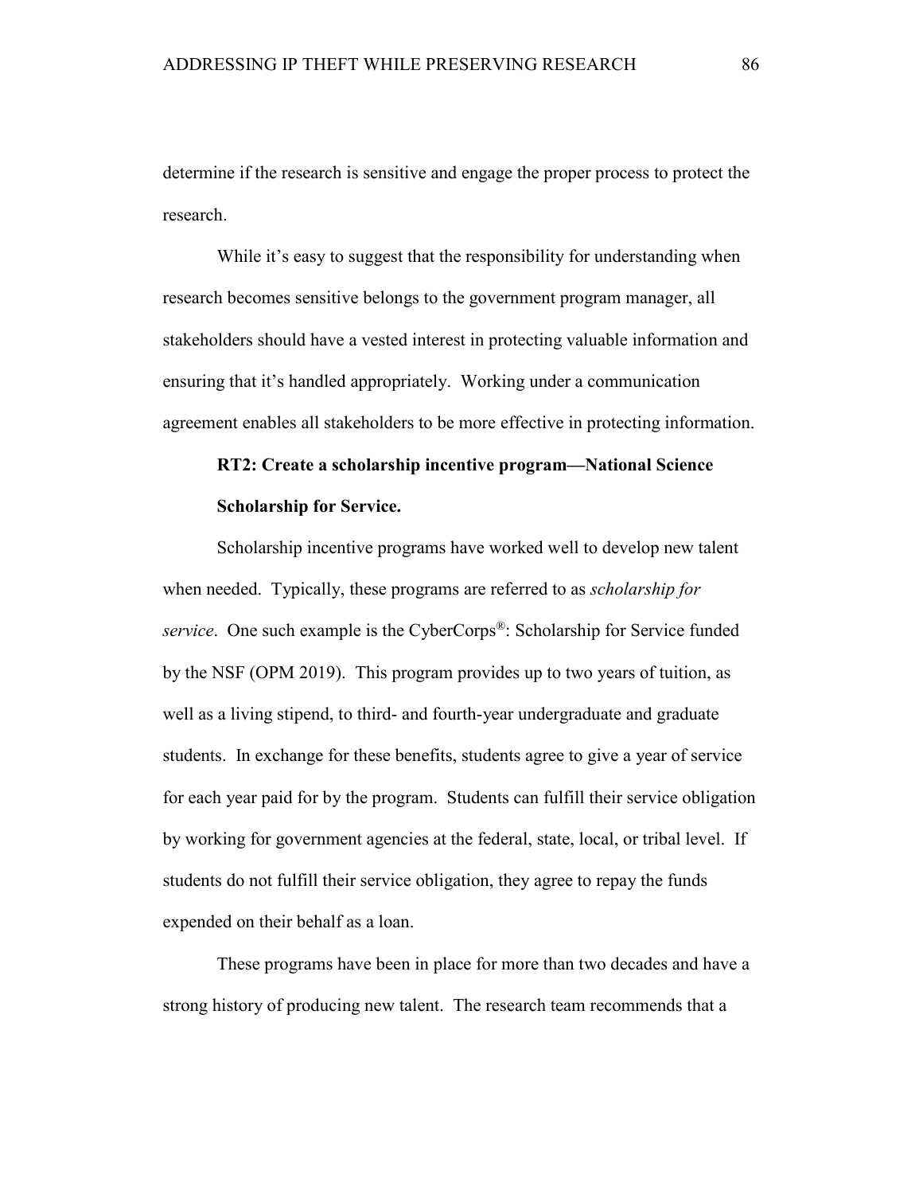determine if the research is sensitive and engage the proper process to protect the research.

While it's easy to suggest that the responsibility for understanding when research becomes sensitive belongs to the government program manager, all stakeholders should have a vested interest in protecting valuable information and ensuring that it's handled appropriately. Working under a communication agreement enables all stakeholders to be more effective in protecting information.

**RT2: Create a scholarship incentive program—National Science Scholarship for Service.**

Scholarship incentive programs have worked well to develop new talent when needed. Typically, these programs are referred to as *scholarship for service*. One such example is the CyberCorps®: Scholarship for Service funded by the NSF (OPM 2019). This program provides up to two years of tuition, as well as a living stipend, to third- and fourth-year undergraduate and graduate students. In exchange for these benefits, students agree to give a year of service for each year paid for by the program. Students can fulfill their service obligation by working for government agencies at the federal, state, local, or tribal level. If students do not fulfill their service obligation, they agree to repay the funds expended on their behalf as a loan.

These programs have been in place for more than two decades and have a strong history of producing new talent. The research team recommends that a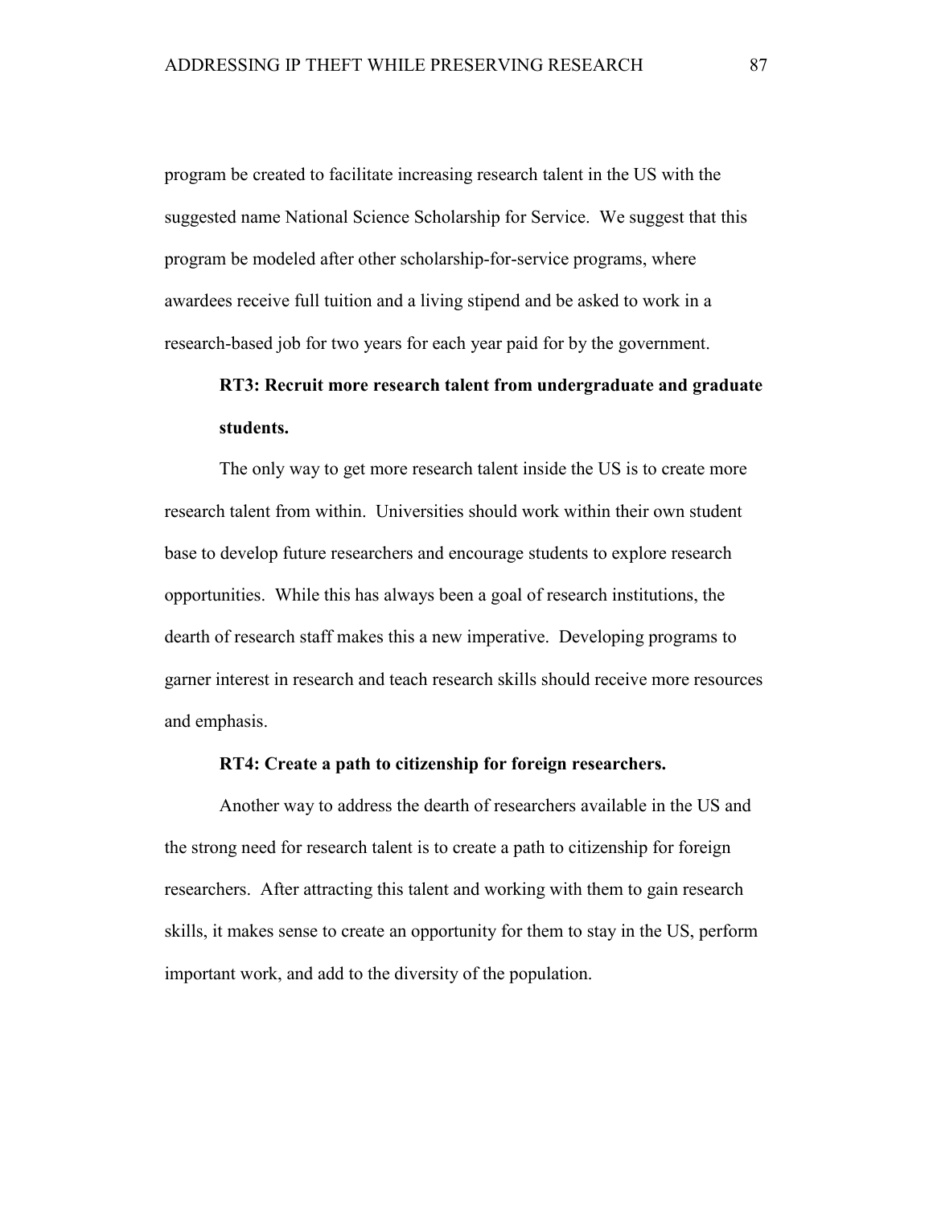program be created to facilitate increasing research talent in the US with the suggested name National Science Scholarship for Service. We suggest that this program be modeled after other scholarship-for-service programs, where awardees receive full tuition and a living stipend and be asked to work in a research-based job for two years for each year paid for by the government.

**RT3: Recruit more research talent from undergraduate and graduate students.**

The only way to get more research talent inside the US is to create more research talent from within. Universities should work within their own student base to develop future researchers and encourage students to explore research opportunities. While this has always been a goal of research institutions, the dearth of research staff makes this a new imperative. Developing programs to garner interest in research and teach research skills should receive more resources and emphasis.

**RT4: Create a path to citizenship for foreign researchers.**

Another way to address the dearth of researchers available in the US and the strong need for research talent is to create a path to citizenship for foreign researchers. After attracting this talent and working with them to gain research skills, it makes sense to create an opportunity for them to stay in the US, perform important work, and add to the diversity of the population.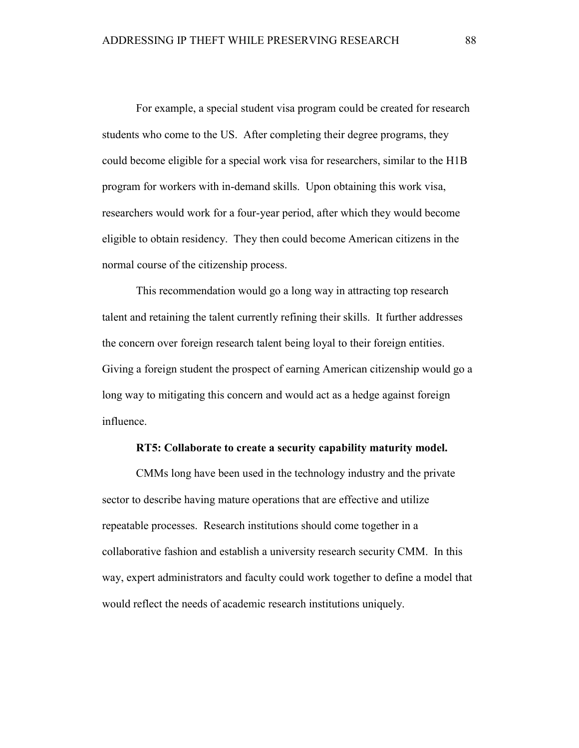For example, a special student visa program could be created for research students who come to the US. After completing their degree programs, they could become eligible for a special work visa for researchers, similar to the H1B program for workers with in-demand skills. Upon obtaining this work visa, researchers would work for a four-year period, after which they would become eligible to obtain residency. They then could become American citizens in the normal course of the citizenship process.

This recommendation would go a long way in attracting top research talent and retaining the talent currently refining their skills. It further addresses the concern over foreign research talent being loyal to their foreign entities. Giving a foreign student the prospect of earning American citizenship would go a long way to mitigating this concern and would act as a hedge against foreign influence.

**RT5: Collaborate to create a security capability maturity model.**

CMMs long have been used in the technology industry and the private sector to describe having mature operations that are effective and utilize repeatable processes. Research institutions should come together in a collaborative fashion and establish a university research security CMM. In this way, expert administrators and faculty could work together to define a model that would reflect the needs of academic research institutions uniquely.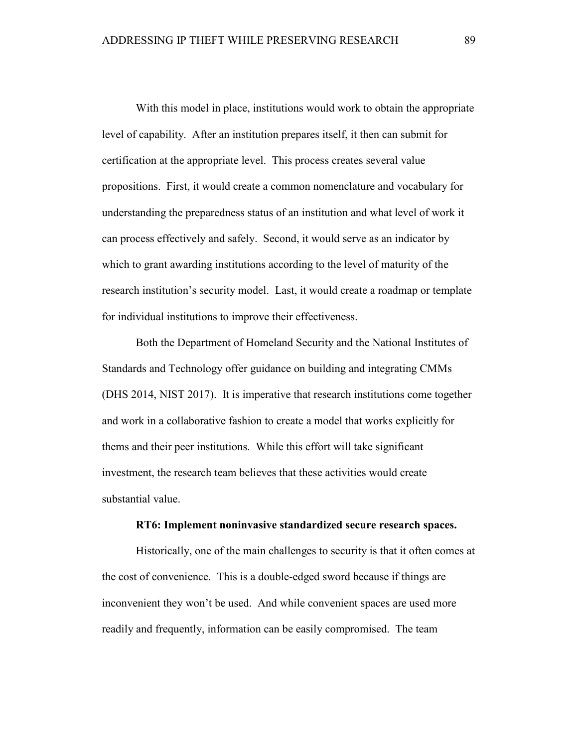With this model in place, institutions would work to obtain the appropriate level of capability. After an institution prepares itself, it then can submit for certification at the appropriate level. This process creates several value propositions. First, it would create a common nomenclature and vocabulary for understanding the preparedness status of an institution and what level of work it can process effectively and safely. Second, it would serve as an indicator by which to grant awarding institutions according to the level of maturity of the research institution's security model. Last, it would create a roadmap or template for individual institutions to improve their effectiveness.

Both the Department of Homeland Security and the National Institutes of Standards and Technology offer guidance on building and integrating CMMs (DHS 2014, NIST 2017). It is imperative that research institutions come together and work in a collaborative fashion to create a model that works explicitly for thems and their peer institutions. While this effort will take significant investment, the research team believes that these activities would create substantial value.

**RT6: Implement noninvasive standardized secure research spaces.**

Historically, one of the main challenges to security is that it often comes at the cost of convenience. This is a double-edged sword because if things are inconvenient they won't be used. And while convenient spaces are used more readily and frequently, information can be easily compromised. The team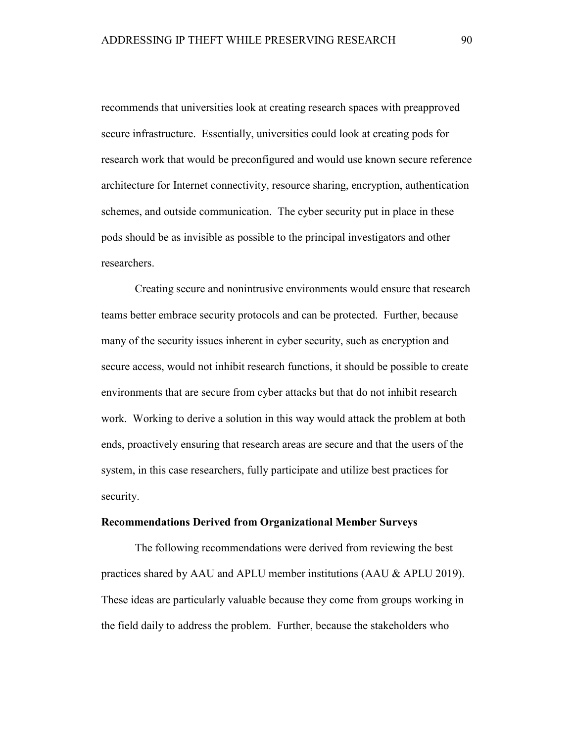recommends that universities look at creating research spaces with preapproved secure infrastructure. Essentially, universities could look at creating pods for research work that would be preconfigured and would use known secure reference architecture for Internet connectivity, resource sharing, encryption, authentication schemes, and outside communication. The cyber security put in place in these pods should be as invisible as possible to the principal investigators and other researchers.

Creating secure and nonintrusive environments would ensure that research teams better embrace security protocols and can be protected. Further, because many of the security issues inherent in cyber security, such as encryption and secure access, would not inhibit research functions, it should be possible to create environments that are secure from cyber attacks but that do not inhibit research work. Working to derive a solution in this way would attack the problem at both ends, proactively ensuring that research areas are secure and that the users of the system, in this case researchers, fully participate and utilize best practices for security.

**Recommendations Derived from Organizational Member Surveys**

The following recommendations were derived from reviewing the best practices shared by AAU and APLU member institutions (AAU & APLU 2019). These ideas are particularly valuable because they come from groups working in the field daily to address the problem. Further, because the stakeholders who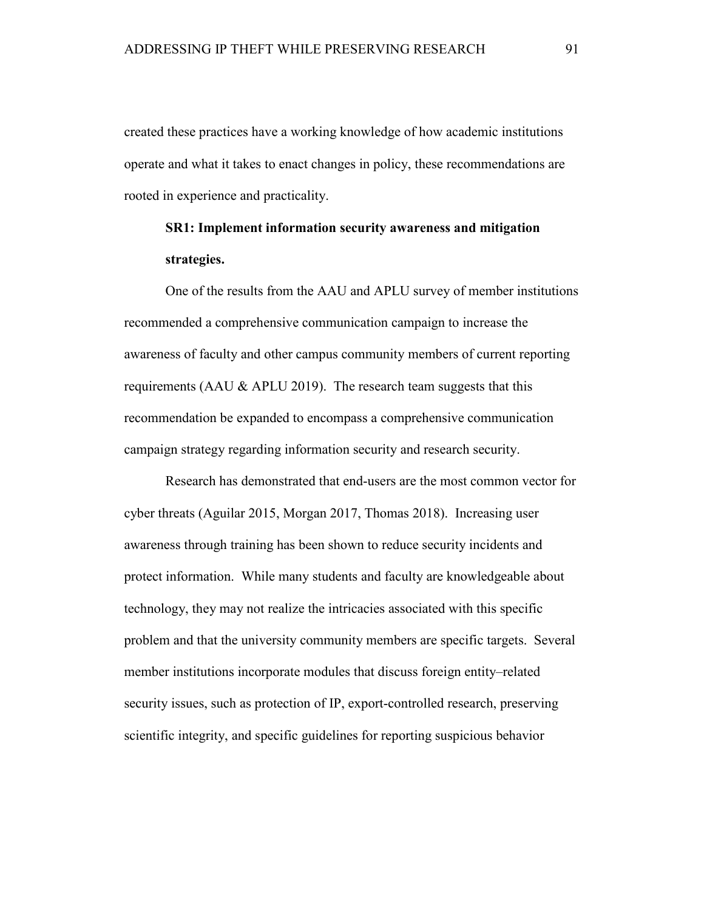created these practices have a working knowledge of how academic institutions operate and what it takes to enact changes in policy, these recommendations are rooted in experience and practicality.

**SR1: Implement information security awareness and mitigation strategies.**

One of the results from the AAU and APLU survey of member institutions recommended a comprehensive communication campaign to increase the awareness of faculty and other campus community members of current reporting requirements (AAU & APLU 2019). The research team suggests that this recommendation be expanded to encompass a comprehensive communication campaign strategy regarding information security and research security.

Research has demonstrated that end-users are the most common vector for cyber threats (Aguilar 2015, Morgan 2017, Thomas 2018). Increasing user awareness through training has been shown to reduce security incidents and protect information. While many students and faculty are knowledgeable about technology, they may not realize the intricacies associated with this specific problem and that the university community members are specific targets. Several member institutions incorporate modules that discuss foreign entity–related security issues, such as protection of IP, export-controlled research, preserving scientific integrity, and specific guidelines for reporting suspicious behavior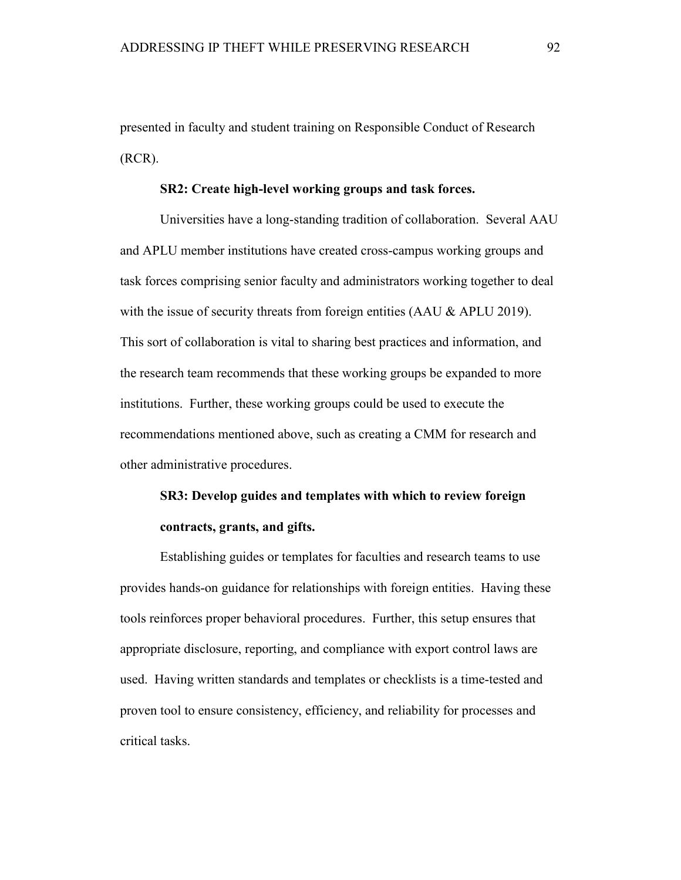presented in faculty and student training on Responsible Conduct of Research (RCR).

**SR2: Create high-level working groups and task forces.**

Universities have a long-standing tradition of collaboration. Several AAU and APLU member institutions have created cross-campus working groups and task forces comprising senior faculty and administrators working together to deal with the issue of security threats from foreign entities (AAU & APLU 2019). This sort of collaboration is vital to sharing best practices and information, and the research team recommends that these working groups be expanded to more institutions. Further, these working groups could be used to execute the recommendations mentioned above, such as creating a CMM for research and other administrative procedures.

**SR3: Develop guides and templates with which to review foreign contracts, grants, and gifts.**

Establishing guides or templates for faculties and research teams to use provides hands-on guidance for relationships with foreign entities. Having these tools reinforces proper behavioral procedures. Further, this setup ensures that appropriate disclosure, reporting, and compliance with export control laws are used. Having written standards and templates or checklists is a time-tested and proven tool to ensure consistency, efficiency, and reliability for processes and critical tasks.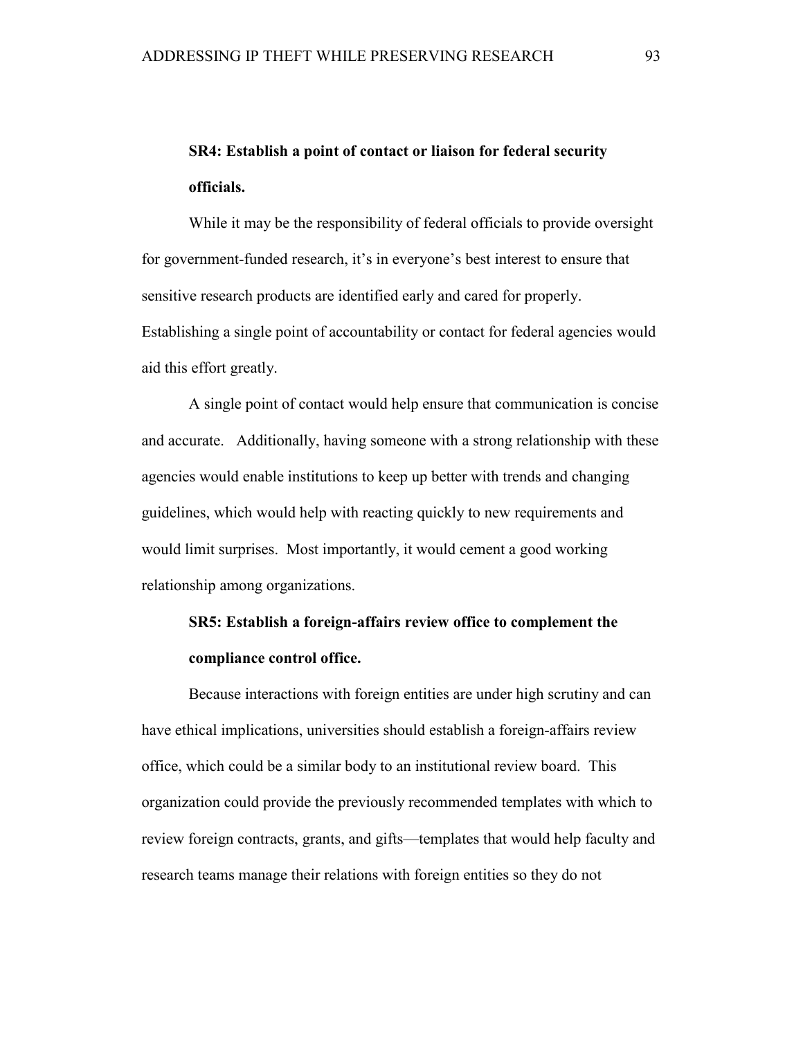**SR4: Establish a point of contact or liaison for federal security officials.**

While it may be the responsibility of federal officials to provide oversight for government-funded research, it's in everyone's best interest to ensure that sensitive research products are identified early and cared for properly. Establishing a single point of accountability or contact for federal agencies would aid this effort greatly.

A single point of contact would help ensure that communication is concise and accurate. Additionally, having someone with a strong relationship with these agencies would enable institutions to keep up better with trends and changing guidelines, which would help with reacting quickly to new requirements and would limit surprises. Most importantly, it would cement a good working relationship among organizations.

**SR5: Establish a foreign-affairs review office to complement the compliance control office.**

Because interactions with foreign entities are under high scrutiny and can have ethical implications, universities should establish a foreign-affairs review office, which could be a similar body to an institutional review board. This organization could provide the previously recommended templates with which to review foreign contracts, grants, and gifts—templates that would help faculty and research teams manage their relations with foreign entities so they do not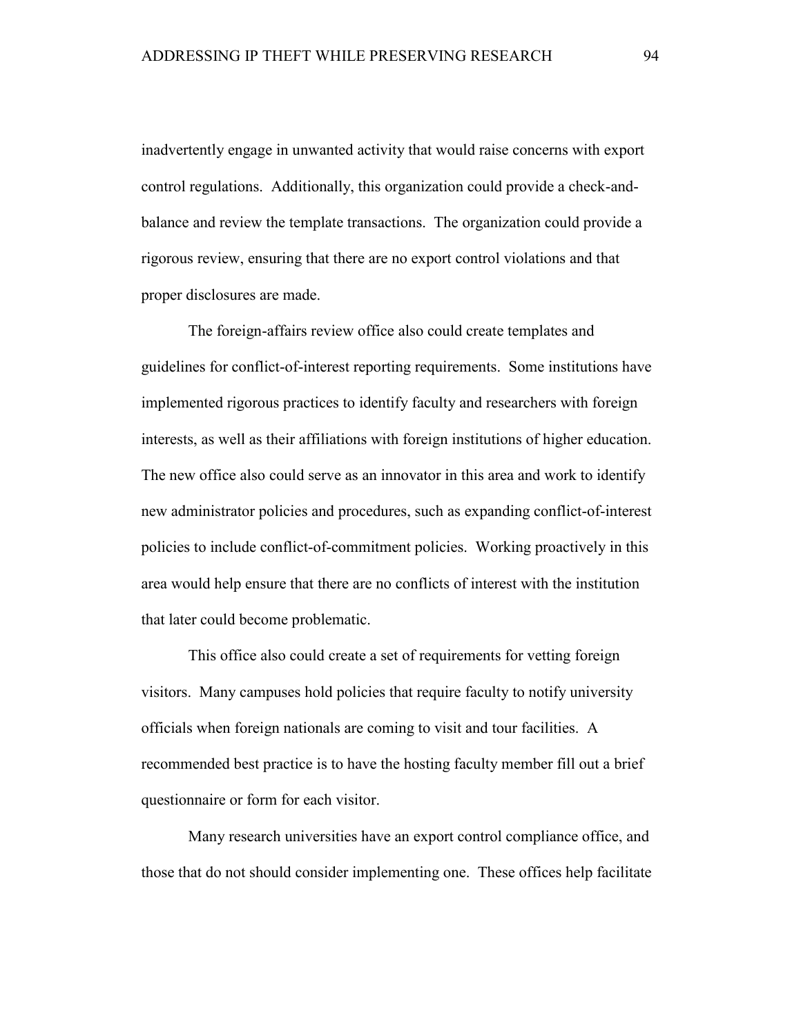inadvertently engage in unwanted activity that would raise concerns with export control regulations. Additionally, this organization could provide a check-and-balance and review the template transactions. The organization could provide a rigorous review, ensuring that there are no export control violations and that proper disclosures are made.

The foreign-affairs review office also could create templates and guidelines for conflict-of-interest reporting requirements. Some institutions have implemented rigorous practices to identify faculty and researchers with foreign interests, as well as their affiliations with foreign institutions of higher education. The new office also could serve as an innovator in this area and work to identify new administrator policies and procedures, such as expanding conflict-of-interest policies to include conflict-of-commitment policies. Working proactively in this area would help ensure that there are no conflicts of interest with the institution that later could become problematic.

This office also could create a set of requirements for vetting foreign visitors. Many campuses hold policies that require faculty to notify university officials when foreign nationals are coming to visit and tour facilities. A recommended best practice is to have the hosting faculty member fill out a brief questionnaire or form for each visitor.

Many research universities have an export control compliance office, and those that do not should consider implementing one. These offices help facilitate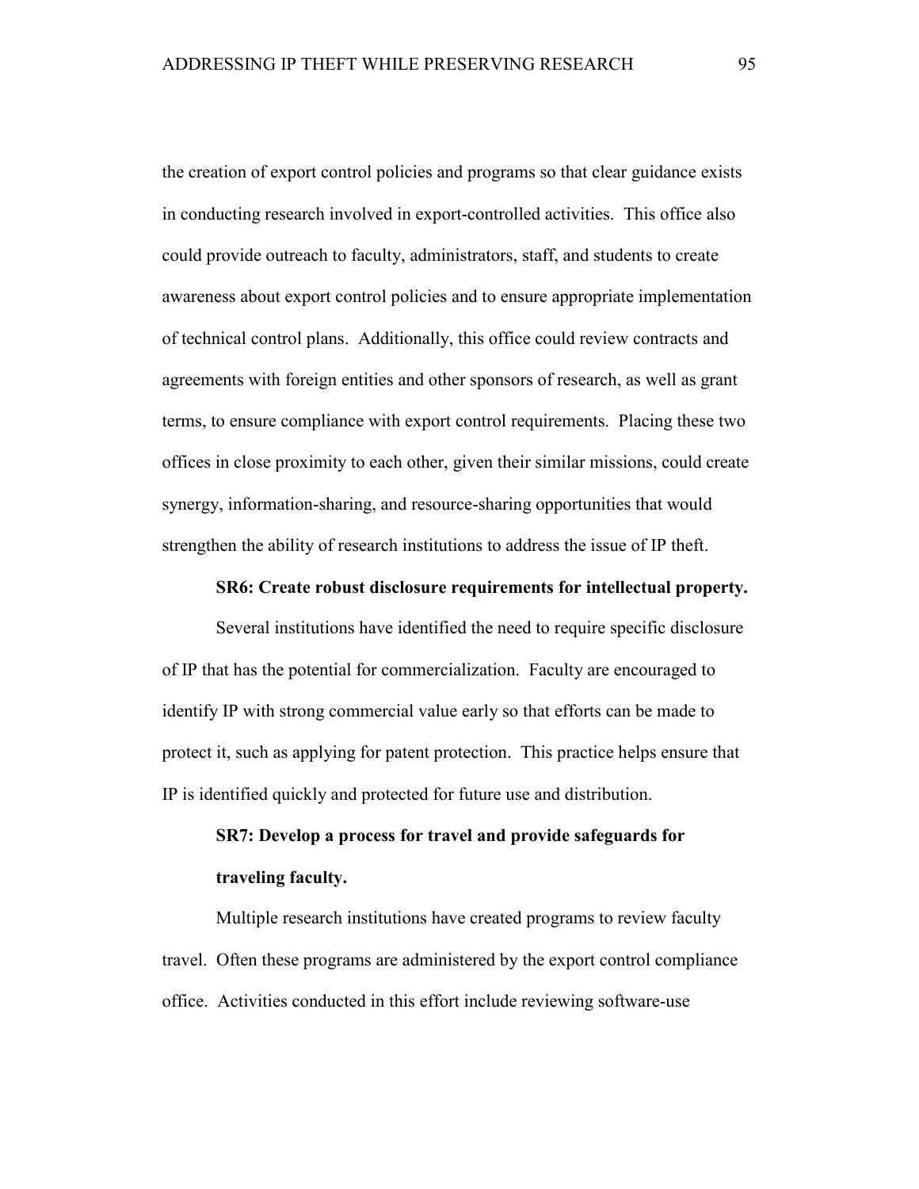the creation of export control policies and programs so that clear guidance exists in conducting research involved in export-controlled activities. This office also could provide outreach to faculty, administrators, staff, and students to create awareness about export control policies and to ensure appropriate implementation of technical control plans. Additionally, this office could review contracts and agreements with foreign entities and other sponsors of research, as well as grant terms, to ensure compliance with export control requirements. Placing these two offices in close proximity to each other, given their similar missions, could create synergy, information-sharing, and resource-sharing opportunities that would strengthen the ability of research institutions to address the issue of IP theft.

#### SR6: Create robust disclosure requirements for intellectual property.

Several institutions have identified the need to require specific disclosure of IP that has the potential for commercialization. Faculty are encouraged to identify IP with strong commercial value early so that efforts can be made to protect it, such as applying for patent protection. This practice helps ensure that IP is identified quickly and protected for future use and distribution.

#### SR7: Develop a process for travel and provide safeguards for traveling faculty.

Multiple research institutions have created programs to review faculty travel. Often these programs are administered by the export control compliance office. Activities conducted in this effort include reviewing software-use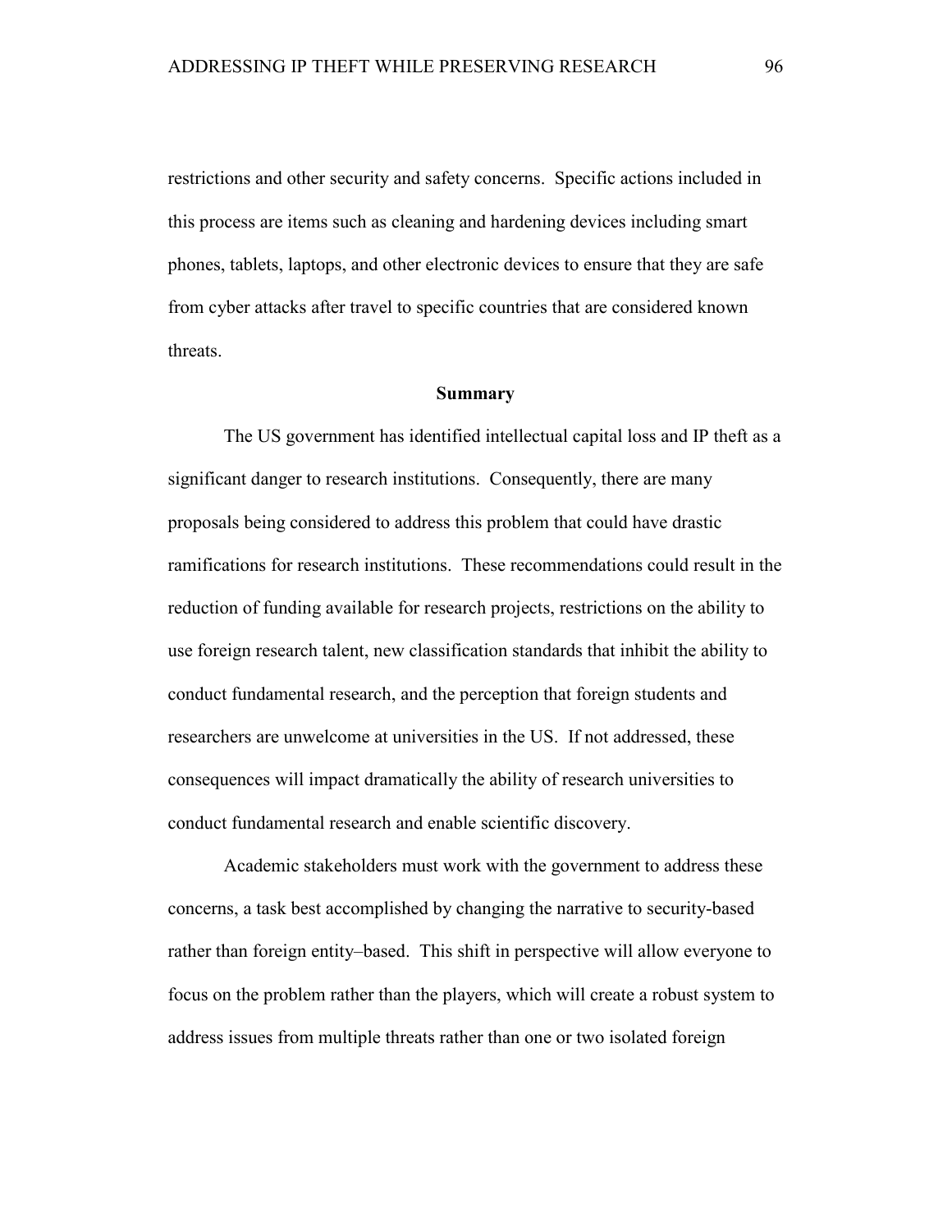restrictions and other security and safety concerns. Specific actions included in this process are items such as cleaning and hardening devices including smart phones, tablets, laptops, and other electronic devices to ensure that they are safe from cyber attacks after travel to specific countries that are considered known threats.

## Summary

The US government has identified intellectual capital loss and IP theft as a significant danger to research institutions. Consequently, there are many proposals being considered to address this problem that could have drastic ramifications for research institutions. These recommendations could result in the reduction of funding available for research projects, restrictions on the ability to use foreign research talent, new classification standards that inhibit the ability to conduct fundamental research, and the perception that foreign students and researchers are unwelcome at universities in the US. If not addressed, these consequences will impact dramatically the ability of research universities to conduct fundamental research and enable scientific discovery.

Academic stakeholders must work with the government to address these concerns, a task best accomplished by changing the narrative to security-based rather than foreign entity–based. This shift in perspective will allow everyone to focus on the problem rather than the players, which will create a robust system to address issues from multiple threats rather than one or two isolated foreign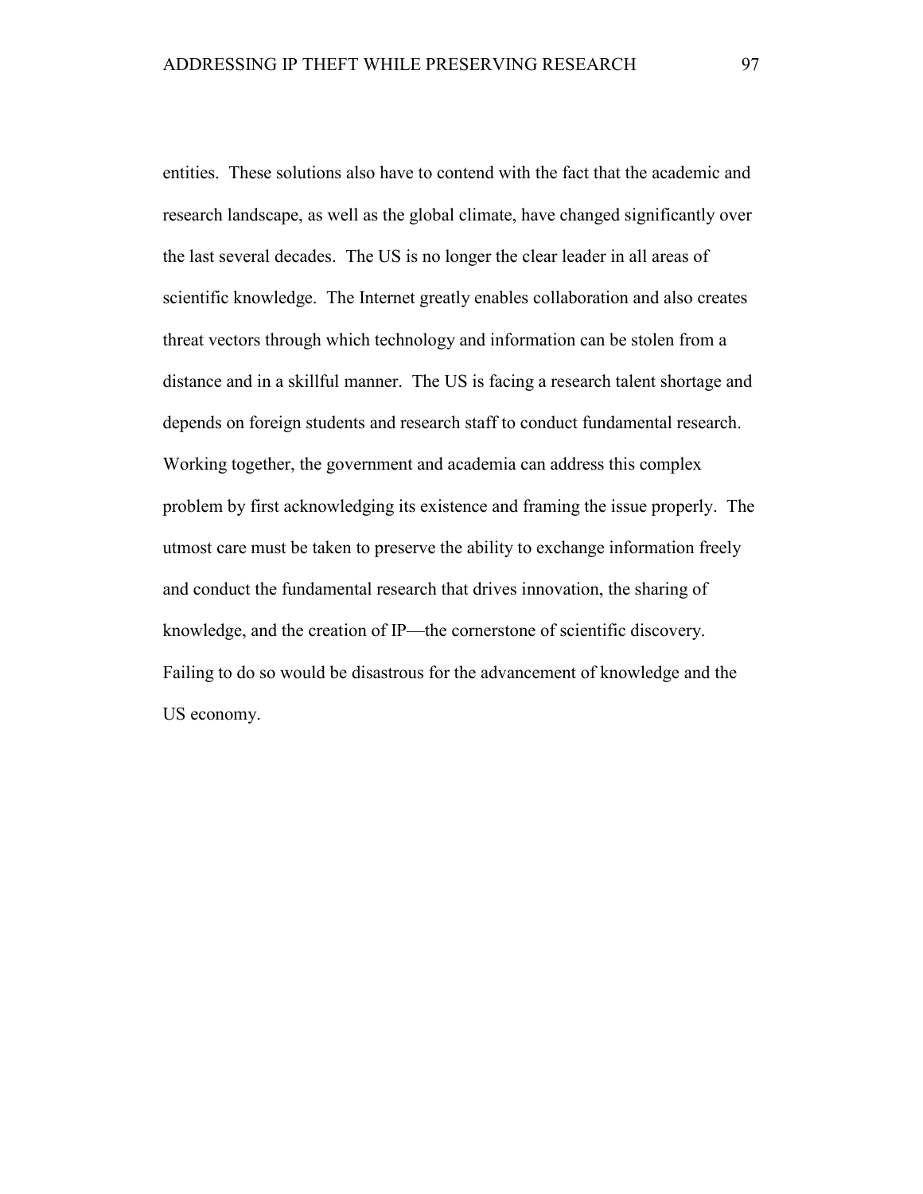entities. These solutions also have to contend with the fact that the academic and research landscape, as well as the global climate, have changed significantly over the last several decades. The US is no longer the clear leader in all areas of scientific knowledge. The Internet greatly enables collaboration and also creates threat vectors through which technology and information can be stolen from a distance and in a skillful manner. The US is facing a research talent shortage and depends on foreign students and research staff to conduct fundamental research. Working together, the government and academia can address this complex problem by first acknowledging its existence and framing the issue properly. The utmost care must be taken to preserve the ability to exchange information freely and conduct the fundamental research that drives innovation, the sharing of knowledge, and the creation of IP—the cornerstone of scientific discovery. Failing to do so would be disastrous for the advancement of knowledge and the US economy.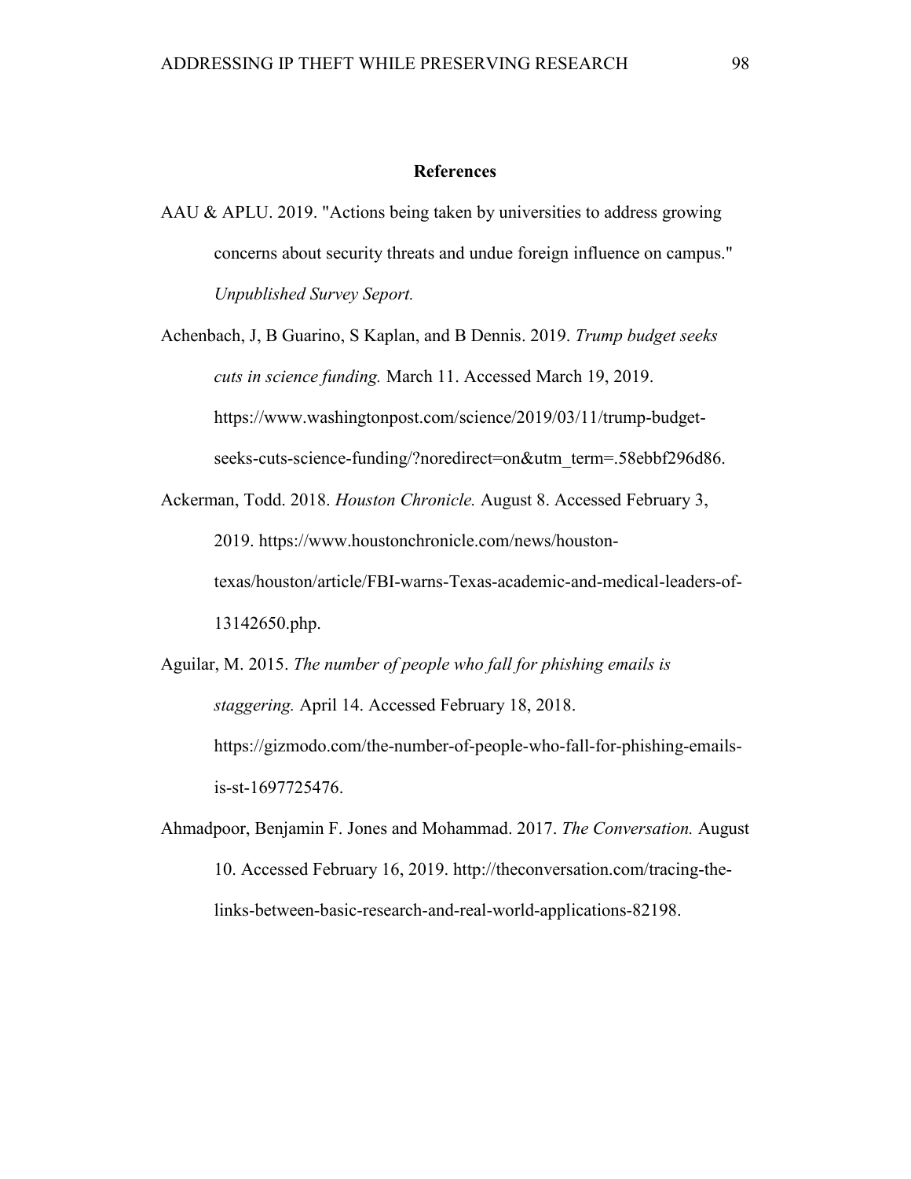# References

AAU & APLU. 2019. "Actions being taken by universities to address growing concerns about security threats and undue foreign influence on campus." *Unpublished Survey Seport.*

Achenbach, J, B Guarino, S Kaplan, and B Dennis. 2019. *Trump budget seeks cuts in science funding.* March 11. Accessed March 19, 2019. https://www.washingtonpost.com/science/2019/03/11/trump-budget-seeks-cuts-science-funding/?noredirect=on&utm_term=.58ebbf296d86.

Ackerman, Todd. 2018. *Houston Chronicle.* August 8. Accessed February 3, 2019. https://www.houstonchronicle.com/news/houston-texas/houston/article/FBI-warns-Texas-academic-and-medical-leaders-of-13142650.php.

Aguilar, M. 2015. *The number of people who fall for phishing emails is staggering.* April 14. Accessed February 18, 2018. https://gizmodo.com/the-number-of-people-who-fall-for-phishing-emails-is-st-1697725476.

Ahmadpoor, Benjamin F. Jones and Mohammad. 2017. *The Conversation.* August 10. Accessed February 16, 2019. http://theconversation.com/tracing-the-links-between-basic-research-and-real-world-applications-82198.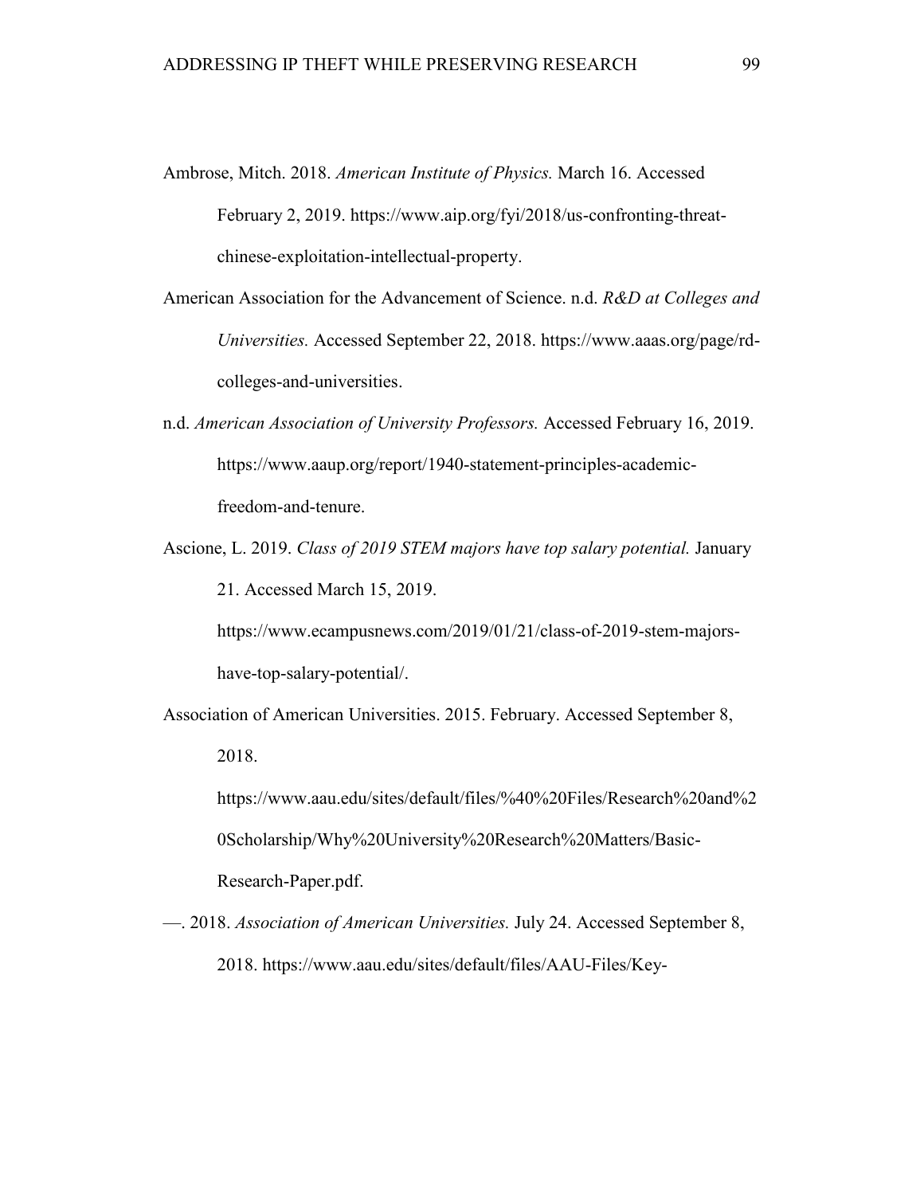Ambrose, Mitch. 2018. *American Institute of Physics.* March 16. Accessed February 2, 2019. https://www.aip.org/fyi/2018/us-confronting-threat-chinese-exploitation-intellectual-property.

American Association for the Advancement of Science. n.d. *R&D at Colleges and Universities.* Accessed September 22, 2018. https://www.aaas.org/page/rd-colleges-and-universities.

n.d. *American Association of University Professors.* Accessed February 16, 2019. https://www.aaup.org/report/1940-statement-principles-academic-freedom-and-tenure.

Ascione, L. 2019. *Class of 2019 STEM majors have top salary potential.* January 21. Accessed March 15, 2019. https://www.ecampusnews.com/2019/01/21/class-of-2019-stem-majors-have-top-salary-potential/.

Association of American Universities. 2015. February. Accessed September 8, 2018. https://www.aau.edu/sites/default/files/%40%20Files/Research%20and%20Scholarship/Why%20University%20Research%20Matters/Basic-Research-Paper.pdf.

—. 2018. *Association of American Universities.* July 24. Accessed September 8, 2018. https://www.aau.edu/sites/default/files/AAU-Files/Key-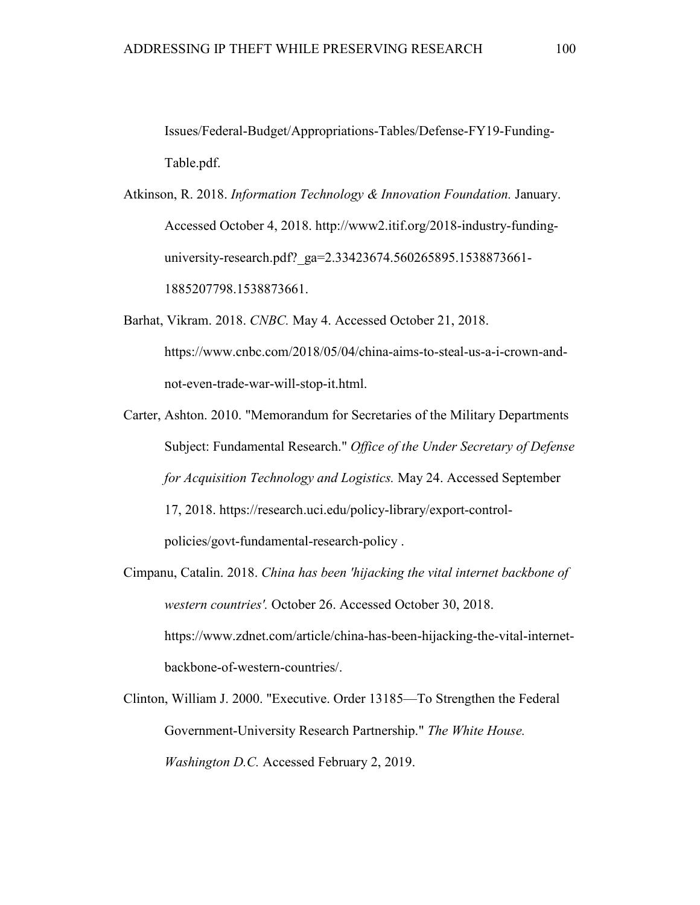Issues/Federal-Budget/Appropriations-Tables/Defense-FY19-Funding-Table.pdf.

Atkinson, R. 2018. *Information Technology & Innovation Foundation.* January. Accessed October 4, 2018. http://www2.itif.org/2018-industry-funding-university-research.pdf?_ga=2.33423674.560265895.1538873661-1885207798.1538873661.

Barhat, Vikram. 2018. *CNBC.* May 4. Accessed October 21, 2018. https://www.cnbc.com/2018/05/04/china-aims-to-steal-us-a-i-crown-and-not-even-trade-war-will-stop-it.html.

Carter, Ashton. 2010. "Memorandum for Secretaries of the Military Departments Subject: Fundamental Research." *Office of the Under Secretary of Defense for Acquisition Technology and Logistics.* May 24. Accessed September 17, 2018. https://research.uci.edu/policy-library/export-control-policies/govt-fundamental-research-policy .

Cimpanu, Catalin. 2018. *China has been 'hijacking the vital internet backbone of western countries'.* October 26. Accessed October 30, 2018. https://www.zdnet.com/article/china-has-been-hijacking-the-vital-internet-backbone-of-western-countries/.

Clinton, William J. 2000. "Executive. Order 13185—To Strengthen the Federal Government-University Research Partnership." *The White House. Washington D.C.* Accessed February 2, 2019.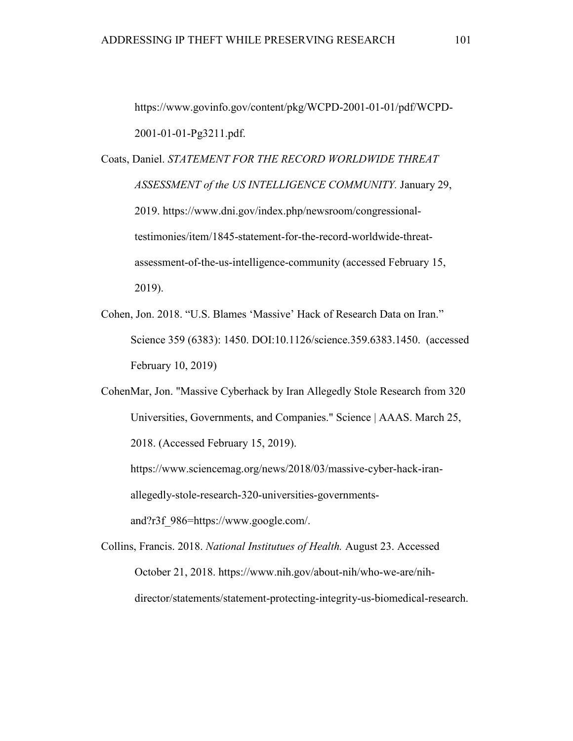https://www.govinfo.gov/content/pkg/WCPD-2001-01-01/pdf/WCPD-2001-01-01-Pg3211.pdf.

Coats, Daniel. *STATEMENT FOR THE RECORD WORLDWIDE THREAT ASSESSMENT of the US INTELLIGENCE COMMUNITY.* January 29, 2019. https://www.dni.gov/index.php/newsroom/congressional-testimonies/item/1845-statement-for-the-record-worldwide-threat-assessment-of-the-us-intelligence-community (accessed February 15, 2019).

Cohen, Jon. 2018. "U.S. Blames 'Massive' Hack of Research Data on Iran." Science 359 (6383): 1450. DOI:10.1126/science.359.6383.1450. (accessed February 10, 2019)

CohenMar, Jon. "Massive Cyberhack by Iran Allegedly Stole Research from 320 Universities, Governments, and Companies." Science | AAAS. March 25, 2018. (Accessed February 15, 2019). https://www.sciencemag.org/news/2018/03/massive-cyber-hack-iran-allegedly-stole-research-320-universities-governments-and?r3f_986=https://www.google.com/.

Collins, Francis. 2018. *National Institutues of Health.* August 23. Accessed October 21, 2018. https://www.nih.gov/about-nih/who-we-are/nih-director/statements/statement-protecting-integrity-us-biomedical-research.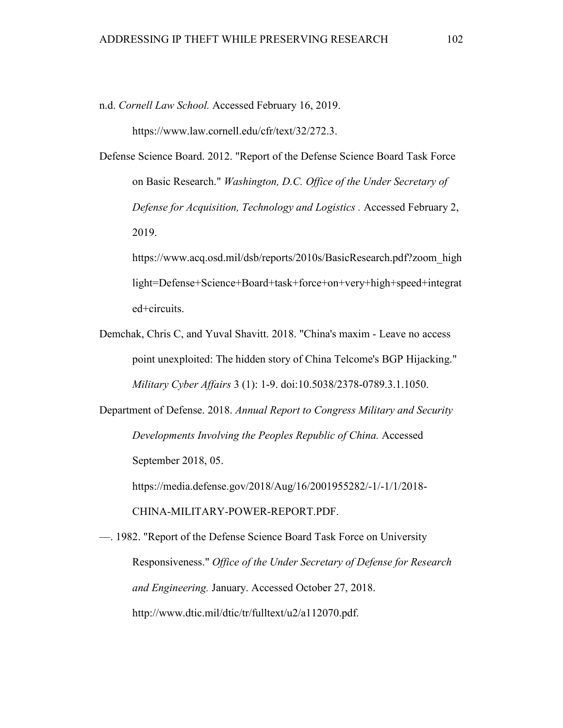n.d. *Cornell Law School.* Accessed February 16, 2019. https://www.law.cornell.edu/cfr/text/32/272.3.

Defense Science Board. 2012. "Report of the Defense Science Board Task Force on Basic Research." *Washington, D.C. Office of the Under Secretary of Defense for Acquisition, Technology and Logistics* . Accessed February 2, 2019. https://www.acq.osd.mil/dsb/reports/2010s/BasicResearch.pdf?zoom_highlight=Defense+Science+Board+task+force+on+very+high+speed+integrated+circuits.

Demchak, Chris C, and Yuval Shavitt. 2018. "China's maxim - Leave no access point unexploited: The hidden story of China Telcome's BGP Hijacking." *Military Cyber Affairs* 3 (1): 1-9. doi:10.5038/2378-0789.3.1.1050.

Department of Defense. 2018. *Annual Report to Congress Military and Security Developments Involving the Peoples Republic of China.* Accessed September 2018, 05. https://media.defense.gov/2018/Aug/16/2001955282/-1/-1/1/2018-CHINA-MILITARY-POWER-REPORT.PDF.

—. 1982. "Report of the Defense Science Board Task Force on University Responsiveness." *Office of the Under Secretary of Defense for Research and Engineering.* January. Accessed October 27, 2018. http://www.dtic.mil/dtic/tr/fulltext/u2/a112070.pdf.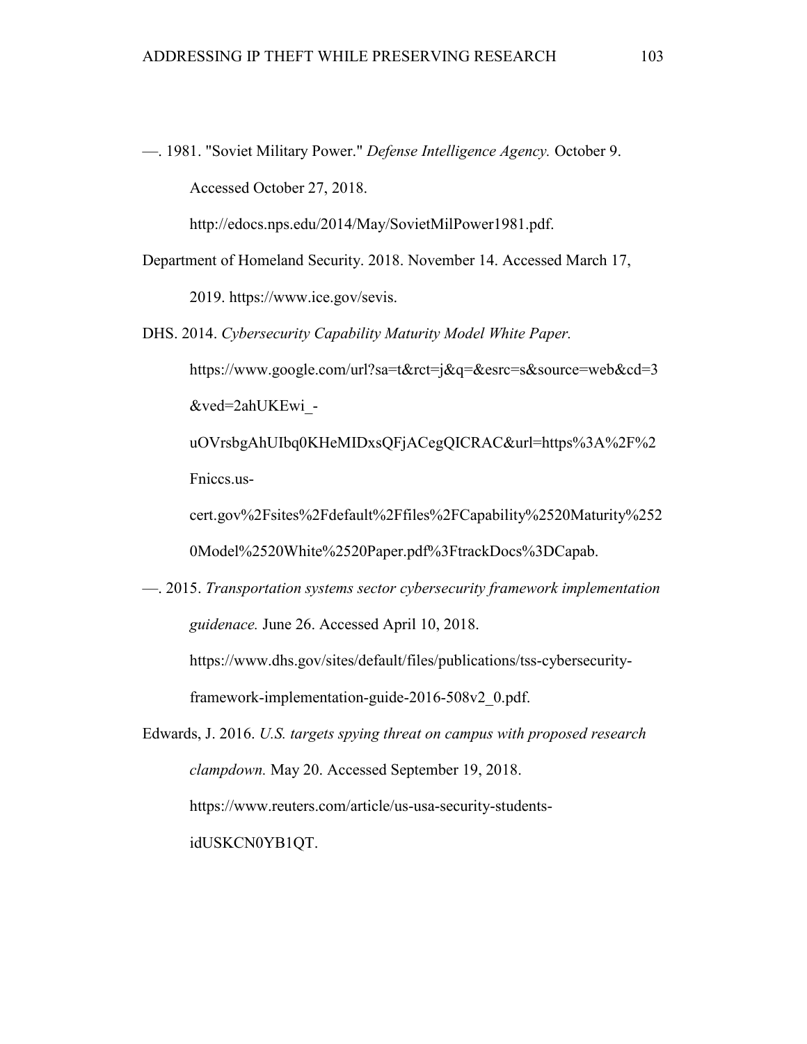—. 1981. "Soviet Military Power." *Defense Intelligence Agency.* October 9. Accessed October 27, 2018. http://edocs.nps.edu/2014/May/SovietMilPower1981.pdf.

Department of Homeland Security. 2018. November 14. Accessed March 17, 2019. https://www.ice.gov/sevis.

DHS. 2014. *Cybersecurity Capability Maturity Model White Paper.* https://www.google.com/url?sa=t&rct=j&q=&esrc=s&source=web&cd=3&ved=2ahUKEwi_-uOVrsbgAhUIbq0KHeMIDxsQFjACegQICRAC&url=https%3A%2F%2Fniccs.us-cert.gov%2Fsites%2Fdefault%2Ffiles%2FCapability%2520Maturity%2520Model%2520White%2520Paper.pdf%3FtrackDocs%3DCapab.

—. 2015. *Transportation systems sector cybersecurity framework implementation guidenace.* June 26. Accessed April 10, 2018. https://www.dhs.gov/sites/default/files/publications/tss-cybersecurity-framework-implementation-guide-2016-508v2_0.pdf.

Edwards, J. 2016. *U.S. targets spying threat on campus with proposed research clampdown.* May 20. Accessed September 19, 2018. https://www.reuters.com/article/us-usa-security-students-idUSKCN0YB1QT.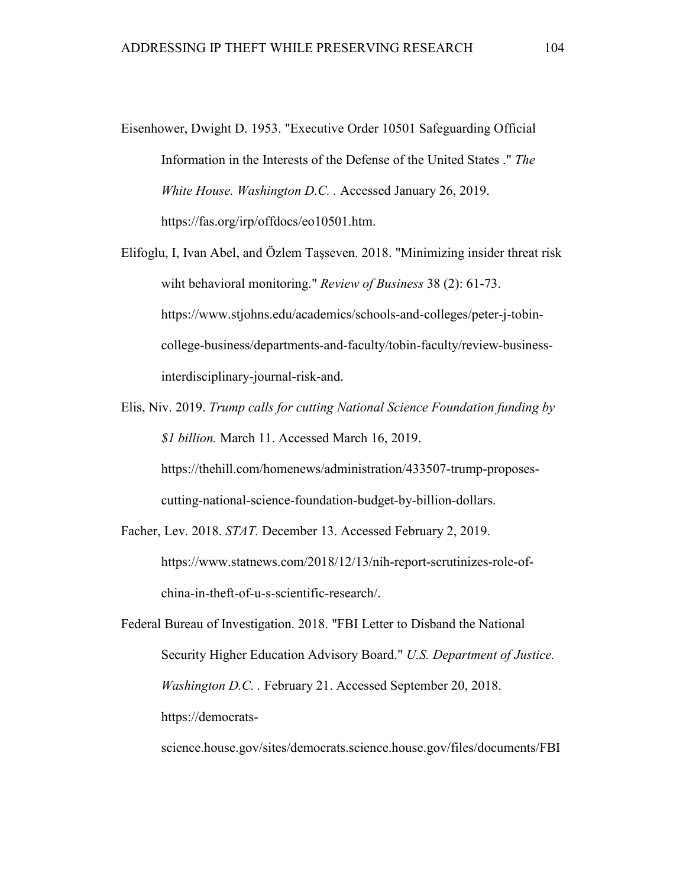Eisenhower, Dwight D. 1953. "Executive Order 10501 Safeguarding Official Information in the Interests of the Defense of the United States ." *The White House. Washington D.C. .* Accessed January 26, 2019. https://fas.org/irp/offdocs/eo10501.htm.

Elifoglu, I, Ivan Abel, and Özlem Taşseven. 2018. "Minimizing insider threat risk wiht behavioral monitoring." *Review of Business* 38 (2): 61-73. https://www.stjohns.edu/academics/schools-and-colleges/peter-j-tobin-college-business/departments-and-faculty/tobin-faculty/review-business-interdisciplinary-journal-risk-and.

Elis, Niv. 2019. *Trump calls for cutting National Science Foundation funding by $1 billion.* March 11. Accessed March 16, 2019. https://thehill.com/homenews/administration/433507-trump-proposes-cutting-national-science-foundation-budget-by-billion-dollars.

Facher, Lev. 2018. *STAT.* December 13. Accessed February 2, 2019. https://www.statnews.com/2018/12/13/nih-report-scrutinizes-role-of-china-in-theft-of-u-s-scientific-research/.

Federal Bureau of Investigation. 2018. "FBI Letter to Disband the National Security Higher Education Advisory Board." *U.S. Department of Justice. Washington D.C. .* February 21. Accessed September 20, 2018. https://democrats-science.house.gov/sites/democrats.science.house.gov/files/documents/FBI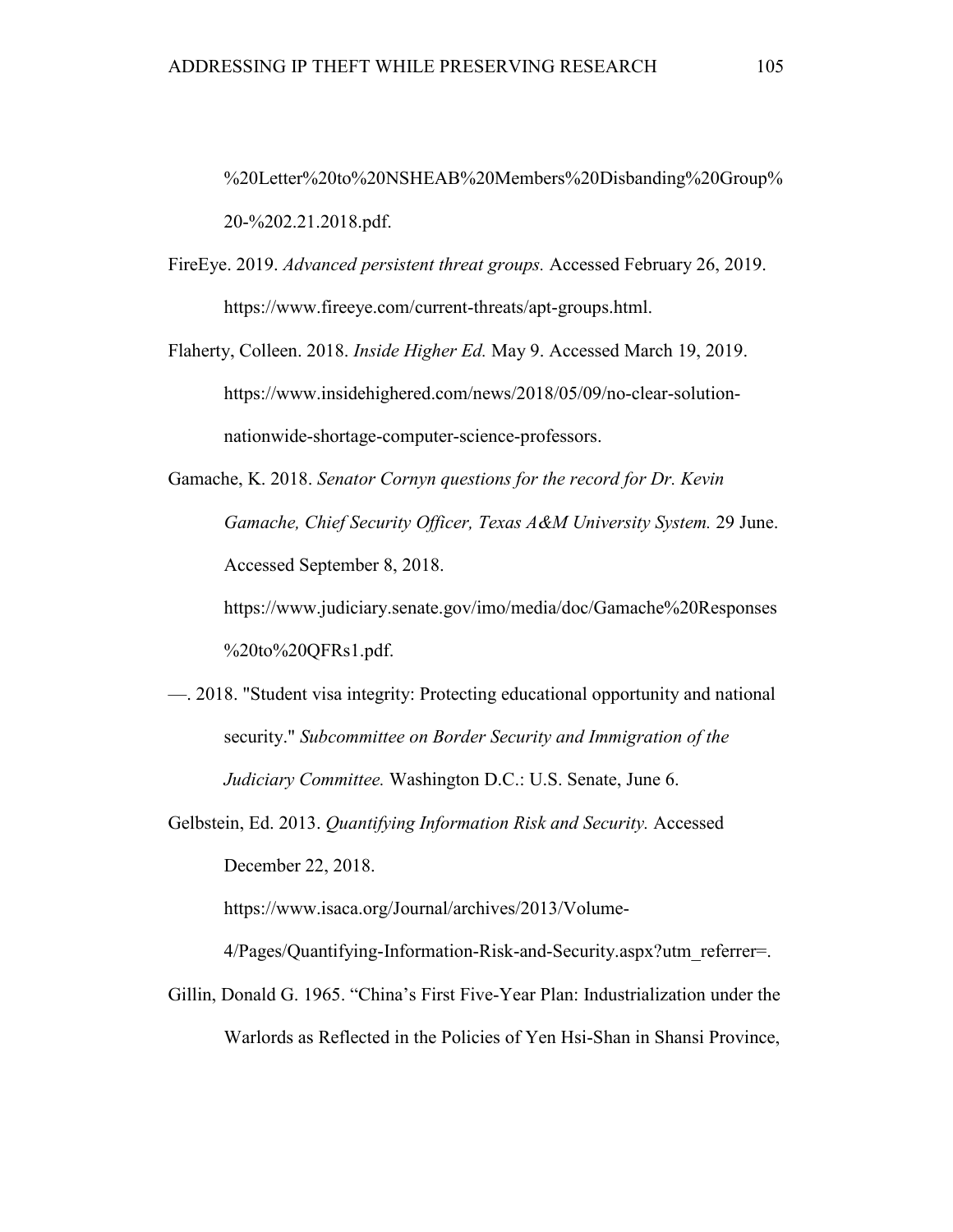%20Letter%20to%20NSHEAB%20Members%20Disbanding%20Group%20-%202.21.2018.pdf.

FireEye. 2019. *Advanced persistent threat groups.* Accessed February 26, 2019. https://www.fireeye.com/current-threats/apt-groups.html.

Flaherty, Colleen. 2018. *Inside Higher Ed.* May 9. Accessed March 19, 2019. https://www.insidehighered.com/news/2018/05/09/no-clear-solution-nationwide-shortage-computer-science-professors.

Gamache, K. 2018. *Senator Cornyn questions for the record for Dr. Kevin Gamache, Chief Security Officer, Texas A&M University System.* 29 June. Accessed September 8, 2018. https://www.judiciary.senate.gov/imo/media/doc/Gamache%20Responses%20to%20QFRs1.pdf.

—. 2018. "Student visa integrity: Protecting educational opportunity and national security." *Subcommittee on Border Security and Immigration of the Judiciary Committee.* Washington D.C.: U.S. Senate, June 6.

Gelbstein, Ed. 2013. *Quantifying Information Risk and Security.* Accessed December 22, 2018. https://www.isaca.org/Journal/archives/2013/Volume-4/Pages/Quantifying-Information-Risk-and-Security.aspx?utm_referrer=.

Gillin, Donald G. 1965. "China's First Five-Year Plan: Industrialization under the Warlords as Reflected in the Policies of Yen Hsi-Shan in Shansi Province,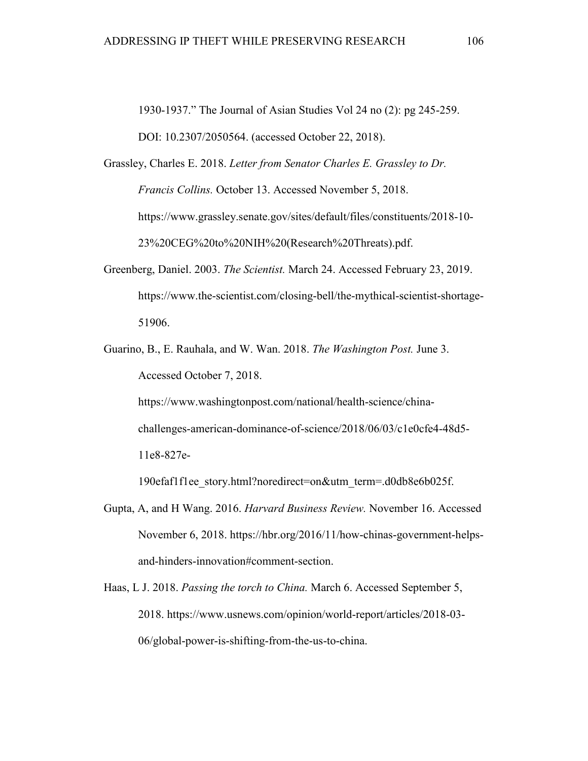1930-1937." The Journal of Asian Studies Vol 24 no (2): pg 245-259. DOI: 10.2307/2050564. (accessed October 22, 2018).

Grassley, Charles E. 2018. *Letter from Senator Charles E. Grassley to Dr. Francis Collins.* October 13. Accessed November 5, 2018. https://www.grassley.senate.gov/sites/default/files/constituents/2018-10-23%20CEG%20to%20NIH%20(Research%20Threats).pdf.

Greenberg, Daniel. 2003. *The Scientist.* March 24. Accessed February 23, 2019. https://www.the-scientist.com/closing-bell/the-mythical-scientist-shortage-51906.

Guarino, B., E. Rauhala, and W. Wan. 2018. *The Washington Post.* June 3. Accessed October 7, 2018. https://www.washingtonpost.com/national/health-science/china-challenges-american-dominance-of-science/2018/06/03/c1e0cfe4-48d5-11e8-827e-190efaf1f1ee_story.html?noredirect=on&utm_term=.d0db8e6b025f.

Gupta, A, and H Wang. 2016. *Harvard Business Review.* November 16. Accessed November 6, 2018. https://hbr.org/2016/11/how-chinas-government-helps-and-hinders-innovation#comment-section.

Haas, L J. 2018. *Passing the torch to China.* March 6. Accessed September 5, 2018. https://www.usnews.com/opinion/world-report/articles/2018-03-06/global-power-is-shifting-from-the-us-to-china.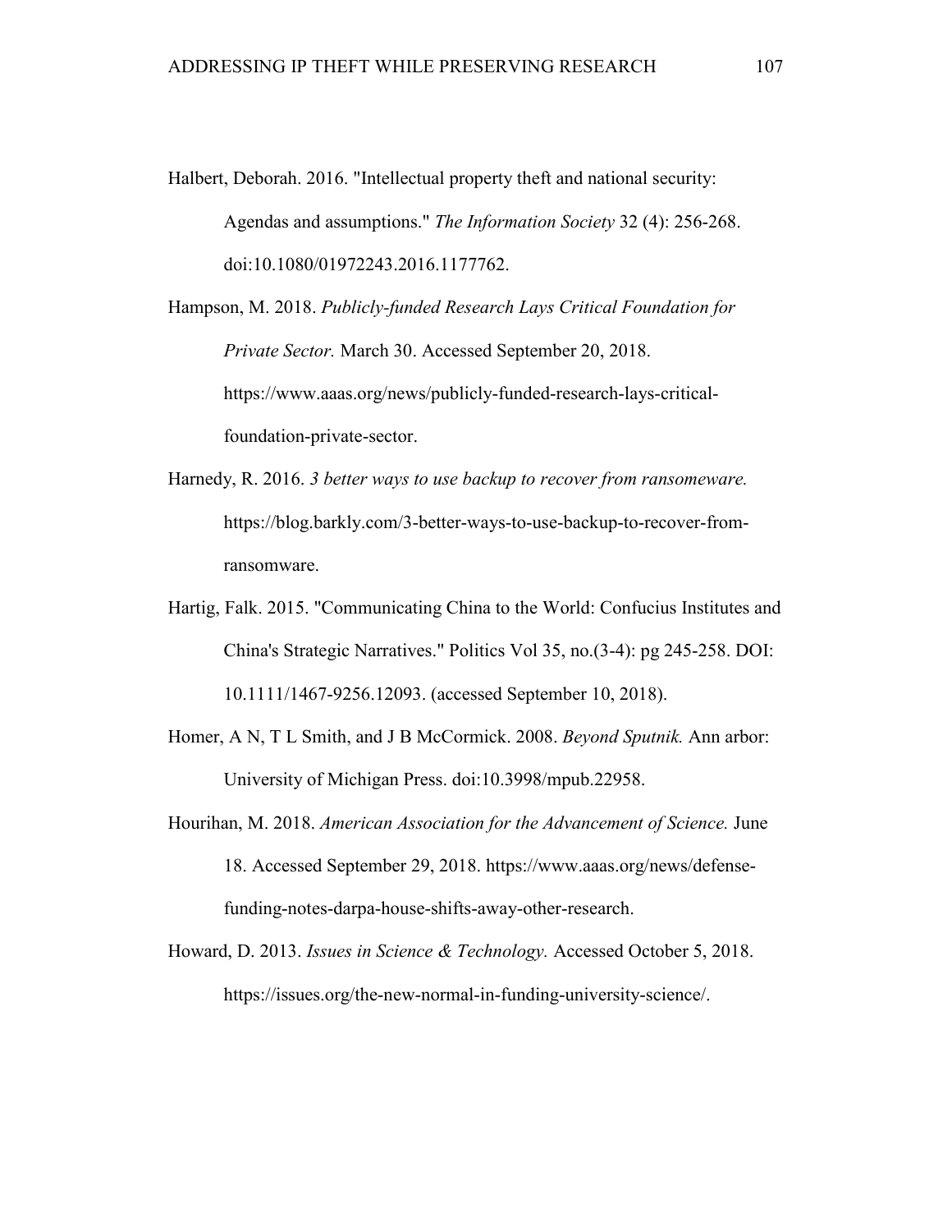Halbert, Deborah. 2016. "Intellectual property theft and national security: Agendas and assumptions." *The Information Society* 32 (4): 256-268. doi:10.1080/01972243.2016.1177762.

Hampson, M. 2018. *Publicly-funded Research Lays Critical Foundation for Private Sector.* March 30. Accessed September 20, 2018. https://www.aaas.org/news/publicly-funded-research-lays-critical-foundation-private-sector.

Harnedy, R. 2016. *3 better ways to use backup to recover from ransomeware.* https://blog.barkly.com/3-better-ways-to-use-backup-to-recover-from-ransomware.

Hartig, Falk. 2015. "Communicating China to the World: Confucius Institutes and China's Strategic Narratives." Politics Vol 35, no.(3-4): pg 245-258. DOI: 10.1111/1467-9256.12093. (accessed September 10, 2018).

Homer, A N, T L Smith, and J B McCormick. 2008. *Beyond Sputnik.* Ann arbor: University of Michigan Press. doi:10.3998/mpub.22958.

Hourihan, M. 2018. *American Association for the Advancement of Science.* June 18. Accessed September 29, 2018. https://www.aaas.org/news/defense-funding-notes-darpa-house-shifts-away-other-research.

Howard, D. 2013. *Issues in Science & Technology.* Accessed October 5, 2018. https://issues.org/the-new-normal-in-funding-university-science/.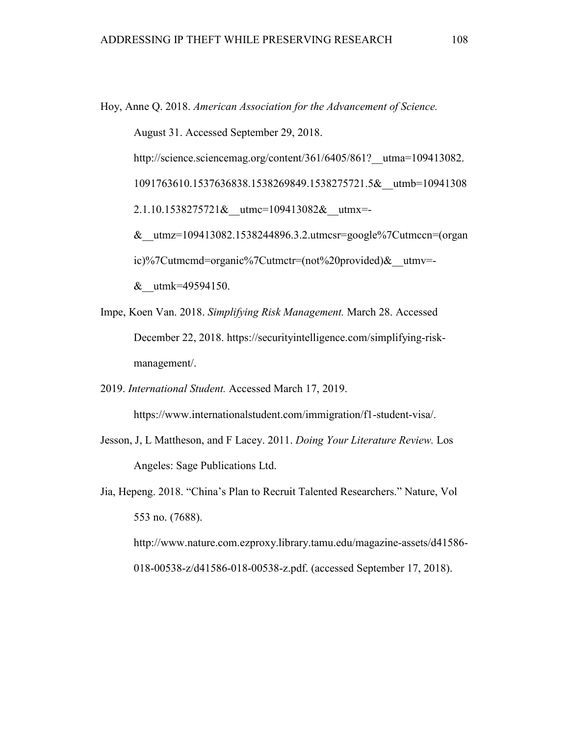Hoy, Anne Q. 2018. *American Association for the Advancement of Science.* August 31. Accessed September 29, 2018. http://science.sciencemag.org/content/361/6405/861?__utma=109413082.1091763610.1537636838.1538269849.1538275721.5&__utmb=109413082.1.10.1538275721&__utmc=109413082&__utmx=-&__utmz=109413082.1538244896.3.2.utmcsr=google%7Cutmccn=(organic)%7Cutmcmd=organic%7Cutmctr=(not%20provided)&__utmv=-&__utmk=49594150.

Impe, Koen Van. 2018. *Simplifying Risk Management.* March 28. Accessed December 22, 2018. https://securityintelligence.com/simplifying-risk-management/.

2019. *International Student.* Accessed March 17, 2019. https://www.internationalstudent.com/immigration/f1-student-visa/.

Jesson, J, L Mattheson, and F Lacey. 2011. *Doing Your Literature Review.* Los Angeles: Sage Publications Ltd.

Jia, Hepeng. 2018. "China's Plan to Recruit Talented Researchers." Nature, Vol 553 no. (7688). http://www.nature.com.ezproxy.library.tamu.edu/magazine-assets/d41586-018-00538-z/d41586-018-00538-z.pdf. (accessed September 17, 2018).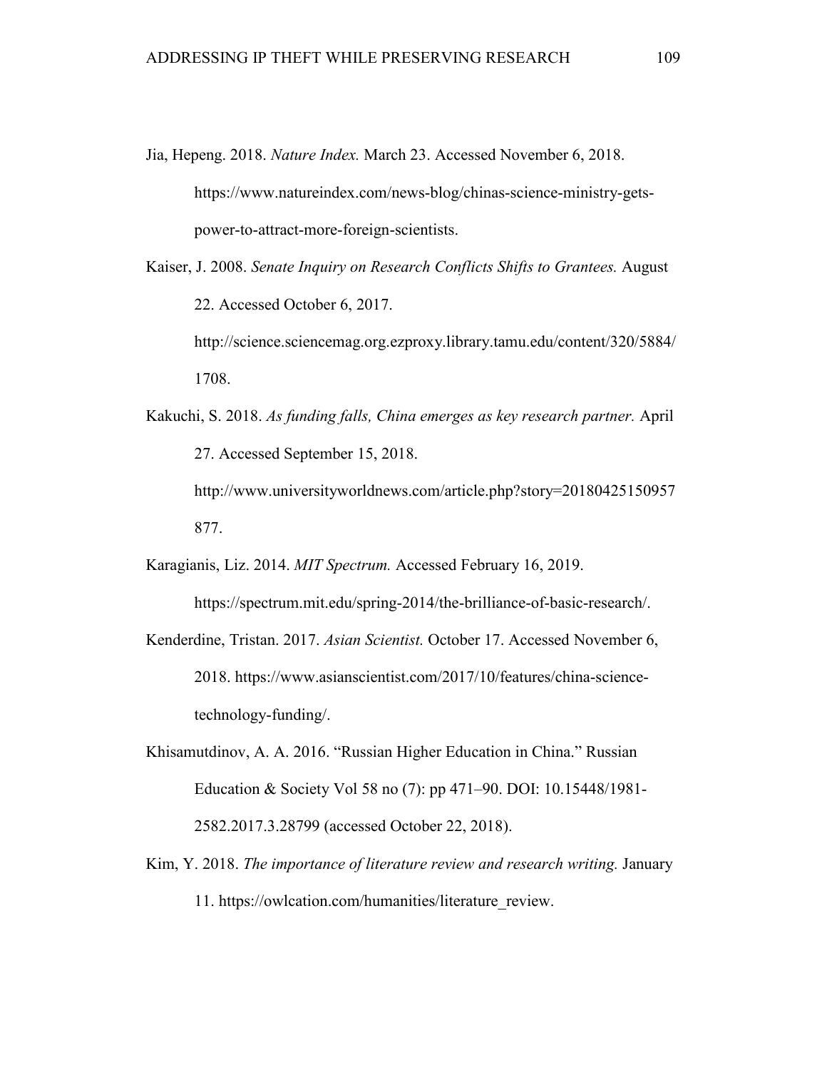Jia, Hepeng. 2018. *Nature Index.* March 23. Accessed November 6, 2018. https://www.natureindex.com/news-blog/chinas-science-ministry-gets-power-to-attract-more-foreign-scientists.

Kaiser, J. 2008. *Senate Inquiry on Research Conflicts Shifts to Grantees.* August 22. Accessed October 6, 2017. http://science.sciencemag.org.ezproxy.library.tamu.edu/content/320/5884/1708.

Kakuchi, S. 2018. *As funding falls, China emerges as key research partner.* April 27. Accessed September 15, 2018. http://www.universityworldnews.com/article.php?story=20180425150957877.

Karagianis, Liz. 2014. *MIT Spectrum.* Accessed February 16, 2019. https://spectrum.mit.edu/spring-2014/the-brilliance-of-basic-research/.

Kenderdine, Tristan. 2017. *Asian Scientist.* October 17. Accessed November 6, 2018. https://www.asianscientist.com/2017/10/features/china-science-technology-funding/.

Khisamutdinov, A. A. 2016. "Russian Higher Education in China." Russian Education & Society Vol 58 no (7): pp 471–90. DOI: 10.15448/1981-2582.2017.3.28799 (accessed October 22, 2018).

Kim, Y. 2018. *The importance of literature review and research writing.* January 11. https://owlcation.com/humanities/literature_review.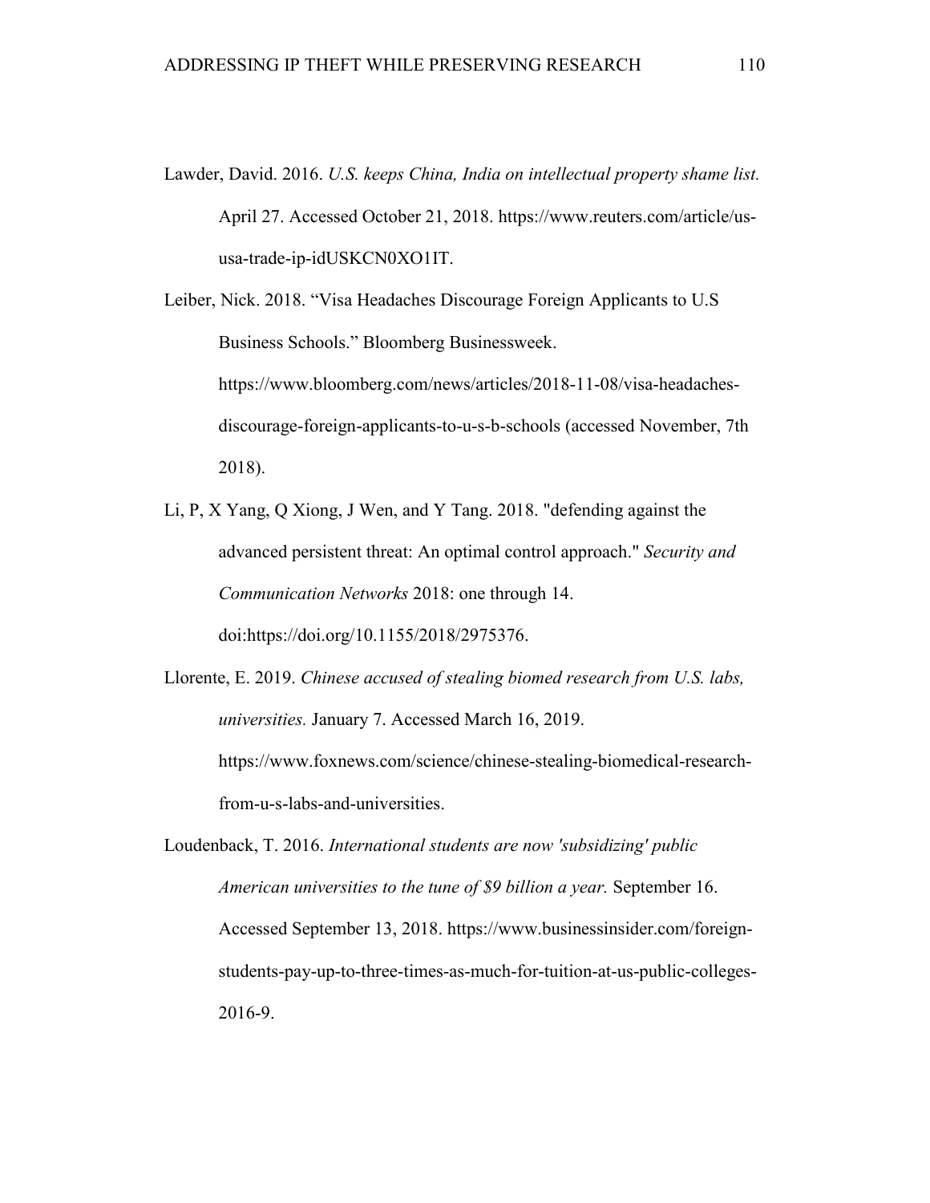Lawder, David. 2016. *U.S. keeps China, India on intellectual property shame list.* April 27. Accessed October 21, 2018. https://www.reuters.com/article/us-usa-trade-ip-idUSKCN0XO1IT.

Leiber, Nick. 2018. "Visa Headaches Discourage Foreign Applicants to U.S Business Schools." Bloomberg Businessweek. https://www.bloomberg.com/news/articles/2018-11-08/visa-headaches-discourage-foreign-applicants-to-u-s-b-schools (accessed November, 7th 2018).

Li, P, X Yang, Q Xiong, J Wen, and Y Tang. 2018. "defending against the advanced persistent threat: An optimal control approach." *Security and Communication Networks* 2018: one through 14. doi:https://doi.org/10.1155/2018/2975376.

Llorente, E. 2019. *Chinese accused of stealing biomed research from U.S. labs, universities.* January 7. Accessed March 16, 2019. https://www.foxnews.com/science/chinese-stealing-biomedical-research-from-u-s-labs-and-universities.

Loudenback, T. 2016. *International students are now 'subsidizing' public American universities to the tune of $9 billion a year.* September 16. Accessed September 13, 2018. https://www.businessinsider.com/foreign-students-pay-up-to-three-times-as-much-for-tuition-at-us-public-colleges-2016-9.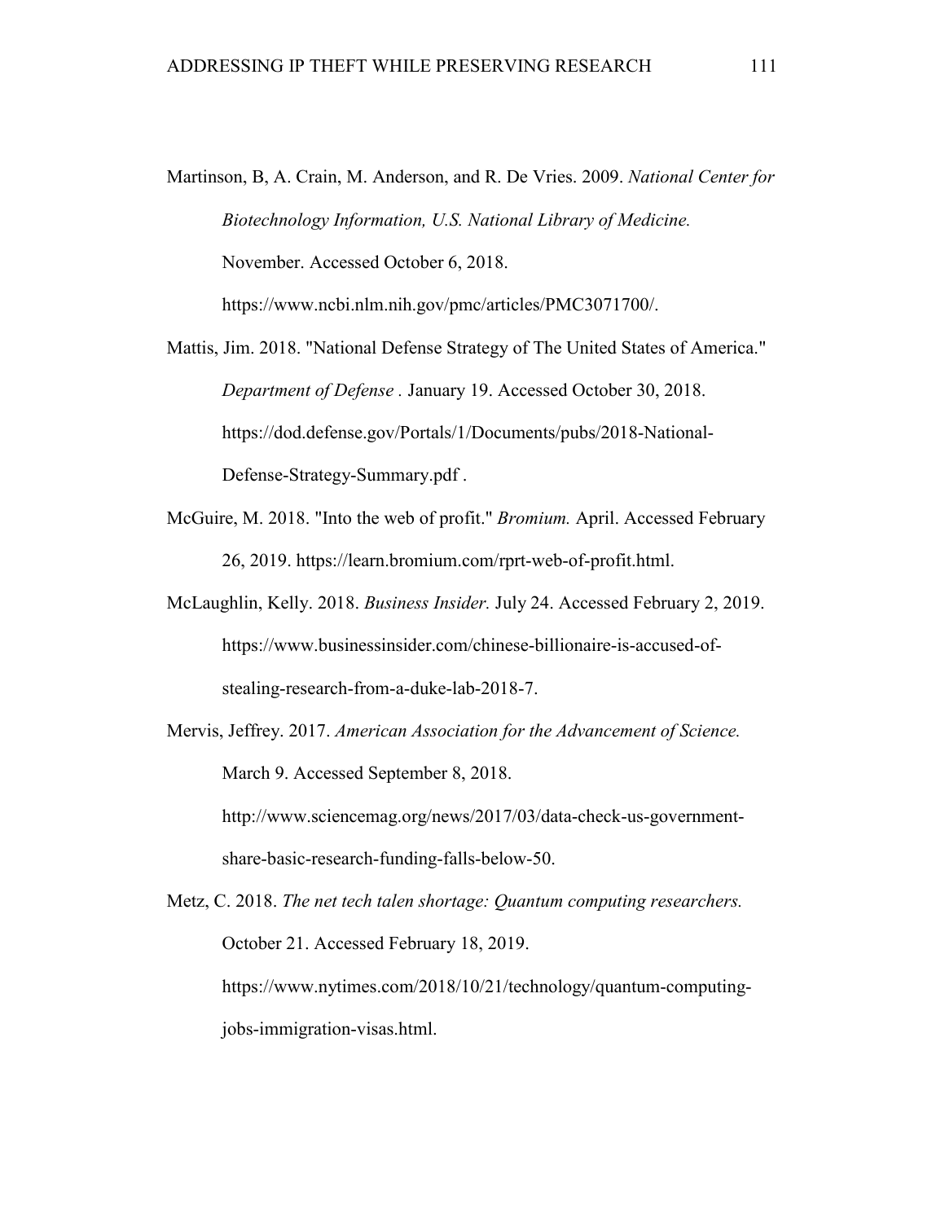Martinson, B, A. Crain, M. Anderson, and R. De Vries. 2009. *National Center for Biotechnology Information, U.S. National Library of Medicine.* November. Accessed October 6, 2018. https://www.ncbi.nlm.nih.gov/pmc/articles/PMC3071700/.

Mattis, Jim. 2018. "National Defense Strategy of The United States of America." *Department of Defense .* January 19. Accessed October 30, 2018. https://dod.defense.gov/Portals/1/Documents/pubs/2018-National-Defense-Strategy-Summary.pdf .

McGuire, M. 2018. "Into the web of profit." *Bromium.* April. Accessed February 26, 2019. https://learn.bromium.com/rprt-web-of-profit.html.

McLaughlin, Kelly. 2018. *Business Insider.* July 24. Accessed February 2, 2019. https://www.businessinsider.com/chinese-billionaire-is-accused-of-stealing-research-from-a-duke-lab-2018-7.

Mervis, Jeffrey. 2017. *American Association for the Advancement of Science.* March 9. Accessed September 8, 2018. http://www.sciencemag.org/news/2017/03/data-check-us-government-share-basic-research-funding-falls-below-50.

Metz, C. 2018. *The net tech talen shortage: Quantum computing researchers.* October 21. Accessed February 18, 2019. https://www.nytimes.com/2018/10/21/technology/quantum-computing-jobs-immigration-visas.html.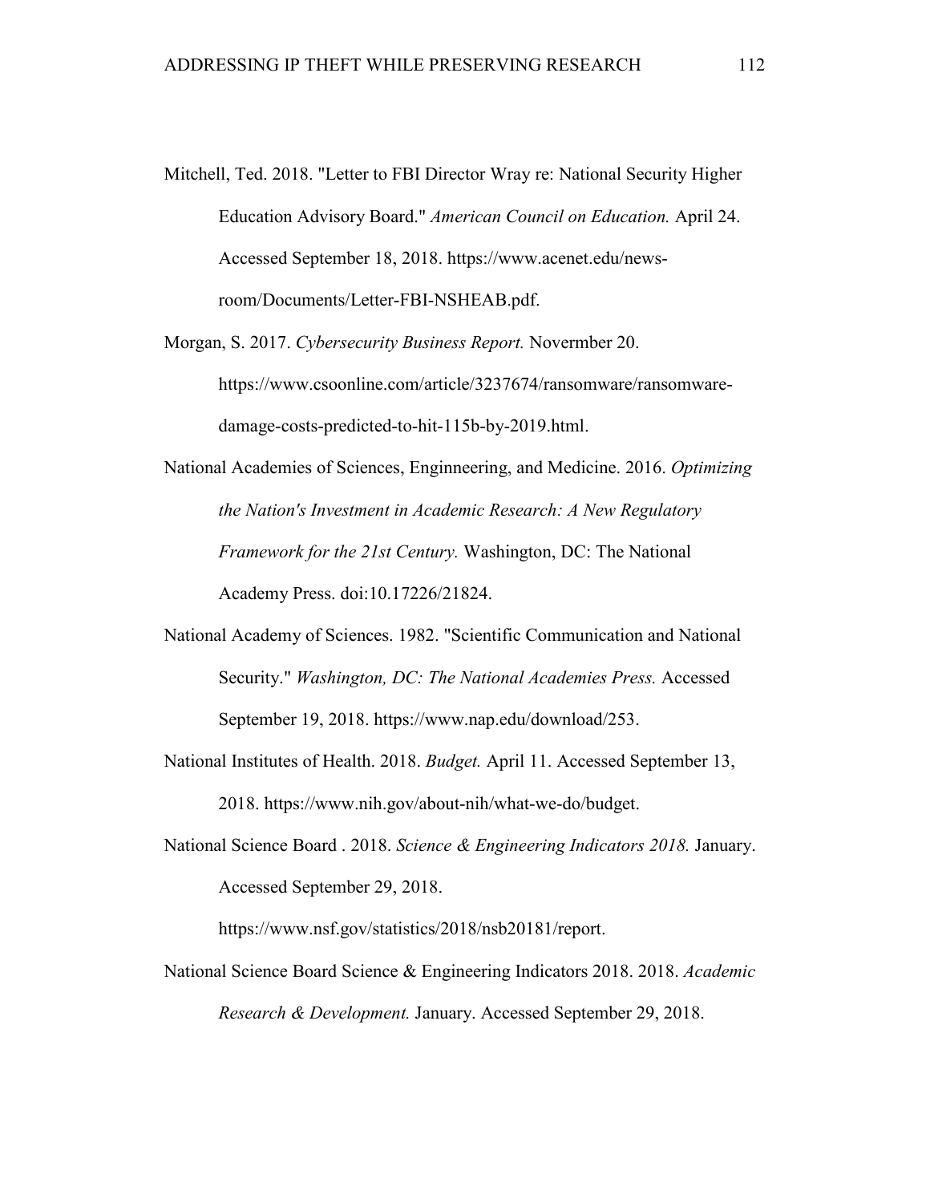Mitchell, Ted. 2018. "Letter to FBI Director Wray re: National Security Higher Education Advisory Board." *American Council on Education.* April 24. Accessed September 18, 2018. https://www.acenet.edu/news-room/Documents/Letter-FBI-NSHEAB.pdf.

Morgan, S. 2017. *Cybersecurity Business Report.* Novermber 20. https://www.csoonline.com/article/3237674/ransomware/ransomware-damage-costs-predicted-to-hit-115b-by-2019.html.

National Academies of Sciences, Enginneering, and Medicine. 2016. *Optimizing the Nation's Investment in Academic Research: A New Regulatory Framework for the 21st Century.* Washington, DC: The National Academy Press. doi:10.17226/21824.

National Academy of Sciences. 1982. "Scientific Communication and National Security." *Washington, DC: The National Academies Press.* Accessed September 19, 2018. https://www.nap.edu/download/253.

National Institutes of Health. 2018. *Budget.* April 11. Accessed September 13, 2018. https://www.nih.gov/about-nih/what-we-do/budget.

National Science Board . 2018. *Science & Engineering Indicators 2018.* January. Accessed September 29, 2018. https://www.nsf.gov/statistics/2018/nsb20181/report.

National Science Board Science & Engineering Indicators 2018. 2018. *Academic Research & Development.* January. Accessed September 29, 2018.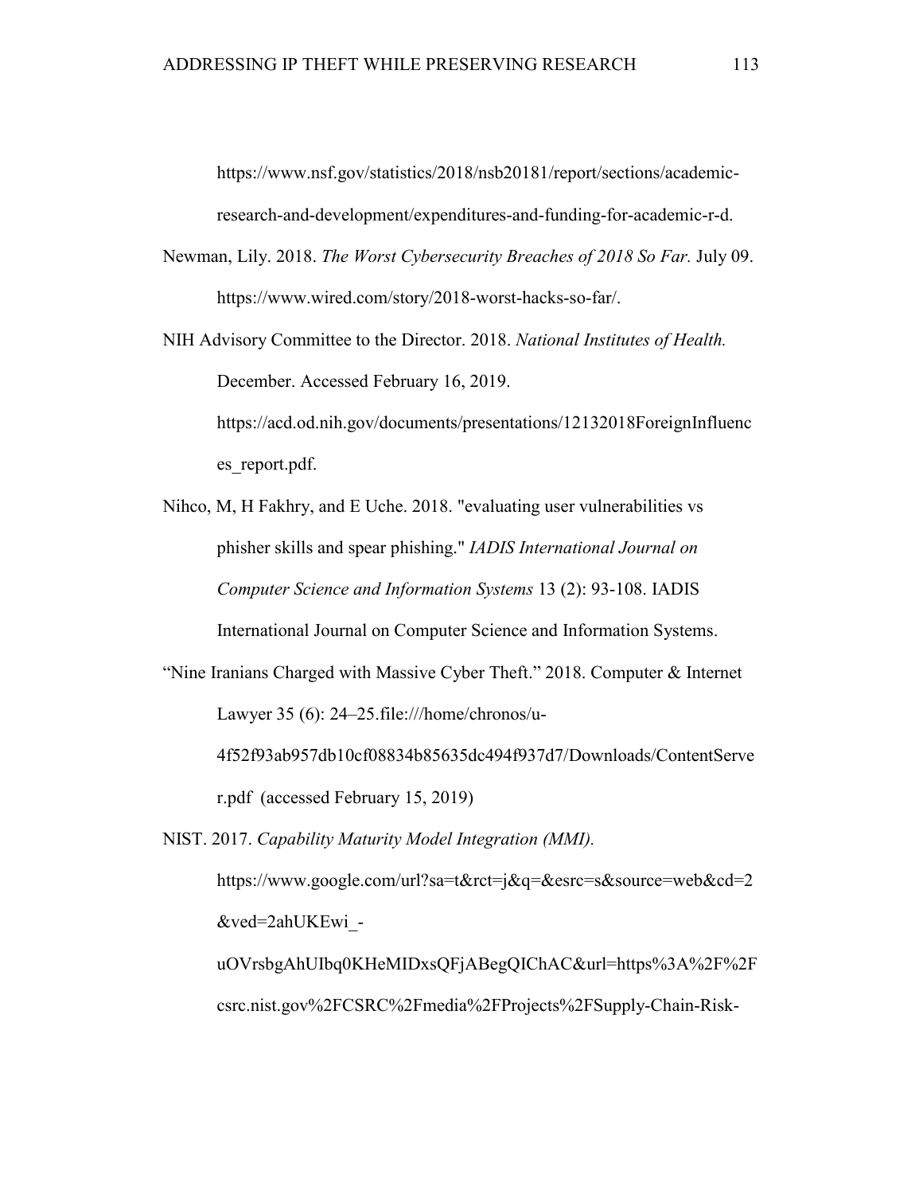https://www.nsf.gov/statistics/2018/nsb20181/report/sections/academic-research-and-development/expenditures-and-funding-for-academic-r-d.

Newman, Lily. 2018. *The Worst Cybersecurity Breaches of 2018 So Far.* July 09. https://www.wired.com/story/2018-worst-hacks-so-far/.

NIH Advisory Committee to the Director. 2018. *National Institutes of Health.* December. Accessed February 16, 2019. https://acd.od.nih.gov/documents/presentations/12132018ForeignInfluences_report.pdf.

Nihco, M, H Fakhry, and E Uche. 2018. "evaluating user vulnerabilities vs phisher skills and spear phishing." *IADIS International Journal on Computer Science and Information Systems* 13 (2): 93-108. IADIS International Journal on Computer Science and Information Systems.

"Nine Iranians Charged with Massive Cyber Theft." 2018. Computer & Internet Lawyer 35 (6): 24–25.file:///home/chronos/u-4f52f93ab957db10cf08834b85635dc494f937d7/Downloads/ContentServer.pdf (accessed February 15, 2019)

NIST. 2017. *Capability Maturity Model Integration (MMI).* https://www.google.com/url?sa=t&rct=j&q=&esrc=s&source=web&cd=2&ved=2ahUKEwi_-uOVrsbgAhUIbq0KHeMIDxsQFjABegQIChAC&url=https%3A%2F%2Fcsrc.nist.gov%2FCSRC%2Fmedia%2FProjects%2FSupply-Chain-Risk-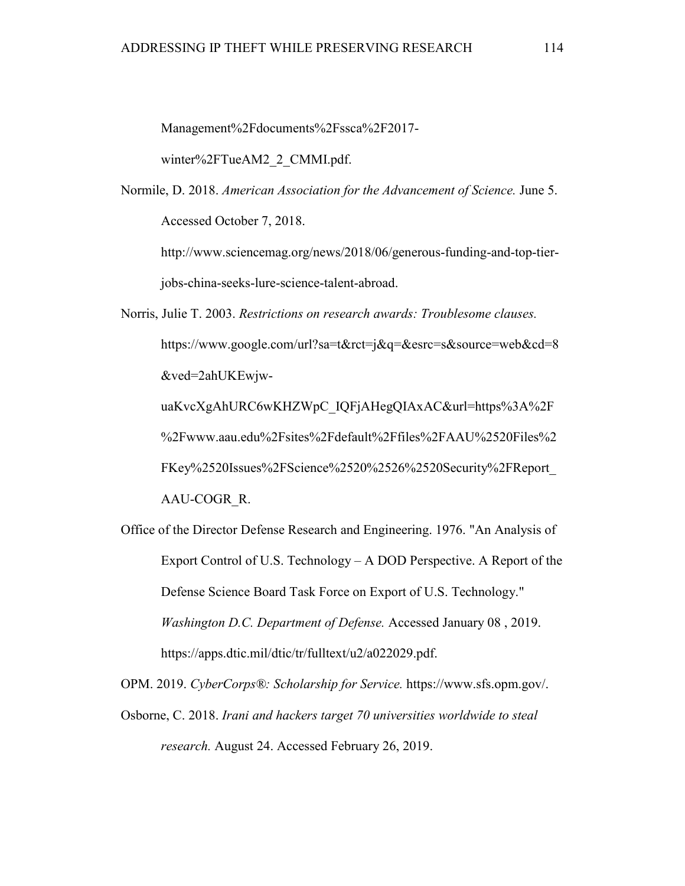Management%2Fdocuments%2Fssca%2F2017-winter%2FTueAM2_2_CMMI.pdf.

Normile, D. 2018. *American Association for the Advancement of Science.* June 5. Accessed October 7, 2018. http://www.sciencemag.org/news/2018/06/generous-funding-and-top-tier-jobs-china-seeks-lure-science-talent-abroad.

Norris, Julie T. 2003. *Restrictions on research awards: Troublesome clauses.* https://www.google.com/url?sa=t&rct=j&q=&esrc=s&source=web&cd=8&ved=2ahUKEwjw-uaKvcXgAhURC6wKHZWpC_IQFjAHegQIAxAC&url=https%3A%2F%2Fwww.aau.edu%2Fsites%2Fdefault%2Ffiles%2FAAU%2520Files%2FKey%2520Issues%2FScience%2520%2526%2520Security%2FReport_AAU-COGR_R.

Office of the Director Defense Research and Engineering. 1976. "An Analysis of Export Control of U.S. Technology – A DOD Perspective. A Report of the Defense Science Board Task Force on Export of U.S. Technology." *Washington D.C. Department of Defense.* Accessed January 08 , 2019. https://apps.dtic.mil/dtic/tr/fulltext/u2/a022029.pdf.

OPM. 2019. *CyberCorps®: Scholarship for Service.* https://www.sfs.opm.gov/.

Osborne, C. 2018. *Irani and hackers target 70 universities worldwide to steal research.* August 24. Accessed February 26, 2019.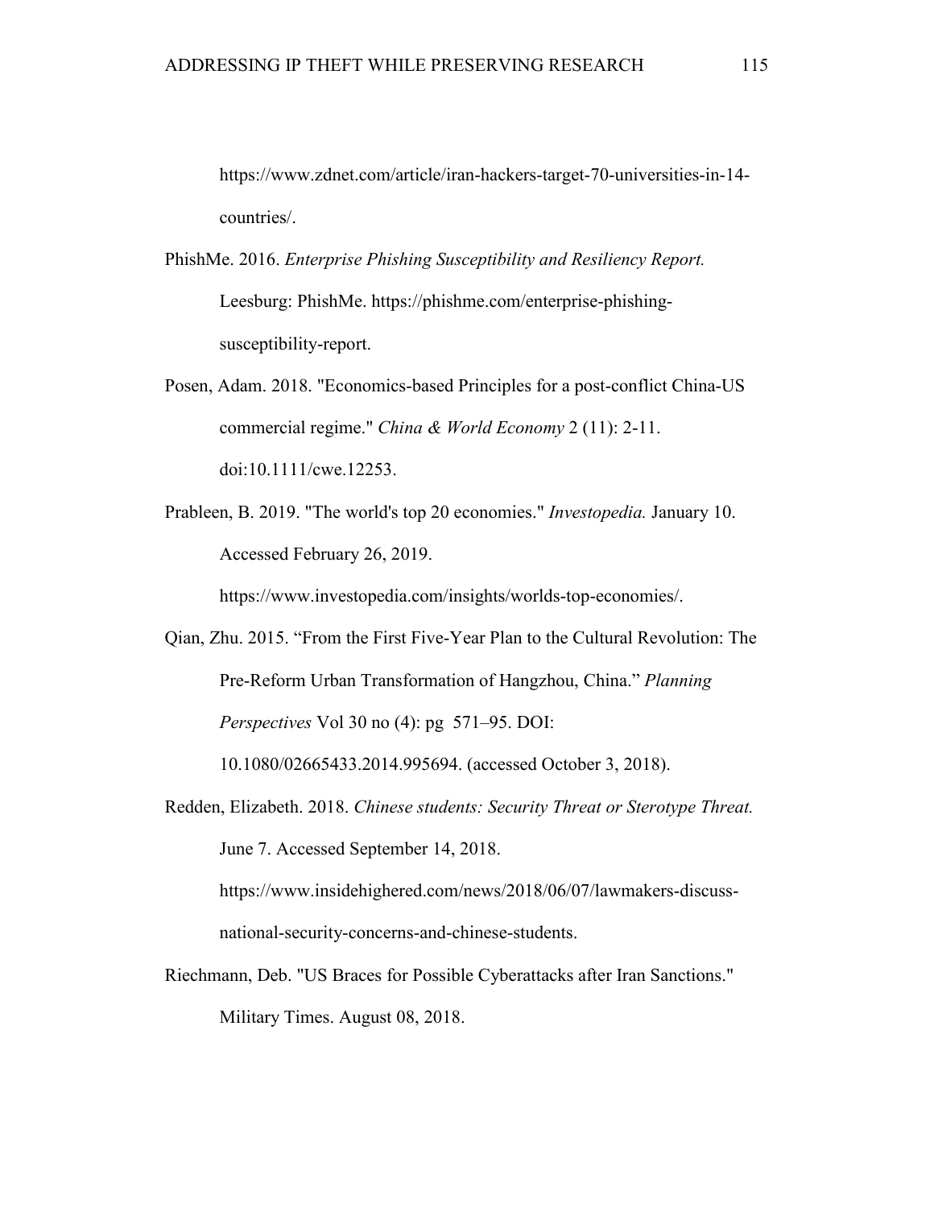https://www.zdnet.com/article/iran-hackers-target-70-universities-in-14-countries/.

PhishMe. 2016. *Enterprise Phishing Susceptibility and Resiliency Report.* Leesburg: PhishMe. https://phishme.com/enterprise-phishing-susceptibility-report.

Posen, Adam. 2018. "Economics-based Principles for a post-conflict China-US commercial regime." *China & World Economy* 2 (11): 2-11. doi:10.1111/cwe.12253.

Prableen, B. 2019. "The world's top 20 economies." *Investopedia.* January 10. Accessed February 26, 2019. https://www.investopedia.com/insights/worlds-top-economies/.

Qian, Zhu. 2015. "From the First Five-Year Plan to the Cultural Revolution: The Pre-Reform Urban Transformation of Hangzhou, China." *Planning Perspectives* Vol 30 no (4): pg 571–95. DOI: 10.1080/02665433.2014.995694. (accessed October 3, 2018).

Redden, Elizabeth. 2018. *Chinese students: Security Threat or Sterotype Threat.* June 7. Accessed September 14, 2018. https://www.insidehighered.com/news/2018/06/07/lawmakers-discuss-national-security-concerns-and-chinese-students.

Riechmann, Deb. "US Braces for Possible Cyberattacks after Iran Sanctions." Military Times. August 08, 2018.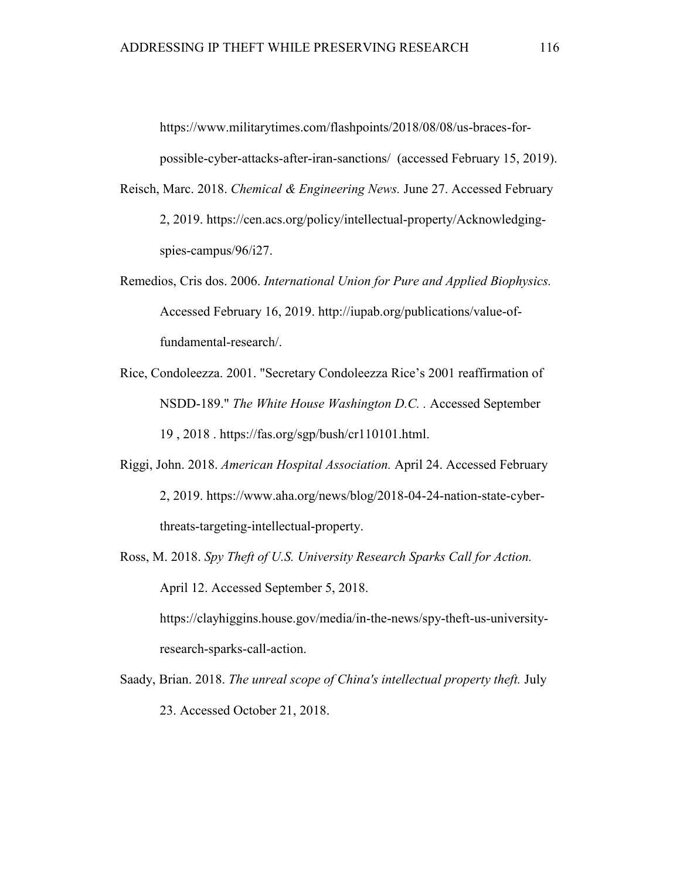https://www.militarytimes.com/flashpoints/2018/08/08/us-braces-for-possible-cyber-attacks-after-iran-sanctions/ (accessed February 15, 2019).

Reisch, Marc. 2018. *Chemical & Engineering News.* June 27. Accessed February 2, 2019. https://cen.acs.org/policy/intellectual-property/Acknowledging-spies-campus/96/i27.

Remedios, Cris dos. 2006. *International Union for Pure and Applied Biophysics.* Accessed February 16, 2019. http://iupab.org/publications/value-of-fundamental-research/.

Rice, Condoleezza. 2001. "Secretary Condoleezza Rice's 2001 reaffirmation of NSDD-189." *The White House Washington D.C. .* Accessed September 19 , 2018 . https://fas.org/sgp/bush/cr110101.html.

Riggi, John. 2018. *American Hospital Association.* April 24. Accessed February 2, 2019. https://www.aha.org/news/blog/2018-04-24-nation-state-cyber-threats-targeting-intellectual-property.

Ross, M. 2018. *Spy Theft of U.S. University Research Sparks Call for Action.* April 12. Accessed September 5, 2018. https://clayhiggins.house.gov/media/in-the-news/spy-theft-us-university-research-sparks-call-action.

Saady, Brian. 2018. *The unreal scope of China's intellectual property theft.* July 23. Accessed October 21, 2018.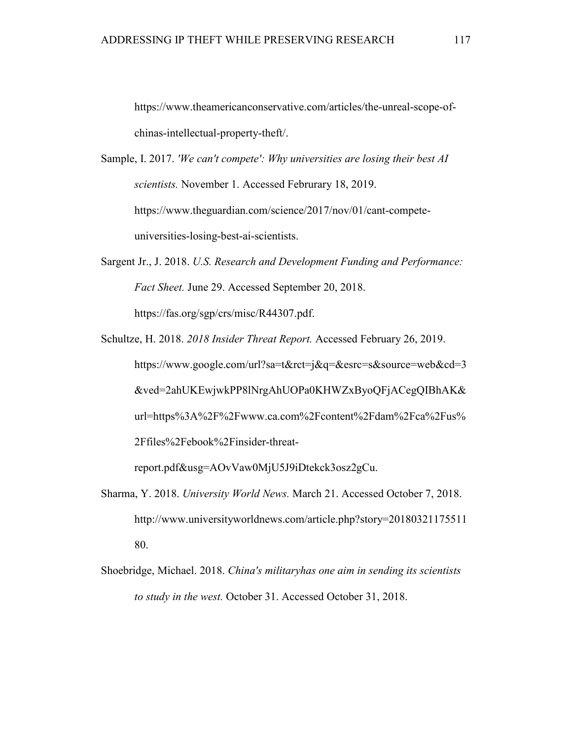https://www.theamericanconservative.com/articles/the-unreal-scope-of-chinas-intellectual-property-theft/.

Sample, I. 2017. *'We can't compete': Why universities are losing their best AI scientists.* November 1. Accessed Februrary 18, 2019. https://www.theguardian.com/science/2017/nov/01/cant-compete-universities-losing-best-ai-scientists.

Sargent Jr., J. 2018. *U.S. Research and Development Funding and Performance: Fact Sheet.* June 29. Accessed September 20, 2018. https://fas.org/sgp/crs/misc/R44307.pdf.

Schultze, H. 2018. *2018 Insider Threat Report.* Accessed February 26, 2019. https://www.google.com/url?sa=t&rct=j&q=&esrc=s&source=web&cd=3&ved=2ahUKEwjwkPP8lNrgAhUOPa0KHWZxByoQFjACegQIBhAK&url=https%3A%2F%2Fwww.ca.com%2Fcontent%2Fdam%2Fca%2Fus%2Ffiles%2Febook%2Finsider-threat-report.pdf&usg=AOvVaw0MjU5J9iDtekck3osz2gCu.

Sharma, Y. 2018. *University World News.* March 21. Accessed October 7, 2018. http://www.universityworldnews.com/article.php?story=2018032117551180.

Shoebridge, Michael. 2018. *China's militaryhas one aim in sending its scientists to study in the west.* October 31. Accessed October 31, 2018.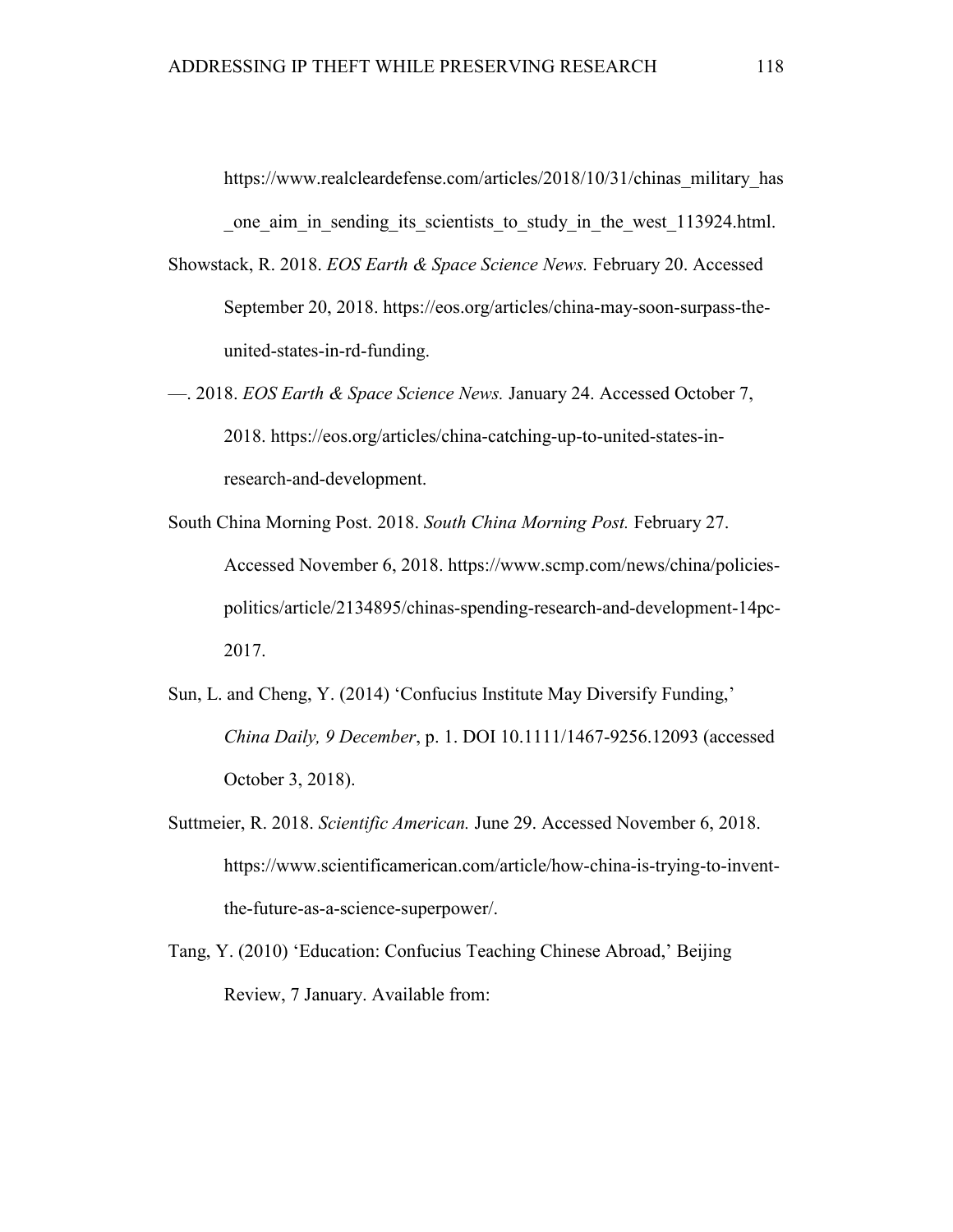https://www.realcleardefense.com/articles/2018/10/31/chinas_military_has_one_aim_in_sending_its_scientists_to_study_in_the_west_113924.html.

Showstack, R. 2018. *EOS Earth & Space Science News.* February 20. Accessed September 20, 2018. https://eos.org/articles/china-may-soon-surpass-the-united-states-in-rd-funding.

—. 2018. *EOS Earth & Space Science News.* January 24. Accessed October 7, 2018. https://eos.org/articles/china-catching-up-to-united-states-in-research-and-development.

South China Morning Post. 2018. *South China Morning Post.* February 27. Accessed November 6, 2018. https://www.scmp.com/news/china/policies-politics/article/2134895/chinas-spending-research-and-development-14pc-2017.

Sun, L. and Cheng, Y. (2014) 'Confucius Institute May Diversify Funding,' *China Daily, 9 December*, p. 1. DOI 10.1111/1467-9256.12093 (accessed October 3, 2018).

Suttmeier, R. 2018. *Scientific American.* June 29. Accessed November 6, 2018. https://www.scientificamerican.com/article/how-china-is-trying-to-invent-the-future-as-a-science-superpower/.

Tang, Y. (2010) 'Education: Confucius Teaching Chinese Abroad,' Beijing Review, 7 January. Available from: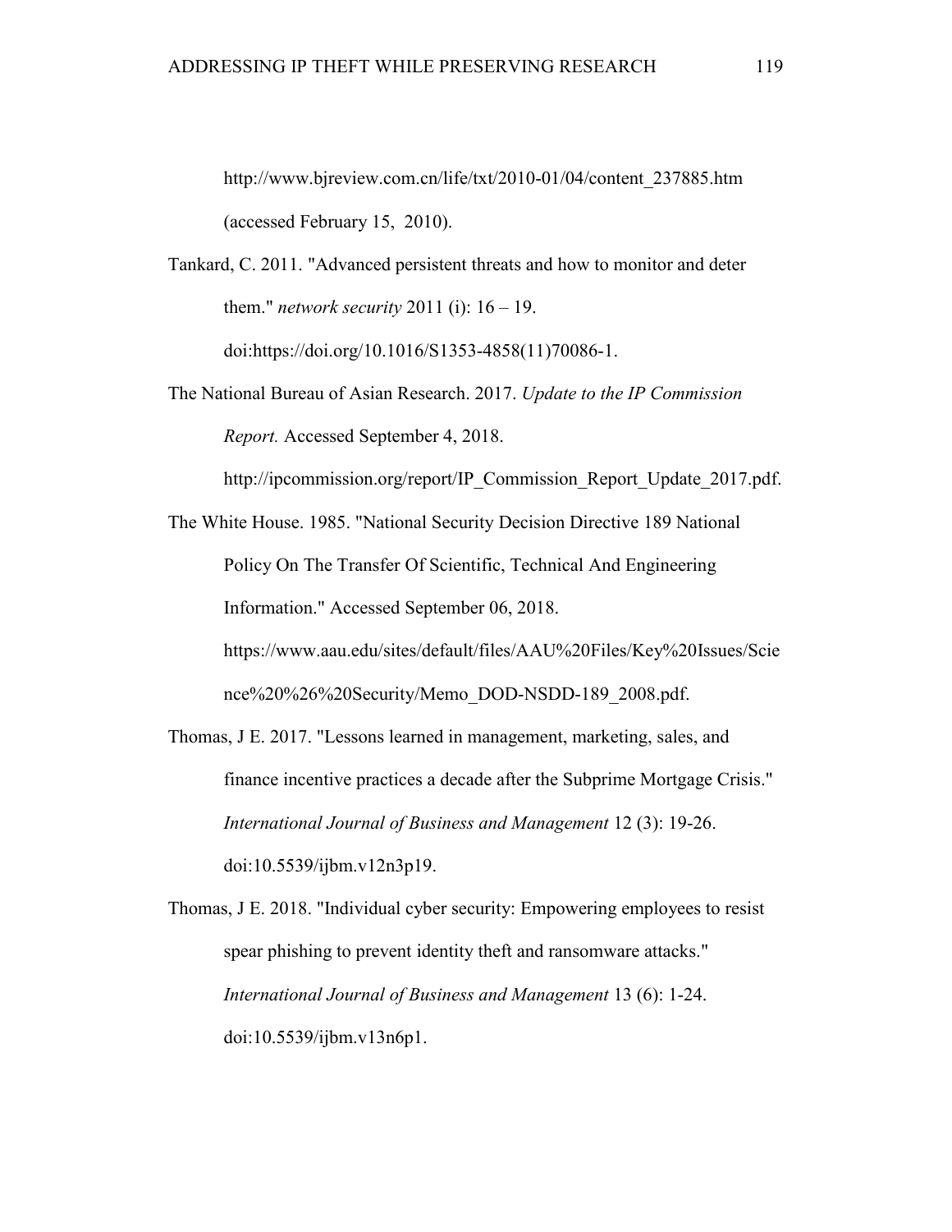http://www.bjreview.com.cn/life/txt/2010-01/04/content_237885.htm (accessed February 15, 2010).

Tankard, C. 2011. "Advanced persistent threats and how to monitor and deter them." *network security* 2011 (i): 16 – 19. doi:https://doi.org/10.1016/S1353-4858(11)70086-1.

The National Bureau of Asian Research. 2017. *Update to the IP Commission Report.* Accessed September 4, 2018. http://ipcommission.org/report/IP_Commission_Report_Update_2017.pdf.

The White House. 1985. "National Security Decision Directive 189 National Policy On The Transfer Of Scientific, Technical And Engineering Information." Accessed September 06, 2018. https://www.aau.edu/sites/default/files/AAU%20Files/Key%20Issues/Science%20%26%20Security/Memo_DOD-NSDD-189_2008.pdf.

Thomas, J E. 2017. "Lessons learned in management, marketing, sales, and finance incentive practices a decade after the Subprime Mortgage Crisis." *International Journal of Business and Management* 12 (3): 19-26. doi:10.5539/ijbm.v12n3p19.

Thomas, J E. 2018. "Individual cyber security: Empowering employees to resist spear phishing to prevent identity theft and ransomware attacks." *International Journal of Business and Management* 13 (6): 1-24. doi:10.5539/ijbm.v13n6p1.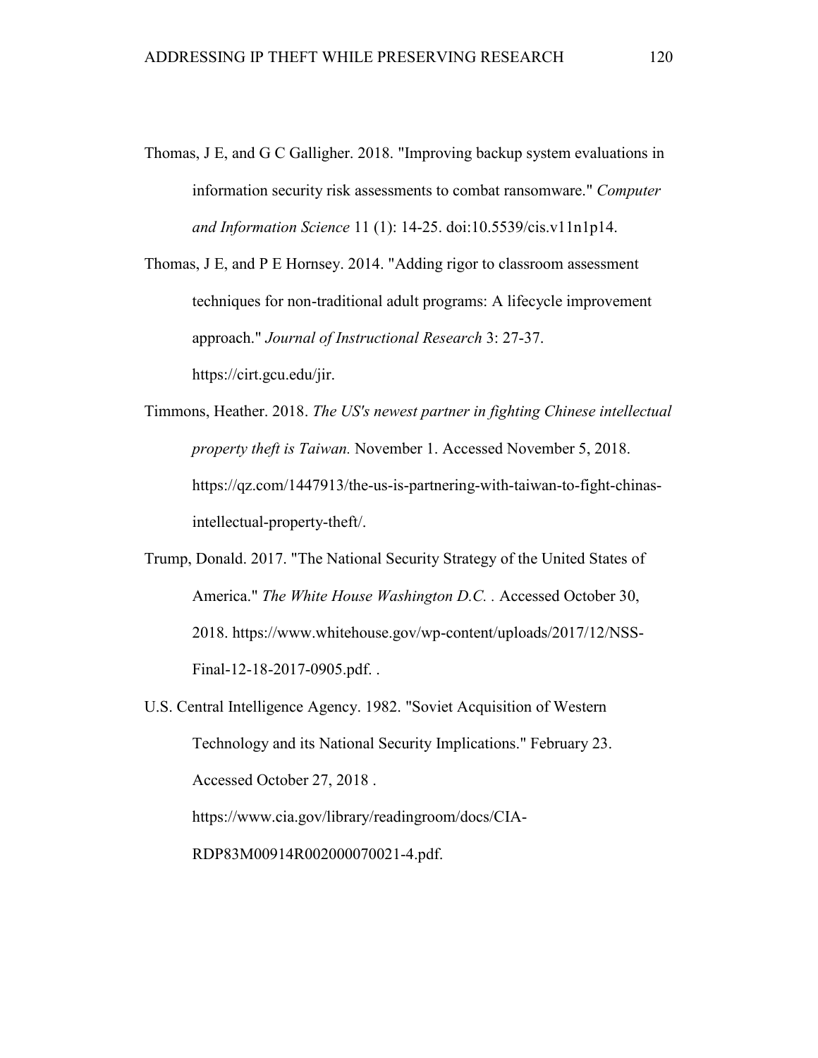Thomas, J E, and G C Galligher. 2018. "Improving backup system evaluations in information security risk assessments to combat ransomware." *Computer and Information Science* 11 (1): 14-25. doi:10.5539/cis.v11n1p14.

Thomas, J E, and P E Hornsey. 2014. "Adding rigor to classroom assessment techniques for non-traditional adult programs: A lifecycle improvement approach." *Journal of Instructional Research* 3: 27-37. https://cirt.gcu.edu/jir.

Timmons, Heather. 2018. *The US's newest partner in fighting Chinese intellectual property theft is Taiwan.* November 1. Accessed November 5, 2018. https://qz.com/1447913/the-us-is-partnering-with-taiwan-to-fight-chinas-intellectual-property-theft/.

Trump, Donald. 2017. "The National Security Strategy of the United States of America." *The White House Washington D.C.* . Accessed October 30, 2018. https://www.whitehouse.gov/wp-content/uploads/2017/12/NSS-Final-12-18-2017-0905.pdf. .

U.S. Central Intelligence Agency. 1982. "Soviet Acquisition of Western Technology and its National Security Implications." February 23. Accessed October 27, 2018 . https://www.cia.gov/library/readingroom/docs/CIA-RDP83M00914R002000070021-4.pdf.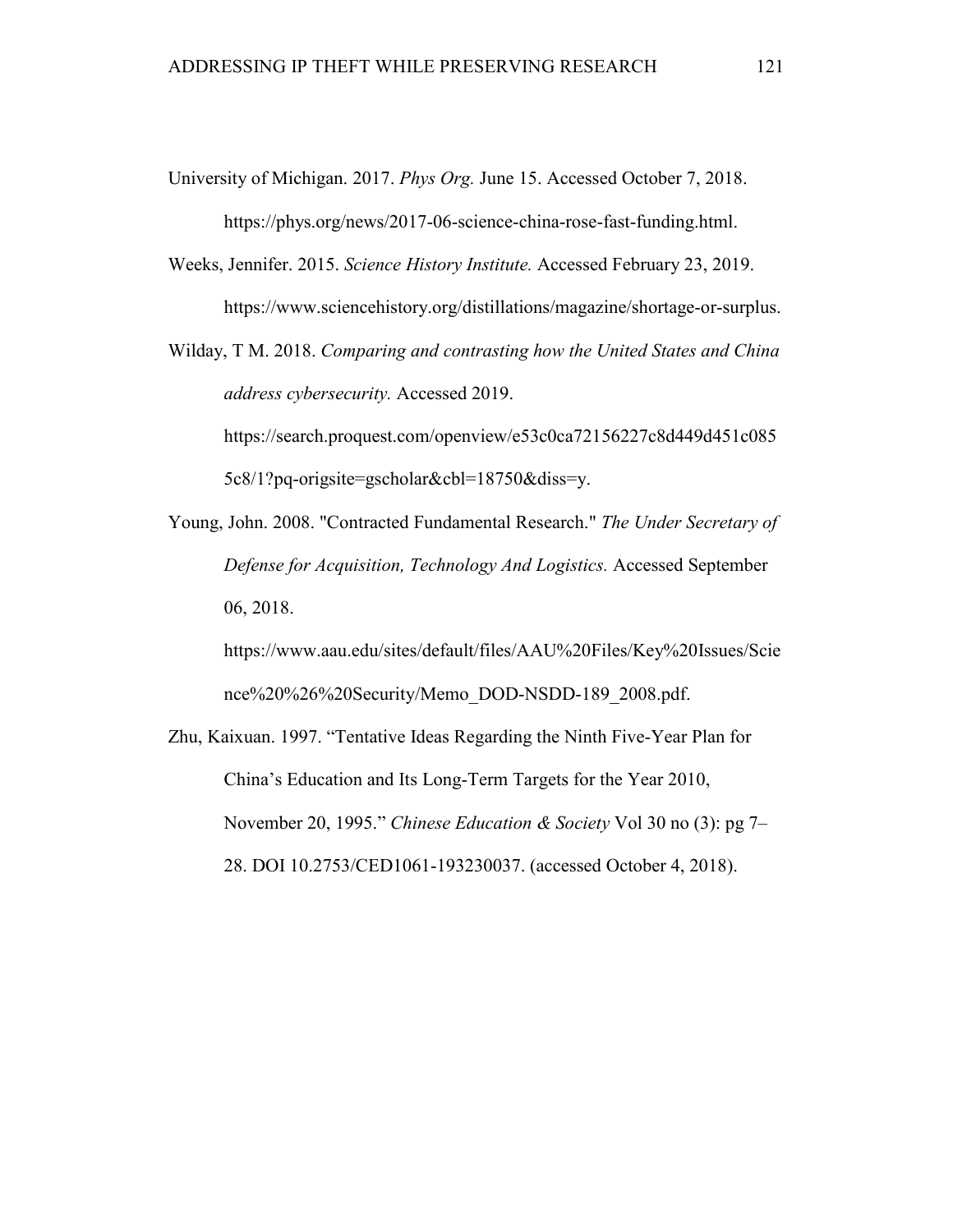University of Michigan. 2017. *Phys Org.* June 15. Accessed October 7, 2018. https://phys.org/news/2017-06-science-china-rose-fast-funding.html.

Weeks, Jennifer. 2015. *Science History Institute.* Accessed February 23, 2019. https://www.sciencehistory.org/distillations/magazine/shortage-or-surplus.

Wilday, T M. 2018. *Comparing and contrasting how the United States and China address cybersecurity.* Accessed 2019. https://search.proquest.com/openview/e53c0ca72156227c8d449d451c0855c8/1?pq-origsite=gscholar&cbl=18750&diss=y.

Young, John. 2008. "Contracted Fundamental Research." *The Under Secretary of Defense for Acquisition, Technology And Logistics.* Accessed September 06, 2018. https://www.aau.edu/sites/default/files/AAU%20Files/Key%20Issues/Science%20%26%20Security/Memo_DOD-NSDD-189_2008.pdf.

Zhu, Kaixuan. 1997. "Tentative Ideas Regarding the Ninth Five-Year Plan for China's Education and Its Long-Term Targets for the Year 2010, November 20, 1995." *Chinese Education & Society* Vol 30 no (3): pg 7–28. DOI 10.2753/CED1061-193230037. (accessed October 4, 2018).